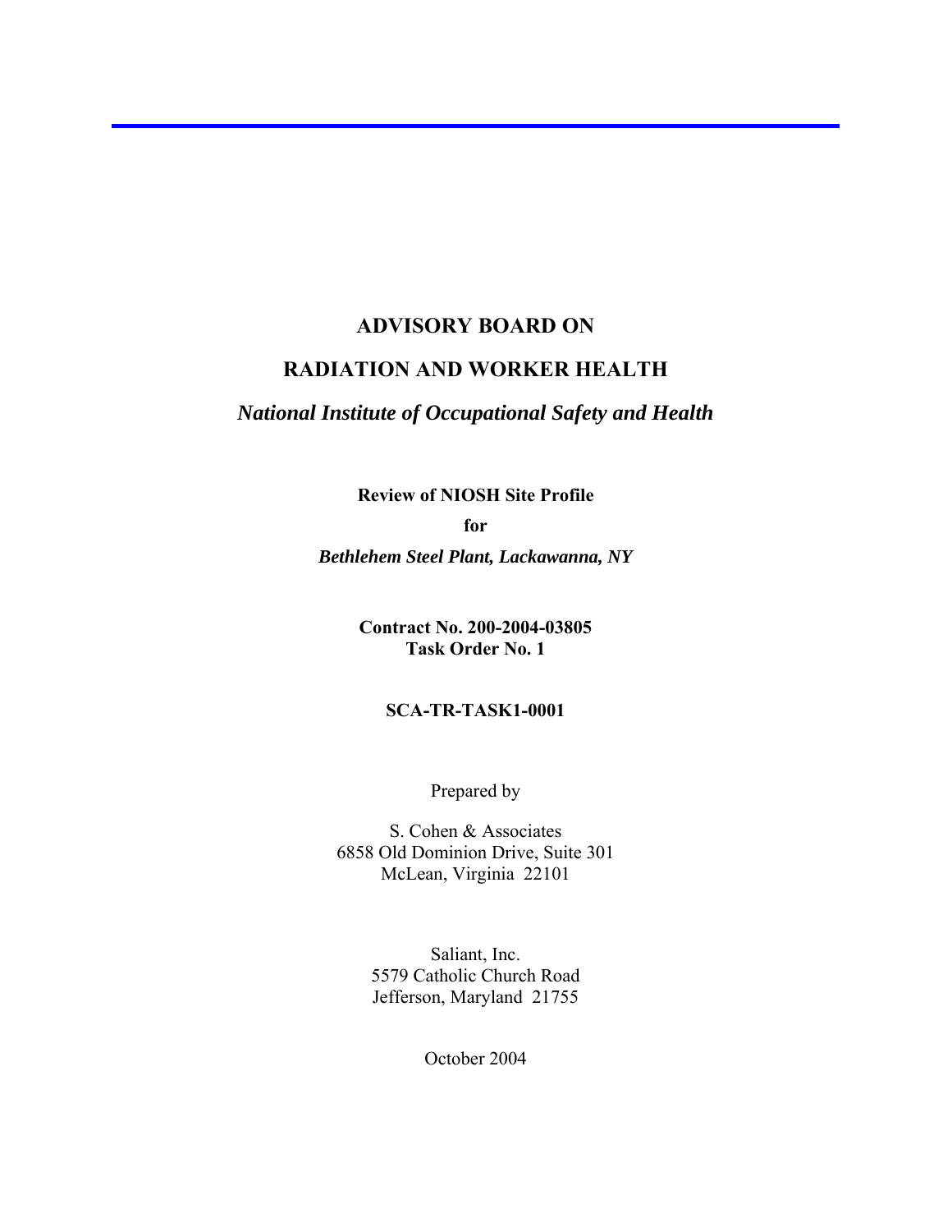# ADVISORY BOARD ON

# RADIATION AND WORKER HEALTH

## *National Institute of Occupational Safety and Health*

**Review of NIOSH Site Profile**

**for**

***Bethlehem Steel Plant, Lackawanna, NY***

**Contract No. 200-2004-03805**
**Task Order No. 1**

**SCA-TR-TASK1-0001**

Prepared by

S. Cohen & Associates
6858 Old Dominion Drive, Suite 301
McLean, Virginia 22101

Saliant, Inc.
5579 Catholic Church Road
Jefferson, Maryland 21755

October 2004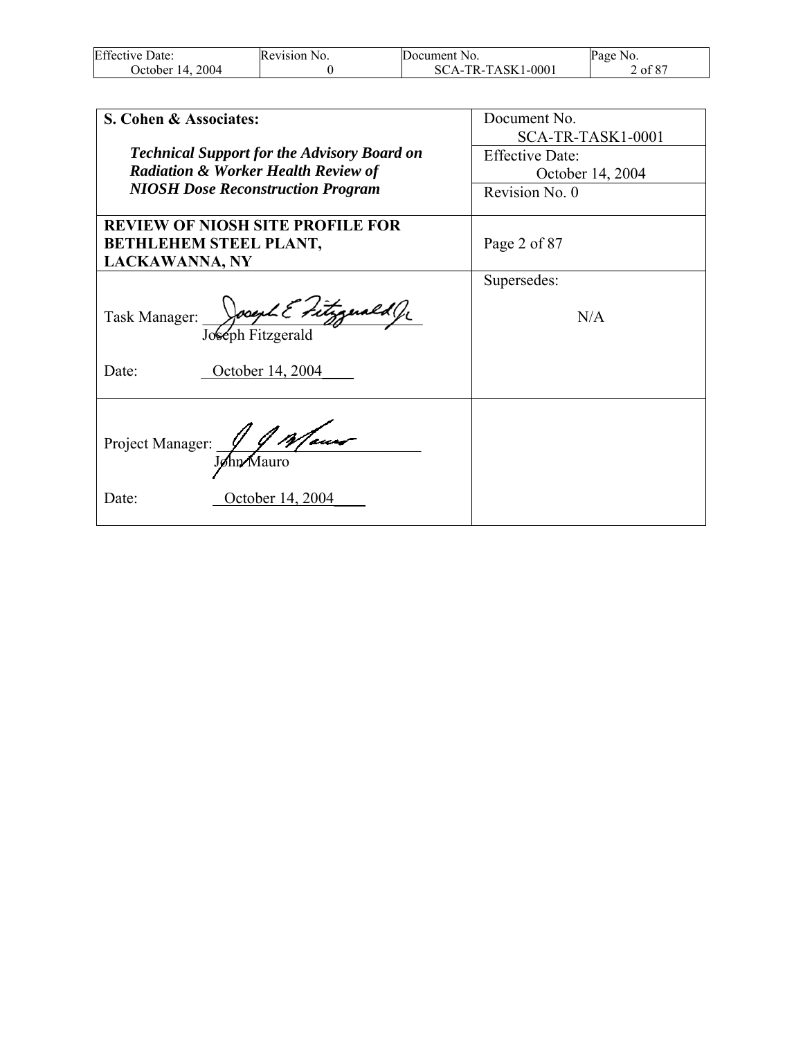| **S. Cohen & Associates:**<br><br>***Technical Support for the Advisory Board on Radiation & Worker Health Review of NIOSH Dose Reconstruction Program*** | Document No.<br>SCA-TR-TASK1-0001<br>Effective Date:<br>October 14, 2004<br>Revision No. 0 |
|---|---|
| **REVIEW OF NIOSH SITE PROFILE FOR BETHLEHEM STEEL PLANT, LACKAWANNA, NY** | Page 2 of 87 |
| Task Manager: ________________________<br>Joseph Fitzgerald<br><br>Date: October 14, 2004 | Supersedes:<br><br>N/A |
| Project Manager: ________________________<br>John Mauro<br><br>Date: October 14, 2004 | |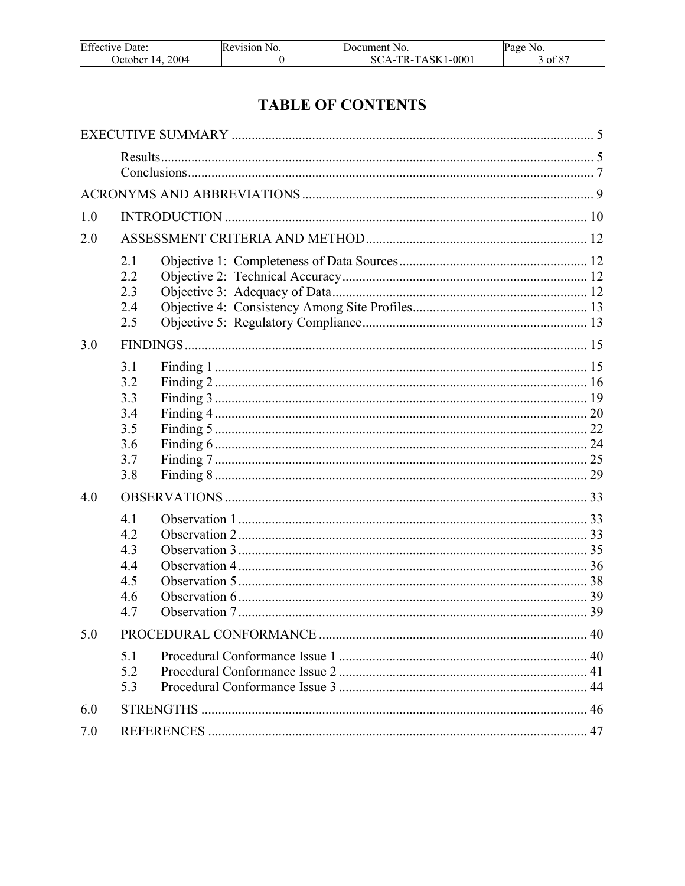# TABLE OF CONTENTS

EXECUTIVE SUMMARY ........................................................................................................... 5

- Results................................................................................................................................. 5
- Conclusions......................................................................................................................... 7

ACRONYMS AND ABBREVIATIONS ...................................................................................... 9

1.0 INTRODUCTION ............................................................................................................ 10

2.0 ASSESSMENT CRITERIA AND METHOD .................................................................. 12

- 2.1 Objective 1: Completeness of Data Sources ......................................................... 12
- 2.2 Objective 2: Technical Accuracy ........................................................................... 12
- 2.3 Objective 3: Adequacy of Data ............................................................................. 12
- 2.4 Objective 4: Consistency Among Site Profiles ..................................................... 13
- 2.5 Objective 5: Regulatory Compliance .................................................................... 13

3.0 FINDINGS ........................................................................................................................ 15

- 3.1 Finding 1 ............................................................................................................... 15
- 3.2 Finding 2 ............................................................................................................... 16
- 3.3 Finding 3 ............................................................................................................... 19
- 3.4 Finding 4 ............................................................................................................... 20
- 3.5 Finding 5 ............................................................................................................... 22
- 3.6 Finding 6 ............................................................................................................... 24
- 3.7 Finding 7 ............................................................................................................... 25
- 3.8 Finding 8 ............................................................................................................... 29

4.0 OBSERVATIONS ............................................................................................................ 33

- 4.1 Observation 1 ........................................................................................................ 33
- 4.2 Observation 2 ........................................................................................................ 33
- 4.3 Observation 3 ........................................................................................................ 35
- 4.4 Observation 4 ........................................................................................................ 36
- 4.5 Observation 5 ........................................................................................................ 38
- 4.6 Observation 6 ........................................................................................................ 39
- 4.7 Observation 7 ........................................................................................................ 39

5.0 PROCEDURAL CONFORMANCE ................................................................................ 40

- 5.1 Procedural Conformance Issue 1 .......................................................................... 40
- 5.2 Procedural Conformance Issue 2 .......................................................................... 41
- 5.3 Procedural Conformance Issue 3 .......................................................................... 44

6.0 STRENGTHS ................................................................................................................... 46

7.0 REFERENCES ................................................................................................................. 47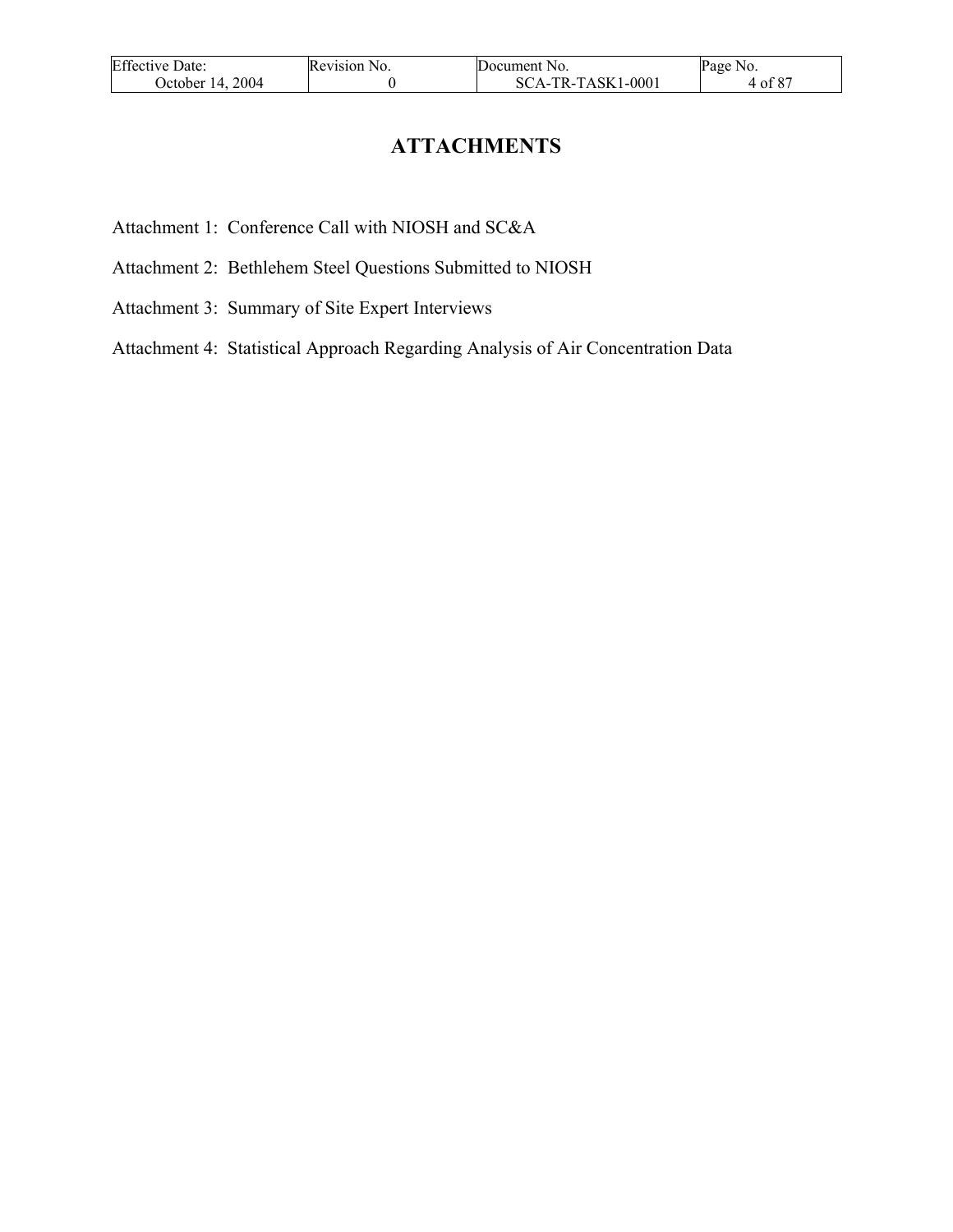# ATTACHMENTS

Attachment 1: Conference Call with NIOSH and SC&A

Attachment 2: Bethlehem Steel Questions Submitted to NIOSH

Attachment 3: Summary of Site Expert Interviews

Attachment 4: Statistical Approach Regarding Analysis of Air Concentration Data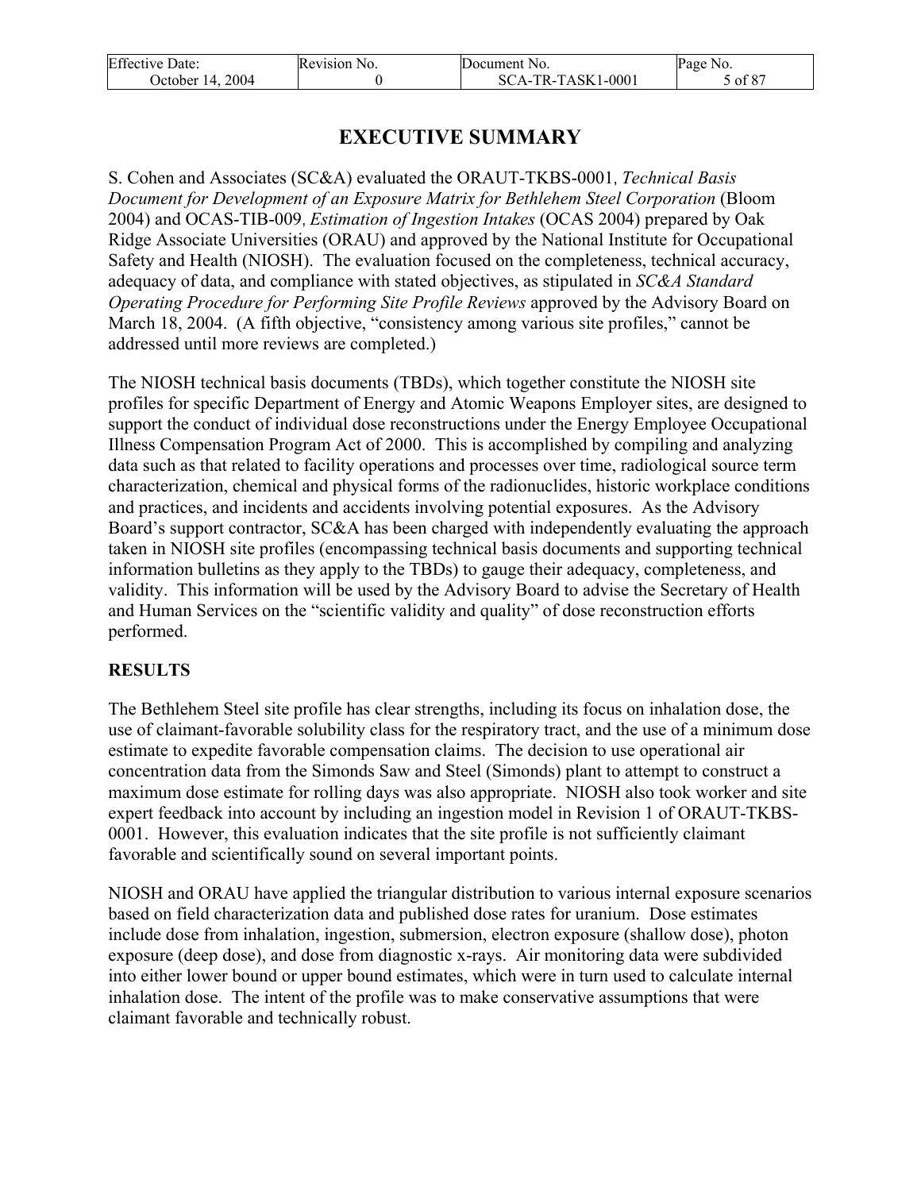# EXECUTIVE SUMMARY

S. Cohen and Associates (SC&A) evaluated the ORAUT-TKBS-0001, *Technical Basis Document for Development of an Exposure Matrix for Bethlehem Steel Corporation* (Bloom 2004) and OCAS-TIB-009, *Estimation of Ingestion Intakes* (OCAS 2004) prepared by Oak Ridge Associate Universities (ORAU) and approved by the National Institute for Occupational Safety and Health (NIOSH). The evaluation focused on the completeness, technical accuracy, adequacy of data, and compliance with stated objectives, as stipulated in *SC&A Standard Operating Procedure for Performing Site Profile Reviews* approved by the Advisory Board on March 18, 2004. (A fifth objective, "consistency among various site profiles," cannot be addressed until more reviews are completed.)

The NIOSH technical basis documents (TBDs), which together constitute the NIOSH site profiles for specific Department of Energy and Atomic Weapons Employer sites, are designed to support the conduct of individual dose reconstructions under the Energy Employee Occupational Illness Compensation Program Act of 2000. This is accomplished by compiling and analyzing data such as that related to facility operations and processes over time, radiological source term characterization, chemical and physical forms of the radionuclides, historic workplace conditions and practices, and incidents and accidents involving potential exposures. As the Advisory Board's support contractor, SC&A has been charged with independently evaluating the approach taken in NIOSH site profiles (encompassing technical basis documents and supporting technical information bulletins as they apply to the TBDs) to gauge their adequacy, completeness, and validity. This information will be used by the Advisory Board to advise the Secretary of Health and Human Services on the "scientific validity and quality" of dose reconstruction efforts performed.

## RESULTS

The Bethlehem Steel site profile has clear strengths, including its focus on inhalation dose, the use of claimant-favorable solubility class for the respiratory tract, and the use of a minimum dose estimate to expedite favorable compensation claims. The decision to use operational air concentration data from the Simonds Saw and Steel (Simonds) plant to attempt to construct a maximum dose estimate for rolling days was also appropriate. NIOSH also took worker and site expert feedback into account by including an ingestion model in Revision 1 of ORAUT-TKBS-0001. However, this evaluation indicates that the site profile is not sufficiently claimant favorable and scientifically sound on several important points.

NIOSH and ORAU have applied the triangular distribution to various internal exposure scenarios based on field characterization data and published dose rates for uranium. Dose estimates include dose from inhalation, ingestion, submersion, electron exposure (shallow dose), photon exposure (deep dose), and dose from diagnostic x-rays. Air monitoring data were subdivided into either lower bound or upper bound estimates, which were in turn used to calculate internal inhalation dose. The intent of the profile was to make conservative assumptions that were claimant favorable and technically robust.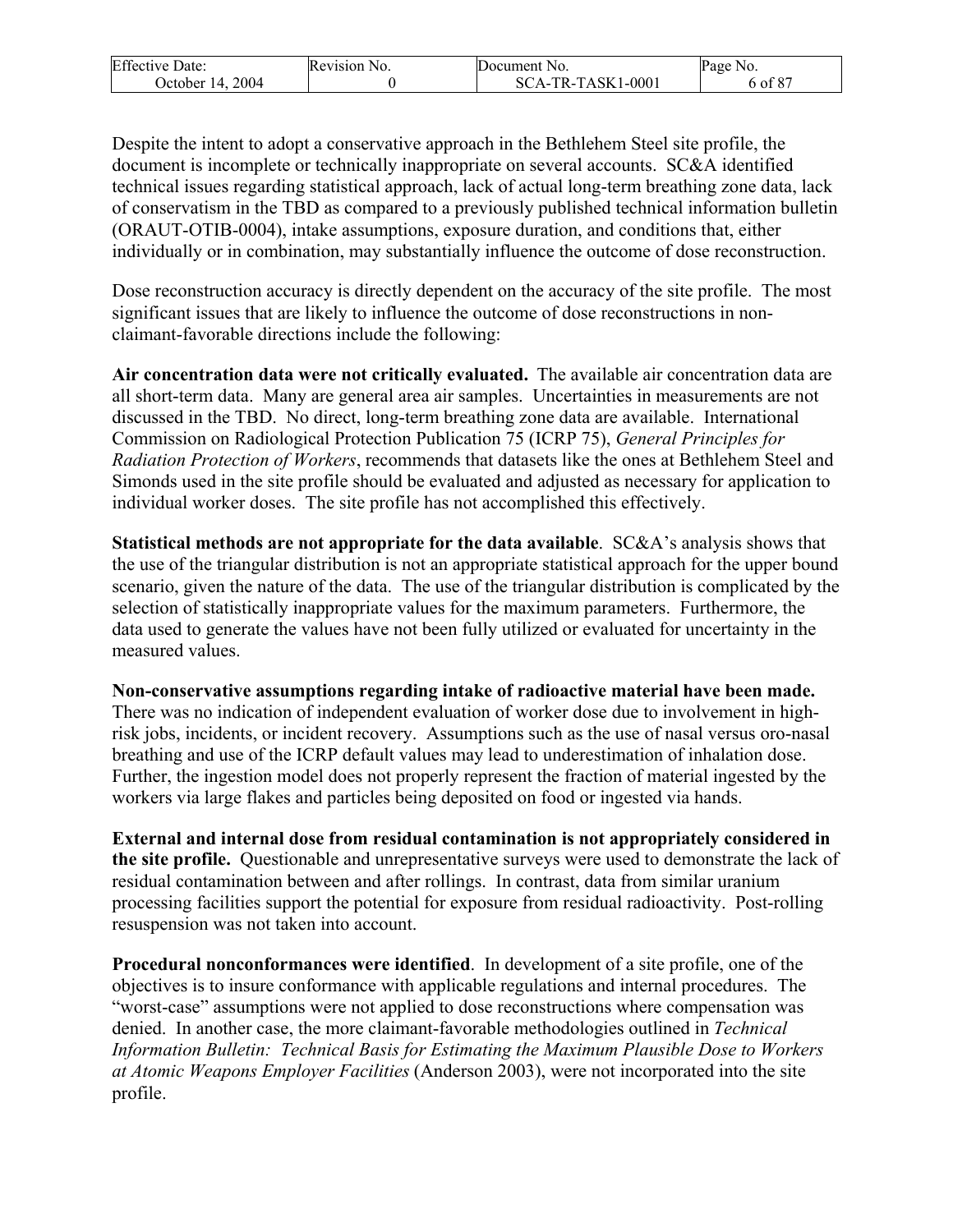Despite the intent to adopt a conservative approach in the Bethlehem Steel site profile, the document is incomplete or technically inappropriate on several accounts. SC&A identified technical issues regarding statistical approach, lack of actual long-term breathing zone data, lack of conservatism in the TBD as compared to a previously published technical information bulletin (ORAUT-OTIB-0004), intake assumptions, exposure duration, and conditions that, either individually or in combination, may substantially influence the outcome of dose reconstruction.

Dose reconstruction accuracy is directly dependent on the accuracy of the site profile. The most significant issues that are likely to influence the outcome of dose reconstructions in non-claimant-favorable directions include the following:

**Air concentration data were not critically evaluated.** The available air concentration data are all short-term data. Many are general area air samples. Uncertainties in measurements are not discussed in the TBD. No direct, long-term breathing zone data are available. International Commission on Radiological Protection Publication 75 (ICRP 75), *General Principles for Radiation Protection of Workers*, recommends that datasets like the ones at Bethlehem Steel and Simonds used in the site profile should be evaluated and adjusted as necessary for application to individual worker doses. The site profile has not accomplished this effectively.

**Statistical methods are not appropriate for the data available**. SC&A's analysis shows that the use of the triangular distribution is not an appropriate statistical approach for the upper bound scenario, given the nature of the data. The use of the triangular distribution is complicated by the selection of statistically inappropriate values for the maximum parameters. Furthermore, the data used to generate the values have not been fully utilized or evaluated for uncertainty in the measured values.

**Non-conservative assumptions regarding intake of radioactive material have been made.** There was no indication of independent evaluation of worker dose due to involvement in high-risk jobs, incidents, or incident recovery. Assumptions such as the use of nasal versus oro-nasal breathing and use of the ICRP default values may lead to underestimation of inhalation dose. Further, the ingestion model does not properly represent the fraction of material ingested by the workers via large flakes and particles being deposited on food or ingested via hands.

**External and internal dose from residual contamination is not appropriately considered in the site profile.** Questionable and unrepresentative surveys were used to demonstrate the lack of residual contamination between and after rollings. In contrast, data from similar uranium processing facilities support the potential for exposure from residual radioactivity. Post-rolling resuspension was not taken into account.

**Procedural nonconformances were identified**. In development of a site profile, one of the objectives is to insure conformance with applicable regulations and internal procedures. The "worst-case" assumptions were not applied to dose reconstructions where compensation was denied. In another case, the more claimant-favorable methodologies outlined in *Technical Information Bulletin: Technical Basis for Estimating the Maximum Plausible Dose to Workers at Atomic Weapons Employer Facilities* (Anderson 2003), were not incorporated into the site profile.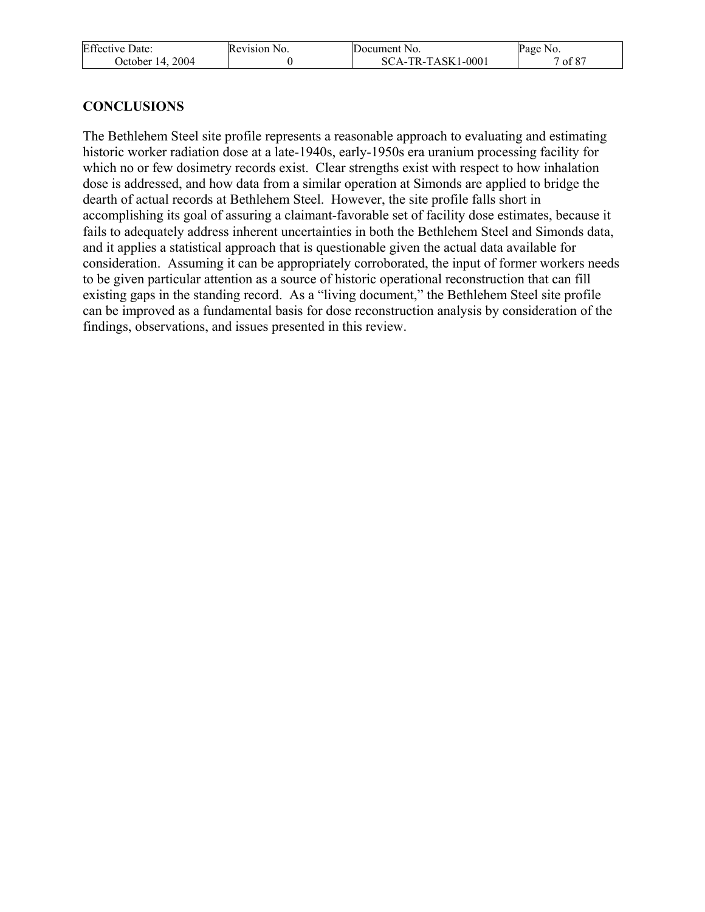## CONCLUSIONS

The Bethlehem Steel site profile represents a reasonable approach to evaluating and estimating historic worker radiation dose at a late-1940s, early-1950s era uranium processing facility for which no or few dosimetry records exist. Clear strengths exist with respect to how inhalation dose is addressed, and how data from a similar operation at Simonds are applied to bridge the dearth of actual records at Bethlehem Steel. However, the site profile falls short in accomplishing its goal of assuring a claimant-favorable set of facility dose estimates, because it fails to adequately address inherent uncertainties in both the Bethlehem Steel and Simonds data, and it applies a statistical approach that is questionable given the actual data available for consideration. Assuming it can be appropriately corroborated, the input of former workers needs to be given particular attention as a source of historic operational reconstruction that can fill existing gaps in the standing record. As a "living document," the Bethlehem Steel site profile can be improved as a fundamental basis for dose reconstruction analysis by consideration of the findings, observations, and issues presented in this review.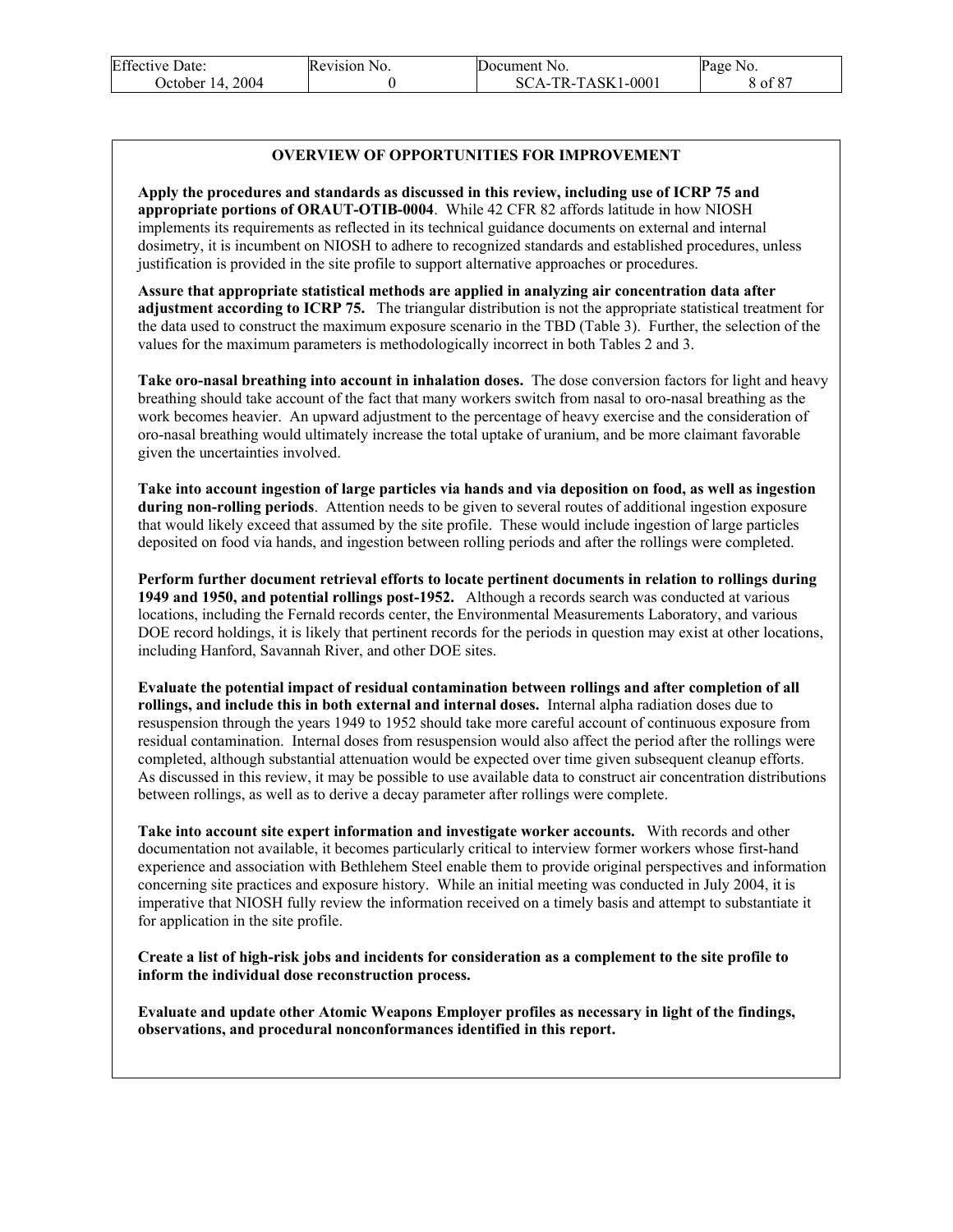## OVERVIEW OF OPPORTUNITIES FOR IMPROVEMENT

**Apply the procedures and standards as discussed in this review, including use of ICRP 75 and appropriate portions of ORAUT-OTIB-0004**. While 42 CFR 82 affords latitude in how NIOSH implements its requirements as reflected in its technical guidance documents on external and internal dosimetry, it is incumbent on NIOSH to adhere to recognized standards and established procedures, unless justification is provided in the site profile to support alternative approaches or procedures.

**Assure that appropriate statistical methods are applied in analyzing air concentration data after adjustment according to ICRP 75.** The triangular distribution is not the appropriate statistical treatment for the data used to construct the maximum exposure scenario in the TBD (Table 3). Further, the selection of the values for the maximum parameters is methodologically incorrect in both Tables 2 and 3.

**Take oro-nasal breathing into account in inhalation doses.** The dose conversion factors for light and heavy breathing should take account of the fact that many workers switch from nasal to oro-nasal breathing as the work becomes heavier. An upward adjustment to the percentage of heavy exercise and the consideration of oro-nasal breathing would ultimately increase the total uptake of uranium, and be more claimant favorable given the uncertainties involved.

**Take into account ingestion of large particles via hands and via deposition on food, as well as ingestion during non-rolling periods**. Attention needs to be given to several routes of additional ingestion exposure that would likely exceed that assumed by the site profile. These would include ingestion of large particles deposited on food via hands, and ingestion between rolling periods and after the rollings were completed.

**Perform further document retrieval efforts to locate pertinent documents in relation to rollings during 1949 and 1950, and potential rollings post-1952.** Although a records search was conducted at various locations, including the Fernald records center, the Environmental Measurements Laboratory, and various DOE record holdings, it is likely that pertinent records for the periods in question may exist at other locations, including Hanford, Savannah River, and other DOE sites.

**Evaluate the potential impact of residual contamination between rollings and after completion of all rollings, and include this in both external and internal doses.** Internal alpha radiation doses due to resuspension through the years 1949 to 1952 should take more careful account of continuous exposure from residual contamination. Internal doses from resuspension would also affect the period after the rollings were completed, although substantial attenuation would be expected over time given subsequent cleanup efforts. As discussed in this review, it may be possible to use available data to construct air concentration distributions between rollings, as well as to derive a decay parameter after rollings were complete.

**Take into account site expert information and investigate worker accounts.** With records and other documentation not available, it becomes particularly critical to interview former workers whose first-hand experience and association with Bethlehem Steel enable them to provide original perspectives and information concerning site practices and exposure history. While an initial meeting was conducted in July 2004, it is imperative that NIOSH fully review the information received on a timely basis and attempt to substantiate it for application in the site profile.

**Create a list of high-risk jobs and incidents for consideration as a complement to the site profile to inform the individual dose reconstruction process.**

**Evaluate and update other Atomic Weapons Employer profiles as necessary in light of the findings, observations, and procedural nonconformances identified in this report.**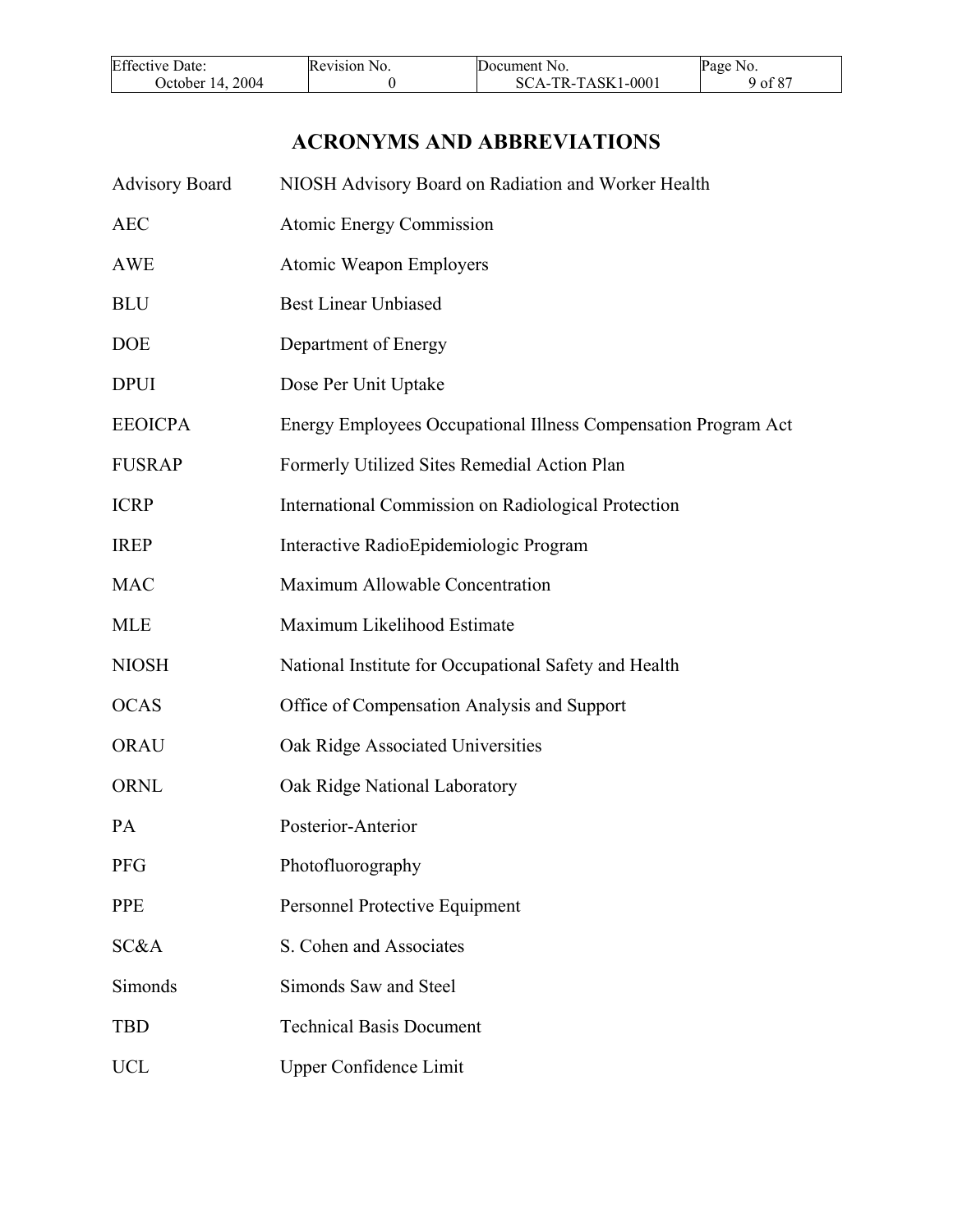# ACRONYMS AND ABBREVIATIONS

| | |
|---|---|
| Advisory Board | NIOSH Advisory Board on Radiation and Worker Health |
| AEC | Atomic Energy Commission |
| AWE | Atomic Weapon Employers |
| BLU | Best Linear Unbiased |
| DOE | Department of Energy |
| DPUI | Dose Per Unit Uptake |
| EEOICPA | Energy Employees Occupational Illness Compensation Program Act |
| FUSRAP | Formerly Utilized Sites Remedial Action Plan |
| ICRP | International Commission on Radiological Protection |
| IREP | Interactive RadioEpidemiologic Program |
| MAC | Maximum Allowable Concentration |
| MLE | Maximum Likelihood Estimate |
| NIOSH | National Institute for Occupational Safety and Health |
| OCAS | Office of Compensation Analysis and Support |
| ORAU | Oak Ridge Associated Universities |
| ORNL | Oak Ridge National Laboratory |
| PA | Posterior-Anterior |
| PFG | Photofluorography |
| PPE | Personnel Protective Equipment |
| SC&A | S. Cohen and Associates |
| Simonds | Simonds Saw and Steel |
| TBD | Technical Basis Document |
| UCL | Upper Confidence Limit |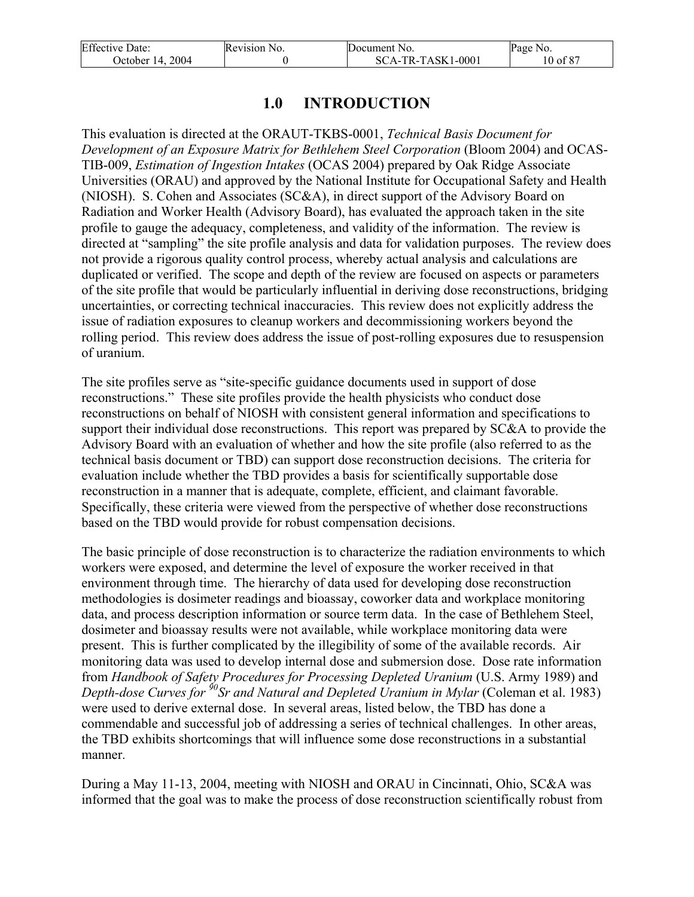# 1.0 INTRODUCTION

This evaluation is directed at the ORAUT-TKBS-0001, *Technical Basis Document for Development of an Exposure Matrix for Bethlehem Steel Corporation* (Bloom 2004) and OCAS-TIB-009, *Estimation of Ingestion Intakes* (OCAS 2004) prepared by Oak Ridge Associate Universities (ORAU) and approved by the National Institute for Occupational Safety and Health (NIOSH). S. Cohen and Associates (SC&A), in direct support of the Advisory Board on Radiation and Worker Health (Advisory Board), has evaluated the approach taken in the site profile to gauge the adequacy, completeness, and validity of the information. The review is directed at "sampling" the site profile analysis and data for validation purposes. The review does not provide a rigorous quality control process, whereby actual analysis and calculations are duplicated or verified. The scope and depth of the review are focused on aspects or parameters of the site profile that would be particularly influential in deriving dose reconstructions, bridging uncertainties, or correcting technical inaccuracies. This review does not explicitly address the issue of radiation exposures to cleanup workers and decommissioning workers beyond the rolling period. This review does address the issue of post-rolling exposures due to resuspension of uranium.

The site profiles serve as "site-specific guidance documents used in support of dose reconstructions." These site profiles provide the health physicists who conduct dose reconstructions on behalf of NIOSH with consistent general information and specifications to support their individual dose reconstructions. This report was prepared by SC&A to provide the Advisory Board with an evaluation of whether and how the site profile (also referred to as the technical basis document or TBD) can support dose reconstruction decisions. The criteria for evaluation include whether the TBD provides a basis for scientifically supportable dose reconstruction in a manner that is adequate, complete, efficient, and claimant favorable. Specifically, these criteria were viewed from the perspective of whether dose reconstructions based on the TBD would provide for robust compensation decisions.

The basic principle of dose reconstruction is to characterize the radiation environments to which workers were exposed, and determine the level of exposure the worker received in that environment through time. The hierarchy of data used for developing dose reconstruction methodologies is dosimeter readings and bioassay, coworker data and workplace monitoring data, and process description information or source term data. In the case of Bethlehem Steel, dosimeter and bioassay results were not available, while workplace monitoring data were present. This is further complicated by the illegibility of some of the available records. Air monitoring data was used to develop internal dose and submersion dose. Dose rate information from *Handbook of Safety Procedures for Processing Depleted Uranium* (U.S. Army 1989) and *Depth-dose Curves for $^{90}$Sr and Natural and Depleted Uranium in Mylar* (Coleman et al. 1983) were used to derive external dose. In several areas, listed below, the TBD has done a commendable and successful job of addressing a series of technical challenges. In other areas, the TBD exhibits shortcomings that will influence some dose reconstructions in a substantial manner.

During a May 11-13, 2004, meeting with NIOSH and ORAU in Cincinnati, Ohio, SC&A was informed that the goal was to make the process of dose reconstruction scientifically robust from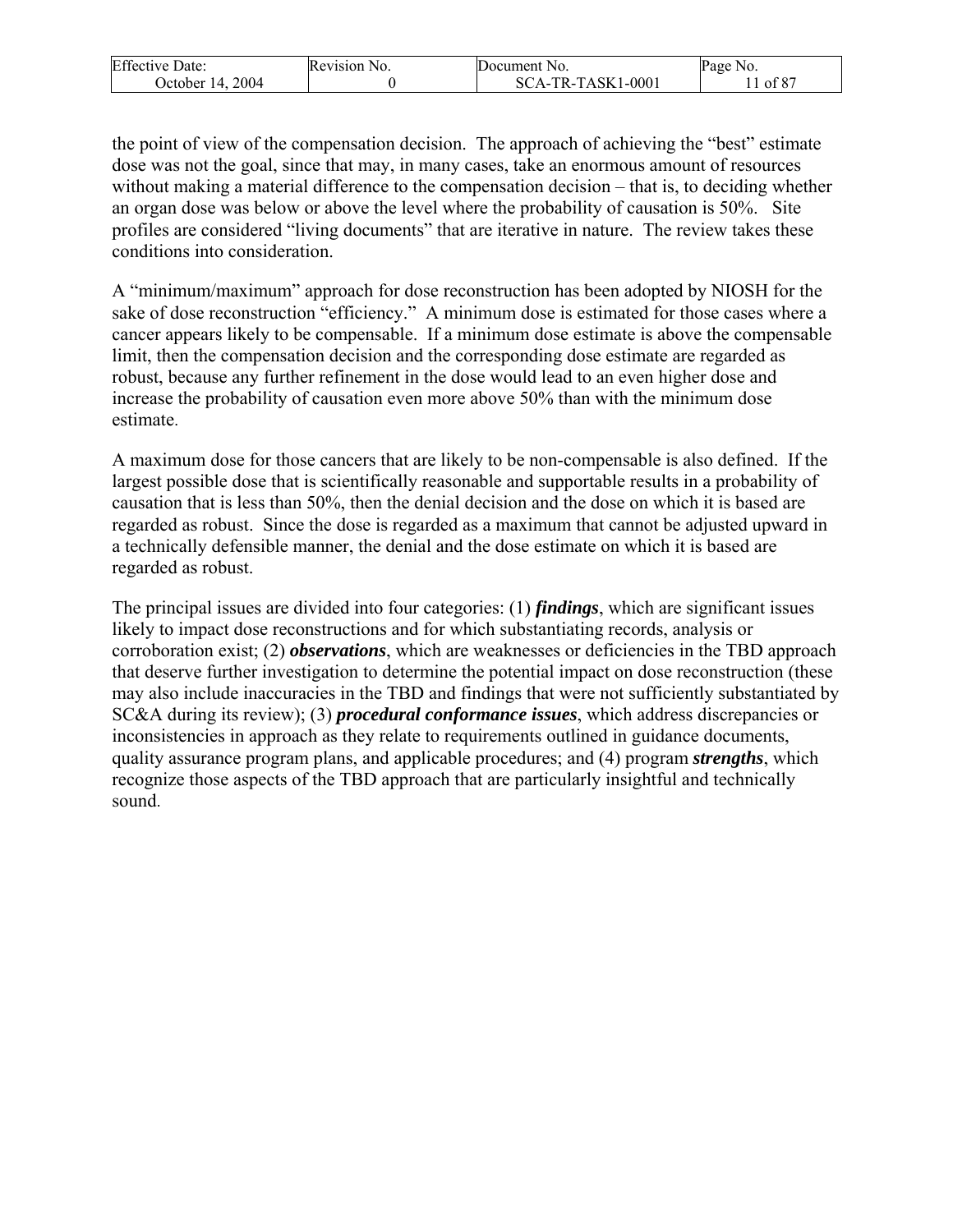the point of view of the compensation decision. The approach of achieving the "best" estimate dose was not the goal, since that may, in many cases, take an enormous amount of resources without making a material difference to the compensation decision – that is, to deciding whether an organ dose was below or above the level where the probability of causation is 50%. Site profiles are considered "living documents" that are iterative in nature. The review takes these conditions into consideration.

A "minimum/maximum" approach for dose reconstruction has been adopted by NIOSH for the sake of dose reconstruction "efficiency." A minimum dose is estimated for those cases where a cancer appears likely to be compensable. If a minimum dose estimate is above the compensable limit, then the compensation decision and the corresponding dose estimate are regarded as robust, because any further refinement in the dose would lead to an even higher dose and increase the probability of causation even more above 50% than with the minimum dose estimate.

A maximum dose for those cancers that are likely to be non-compensable is also defined. If the largest possible dose that is scientifically reasonable and supportable results in a probability of causation that is less than 50%, then the denial decision and the dose on which it is based are regarded as robust. Since the dose is regarded as a maximum that cannot be adjusted upward in a technically defensible manner, the denial and the dose estimate on which it is based are regarded as robust.

The principal issues are divided into four categories: (1) ***findings***, which are significant issues likely to impact dose reconstructions and for which substantiating records, analysis or corroboration exist; (2) ***observations***, which are weaknesses or deficiencies in the TBD approach that deserve further investigation to determine the potential impact on dose reconstruction (these may also include inaccuracies in the TBD and findings that were not sufficiently substantiated by SC&A during its review); (3) ***procedural conformance issues***, which address discrepancies or inconsistencies in approach as they relate to requirements outlined in guidance documents, quality assurance program plans, and applicable procedures; and (4) program ***strengths***, which recognize those aspects of the TBD approach that are particularly insightful and technically sound.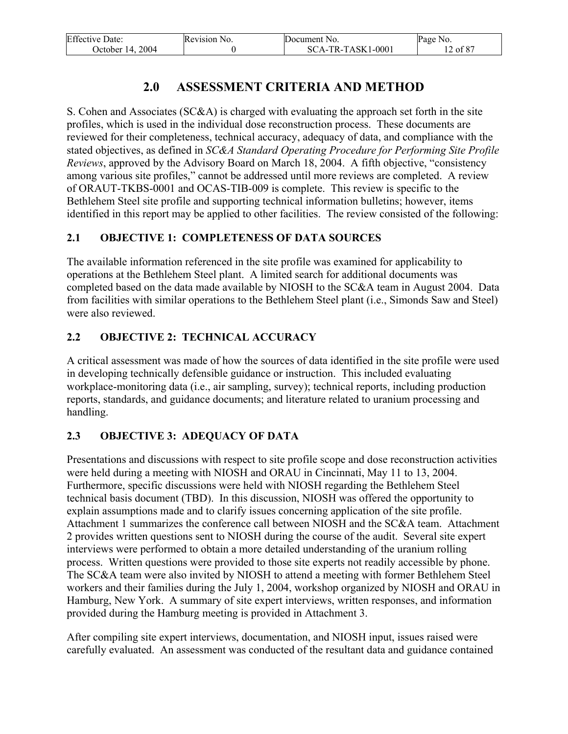# 2.0 ASSESSMENT CRITERIA AND METHOD

S. Cohen and Associates (SC&A) is charged with evaluating the approach set forth in the site profiles, which is used in the individual dose reconstruction process. These documents are reviewed for their completeness, technical accuracy, adequacy of data, and compliance with the stated objectives, as defined in *SC&A Standard Operating Procedure for Performing Site Profile Reviews*, approved by the Advisory Board on March 18, 2004. A fifth objective, "consistency among various site profiles," cannot be addressed until more reviews are completed. A review of ORAUT-TKBS-0001 and OCAS-TIB-009 is complete. This review is specific to the Bethlehem Steel site profile and supporting technical information bulletins; however, items identified in this report may be applied to other facilities. The review consisted of the following:

## 2.1 OBJECTIVE 1: COMPLETENESS OF DATA SOURCES

The available information referenced in the site profile was examined for applicability to operations at the Bethlehem Steel plant. A limited search for additional documents was completed based on the data made available by NIOSH to the SC&A team in August 2004. Data from facilities with similar operations to the Bethlehem Steel plant (i.e., Simonds Saw and Steel) were also reviewed.

## 2.2 OBJECTIVE 2: TECHNICAL ACCURACY

A critical assessment was made of how the sources of data identified in the site profile were used in developing technically defensible guidance or instruction. This included evaluating workplace-monitoring data (i.e., air sampling, survey); technical reports, including production reports, standards, and guidance documents; and literature related to uranium processing and handling.

## 2.3 OBJECTIVE 3: ADEQUACY OF DATA

Presentations and discussions with respect to site profile scope and dose reconstruction activities were held during a meeting with NIOSH and ORAU in Cincinnati, May 11 to 13, 2004. Furthermore, specific discussions were held with NIOSH regarding the Bethlehem Steel technical basis document (TBD). In this discussion, NIOSH was offered the opportunity to explain assumptions made and to clarify issues concerning application of the site profile. Attachment 1 summarizes the conference call between NIOSH and the SC&A team. Attachment 2 provides written questions sent to NIOSH during the course of the audit. Several site expert interviews were performed to obtain a more detailed understanding of the uranium rolling process. Written questions were provided to those site experts not readily accessible by phone. The SC&A team were also invited by NIOSH to attend a meeting with former Bethlehem Steel workers and their families during the July 1, 2004, workshop organized by NIOSH and ORAU in Hamburg, New York. A summary of site expert interviews, written responses, and information provided during the Hamburg meeting is provided in Attachment 3.

After compiling site expert interviews, documentation, and NIOSH input, issues raised were carefully evaluated. An assessment was conducted of the resultant data and guidance contained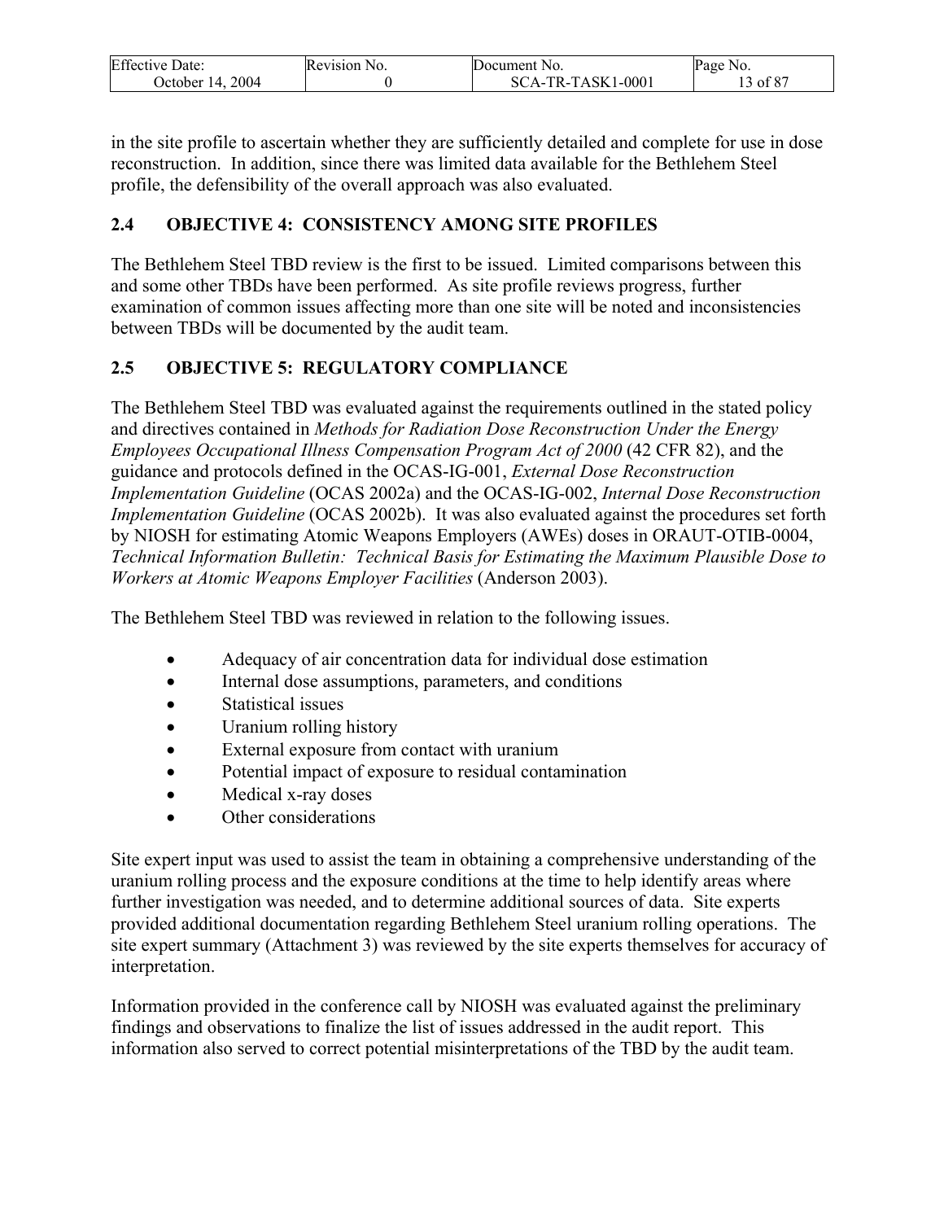in the site profile to ascertain whether they are sufficiently detailed and complete for use in dose reconstruction. In addition, since there was limited data available for the Bethlehem Steel profile, the defensibility of the overall approach was also evaluated.

## 2.4 OBJECTIVE 4: CONSISTENCY AMONG SITE PROFILES

The Bethlehem Steel TBD review is the first to be issued. Limited comparisons between this and some other TBDs have been performed. As site profile reviews progress, further examination of common issues affecting more than one site will be noted and inconsistencies between TBDs will be documented by the audit team.

## 2.5 OBJECTIVE 5: REGULATORY COMPLIANCE

The Bethlehem Steel TBD was evaluated against the requirements outlined in the stated policy and directives contained in *Methods for Radiation Dose Reconstruction Under the Energy Employees Occupational Illness Compensation Program Act of 2000* (42 CFR 82), and the guidance and protocols defined in the OCAS-IG-001, *External Dose Reconstruction Implementation Guideline* (OCAS 2002a) and the OCAS-IG-002, *Internal Dose Reconstruction Implementation Guideline* (OCAS 2002b). It was also evaluated against the procedures set forth by NIOSH for estimating Atomic Weapons Employers (AWEs) doses in ORAUT-OTIB-0004, *Technical Information Bulletin: Technical Basis for Estimating the Maximum Plausible Dose to Workers at Atomic Weapons Employer Facilities* (Anderson 2003).

The Bethlehem Steel TBD was reviewed in relation to the following issues.

- Adequacy of air concentration data for individual dose estimation
- Internal dose assumptions, parameters, and conditions
- Statistical issues
- Uranium rolling history
- External exposure from contact with uranium
- Potential impact of exposure to residual contamination
- Medical x-ray doses
- Other considerations

Site expert input was used to assist the team in obtaining a comprehensive understanding of the uranium rolling process and the exposure conditions at the time to help identify areas where further investigation was needed, and to determine additional sources of data. Site experts provided additional documentation regarding Bethlehem Steel uranium rolling operations. The site expert summary (Attachment 3) was reviewed by the site experts themselves for accuracy of interpretation.

Information provided in the conference call by NIOSH was evaluated against the preliminary findings and observations to finalize the list of issues addressed in the audit report. This information also served to correct potential misinterpretations of the TBD by the audit team.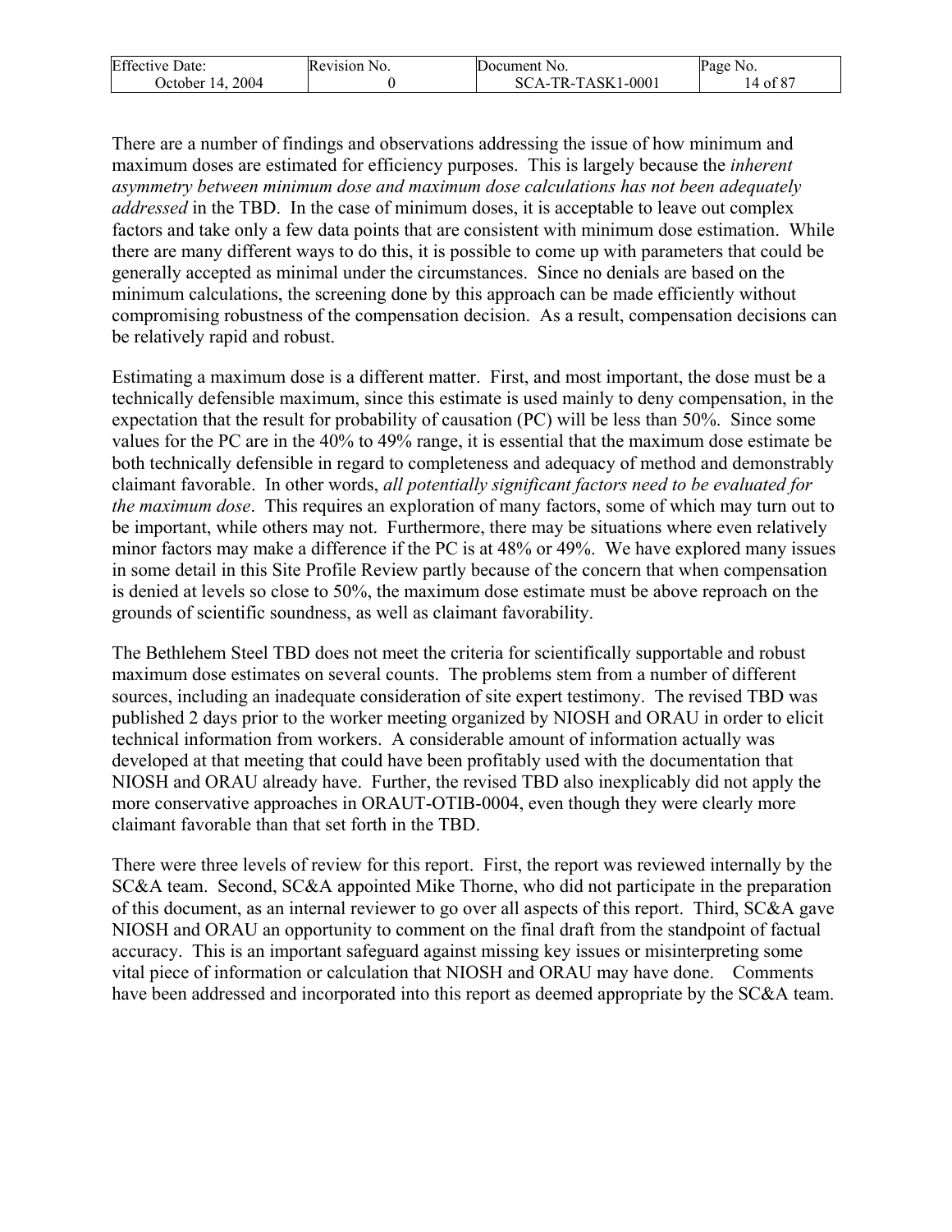There are a number of findings and observations addressing the issue of how minimum and maximum doses are estimated for efficiency purposes. This is largely because the *inherent asymmetry between minimum dose and maximum dose calculations has not been adequately addressed* in the TBD. In the case of minimum doses, it is acceptable to leave out complex factors and take only a few data points that are consistent with minimum dose estimation. While there are many different ways to do this, it is possible to come up with parameters that could be generally accepted as minimal under the circumstances. Since no denials are based on the minimum calculations, the screening done by this approach can be made efficiently without compromising robustness of the compensation decision. As a result, compensation decisions can be relatively rapid and robust.

Estimating a maximum dose is a different matter. First, and most important, the dose must be a technically defensible maximum, since this estimate is used mainly to deny compensation, in the expectation that the result for probability of causation (PC) will be less than 50%. Since some values for the PC are in the 40% to 49% range, it is essential that the maximum dose estimate be both technically defensible in regard to completeness and adequacy of method and demonstrably claimant favorable. In other words, *all potentially significant factors need to be evaluated for the maximum dose*. This requires an exploration of many factors, some of which may turn out to be important, while others may not. Furthermore, there may be situations where even relatively minor factors may make a difference if the PC is at 48% or 49%. We have explored many issues in some detail in this Site Profile Review partly because of the concern that when compensation is denied at levels so close to 50%, the maximum dose estimate must be above reproach on the grounds of scientific soundness, as well as claimant favorability.

The Bethlehem Steel TBD does not meet the criteria for scientifically supportable and robust maximum dose estimates on several counts. The problems stem from a number of different sources, including an inadequate consideration of site expert testimony. The revised TBD was published 2 days prior to the worker meeting organized by NIOSH and ORAU in order to elicit technical information from workers. A considerable amount of information actually was developed at that meeting that could have been profitably used with the documentation that NIOSH and ORAU already have. Further, the revised TBD also inexplicably did not apply the more conservative approaches in ORAUT-OTIB-0004, even though they were clearly more claimant favorable than that set forth in the TBD.

There were three levels of review for this report. First, the report was reviewed internally by the SC&A team. Second, SC&A appointed Mike Thorne, who did not participate in the preparation of this document, as an internal reviewer to go over all aspects of this report. Third, SC&A gave NIOSH and ORAU an opportunity to comment on the final draft from the standpoint of factual accuracy. This is an important safeguard against missing key issues or misinterpreting some vital piece of information or calculation that NIOSH and ORAU may have done. Comments have been addressed and incorporated into this report as deemed appropriate by the SC&A team.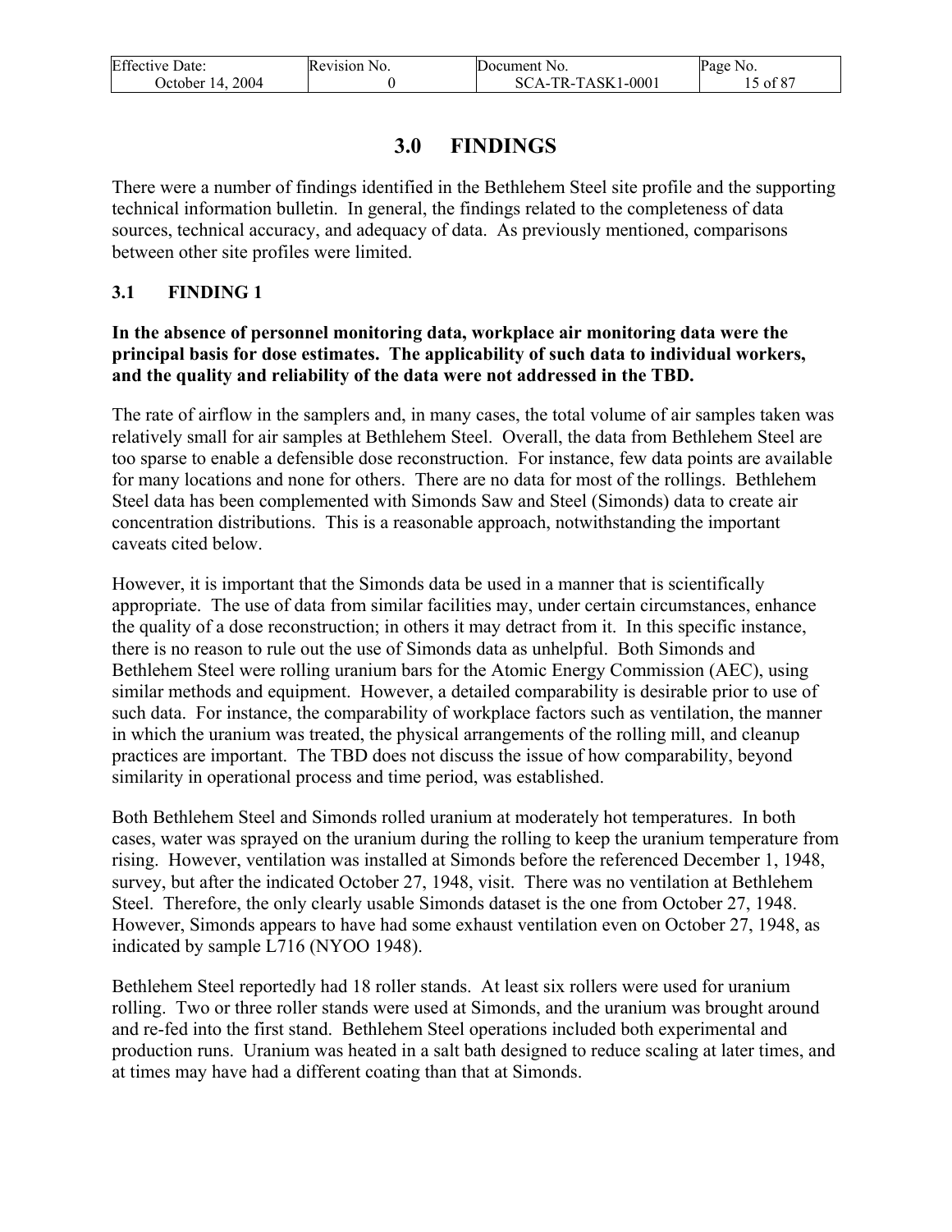# 3.0 FINDINGS

There were a number of findings identified in the Bethlehem Steel site profile and the supporting technical information bulletin. In general, the findings related to the completeness of data sources, technical accuracy, and adequacy of data. As previously mentioned, comparisons between other site profiles were limited.

## 3.1 FINDING 1

**In the absence of personnel monitoring data, workplace air monitoring data were the principal basis for dose estimates. The applicability of such data to individual workers, and the quality and reliability of the data were not addressed in the TBD.**

The rate of airflow in the samplers and, in many cases, the total volume of air samples taken was relatively small for air samples at Bethlehem Steel. Overall, the data from Bethlehem Steel are too sparse to enable a defensible dose reconstruction. For instance, few data points are available for many locations and none for others. There are no data for most of the rollings. Bethlehem Steel data has been complemented with Simonds Saw and Steel (Simonds) data to create air concentration distributions. This is a reasonable approach, notwithstanding the important caveats cited below.

However, it is important that the Simonds data be used in a manner that is scientifically appropriate. The use of data from similar facilities may, under certain circumstances, enhance the quality of a dose reconstruction; in others it may detract from it. In this specific instance, there is no reason to rule out the use of Simonds data as unhelpful. Both Simonds and Bethlehem Steel were rolling uranium bars for the Atomic Energy Commission (AEC), using similar methods and equipment. However, a detailed comparability is desirable prior to use of such data. For instance, the comparability of workplace factors such as ventilation, the manner in which the uranium was treated, the physical arrangements of the rolling mill, and cleanup practices are important. The TBD does not discuss the issue of how comparability, beyond similarity in operational process and time period, was established.

Both Bethlehem Steel and Simonds rolled uranium at moderately hot temperatures. In both cases, water was sprayed on the uranium during the rolling to keep the uranium temperature from rising. However, ventilation was installed at Simonds before the referenced December 1, 1948, survey, but after the indicated October 27, 1948, visit. There was no ventilation at Bethlehem Steel. Therefore, the only clearly usable Simonds dataset is the one from October 27, 1948. However, Simonds appears to have had some exhaust ventilation even on October 27, 1948, as indicated by sample L716 (NYOO 1948).

Bethlehem Steel reportedly had 18 roller stands. At least six rollers were used for uranium rolling. Two or three roller stands were used at Simonds, and the uranium was brought around and re-fed into the first stand. Bethlehem Steel operations included both experimental and production runs. Uranium was heated in a salt bath designed to reduce scaling at later times, and at times may have had a different coating than that at Simonds.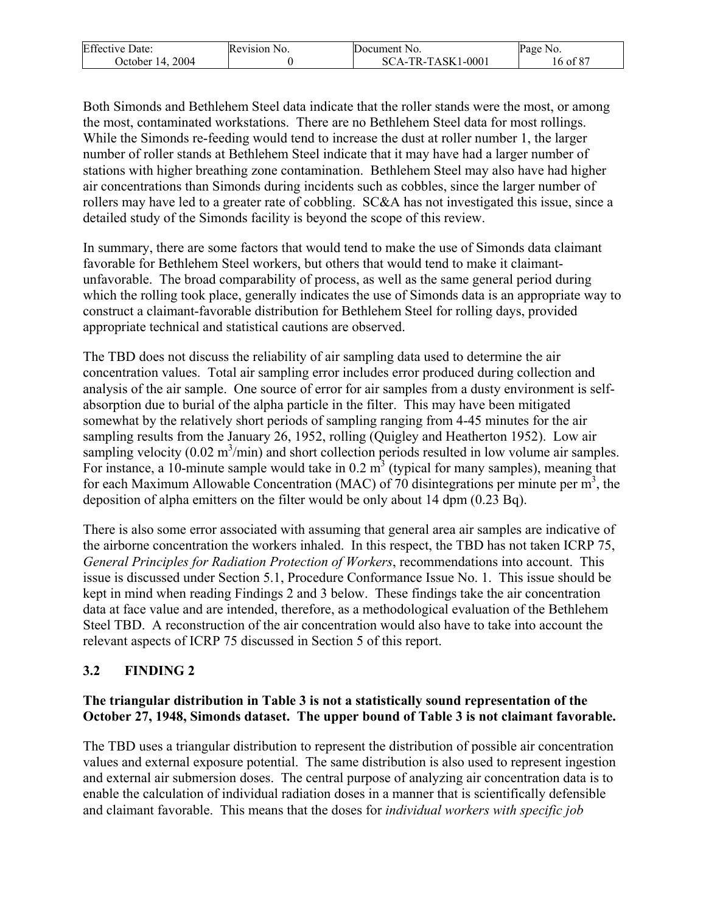Both Simonds and Bethlehem Steel data indicate that the roller stands were the most, or among the most, contaminated workstations. There are no Bethlehem Steel data for most rollings. While the Simonds re-feeding would tend to increase the dust at roller number 1, the larger number of roller stands at Bethlehem Steel indicate that it may have had a larger number of stations with higher breathing zone contamination. Bethlehem Steel may also have had higher air concentrations than Simonds during incidents such as cobbles, since the larger number of rollers may have led to a greater rate of cobbling. SC&A has not investigated this issue, since a detailed study of the Simonds facility is beyond the scope of this review.

In summary, there are some factors that would tend to make the use of Simonds data claimant favorable for Bethlehem Steel workers, but others that would tend to make it claimant-unfavorable. The broad comparability of process, as well as the same general period during which the rolling took place, generally indicates the use of Simonds data is an appropriate way to construct a claimant-favorable distribution for Bethlehem Steel for rolling days, provided appropriate technical and statistical cautions are observed.

The TBD does not discuss the reliability of air sampling data used to determine the air concentration values. Total air sampling error includes error produced during collection and analysis of the air sample. One source of error for air samples from a dusty environment is self-absorption due to burial of the alpha particle in the filter. This may have been mitigated somewhat by the relatively short periods of sampling ranging from 4-45 minutes for the air sampling results from the January 26, 1952, rolling (Quigley and Heatherton 1952). Low air sampling velocity (0.02 $m^3$/min) and short collection periods resulted in low volume air samples. For instance, a 10-minute sample would take in 0.2 $m^3$ (typical for many samples), meaning that for each Maximum Allowable Concentration (MAC) of 70 disintegrations per minute per $m^3$, the deposition of alpha emitters on the filter would be only about 14 dpm (0.23 Bq).

There is also some error associated with assuming that general area air samples are indicative of the airborne concentration the workers inhaled. In this respect, the TBD has not taken ICRP 75, *General Principles for Radiation Protection of Workers*, recommendations into account. This issue is discussed under Section 5.1, Procedure Conformance Issue No. 1. This issue should be kept in mind when reading Findings 2 and 3 below. These findings take the air concentration data at face value and are intended, therefore, as a methodological evaluation of the Bethlehem Steel TBD. A reconstruction of the air concentration would also have to take into account the relevant aspects of ICRP 75 discussed in Section 5 of this report.

## 3.2 FINDING 2

**The triangular distribution in Table 3 is not a statistically sound representation of the October 27, 1948, Simonds dataset. The upper bound of Table 3 is not claimant favorable.**

The TBD uses a triangular distribution to represent the distribution of possible air concentration values and external exposure potential. The same distribution is also used to represent ingestion and external air submersion doses. The central purpose of analyzing air concentration data is to enable the calculation of individual radiation doses in a manner that is scientifically defensible and claimant favorable. This means that the doses for *individual workers with specific job*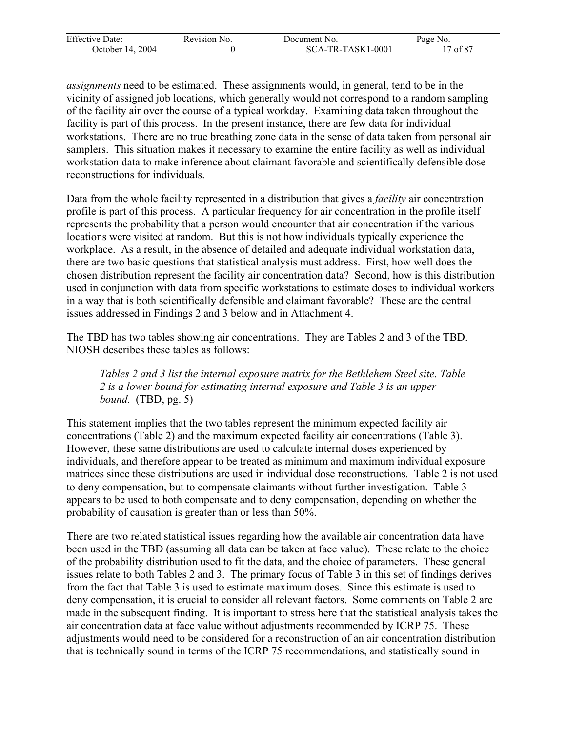*assignments* need to be estimated. These assignments would, in general, tend to be in the vicinity of assigned job locations, which generally would not correspond to a random sampling of the facility air over the course of a typical workday. Examining data taken throughout the facility is part of this process. In the present instance, there are few data for individual workstations. There are no true breathing zone data in the sense of data taken from personal air samplers. This situation makes it necessary to examine the entire facility as well as individual workstation data to make inference about claimant favorable and scientifically defensible dose reconstructions for individuals.

Data from the whole facility represented in a distribution that gives a *facility* air concentration profile is part of this process. A particular frequency for air concentration in the profile itself represents the probability that a person would encounter that air concentration if the various locations were visited at random. But this is not how individuals typically experience the workplace. As a result, in the absence of detailed and adequate individual workstation data, there are two basic questions that statistical analysis must address. First, how well does the chosen distribution represent the facility air concentration data? Second, how is this distribution used in conjunction with data from specific workstations to estimate doses to individual workers in a way that is both scientifically defensible and claimant favorable? These are the central issues addressed in Findings 2 and 3 below and in Attachment 4.

The TBD has two tables showing air concentrations. They are Tables 2 and 3 of the TBD. NIOSH describes these tables as follows:

> *Tables 2 and 3 list the internal exposure matrix for the Bethlehem Steel site. Table 2 is a lower bound for estimating internal exposure and Table 3 is an upper bound.* (TBD, pg. 5)

This statement implies that the two tables represent the minimum expected facility air concentrations (Table 2) and the maximum expected facility air concentrations (Table 3). However, these same distributions are used to calculate internal doses experienced by individuals, and therefore appear to be treated as minimum and maximum individual exposure matrices since these distributions are used in individual dose reconstructions. Table 2 is not used to deny compensation, but to compensate claimants without further investigation. Table 3 appears to be used to both compensate and to deny compensation, depending on whether the probability of causation is greater than or less than 50%.

There are two related statistical issues regarding how the available air concentration data have been used in the TBD (assuming all data can be taken at face value). These relate to the choice of the probability distribution used to fit the data, and the choice of parameters. These general issues relate to both Tables 2 and 3. The primary focus of Table 3 in this set of findings derives from the fact that Table 3 is used to estimate maximum doses. Since this estimate is used to deny compensation, it is crucial to consider all relevant factors. Some comments on Table 2 are made in the subsequent finding. It is important to stress here that the statistical analysis takes the air concentration data at face value without adjustments recommended by ICRP 75. These adjustments would need to be considered for a reconstruction of an air concentration distribution that is technically sound in terms of the ICRP 75 recommendations, and statistically sound in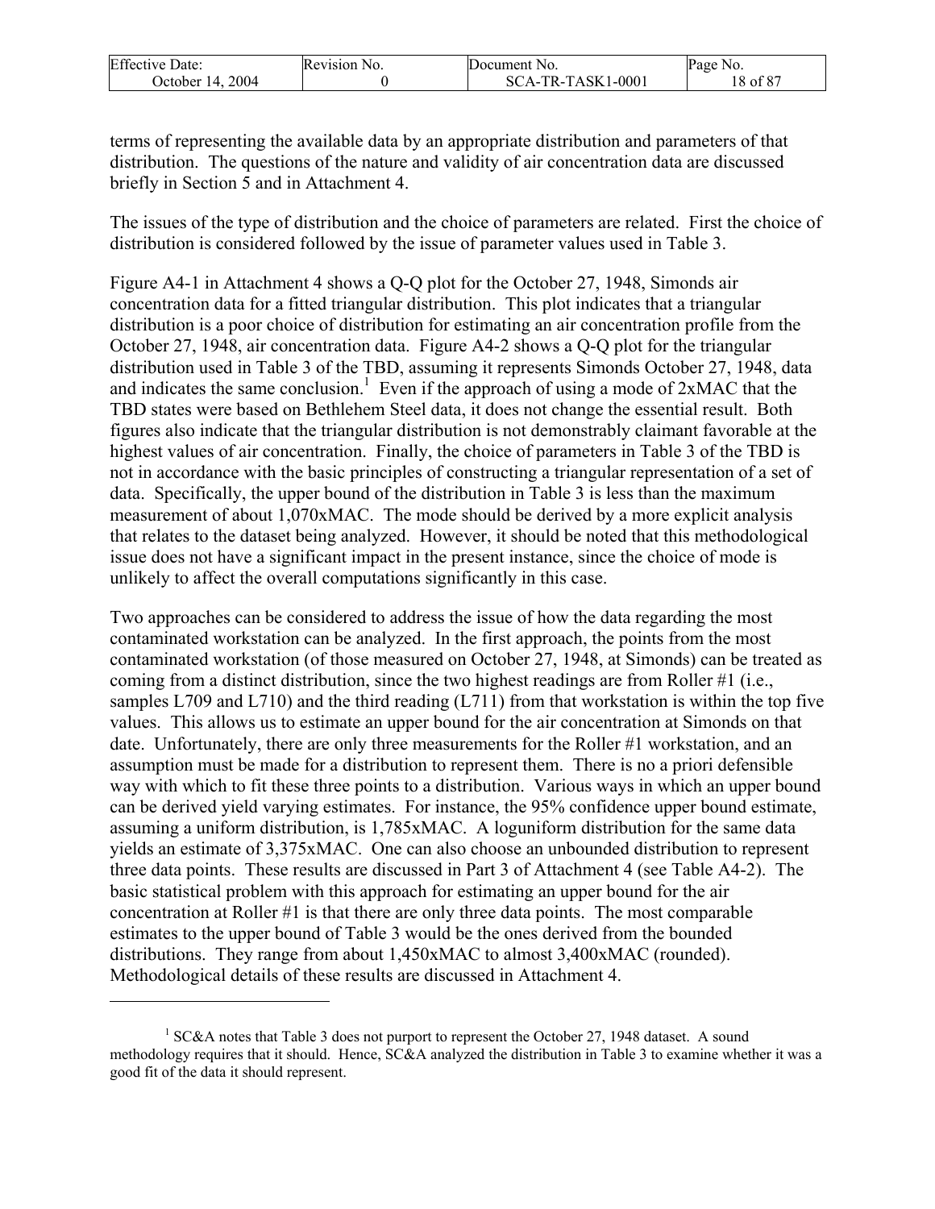terms of representing the available data by an appropriate distribution and parameters of that distribution. The questions of the nature and validity of air concentration data are discussed briefly in Section 5 and in Attachment 4.

The issues of the type of distribution and the choice of parameters are related. First the choice of distribution is considered followed by the issue of parameter values used in Table 3.

Figure A4-1 in Attachment 4 shows a Q-Q plot for the October 27, 1948, Simonds air concentration data for a fitted triangular distribution. This plot indicates that a triangular distribution is a poor choice of distribution for estimating an air concentration profile from the October 27, 1948, air concentration data. Figure A4-2 shows a Q-Q plot for the triangular distribution used in Table 3 of the TBD, assuming it represents Simonds October 27, 1948, data and indicates the same conclusion.[1] Even if the approach of using a mode of 2xMAC that the TBD states were based on Bethlehem Steel data, it does not change the essential result. Both figures also indicate that the triangular distribution is not demonstrably claimant favorable at the highest values of air concentration. Finally, the choice of parameters in Table 3 of the TBD is not in accordance with the basic principles of constructing a triangular representation of a set of data. Specifically, the upper bound of the distribution in Table 3 is less than the maximum measurement of about 1,070xMAC. The mode should be derived by a more explicit analysis that relates to the dataset being analyzed. However, it should be noted that this methodological issue does not have a significant impact in the present instance, since the choice of mode is unlikely to affect the overall computations significantly in this case.

Two approaches can be considered to address the issue of how the data regarding the most contaminated workstation can be analyzed. In the first approach, the points from the most contaminated workstation (of those measured on October 27, 1948, at Simonds) can be treated as coming from a distinct distribution, since the two highest readings are from Roller #1 (i.e., samples L709 and L710) and the third reading (L711) from that workstation is within the top five values. This allows us to estimate an upper bound for the air concentration at Simonds on that date. Unfortunately, there are only three measurements for the Roller #1 workstation, and an assumption must be made for a distribution to represent them. There is no a priori defensible way with which to fit these three points to a distribution. Various ways in which an upper bound can be derived yield varying estimates. For instance, the 95% confidence upper bound estimate, assuming a uniform distribution, is 1,785xMAC. A loguniform distribution for the same data yields an estimate of 3,375xMAC. One can also choose an unbounded distribution to represent three data points. These results are discussed in Part 3 of Attachment 4 (see Table A4-2). The basic statistical problem with this approach for estimating an upper bound for the air concentration at Roller #1 is that there are only three data points. The most comparable estimates to the upper bound of Table 3 would be the ones derived from the bounded distributions. They range from about 1,450xMAC to almost 3,400xMAC (rounded). Methodological details of these results are discussed in Attachment 4.

[1] SC&A notes that Table 3 does not purport to represent the October 27, 1948 dataset. A sound methodology requires that it should. Hence, SC&A analyzed the distribution in Table 3 to examine whether it was a good fit of the data it should represent.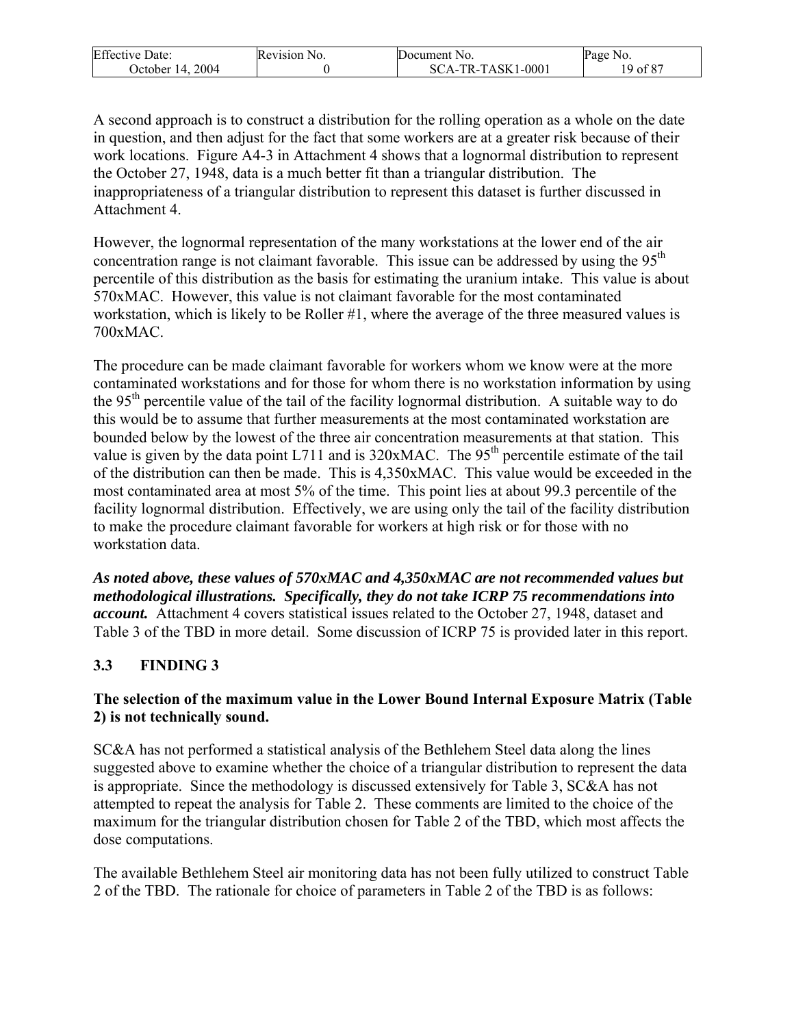A second approach is to construct a distribution for the rolling operation as a whole on the date in question, and then adjust for the fact that some workers are at a greater risk because of their work locations. Figure A4-3 in Attachment 4 shows that a lognormal distribution to represent the October 27, 1948, data is a much better fit than a triangular distribution. The inappropriateness of a triangular distribution to represent this dataset is further discussed in Attachment 4.

However, the lognormal representation of the many workstations at the lower end of the air concentration range is not claimant favorable. This issue can be addressed by using the 95th percentile of this distribution as the basis for estimating the uranium intake. This value is about 570xMAC. However, this value is not claimant favorable for the most contaminated workstation, which is likely to be Roller #1, where the average of the three measured values is 700xMAC.

The procedure can be made claimant favorable for workers whom we know were at the more contaminated workstations and for those for whom there is no workstation information by using the 95th percentile value of the tail of the facility lognormal distribution. A suitable way to do this would be to assume that further measurements at the most contaminated workstation are bounded below by the lowest of the three air concentration measurements at that station. This value is given by the data point L711 and is 320xMAC. The 95th percentile estimate of the tail of the distribution can then be made. This is 4,350xMAC. This value would be exceeded in the most contaminated area at most 5% of the time. This point lies at about 99.3 percentile of the facility lognormal distribution. Effectively, we are using only the tail of the facility distribution to make the procedure claimant favorable for workers at high risk or for those with no workstation data.

***As noted above, these values of 570xMAC and 4,350xMAC are not recommended values but methodological illustrations. Specifically, they do not take ICRP 75 recommendations into account.*** Attachment 4 covers statistical issues related to the October 27, 1948, dataset and Table 3 of the TBD in more detail. Some discussion of ICRP 75 is provided later in this report.

## 3.3 FINDING 3

**The selection of the maximum value in the Lower Bound Internal Exposure Matrix (Table 2) is not technically sound.**

SC&A has not performed a statistical analysis of the Bethlehem Steel data along the lines suggested above to examine whether the choice of a triangular distribution to represent the data is appropriate. Since the methodology is discussed extensively for Table 3, SC&A has not attempted to repeat the analysis for Table 2. These comments are limited to the choice of the maximum for the triangular distribution chosen for Table 2 of the TBD, which most affects the dose computations.

The available Bethlehem Steel air monitoring data has not been fully utilized to construct Table 2 of the TBD. The rationale for choice of parameters in Table 2 of the TBD is as follows: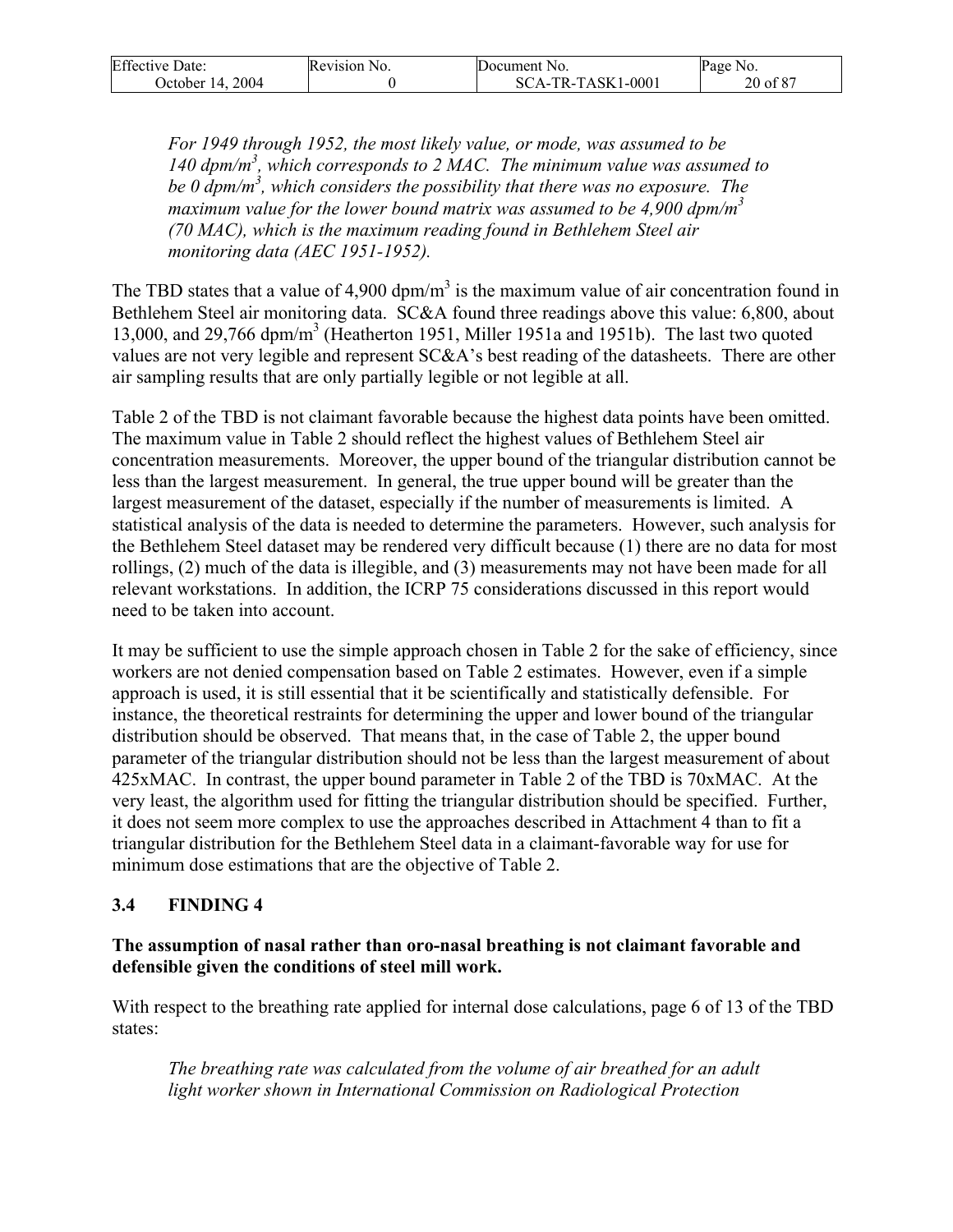*For 1949 through 1952, the most likely value, or mode, was assumed to be 140 dpm/m$^3$, which corresponds to 2 MAC. The minimum value was assumed to be 0 dpm/m$^3$, which considers the possibility that there was no exposure. The maximum value for the lower bound matrix was assumed to be 4,900 dpm/m$^3$ (70 MAC), which is the maximum reading found in Bethlehem Steel air monitoring data (AEC 1951-1952).*

The TBD states that a value of 4,900 dpm/m$^3$ is the maximum value of air concentration found in Bethlehem Steel air monitoring data. SC&A found three readings above this value: 6,800, about 13,000, and 29,766 dpm/m$^3$ (Heatherton 1951, Miller 1951a and 1951b). The last two quoted values are not very legible and represent SC&A's best reading of the datasheets. There are other air sampling results that are only partially legible or not legible at all.

Table 2 of the TBD is not claimant favorable because the highest data points have been omitted. The maximum value in Table 2 should reflect the highest values of Bethlehem Steel air concentration measurements. Moreover, the upper bound of the triangular distribution cannot be less than the largest measurement. In general, the true upper bound will be greater than the largest measurement of the dataset, especially if the number of measurements is limited. A statistical analysis of the data is needed to determine the parameters. However, such analysis for the Bethlehem Steel dataset may be rendered very difficult because (1) there are no data for most rollings, (2) much of the data is illegible, and (3) measurements may not have been made for all relevant workstations. In addition, the ICRP 75 considerations discussed in this report would need to be taken into account.

It may be sufficient to use the simple approach chosen in Table 2 for the sake of efficiency, since workers are not denied compensation based on Table 2 estimates. However, even if a simple approach is used, it is still essential that it be scientifically and statistically defensible. For instance, the theoretical restraints for determining the upper and lower bound of the triangular distribution should be observed. That means that, in the case of Table 2, the upper bound parameter of the triangular distribution should not be less than the largest measurement of about 425xMAC. In contrast, the upper bound parameter in Table 2 of the TBD is 70xMAC. At the very least, the algorithm used for fitting the triangular distribution should be specified. Further, it does not seem more complex to use the approaches described in Attachment 4 than to fit a triangular distribution for the Bethlehem Steel data in a claimant-favorable way for use for minimum dose estimations that are the objective of Table 2.

### 3.4 FINDING 4

**The assumption of nasal rather than oro-nasal breathing is not claimant favorable and defensible given the conditions of steel mill work.**

With respect to the breathing rate applied for internal dose calculations, page 6 of 13 of the TBD states:

*The breathing rate was calculated from the volume of air breathed for an adult light worker shown in International Commission on Radiological Protection*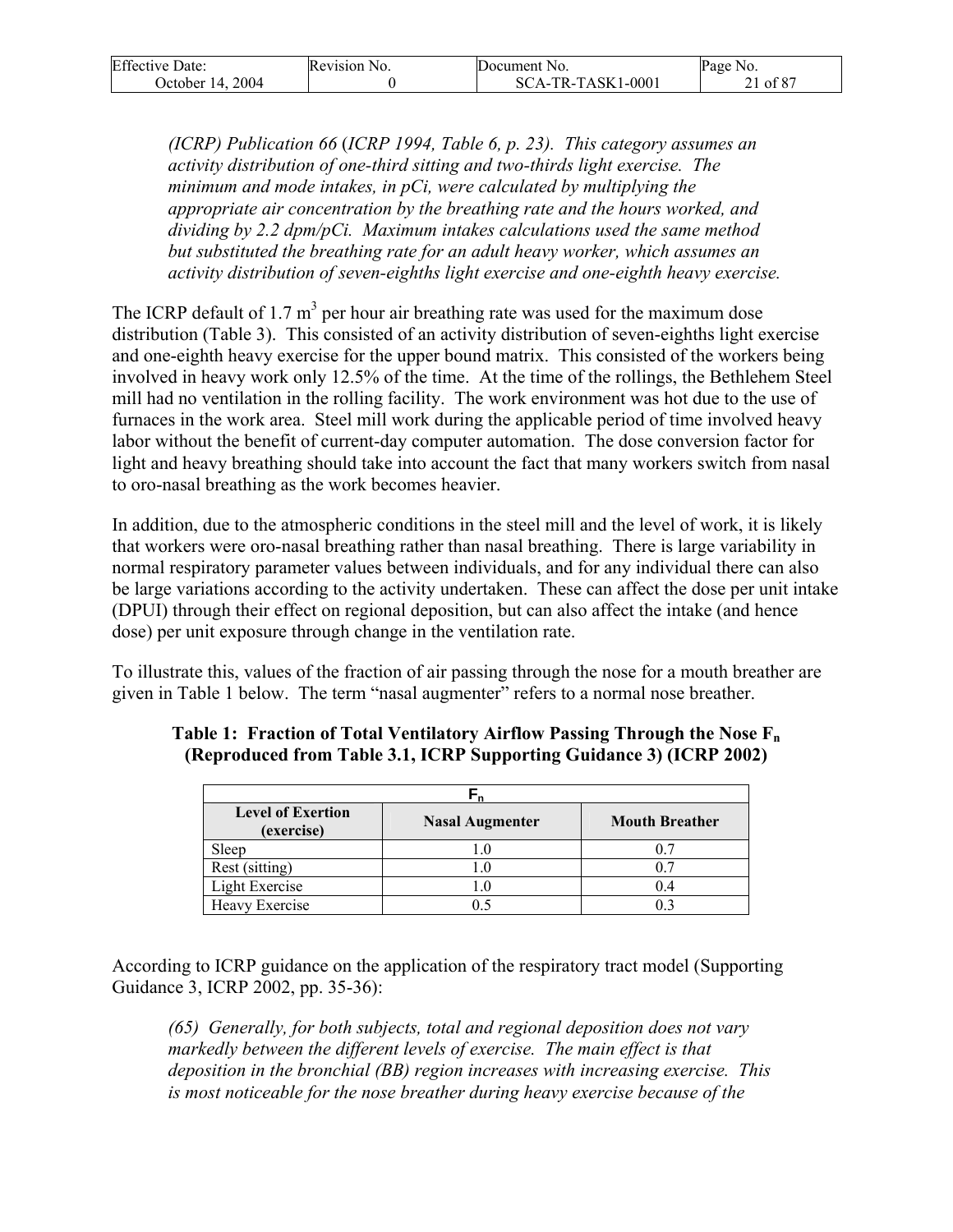*(ICRP) Publication 66* (*ICRP 1994, Table 6, p. 23). This category assumes an activity distribution of one-third sitting and two-thirds light exercise. The minimum and mode intakes, in pCi, were calculated by multiplying the appropriate air concentration by the breathing rate and the hours worked, and dividing by 2.2 dpm/pCi. Maximum intakes calculations used the same method but substituted the breathing rate for an adult heavy worker, which assumes an activity distribution of seven-eighths light exercise and one-eighth heavy exercise.*

The ICRP default of 1.7 $m^3$ per hour air breathing rate was used for the maximum dose distribution (Table 3). This consisted of an activity distribution of seven-eighths light exercise and one-eighth heavy exercise for the upper bound matrix. This consisted of the workers being involved in heavy work only 12.5% of the time. At the time of the rollings, the Bethlehem Steel mill had no ventilation in the rolling facility. The work environment was hot due to the use of furnaces in the work area. Steel mill work during the applicable period of time involved heavy labor without the benefit of current-day computer automation. The dose conversion factor for light and heavy breathing should take into account the fact that many workers switch from nasal to oro-nasal breathing as the work becomes heavier.

In addition, due to the atmospheric conditions in the steel mill and the level of work, it is likely that workers were oro-nasal breathing rather than nasal breathing. There is large variability in normal respiratory parameter values between individuals, and for any individual there can also be large variations according to the activity undertaken. These can affect the dose per unit intake (DPUI) through their effect on regional deposition, but can also affect the intake (and hence dose) per unit exposure through change in the ventilation rate.

To illustrate this, values of the fraction of air passing through the nose for a mouth breather are given in Table 1 below. The term "nasal augmenter" refers to a normal nose breather.

**Table 1: Fraction of Total Ventilatory Airflow Passing Through the Nose $F_n$ (Reproduced from Table 3.1, ICRP Supporting Guidance 3) (ICRP 2002)**

| $F_n$ | | |
|---|---|---|
| **Level of Exertion (exercise)** | **Nasal Augmenter** | **Mouth Breather** |
| Sleep | 1.0 | 0.7 |
| Rest (sitting) | 1.0 | 0.7 |
| Light Exercise | 1.0 | 0.4 |
| Heavy Exercise | 0.5 | 0.3 |

According to ICRP guidance on the application of the respiratory tract model (Supporting Guidance 3, ICRP 2002, pp. 35-36):

*(65) Generally, for both subjects, total and regional deposition does not vary markedly between the different levels of exercise. The main effect is that deposition in the bronchial (BB) region increases with increasing exercise. This is most noticeable for the nose breather during heavy exercise because of the*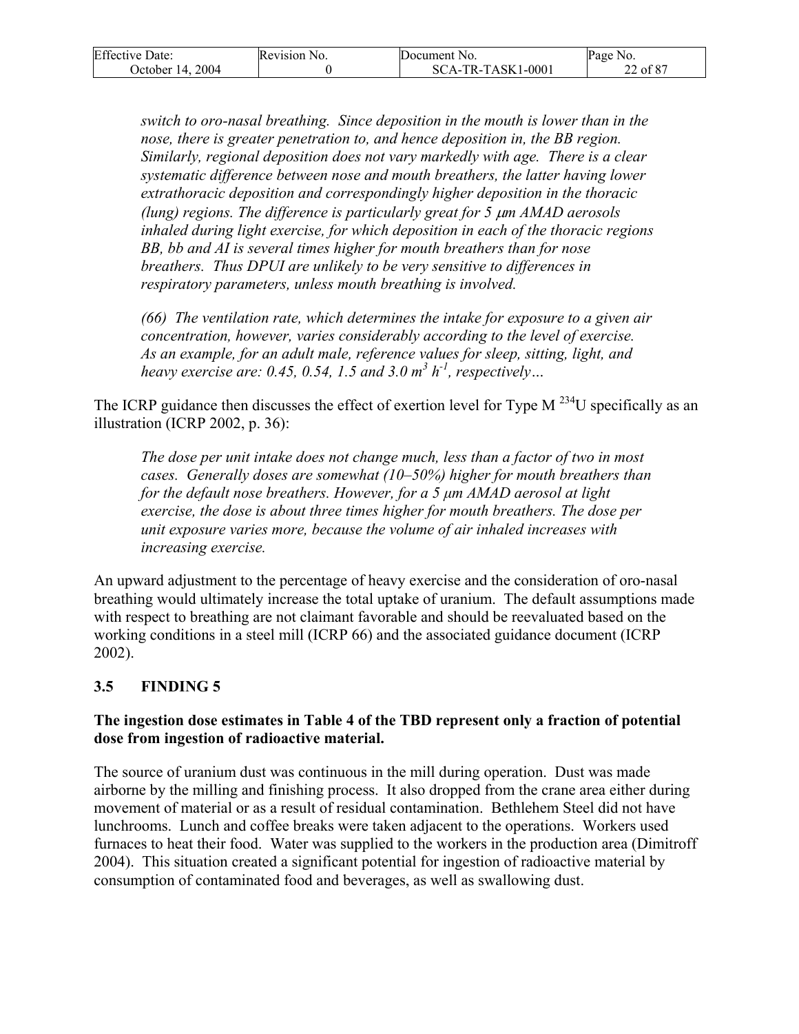> *switch to oro-nasal breathing. Since deposition in the mouth is lower than in the nose, there is greater penetration to, and hence deposition in, the BB region. Similarly, regional deposition does not vary markedly with age. There is a clear systematic difference between nose and mouth breathers, the latter having lower extrathoracic deposition and correspondingly higher deposition in the thoracic (lung) regions. The difference is particularly great for 5 μm AMAD aerosols inhaled during light exercise, for which deposition in each of the thoracic regions BB, bb and AI is several times higher for mouth breathers than for nose breathers. Thus DPUI are unlikely to be very sensitive to differences in respiratory parameters, unless mouth breathing is involved.*
>
> *(66) The ventilation rate, which determines the intake for exposure to a given air concentration, however, varies considerably according to the level of exercise. As an example, for an adult male, reference values for sleep, sitting, light, and heavy exercise are: 0.45, 0.54, 1.5 and 3.0 $m^3\ h^{-1}$, respectively…*

The ICRP guidance then discusses the effect of exertion level for Type M $^{234}U$ specifically as an illustration (ICRP 2002, p. 36):

> *The dose per unit intake does not change much, less than a factor of two in most cases. Generally doses are somewhat (10–50%) higher for mouth breathers than for the default nose breathers. However, for a 5 μm AMAD aerosol at light exercise, the dose is about three times higher for mouth breathers. The dose per unit exposure varies more, because the volume of air inhaled increases with increasing exercise.*

An upward adjustment to the percentage of heavy exercise and the consideration of oro-nasal breathing would ultimately increase the total uptake of uranium. The default assumptions made with respect to breathing are not claimant favorable and should be reevaluated based on the working conditions in a steel mill (ICRP 66) and the associated guidance document (ICRP 2002).

## 3.5 FINDING 5

**The ingestion dose estimates in Table 4 of the TBD represent only a fraction of potential dose from ingestion of radioactive material.**

The source of uranium dust was continuous in the mill during operation. Dust was made airborne by the milling and finishing process. It also dropped from the crane area either during movement of material or as a result of residual contamination. Bethlehem Steel did not have lunchrooms. Lunch and coffee breaks were taken adjacent to the operations. Workers used furnaces to heat their food. Water was supplied to the workers in the production area (Dimitroff 2004). This situation created a significant potential for ingestion of radioactive material by consumption of contaminated food and beverages, as well as swallowing dust.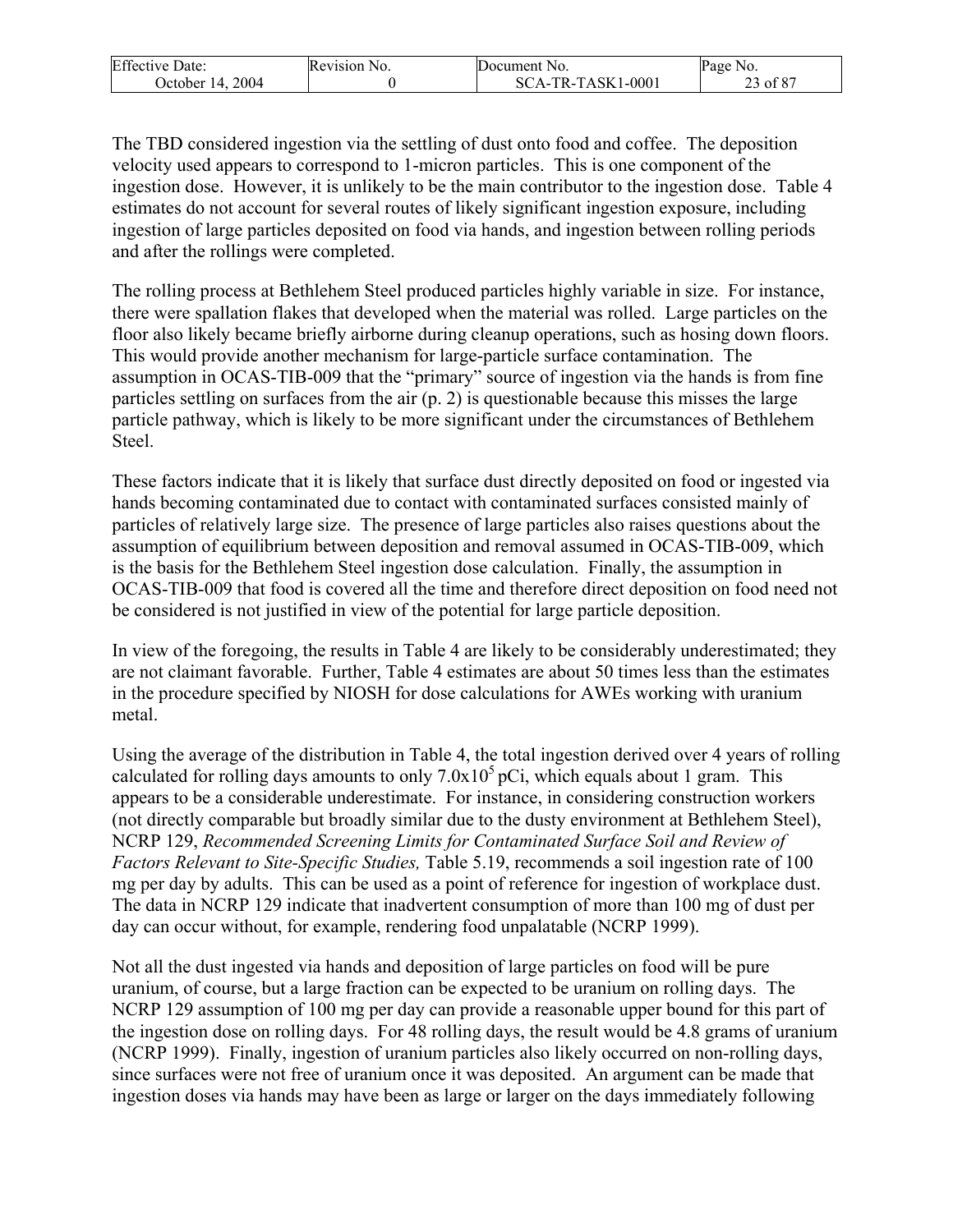The TBD considered ingestion via the settling of dust onto food and coffee. The deposition velocity used appears to correspond to 1-micron particles. This is one component of the ingestion dose. However, it is unlikely to be the main contributor to the ingestion dose. Table 4 estimates do not account for several routes of likely significant ingestion exposure, including ingestion of large particles deposited on food via hands, and ingestion between rolling periods and after the rollings were completed.

The rolling process at Bethlehem Steel produced particles highly variable in size. For instance, there were spallation flakes that developed when the material was rolled. Large particles on the floor also likely became briefly airborne during cleanup operations, such as hosing down floors. This would provide another mechanism for large-particle surface contamination. The assumption in OCAS-TIB-009 that the "primary" source of ingestion via the hands is from fine particles settling on surfaces from the air (p. 2) is questionable because this misses the large particle pathway, which is likely to be more significant under the circumstances of Bethlehem Steel.

These factors indicate that it is likely that surface dust directly deposited on food or ingested via hands becoming contaminated due to contact with contaminated surfaces consisted mainly of particles of relatively large size. The presence of large particles also raises questions about the assumption of equilibrium between deposition and removal assumed in OCAS-TIB-009, which is the basis for the Bethlehem Steel ingestion dose calculation. Finally, the assumption in OCAS-TIB-009 that food is covered all the time and therefore direct deposition on food need not be considered is not justified in view of the potential for large particle deposition.

In view of the foregoing, the results in Table 4 are likely to be considerably underestimated; they are not claimant favorable. Further, Table 4 estimates are about 50 times less than the estimates in the procedure specified by NIOSH for dose calculations for AWEs working with uranium metal.

Using the average of the distribution in Table 4, the total ingestion derived over 4 years of rolling calculated for rolling days amounts to only $7.0 \times 10^5$ pCi, which equals about 1 gram. This appears to be a considerable underestimate. For instance, in considering construction workers (not directly comparable but broadly similar due to the dusty environment at Bethlehem Steel), NCRP 129, *Recommended Screening Limits for Contaminated Surface Soil and Review of Factors Relevant to Site-Specific Studies,* Table 5.19, recommends a soil ingestion rate of 100 mg per day by adults. This can be used as a point of reference for ingestion of workplace dust. The data in NCRP 129 indicate that inadvertent consumption of more than 100 mg of dust per day can occur without, for example, rendering food unpalatable (NCRP 1999).

Not all the dust ingested via hands and deposition of large particles on food will be pure uranium, of course, but a large fraction can be expected to be uranium on rolling days. The NCRP 129 assumption of 100 mg per day can provide a reasonable upper bound for this part of the ingestion dose on rolling days. For 48 rolling days, the result would be 4.8 grams of uranium (NCRP 1999). Finally, ingestion of uranium particles also likely occurred on non-rolling days, since surfaces were not free of uranium once it was deposited. An argument can be made that ingestion doses via hands may have been as large or larger on the days immediately following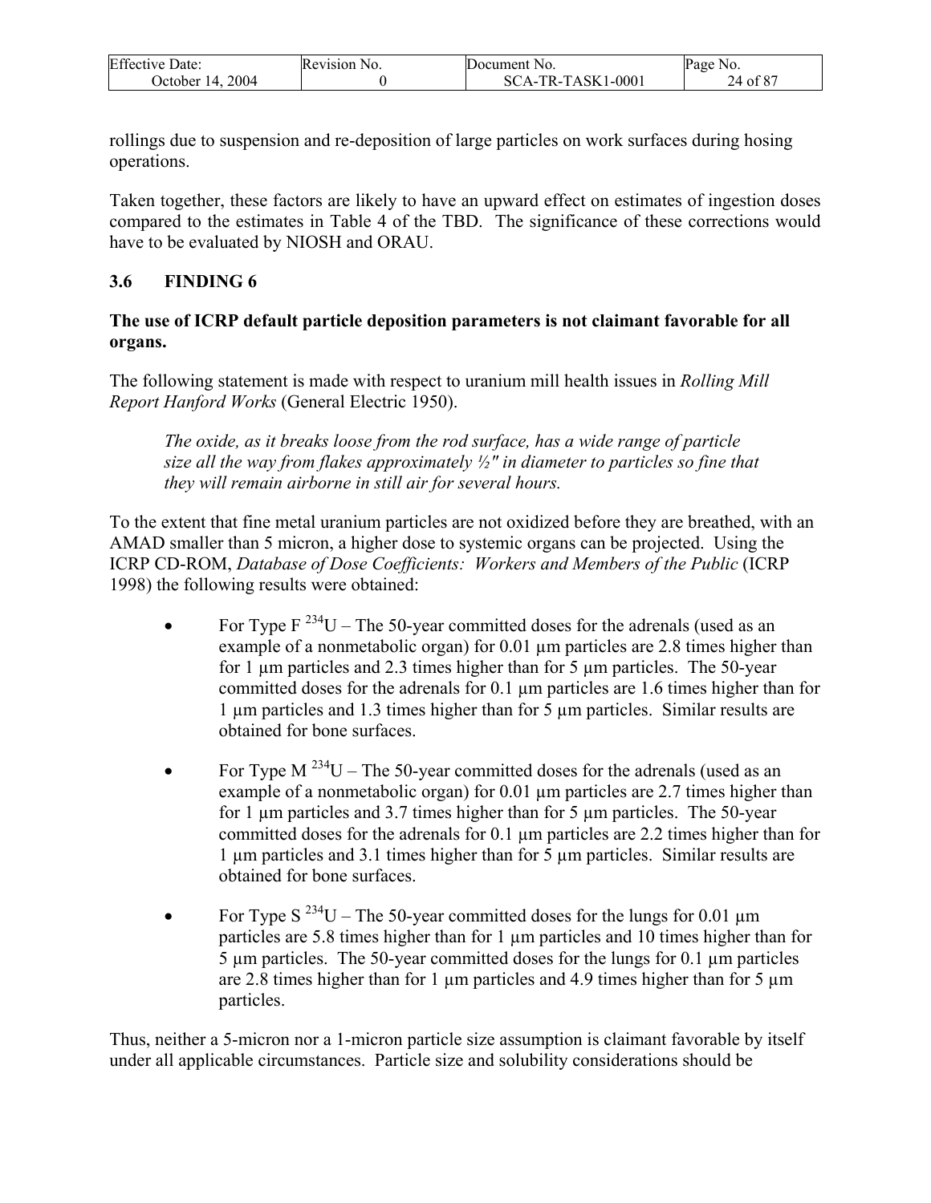rollings due to suspension and re-deposition of large particles on work surfaces during hosing operations.

Taken together, these factors are likely to have an upward effect on estimates of ingestion doses compared to the estimates in Table 4 of the TBD. The significance of these corrections would have to be evaluated by NIOSH and ORAU.

### 3.6 FINDING 6

**The use of ICRP default particle deposition parameters is not claimant favorable for all organs.**

The following statement is made with respect to uranium mill health issues in *Rolling Mill Report Hanford Works* (General Electric 1950).

> *The oxide, as it breaks loose from the rod surface, has a wide range of particle size all the way from flakes approximately ½" in diameter to particles so fine that they will remain airborne in still air for several hours.*

To the extent that fine metal uranium particles are not oxidized before they are breathed, with an AMAD smaller than 5 micron, a higher dose to systemic organs can be projected. Using the ICRP CD-ROM, *Database of Dose Coefficients: Workers and Members of the Public* (ICRP 1998) the following results were obtained:

- For Type F $^{234}U$ – The 50-year committed doses for the adrenals (used as an example of a nonmetabolic organ) for 0.01 µm particles are 2.8 times higher than for 1 µm particles and 2.3 times higher than for 5 µm particles. The 50-year committed doses for the adrenals for 0.1 µm particles are 1.6 times higher than for 1 µm particles and 1.3 times higher than for 5 µm particles. Similar results are obtained for bone surfaces.

- For Type M $^{234}U$ – The 50-year committed doses for the adrenals (used as an example of a nonmetabolic organ) for 0.01 µm particles are 2.7 times higher than for 1 µm particles and 3.7 times higher than for 5 µm particles. The 50-year committed doses for the adrenals for 0.1 µm particles are 2.2 times higher than for 1 µm particles and 3.1 times higher than for 5 µm particles. Similar results are obtained for bone surfaces.

- For Type S $^{234}U$ – The 50-year committed doses for the lungs for 0.01 µm particles are 5.8 times higher than for 1 µm particles and 10 times higher than for 5 µm particles. The 50-year committed doses for the lungs for 0.1 µm particles are 2.8 times higher than for 1 µm particles and 4.9 times higher than for 5 µm particles.

Thus, neither a 5-micron nor a 1-micron particle size assumption is claimant favorable by itself under all applicable circumstances. Particle size and solubility considerations should be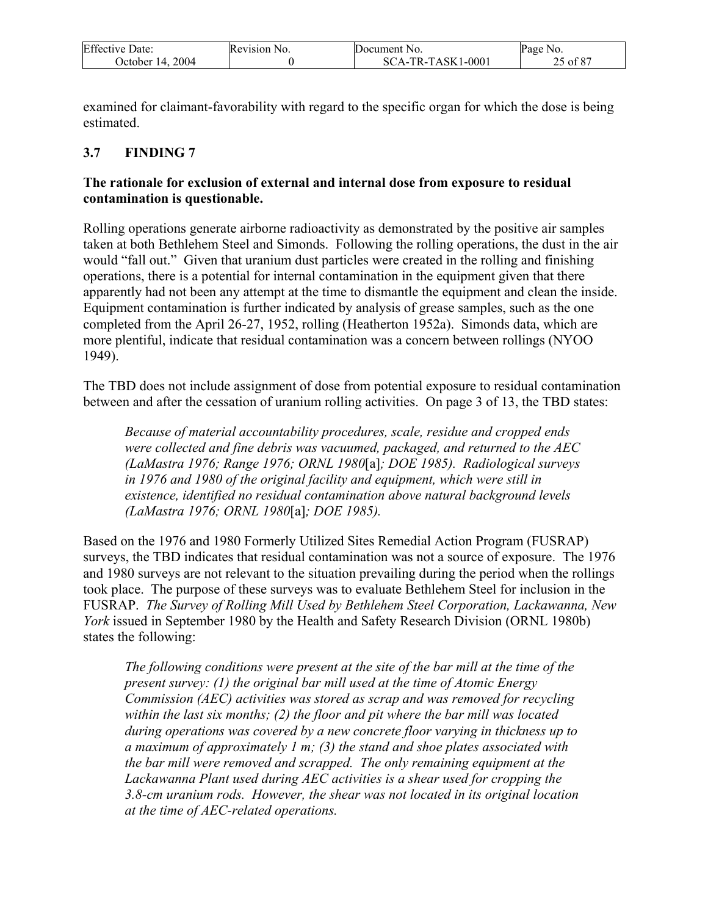examined for claimant-favorability with regard to the specific organ for which the dose is being estimated.

## 3.7 FINDING 7

**The rationale for exclusion of external and internal dose from exposure to residual contamination is questionable.**

Rolling operations generate airborne radioactivity as demonstrated by the positive air samples taken at both Bethlehem Steel and Simonds. Following the rolling operations, the dust in the air would "fall out." Given that uranium dust particles were created in the rolling and finishing operations, there is a potential for internal contamination in the equipment given that there apparently had not been any attempt at the time to dismantle the equipment and clean the inside. Equipment contamination is further indicated by analysis of grease samples, such as the one completed from the April 26-27, 1952, rolling (Heatherton 1952a). Simonds data, which are more plentiful, indicate that residual contamination was a concern between rollings (NYOO 1949).

The TBD does not include assignment of dose from potential exposure to residual contamination between and after the cessation of uranium rolling activities. On page 3 of 13, the TBD states:

> *Because of material accountability procedures, scale, residue and cropped ends were collected and fine debris was vacuumed, packaged, and returned to the AEC (LaMastra 1976; Range 1976; ORNL 1980*[a]*; DOE 1985). Radiological surveys in 1976 and 1980 of the original facility and equipment, which were still in existence, identified no residual contamination above natural background levels (LaMastra 1976; ORNL 1980*[a]*; DOE 1985).*

Based on the 1976 and 1980 Formerly Utilized Sites Remedial Action Program (FUSRAP) surveys, the TBD indicates that residual contamination was not a source of exposure. The 1976 and 1980 surveys are not relevant to the situation prevailing during the period when the rollings took place. The purpose of these surveys was to evaluate Bethlehem Steel for inclusion in the FUSRAP. *The Survey of Rolling Mill Used by Bethlehem Steel Corporation, Lackawanna, New York* issued in September 1980 by the Health and Safety Research Division (ORNL 1980b) states the following:

> *The following conditions were present at the site of the bar mill at the time of the present survey: (1) the original bar mill used at the time of Atomic Energy Commission (AEC) activities was stored as scrap and was removed for recycling within the last six months; (2) the floor and pit where the bar mill was located during operations was covered by a new concrete floor varying in thickness up to a maximum of approximately 1 m; (3) the stand and shoe plates associated with the bar mill were removed and scrapped. The only remaining equipment at the Lackawanna Plant used during AEC activities is a shear used for cropping the 3.8-cm uranium rods. However, the shear was not located in its original location at the time of AEC-related operations.*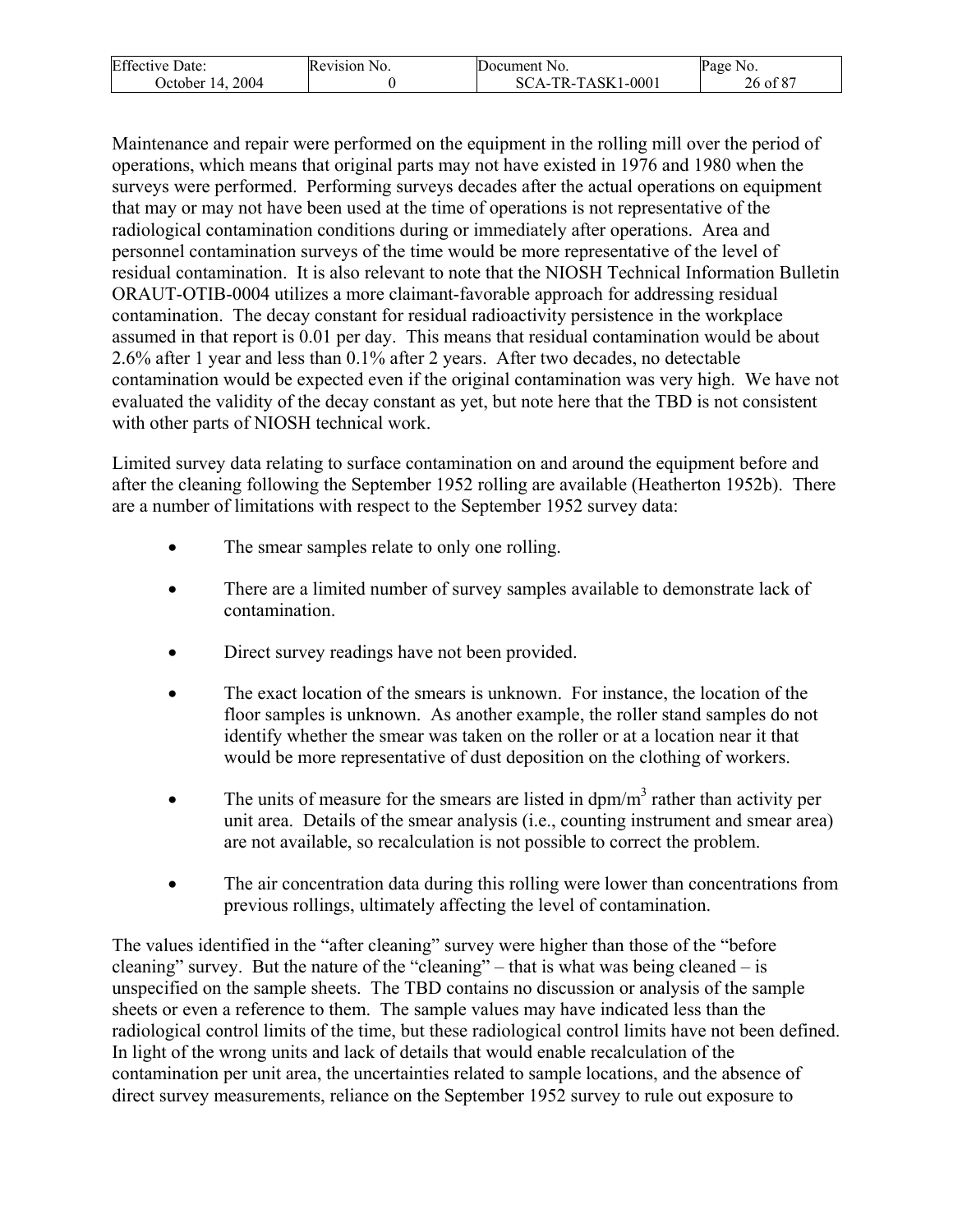Maintenance and repair were performed on the equipment in the rolling mill over the period of operations, which means that original parts may not have existed in 1976 and 1980 when the surveys were performed. Performing surveys decades after the actual operations on equipment that may or may not have been used at the time of operations is not representative of the radiological contamination conditions during or immediately after operations. Area and personnel contamination surveys of the time would be more representative of the level of residual contamination. It is also relevant to note that the NIOSH Technical Information Bulletin ORAUT-OTIB-0004 utilizes a more claimant-favorable approach for addressing residual contamination. The decay constant for residual radioactivity persistence in the workplace assumed in that report is 0.01 per day. This means that residual contamination would be about 2.6% after 1 year and less than 0.1% after 2 years. After two decades, no detectable contamination would be expected even if the original contamination was very high. We have not evaluated the validity of the decay constant as yet, but note here that the TBD is not consistent with other parts of NIOSH technical work.

Limited survey data relating to surface contamination on and around the equipment before and after the cleaning following the September 1952 rolling are available (Heatherton 1952b). There are a number of limitations with respect to the September 1952 survey data:

- The smear samples relate to only one rolling.
- There are a limited number of survey samples available to demonstrate lack of contamination.
- Direct survey readings have not been provided.
- The exact location of the smears is unknown. For instance, the location of the floor samples is unknown. As another example, the roller stand samples do not identify whether the smear was taken on the roller or at a location near it that would be more representative of dust deposition on the clothing of workers.
- The units of measure for the smears are listed in dpm/m$^3$ rather than activity per unit area. Details of the smear analysis (i.e., counting instrument and smear area) are not available, so recalculation is not possible to correct the problem.
- The air concentration data during this rolling were lower than concentrations from previous rollings, ultimately affecting the level of contamination.

The values identified in the "after cleaning" survey were higher than those of the "before cleaning" survey. But the nature of the "cleaning" – that is what was being cleaned – is unspecified on the sample sheets. The TBD contains no discussion or analysis of the sample sheets or even a reference to them. The sample values may have indicated less than the radiological control limits of the time, but these radiological control limits have not been defined. In light of the wrong units and lack of details that would enable recalculation of the contamination per unit area, the uncertainties related to sample locations, and the absence of direct survey measurements, reliance on the September 1952 survey to rule out exposure to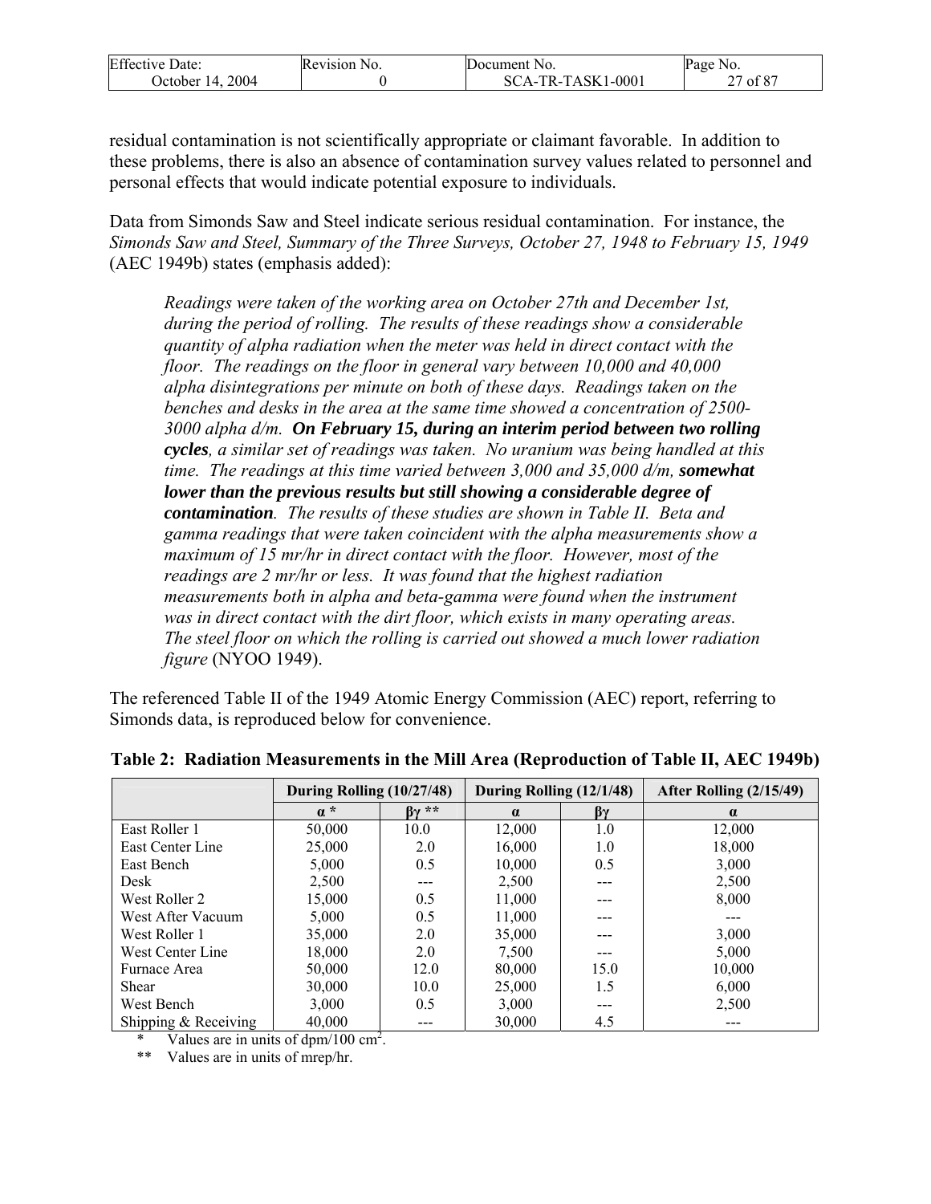residual contamination is not scientifically appropriate or claimant favorable. In addition to these problems, there is also an absence of contamination survey values related to personnel and personal effects that would indicate potential exposure to individuals.

Data from Simonds Saw and Steel indicate serious residual contamination. For instance, the *Simonds Saw and Steel, Summary of the Three Surveys, October 27, 1948 to February 15, 1949* (AEC 1949b) states (emphasis added):

> *Readings were taken of the working area on October 27th and December 1st, during the period of rolling. The results of these readings show a considerable quantity of alpha radiation when the meter was held in direct contact with the floor. The readings on the floor in general vary between 10,000 and 40,000 alpha disintegrations per minute on both of these days. Readings taken on the benches and desks in the area at the same time showed a concentration of 2500-3000 alpha d/m.* ***On February 15, during an interim period between two rolling cycles****, a similar set of readings was taken. No uranium was being handled at this time. The readings at this time varied between 3,000 and 35,000 d/m,* ***somewhat lower than the previous results but still showing a considerable degree of contamination****. The results of these studies are shown in Table II. Beta and gamma readings that were taken coincident with the alpha measurements show a maximum of 15 mr/hr in direct contact with the floor. However, most of the readings are 2 mr/hr or less. It was found that the highest radiation measurements both in alpha and beta-gamma were found when the instrument was in direct contact with the dirt floor, which exists in many operating areas. The steel floor on which the rolling is carried out showed a much lower radiation figure* (NYOO 1949).

The referenced Table II of the 1949 Atomic Energy Commission (AEC) report, referring to Simonds data, is reproduced below for convenience.

**Table 2: Radiation Measurements in the Mill Area (Reproduction of Table II, AEC 1949b)**

| | During Rolling (10/27/48) | | During Rolling (12/1/48) | | After Rolling (2/15/49) |
|---|---|---|---|---|---|
| | α * | βγ ** | α | βγ | α |
| East Roller 1 | 50,000 | 10.0 | 12,000 | 1.0 | 12,000 |
| East Center Line | 25,000 | 2.0 | 16,000 | 1.0 | 18,000 |
| East Bench | 5,000 | 0.5 | 10,000 | 0.5 | 3,000 |
| Desk | 2,500 | --- | 2,500 | --- | 2,500 |
| West Roller 2 | 15,000 | 0.5 | 11,000 | --- | 8,000 |
| West After Vacuum | 5,000 | 0.5 | 11,000 | --- | --- |
| West Roller 1 | 35,000 | 2.0 | 35,000 | --- | 3,000 |
| West Center Line | 18,000 | 2.0 | 7,500 | --- | 5,000 |
| Furnace Area | 50,000 | 12.0 | 80,000 | 15.0 | 10,000 |
| Shear | 30,000 | 10.0 | 25,000 | 1.5 | 6,000 |
| West Bench | 3,000 | 0.5 | 3,000 | --- | 2,500 |
| Shipping & Receiving | 40,000 | --- | 30,000 | 4.5 | --- |

\* Values are in units of dpm/100 $cm^2$.

\*\* Values are in units of mrep/hr.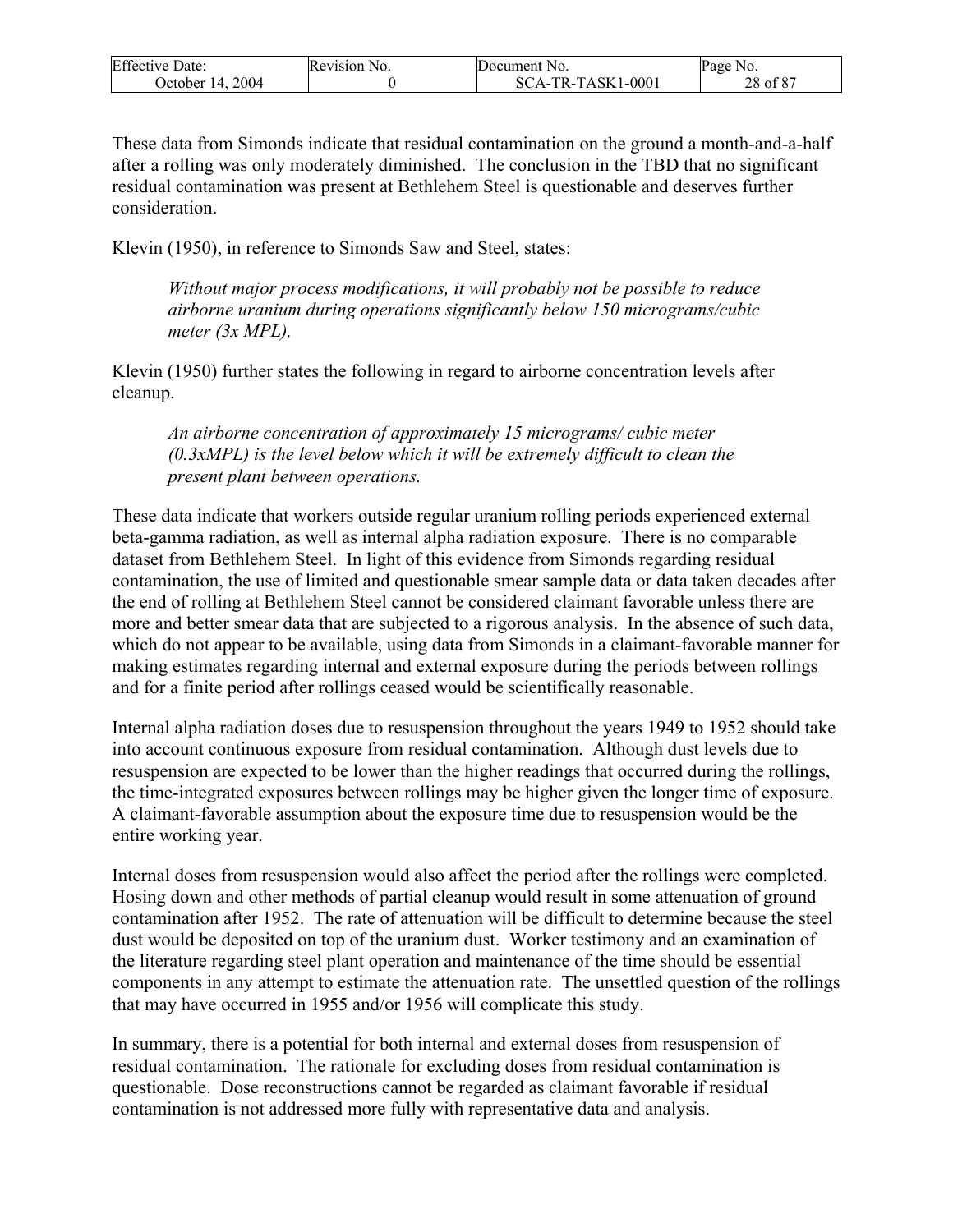These data from Simonds indicate that residual contamination on the ground a month-and-a-half after a rolling was only moderately diminished. The conclusion in the TBD that no significant residual contamination was present at Bethlehem Steel is questionable and deserves further consideration.

Klevin (1950), in reference to Simonds Saw and Steel, states:

> *Without major process modifications, it will probably not be possible to reduce airborne uranium during operations significantly below 150 micrograms/cubic meter (3x MPL).*

Klevin (1950) further states the following in regard to airborne concentration levels after cleanup.

> *An airborne concentration of approximately 15 micrograms/ cubic meter (0.3xMPL) is the level below which it will be extremely difficult to clean the present plant between operations.*

These data indicate that workers outside regular uranium rolling periods experienced external beta-gamma radiation, as well as internal alpha radiation exposure. There is no comparable dataset from Bethlehem Steel. In light of this evidence from Simonds regarding residual contamination, the use of limited and questionable smear sample data or data taken decades after the end of rolling at Bethlehem Steel cannot be considered claimant favorable unless there are more and better smear data that are subjected to a rigorous analysis. In the absence of such data, which do not appear to be available, using data from Simonds in a claimant-favorable manner for making estimates regarding internal and external exposure during the periods between rollings and for a finite period after rollings ceased would be scientifically reasonable.

Internal alpha radiation doses due to resuspension throughout the years 1949 to 1952 should take into account continuous exposure from residual contamination. Although dust levels due to resuspension are expected to be lower than the higher readings that occurred during the rollings, the time-integrated exposures between rollings may be higher given the longer time of exposure. A claimant-favorable assumption about the exposure time due to resuspension would be the entire working year.

Internal doses from resuspension would also affect the period after the rollings were completed. Hosing down and other methods of partial cleanup would result in some attenuation of ground contamination after 1952. The rate of attenuation will be difficult to determine because the steel dust would be deposited on top of the uranium dust. Worker testimony and an examination of the literature regarding steel plant operation and maintenance of the time should be essential components in any attempt to estimate the attenuation rate. The unsettled question of the rollings that may have occurred in 1955 and/or 1956 will complicate this study.

In summary, there is a potential for both internal and external doses from resuspension of residual contamination. The rationale for excluding doses from residual contamination is questionable. Dose reconstructions cannot be regarded as claimant favorable if residual contamination is not addressed more fully with representative data and analysis.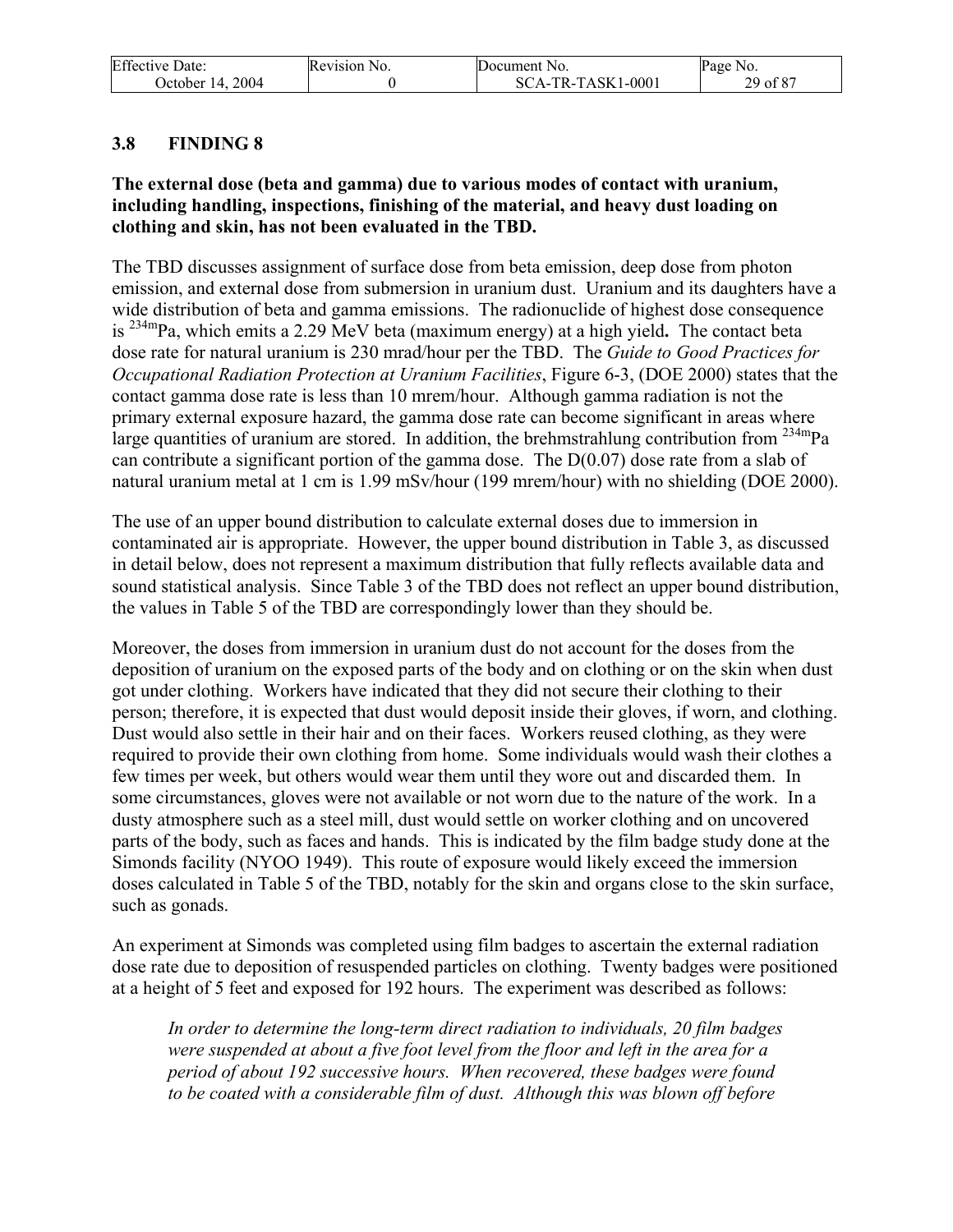### 3.8 FINDING 8

**The external dose (beta and gamma) due to various modes of contact with uranium, including handling, inspections, finishing of the material, and heavy dust loading on clothing and skin, has not been evaluated in the TBD.**

The TBD discusses assignment of surface dose from beta emission, deep dose from photon emission, and external dose from submersion in uranium dust. Uranium and its daughters have a wide distribution of beta and gamma emissions. The radionuclide of highest dose consequence is $^{234m}$Pa, which emits a 2.29 MeV beta (maximum energy) at a high yield**.** The contact beta dose rate for natural uranium is 230 mrad/hour per the TBD. The *Guide to Good Practices for Occupational Radiation Protection at Uranium Facilities*, Figure 6-3, (DOE 2000) states that the contact gamma dose rate is less than 10 mrem/hour. Although gamma radiation is not the primary external exposure hazard, the gamma dose rate can become significant in areas where large quantities of uranium are stored. In addition, the brehmstrahlung contribution from $^{234m}$Pa can contribute a significant portion of the gamma dose. The D(0.07) dose rate from a slab of natural uranium metal at 1 cm is 1.99 mSv/hour (199 mrem/hour) with no shielding (DOE 2000).

The use of an upper bound distribution to calculate external doses due to immersion in contaminated air is appropriate. However, the upper bound distribution in Table 3, as discussed in detail below, does not represent a maximum distribution that fully reflects available data and sound statistical analysis. Since Table 3 of the TBD does not reflect an upper bound distribution, the values in Table 5 of the TBD are correspondingly lower than they should be.

Moreover, the doses from immersion in uranium dust do not account for the doses from the deposition of uranium on the exposed parts of the body and on clothing or on the skin when dust got under clothing. Workers have indicated that they did not secure their clothing to their person; therefore, it is expected that dust would deposit inside their gloves, if worn, and clothing. Dust would also settle in their hair and on their faces. Workers reused clothing, as they were required to provide their own clothing from home. Some individuals would wash their clothes a few times per week, but others would wear them until they wore out and discarded them. In some circumstances, gloves were not available or not worn due to the nature of the work. In a dusty atmosphere such as a steel mill, dust would settle on worker clothing and on uncovered parts of the body, such as faces and hands. This is indicated by the film badge study done at the Simonds facility (NYOO 1949). This route of exposure would likely exceed the immersion doses calculated in Table 5 of the TBD, notably for the skin and organs close to the skin surface, such as gonads.

An experiment at Simonds was completed using film badges to ascertain the external radiation dose rate due to deposition of resuspended particles on clothing. Twenty badges were positioned at a height of 5 feet and exposed for 192 hours. The experiment was described as follows:

> *In order to determine the long-term direct radiation to individuals, 20 film badges were suspended at about a five foot level from the floor and left in the area for a period of about 192 successive hours. When recovered, these badges were found to be coated with a considerable film of dust. Although this was blown off before*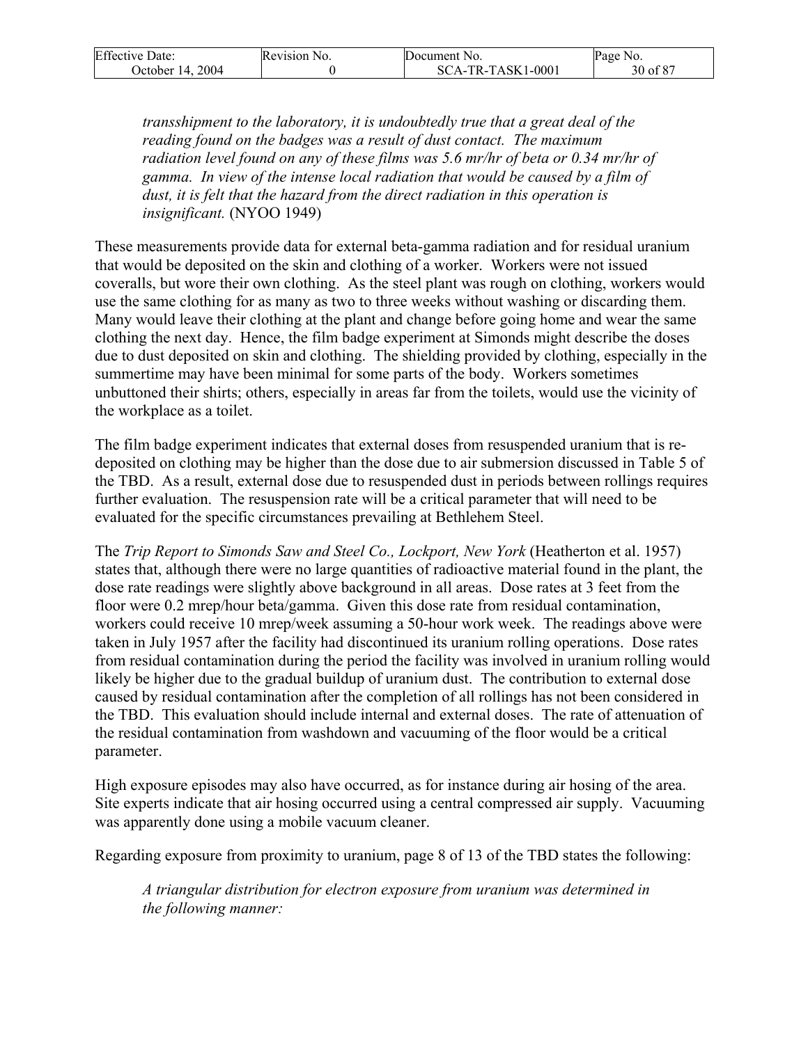*transshipment to the laboratory, it is undoubtedly true that a great deal of the reading found on the badges was a result of dust contact. The maximum radiation level found on any of these films was 5.6 mr/hr of beta or 0.34 mr/hr of gamma. In view of the intense local radiation that would be caused by a film of dust, it is felt that the hazard from the direct radiation in this operation is insignificant.* (NYOO 1949)

These measurements provide data for external beta-gamma radiation and for residual uranium that would be deposited on the skin and clothing of a worker. Workers were not issued coveralls, but wore their own clothing. As the steel plant was rough on clothing, workers would use the same clothing for as many as two to three weeks without washing or discarding them. Many would leave their clothing at the plant and change before going home and wear the same clothing the next day. Hence, the film badge experiment at Simonds might describe the doses due to dust deposited on skin and clothing. The shielding provided by clothing, especially in the summertime may have been minimal for some parts of the body. Workers sometimes unbuttoned their shirts; others, especially in areas far from the toilets, would use the vicinity of the workplace as a toilet.

The film badge experiment indicates that external doses from resuspended uranium that is re-deposited on clothing may be higher than the dose due to air submersion discussed in Table 5 of the TBD. As a result, external dose due to resuspended dust in periods between rollings requires further evaluation. The resuspension rate will be a critical parameter that will need to be evaluated for the specific circumstances prevailing at Bethlehem Steel.

The *Trip Report to Simonds Saw and Steel Co., Lockport, New York* (Heatherton et al. 1957) states that, although there were no large quantities of radioactive material found in the plant, the dose rate readings were slightly above background in all areas. Dose rates at 3 feet from the floor were 0.2 mrep/hour beta/gamma. Given this dose rate from residual contamination, workers could receive 10 mrep/week assuming a 50-hour work week. The readings above were taken in July 1957 after the facility had discontinued its uranium rolling operations. Dose rates from residual contamination during the period the facility was involved in uranium rolling would likely be higher due to the gradual buildup of uranium dust. The contribution to external dose caused by residual contamination after the completion of all rollings has not been considered in the TBD. This evaluation should include internal and external doses. The rate of attenuation of the residual contamination from washdown and vacuuming of the floor would be a critical parameter.

High exposure episodes may also have occurred, as for instance during air hosing of the area. Site experts indicate that air hosing occurred using a central compressed air supply. Vacuuming was apparently done using a mobile vacuum cleaner.

Regarding exposure from proximity to uranium, page 8 of 13 of the TBD states the following:

*A triangular distribution for electron exposure from uranium was determined in the following manner:*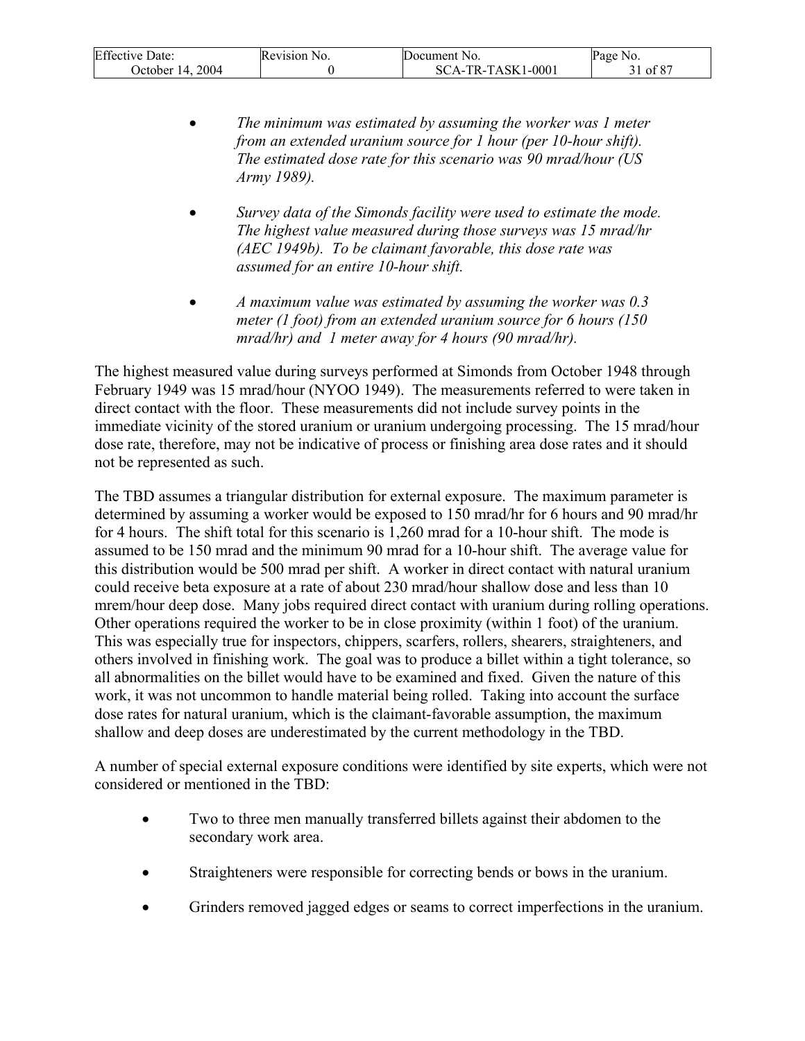- *The minimum was estimated by assuming the worker was 1 meter from an extended uranium source for 1 hour (per 10-hour shift). The estimated dose rate for this scenario was 90 mrad/hour (US Army 1989).*

- *Survey data of the Simonds facility were used to estimate the mode. The highest value measured during those surveys was 15 mrad/hr (AEC 1949b). To be claimant favorable, this dose rate was assumed for an entire 10-hour shift.*

- *A maximum value was estimated by assuming the worker was 0.3 meter (1 foot) from an extended uranium source for 6 hours (150 mrad/hr) and 1 meter away for 4 hours (90 mrad/hr).*

The highest measured value during surveys performed at Simonds from October 1948 through February 1949 was 15 mrad/hour (NYOO 1949). The measurements referred to were taken in direct contact with the floor. These measurements did not include survey points in the immediate vicinity of the stored uranium or uranium undergoing processing. The 15 mrad/hour dose rate, therefore, may not be indicative of process or finishing area dose rates and it should not be represented as such.

The TBD assumes a triangular distribution for external exposure. The maximum parameter is determined by assuming a worker would be exposed to 150 mrad/hr for 6 hours and 90 mrad/hr for 4 hours. The shift total for this scenario is 1,260 mrad for a 10-hour shift. The mode is assumed to be 150 mrad and the minimum 90 mrad for a 10-hour shift. The average value for this distribution would be 500 mrad per shift. A worker in direct contact with natural uranium could receive beta exposure at a rate of about 230 mrad/hour shallow dose and less than 10 mrem/hour deep dose. Many jobs required direct contact with uranium during rolling operations. Other operations required the worker to be in close proximity (within 1 foot) of the uranium. This was especially true for inspectors, chippers, scarfers, rollers, shearers, straighteners, and others involved in finishing work. The goal was to produce a billet within a tight tolerance, so all abnormalities on the billet would have to be examined and fixed. Given the nature of this work, it was not uncommon to handle material being rolled. Taking into account the surface dose rates for natural uranium, which is the claimant-favorable assumption, the maximum shallow and deep doses are underestimated by the current methodology in the TBD.

A number of special external exposure conditions were identified by site experts, which were not considered or mentioned in the TBD:

- Two to three men manually transferred billets against their abdomen to the secondary work area.
- Straighteners were responsible for correcting bends or bows in the uranium.
- Grinders removed jagged edges or seams to correct imperfections in the uranium.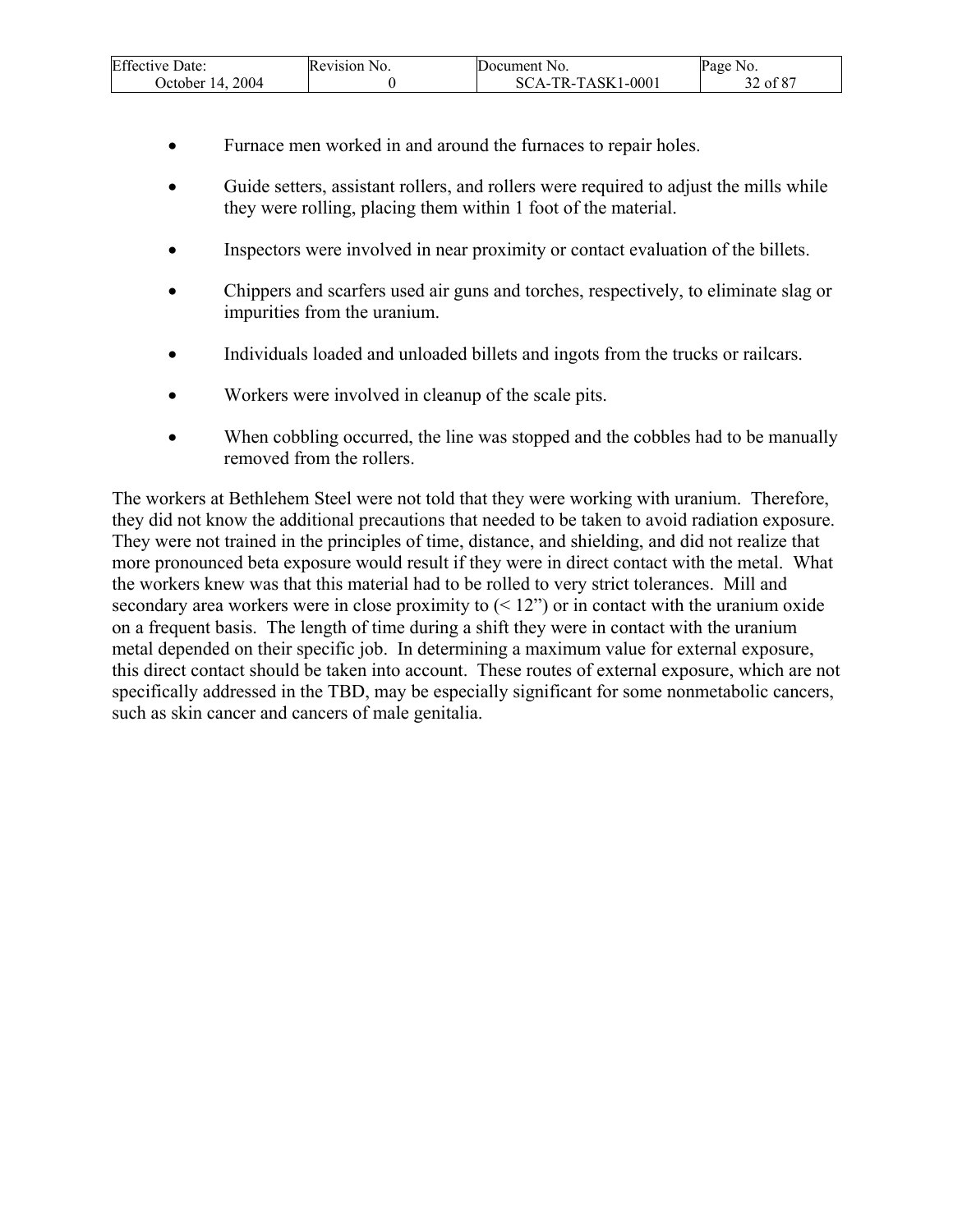- Furnace men worked in and around the furnaces to repair holes.
- Guide setters, assistant rollers, and rollers were required to adjust the mills while they were rolling, placing them within 1 foot of the material.
- Inspectors were involved in near proximity or contact evaluation of the billets.
- Chippers and scarfers used air guns and torches, respectively, to eliminate slag or impurities from the uranium.
- Individuals loaded and unloaded billets and ingots from the trucks or railcars.
- Workers were involved in cleanup of the scale pits.
- When cobbling occurred, the line was stopped and the cobbles had to be manually removed from the rollers.

The workers at Bethlehem Steel were not told that they were working with uranium. Therefore, they did not know the additional precautions that needed to be taken to avoid radiation exposure. They were not trained in the principles of time, distance, and shielding, and did not realize that more pronounced beta exposure would result if they were in direct contact with the metal. What the workers knew was that this material had to be rolled to very strict tolerances. Mill and secondary area workers were in close proximity to (< 12") or in contact with the uranium oxide on a frequent basis. The length of time during a shift they were in contact with the uranium metal depended on their specific job. In determining a maximum value for external exposure, this direct contact should be taken into account. These routes of external exposure, which are not specifically addressed in the TBD, may be especially significant for some nonmetabolic cancers, such as skin cancer and cancers of male genitalia.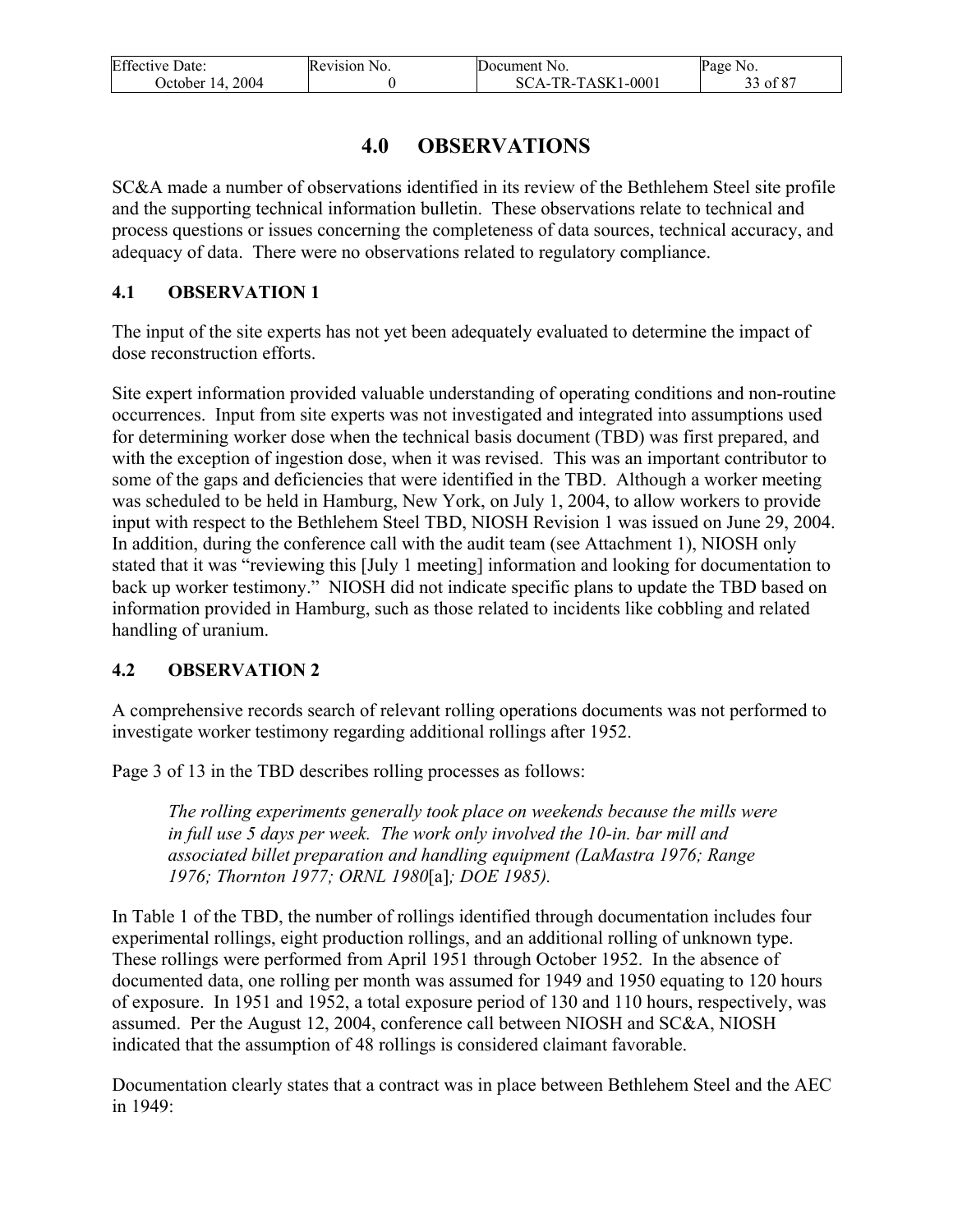# 4.0 OBSERVATIONS

SC&A made a number of observations identified in its review of the Bethlehem Steel site profile and the supporting technical information bulletin. These observations relate to technical and process questions or issues concerning the completeness of data sources, technical accuracy, and adequacy of data. There were no observations related to regulatory compliance.

## 4.1 OBSERVATION 1

The input of the site experts has not yet been adequately evaluated to determine the impact of dose reconstruction efforts.

Site expert information provided valuable understanding of operating conditions and non-routine occurrences. Input from site experts was not investigated and integrated into assumptions used for determining worker dose when the technical basis document (TBD) was first prepared, and with the exception of ingestion dose, when it was revised. This was an important contributor to some of the gaps and deficiencies that were identified in the TBD. Although a worker meeting was scheduled to be held in Hamburg, New York, on July 1, 2004, to allow workers to provide input with respect to the Bethlehem Steel TBD, NIOSH Revision 1 was issued on June 29, 2004. In addition, during the conference call with the audit team (see Attachment 1), NIOSH only stated that it was "reviewing this [July 1 meeting] information and looking for documentation to back up worker testimony." NIOSH did not indicate specific plans to update the TBD based on information provided in Hamburg, such as those related to incidents like cobbling and related handling of uranium.

## 4.2 OBSERVATION 2

A comprehensive records search of relevant rolling operations documents was not performed to investigate worker testimony regarding additional rollings after 1952.

Page 3 of 13 in the TBD describes rolling processes as follows:

> *The rolling experiments generally took place on weekends because the mills were in full use 5 days per week. The work only involved the 10-in. bar mill and associated billet preparation and handling equipment (LaMastra 1976; Range 1976; Thornton 1977; ORNL 1980*[a]*; DOE 1985).*

In Table 1 of the TBD, the number of rollings identified through documentation includes four experimental rollings, eight production rollings, and an additional rolling of unknown type. These rollings were performed from April 1951 through October 1952. In the absence of documented data, one rolling per month was assumed for 1949 and 1950 equating to 120 hours of exposure. In 1951 and 1952, a total exposure period of 130 and 110 hours, respectively, was assumed. Per the August 12, 2004, conference call between NIOSH and SC&A, NIOSH indicated that the assumption of 48 rollings is considered claimant favorable.

Documentation clearly states that a contract was in place between Bethlehem Steel and the AEC in 1949: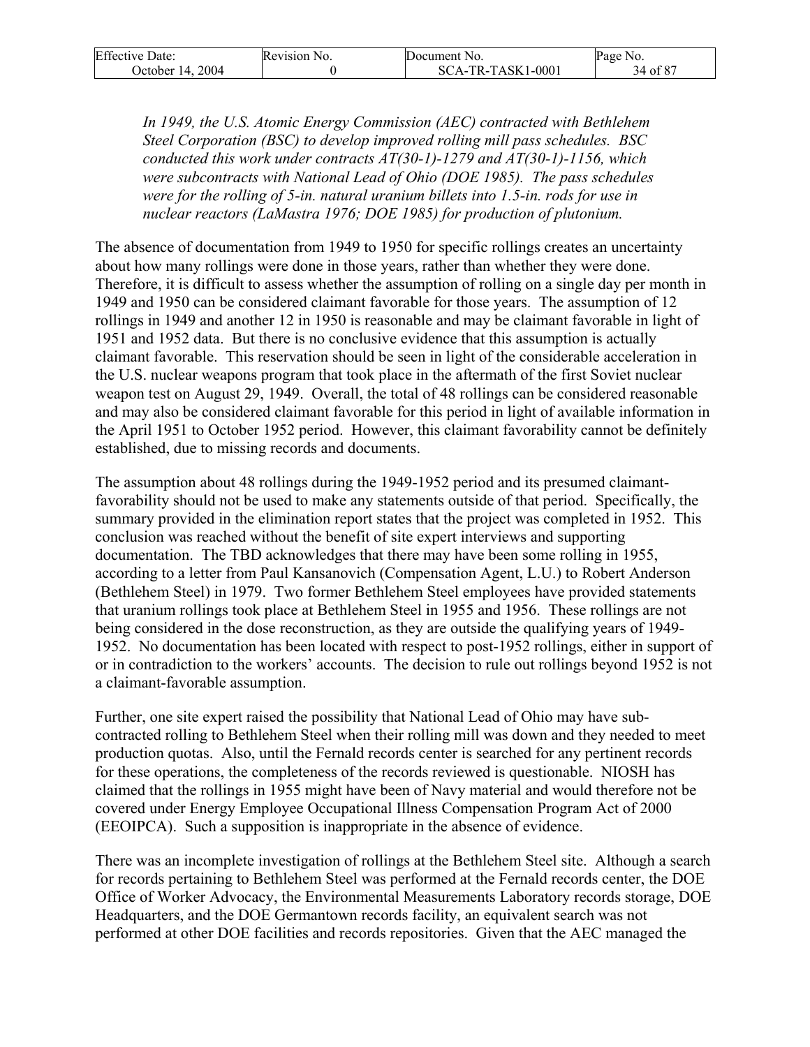*In 1949, the U.S. Atomic Energy Commission (AEC) contracted with Bethlehem Steel Corporation (BSC) to develop improved rolling mill pass schedules. BSC conducted this work under contracts AT(30-1)-1279 and AT(30-1)-1156, which were subcontracts with National Lead of Ohio (DOE 1985). The pass schedules were for the rolling of 5-in. natural uranium billets into 1.5-in. rods for use in nuclear reactors (LaMastra 1976; DOE 1985) for production of plutonium.*

The absence of documentation from 1949 to 1950 for specific rollings creates an uncertainty about how many rollings were done in those years, rather than whether they were done. Therefore, it is difficult to assess whether the assumption of rolling on a single day per month in 1949 and 1950 can be considered claimant favorable for those years. The assumption of 12 rollings in 1949 and another 12 in 1950 is reasonable and may be claimant favorable in light of 1951 and 1952 data. But there is no conclusive evidence that this assumption is actually claimant favorable. This reservation should be seen in light of the considerable acceleration in the U.S. nuclear weapons program that took place in the aftermath of the first Soviet nuclear weapon test on August 29, 1949. Overall, the total of 48 rollings can be considered reasonable and may also be considered claimant favorable for this period in light of available information in the April 1951 to October 1952 period. However, this claimant favorability cannot be definitely established, due to missing records and documents.

The assumption about 48 rollings during the 1949-1952 period and its presumed claimant-favorability should not be used to make any statements outside of that period. Specifically, the summary provided in the elimination report states that the project was completed in 1952. This conclusion was reached without the benefit of site expert interviews and supporting documentation. The TBD acknowledges that there may have been some rolling in 1955, according to a letter from Paul Kansanovich (Compensation Agent, L.U.) to Robert Anderson (Bethlehem Steel) in 1979. Two former Bethlehem Steel employees have provided statements that uranium rollings took place at Bethlehem Steel in 1955 and 1956. These rollings are not being considered in the dose reconstruction, as they are outside the qualifying years of 1949-1952. No documentation has been located with respect to post-1952 rollings, either in support of or in contradiction to the workers' accounts. The decision to rule out rollings beyond 1952 is not a claimant-favorable assumption.

Further, one site expert raised the possibility that National Lead of Ohio may have sub-contracted rolling to Bethlehem Steel when their rolling mill was down and they needed to meet production quotas. Also, until the Fernald records center is searched for any pertinent records for these operations, the completeness of the records reviewed is questionable. NIOSH has claimed that the rollings in 1955 might have been of Navy material and would therefore not be covered under Energy Employee Occupational Illness Compensation Program Act of 2000 (EEOIPCA). Such a supposition is inappropriate in the absence of evidence.

There was an incomplete investigation of rollings at the Bethlehem Steel site. Although a search for records pertaining to Bethlehem Steel was performed at the Fernald records center, the DOE Office of Worker Advocacy, the Environmental Measurements Laboratory records storage, DOE Headquarters, and the DOE Germantown records facility, an equivalent search was not performed at other DOE facilities and records repositories. Given that the AEC managed the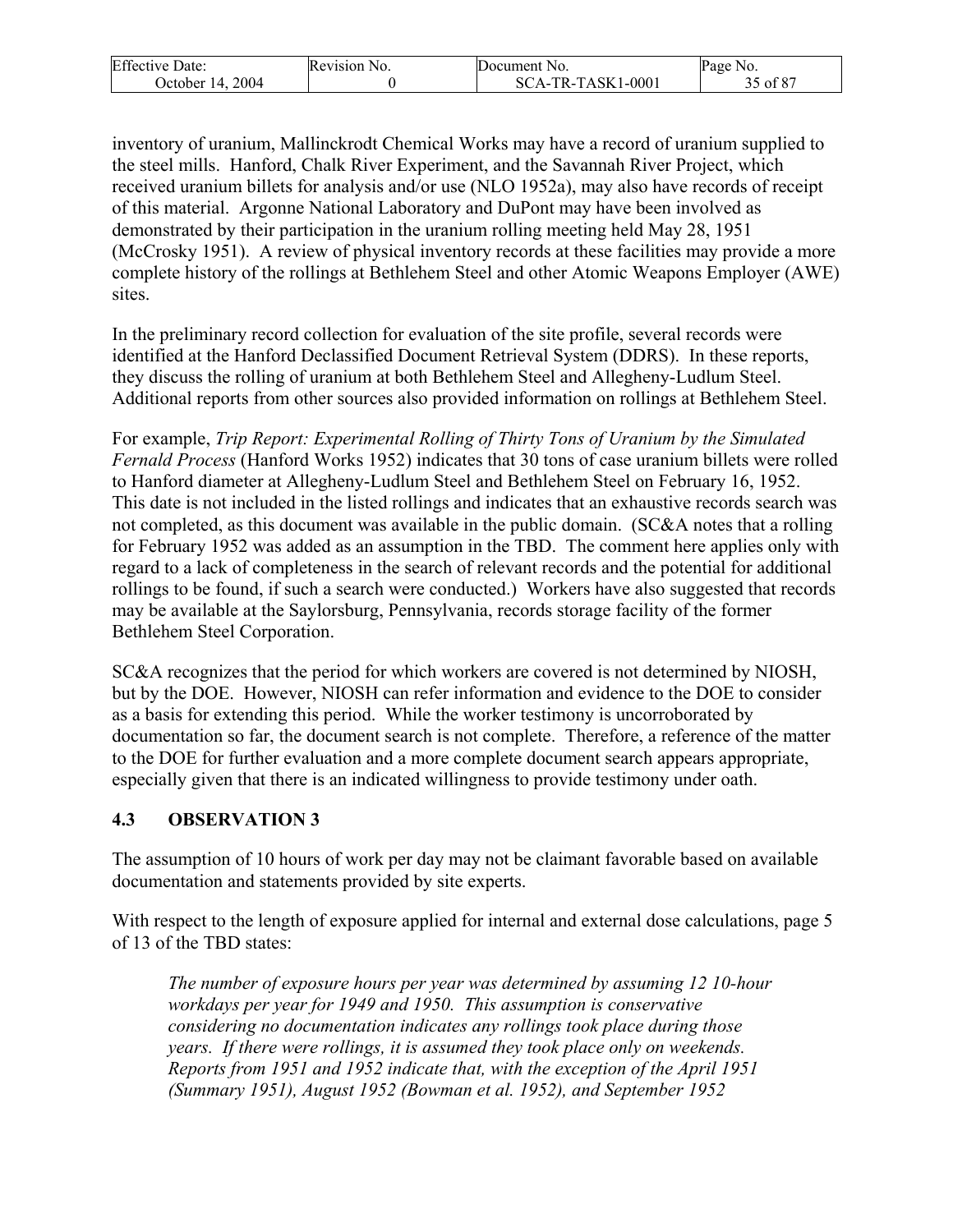inventory of uranium, Mallinckrodt Chemical Works may have a record of uranium supplied to the steel mills. Hanford, Chalk River Experiment, and the Savannah River Project, which received uranium billets for analysis and/or use (NLO 1952a), may also have records of receipt of this material. Argonne National Laboratory and DuPont may have been involved as demonstrated by their participation in the uranium rolling meeting held May 28, 1951 (McCrosky 1951). A review of physical inventory records at these facilities may provide a more complete history of the rollings at Bethlehem Steel and other Atomic Weapons Employer (AWE) sites.

In the preliminary record collection for evaluation of the site profile, several records were identified at the Hanford Declassified Document Retrieval System (DDRS). In these reports, they discuss the rolling of uranium at both Bethlehem Steel and Allegheny-Ludlum Steel. Additional reports from other sources also provided information on rollings at Bethlehem Steel.

For example, *Trip Report: Experimental Rolling of Thirty Tons of Uranium by the Simulated Fernald Process* (Hanford Works 1952) indicates that 30 tons of case uranium billets were rolled to Hanford diameter at Allegheny-Ludlum Steel and Bethlehem Steel on February 16, 1952. This date is not included in the listed rollings and indicates that an exhaustive records search was not completed, as this document was available in the public domain. (SC&A notes that a rolling for February 1952 was added as an assumption in the TBD. The comment here applies only with regard to a lack of completeness in the search of relevant records and the potential for additional rollings to be found, if such a search were conducted.) Workers have also suggested that records may be available at the Saylorsburg, Pennsylvania, records storage facility of the former Bethlehem Steel Corporation.

SC&A recognizes that the period for which workers are covered is not determined by NIOSH, but by the DOE. However, NIOSH can refer information and evidence to the DOE to consider as a basis for extending this period. While the worker testimony is uncorroborated by documentation so far, the document search is not complete. Therefore, a reference of the matter to the DOE for further evaluation and a more complete document search appears appropriate, especially given that there is an indicated willingness to provide testimony under oath.

### 4.3 OBSERVATION 3

The assumption of 10 hours of work per day may not be claimant favorable based on available documentation and statements provided by site experts.

With respect to the length of exposure applied for internal and external dose calculations, page 5 of 13 of the TBD states:

> *The number of exposure hours per year was determined by assuming 12 10-hour workdays per year for 1949 and 1950. This assumption is conservative considering no documentation indicates any rollings took place during those years. If there were rollings, it is assumed they took place only on weekends. Reports from 1951 and 1952 indicate that, with the exception of the April 1951 (Summary 1951), August 1952 (Bowman et al. 1952), and September 1952*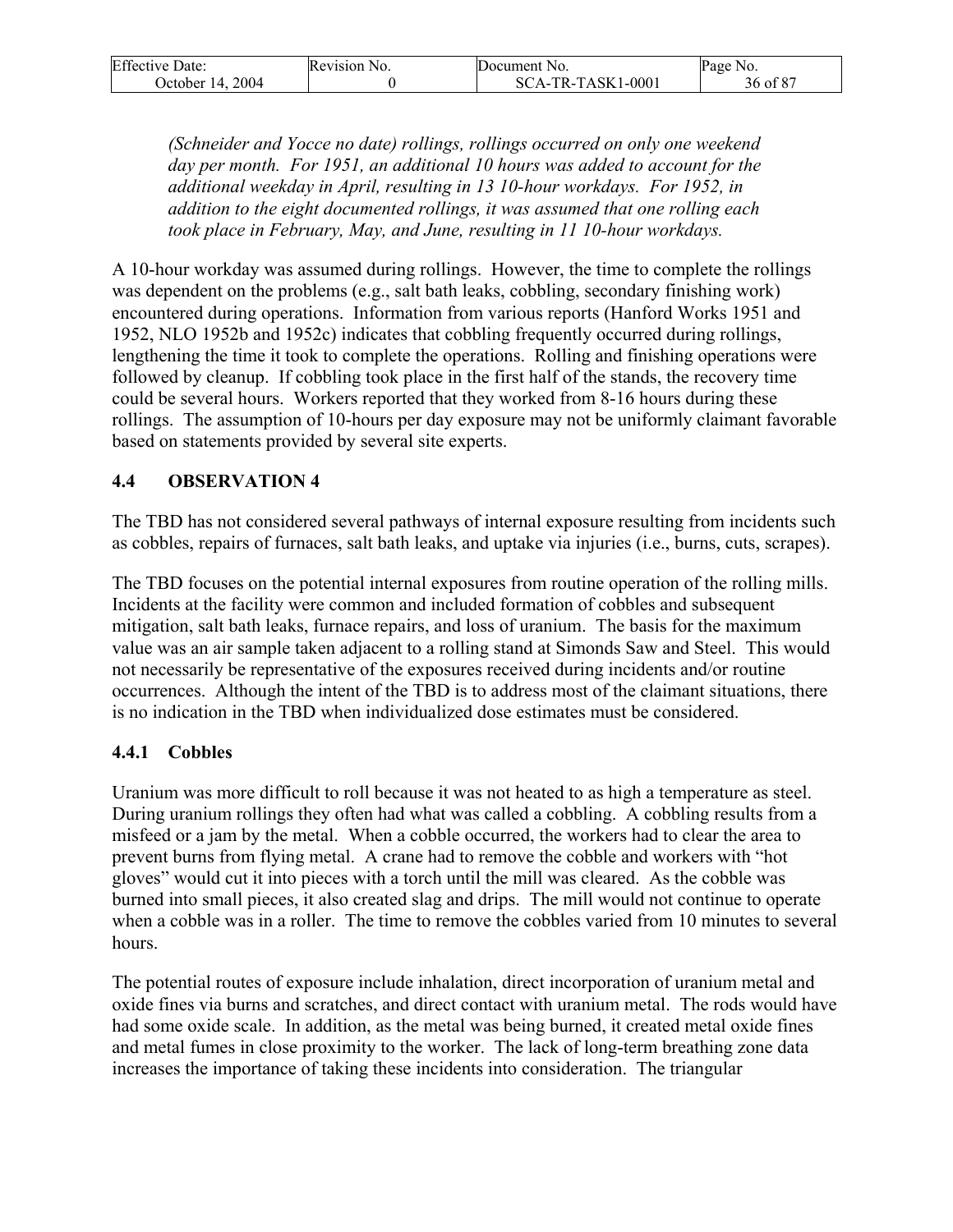*(Schneider and Yocce no date) rollings, rollings occurred on only one weekend day per month. For 1951, an additional 10 hours was added to account for the additional weekday in April, resulting in 13 10-hour workdays. For 1952, in addition to the eight documented rollings, it was assumed that one rolling each took place in February, May, and June, resulting in 11 10-hour workdays.*

A 10-hour workday was assumed during rollings. However, the time to complete the rollings was dependent on the problems (e.g., salt bath leaks, cobbling, secondary finishing work) encountered during operations. Information from various reports (Hanford Works 1951 and 1952, NLO 1952b and 1952c) indicates that cobbling frequently occurred during rollings, lengthening the time it took to complete the operations. Rolling and finishing operations were followed by cleanup. If cobbling took place in the first half of the stands, the recovery time could be several hours. Workers reported that they worked from 8-16 hours during these rollings. The assumption of 10-hours per day exposure may not be uniformly claimant favorable based on statements provided by several site experts.

## 4.4 OBSERVATION 4

The TBD has not considered several pathways of internal exposure resulting from incidents such as cobbles, repairs of furnaces, salt bath leaks, and uptake via injuries (i.e., burns, cuts, scrapes).

The TBD focuses on the potential internal exposures from routine operation of the rolling mills. Incidents at the facility were common and included formation of cobbles and subsequent mitigation, salt bath leaks, furnace repairs, and loss of uranium. The basis for the maximum value was an air sample taken adjacent to a rolling stand at Simonds Saw and Steel. This would not necessarily be representative of the exposures received during incidents and/or routine occurrences. Although the intent of the TBD is to address most of the claimant situations, there is no indication in the TBD when individualized dose estimates must be considered.

### 4.4.1 Cobbles

Uranium was more difficult to roll because it was not heated to as high a temperature as steel. During uranium rollings they often had what was called a cobbling. A cobbling results from a misfeed or a jam by the metal. When a cobble occurred, the workers had to clear the area to prevent burns from flying metal. A crane had to remove the cobble and workers with "hot gloves" would cut it into pieces with a torch until the mill was cleared. As the cobble was burned into small pieces, it also created slag and drips. The mill would not continue to operate when a cobble was in a roller. The time to remove the cobbles varied from 10 minutes to several hours.

The potential routes of exposure include inhalation, direct incorporation of uranium metal and oxide fines via burns and scratches, and direct contact with uranium metal. The rods would have had some oxide scale. In addition, as the metal was being burned, it created metal oxide fines and metal fumes in close proximity to the worker. The lack of long-term breathing zone data increases the importance of taking these incidents into consideration. The triangular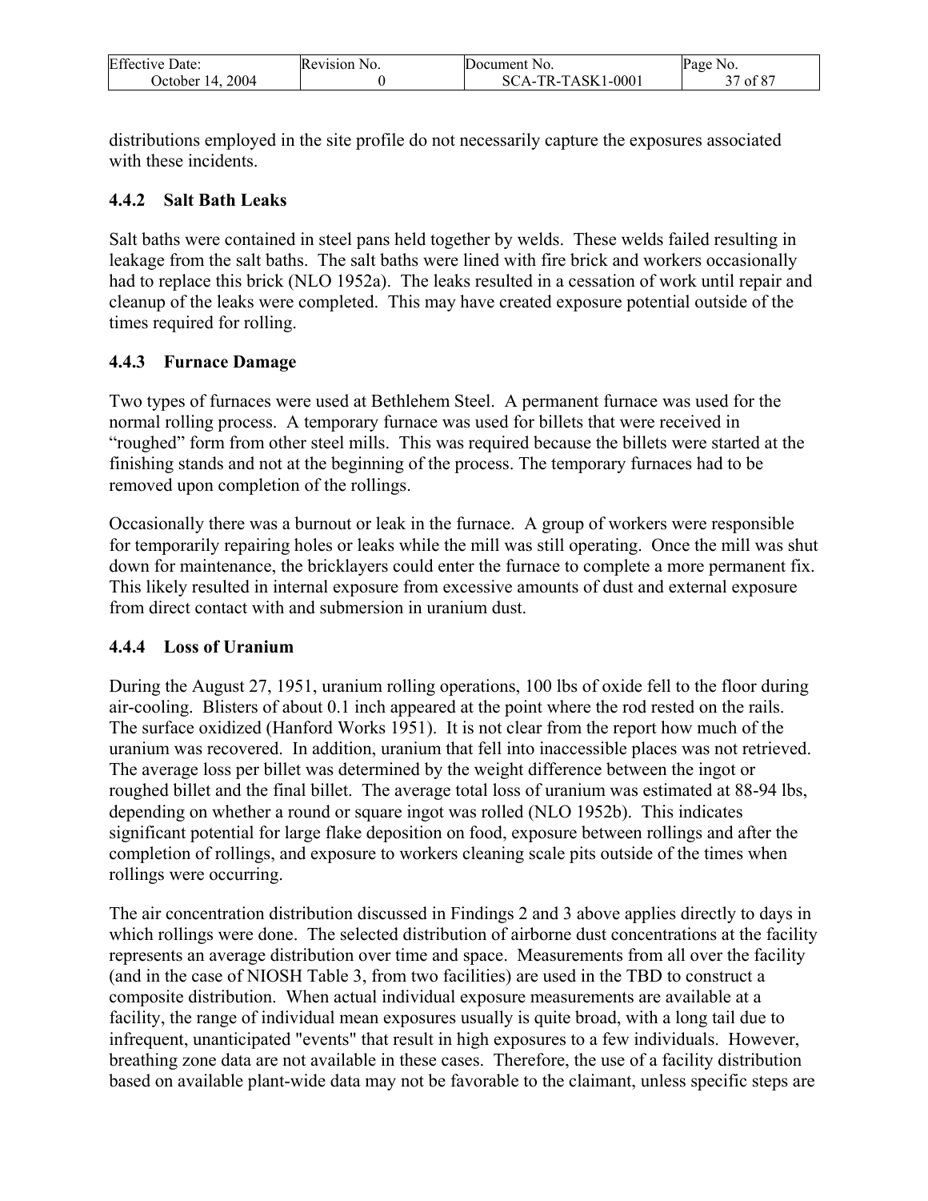distributions employed in the site profile do not necessarily capture the exposures associated with these incidents.

### 4.4.2 Salt Bath Leaks

Salt baths were contained in steel pans held together by welds. These welds failed resulting in leakage from the salt baths. The salt baths were lined with fire brick and workers occasionally had to replace this brick (NLO 1952a). The leaks resulted in a cessation of work until repair and cleanup of the leaks were completed. This may have created exposure potential outside of the times required for rolling.

### 4.4.3 Furnace Damage

Two types of furnaces were used at Bethlehem Steel. A permanent furnace was used for the normal rolling process. A temporary furnace was used for billets that were received in "roughed" form from other steel mills. This was required because the billets were started at the finishing stands and not at the beginning of the process. The temporary furnaces had to be removed upon completion of the rollings.

Occasionally there was a burnout or leak in the furnace. A group of workers were responsible for temporarily repairing holes or leaks while the mill was still operating. Once the mill was shut down for maintenance, the bricklayers could enter the furnace to complete a more permanent fix. This likely resulted in internal exposure from excessive amounts of dust and external exposure from direct contact with and submersion in uranium dust.

### 4.4.4 Loss of Uranium

During the August 27, 1951, uranium rolling operations, 100 lbs of oxide fell to the floor during air-cooling. Blisters of about 0.1 inch appeared at the point where the rod rested on the rails. The surface oxidized (Hanford Works 1951). It is not clear from the report how much of the uranium was recovered. In addition, uranium that fell into inaccessible places was not retrieved. The average loss per billet was determined by the weight difference between the ingot or roughed billet and the final billet. The average total loss of uranium was estimated at 88-94 lbs, depending on whether a round or square ingot was rolled (NLO 1952b). This indicates significant potential for large flake deposition on food, exposure between rollings and after the completion of rollings, and exposure to workers cleaning scale pits outside of the times when rollings were occurring.

The air concentration distribution discussed in Findings 2 and 3 above applies directly to days in which rollings were done. The selected distribution of airborne dust concentrations at the facility represents an average distribution over time and space. Measurements from all over the facility (and in the case of NIOSH Table 3, from two facilities) are used in the TBD to construct a composite distribution. When actual individual exposure measurements are available at a facility, the range of individual mean exposures usually is quite broad, with a long tail due to infrequent, unanticipated "events" that result in high exposures to a few individuals. However, breathing zone data are not available in these cases. Therefore, the use of a facility distribution based on available plant-wide data may not be favorable to the claimant, unless specific steps are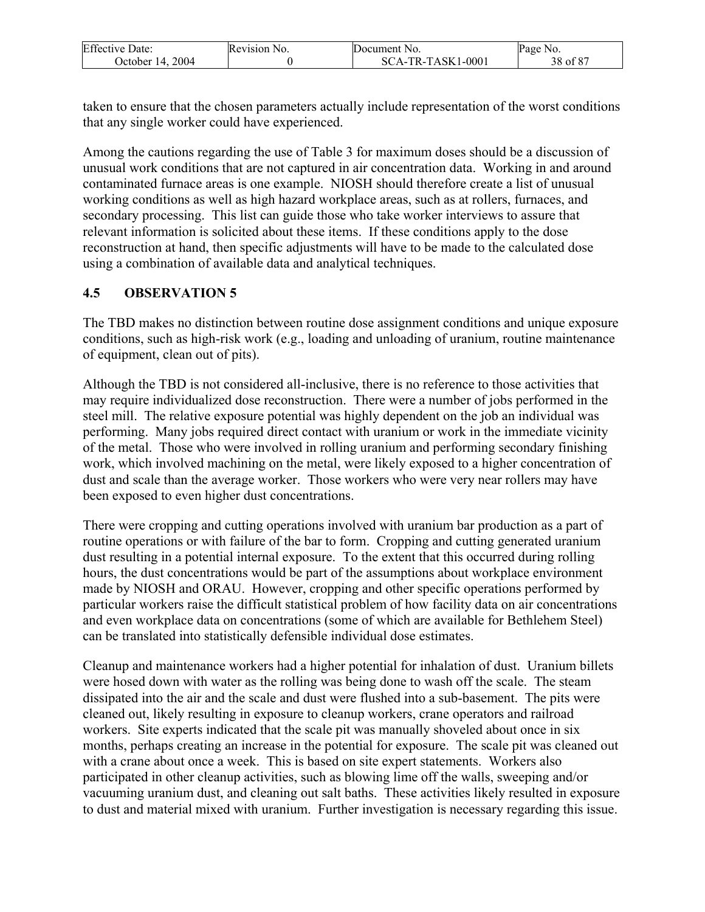taken to ensure that the chosen parameters actually include representation of the worst conditions that any single worker could have experienced.

Among the cautions regarding the use of Table 3 for maximum doses should be a discussion of unusual work conditions that are not captured in air concentration data. Working in and around contaminated furnace areas is one example. NIOSH should therefore create a list of unusual working conditions as well as high hazard workplace areas, such as at rollers, furnaces, and secondary processing. This list can guide those who take worker interviews to assure that relevant information is solicited about these items. If these conditions apply to the dose reconstruction at hand, then specific adjustments will have to be made to the calculated dose using a combination of available data and analytical techniques.

## 4.5 OBSERVATION 5

The TBD makes no distinction between routine dose assignment conditions and unique exposure conditions, such as high-risk work (e.g., loading and unloading of uranium, routine maintenance of equipment, clean out of pits).

Although the TBD is not considered all-inclusive, there is no reference to those activities that may require individualized dose reconstruction. There were a number of jobs performed in the steel mill. The relative exposure potential was highly dependent on the job an individual was performing. Many jobs required direct contact with uranium or work in the immediate vicinity of the metal. Those who were involved in rolling uranium and performing secondary finishing work, which involved machining on the metal, were likely exposed to a higher concentration of dust and scale than the average worker. Those workers who were very near rollers may have been exposed to even higher dust concentrations.

There were cropping and cutting operations involved with uranium bar production as a part of routine operations or with failure of the bar to form. Cropping and cutting generated uranium dust resulting in a potential internal exposure. To the extent that this occurred during rolling hours, the dust concentrations would be part of the assumptions about workplace environment made by NIOSH and ORAU. However, cropping and other specific operations performed by particular workers raise the difficult statistical problem of how facility data on air concentrations and even workplace data on concentrations (some of which are available for Bethlehem Steel) can be translated into statistically defensible individual dose estimates.

Cleanup and maintenance workers had a higher potential for inhalation of dust. Uranium billets were hosed down with water as the rolling was being done to wash off the scale. The steam dissipated into the air and the scale and dust were flushed into a sub-basement. The pits were cleaned out, likely resulting in exposure to cleanup workers, crane operators and railroad workers. Site experts indicated that the scale pit was manually shoveled about once in six months, perhaps creating an increase in the potential for exposure. The scale pit was cleaned out with a crane about once a week. This is based on site expert statements. Workers also participated in other cleanup activities, such as blowing lime off the walls, sweeping and/or vacuuming uranium dust, and cleaning out salt baths. These activities likely resulted in exposure to dust and material mixed with uranium. Further investigation is necessary regarding this issue.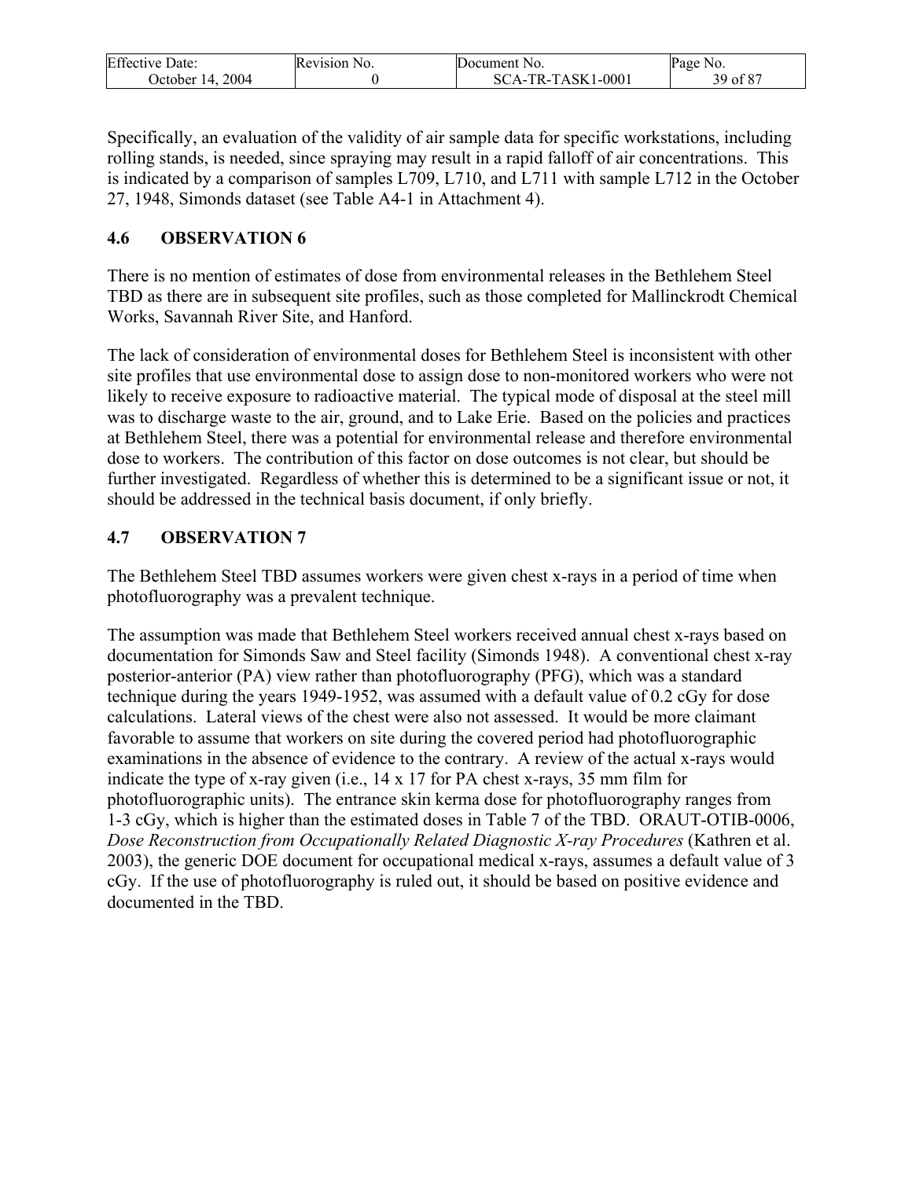Specifically, an evaluation of the validity of air sample data for specific workstations, including rolling stands, is needed, since spraying may result in a rapid falloff of air concentrations. This is indicated by a comparison of samples L709, L710, and L711 with sample L712 in the October 27, 1948, Simonds dataset (see Table A4-1 in Attachment 4).

## 4.6 OBSERVATION 6

There is no mention of estimates of dose from environmental releases in the Bethlehem Steel TBD as there are in subsequent site profiles, such as those completed for Mallinckrodt Chemical Works, Savannah River Site, and Hanford.

The lack of consideration of environmental doses for Bethlehem Steel is inconsistent with other site profiles that use environmental dose to assign dose to non-monitored workers who were not likely to receive exposure to radioactive material. The typical mode of disposal at the steel mill was to discharge waste to the air, ground, and to Lake Erie. Based on the policies and practices at Bethlehem Steel, there was a potential for environmental release and therefore environmental dose to workers. The contribution of this factor on dose outcomes is not clear, but should be further investigated. Regardless of whether this is determined to be a significant issue or not, it should be addressed in the technical basis document, if only briefly.

## 4.7 OBSERVATION 7

The Bethlehem Steel TBD assumes workers were given chest x-rays in a period of time when photofluorography was a prevalent technique.

The assumption was made that Bethlehem Steel workers received annual chest x-rays based on documentation for Simonds Saw and Steel facility (Simonds 1948). A conventional chest x-ray posterior-anterior (PA) view rather than photofluorography (PFG), which was a standard technique during the years 1949-1952, was assumed with a default value of 0.2 cGy for dose calculations. Lateral views of the chest were also not assessed. It would be more claimant favorable to assume that workers on site during the covered period had photofluorographic examinations in the absence of evidence to the contrary. A review of the actual x-rays would indicate the type of x-ray given (i.e., 14 x 17 for PA chest x-rays, 35 mm film for photofluorographic units). The entrance skin kerma dose for photofluorography ranges from 1-3 cGy, which is higher than the estimated doses in Table 7 of the TBD. ORAUT-OTIB-0006, *Dose Reconstruction from Occupationally Related Diagnostic X-ray Procedures* (Kathren et al. 2003), the generic DOE document for occupational medical x-rays, assumes a default value of 3 cGy. If the use of photofluorography is ruled out, it should be based on positive evidence and documented in the TBD.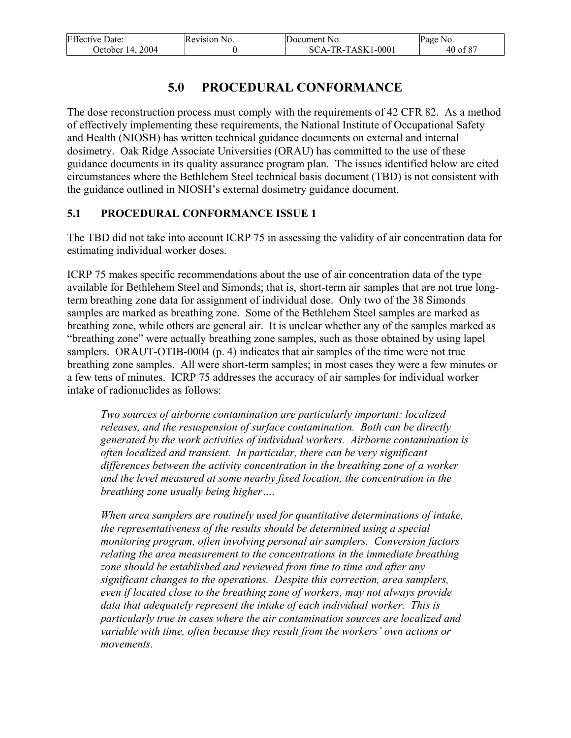# 5.0 PROCEDURAL CONFORMANCE

The dose reconstruction process must comply with the requirements of 42 CFR 82. As a method of effectively implementing these requirements, the National Institute of Occupational Safety and Health (NIOSH) has written technical guidance documents on external and internal dosimetry. Oak Ridge Associate Universities (ORAU) has committed to the use of these guidance documents in its quality assurance program plan. The issues identified below are cited circumstances where the Bethlehem Steel technical basis document (TBD) is not consistent with the guidance outlined in NIOSH's external dosimetry guidance document.

## 5.1 PROCEDURAL CONFORMANCE ISSUE 1

The TBD did not take into account ICRP 75 in assessing the validity of air concentration data for estimating individual worker doses.

ICRP 75 makes specific recommendations about the use of air concentration data of the type available for Bethlehem Steel and Simonds; that is, short-term air samples that are not true long-term breathing zone data for assignment of individual dose. Only two of the 38 Simonds samples are marked as breathing zone. Some of the Bethlehem Steel samples are marked as breathing zone, while others are general air. It is unclear whether any of the samples marked as "breathing zone" were actually breathing zone samples, such as those obtained by using lapel samplers. ORAUT-OTIB-0004 (p. 4) indicates that air samples of the time were not true breathing zone samples. All were short-term samples; in most cases they were a few minutes or a few tens of minutes. ICRP 75 addresses the accuracy of air samples for individual worker intake of radionuclides as follows:

> *Two sources of airborne contamination are particularly important: localized releases, and the resuspension of surface contamination. Both can be directly generated by the work activities of individual workers. Airborne contamination is often localized and transient. In particular, there can be very significant differences between the activity concentration in the breathing zone of a worker and the level measured at some nearby fixed location, the concentration in the breathing zone usually being higher….*
>
> *When area samplers are routinely used for quantitative determinations of intake, the representativeness of the results should be determined using a special monitoring program, often involving personal air samplers. Conversion factors relating the area measurement to the concentrations in the immediate breathing zone should be established and reviewed from time to time and after any significant changes to the operations. Despite this correction, area samplers, even if located close to the breathing zone of workers, may not always provide data that adequately represent the intake of each individual worker. This is particularly true in cases where the air contamination sources are localized and variable with time, often because they result from the workers' own actions or movements.*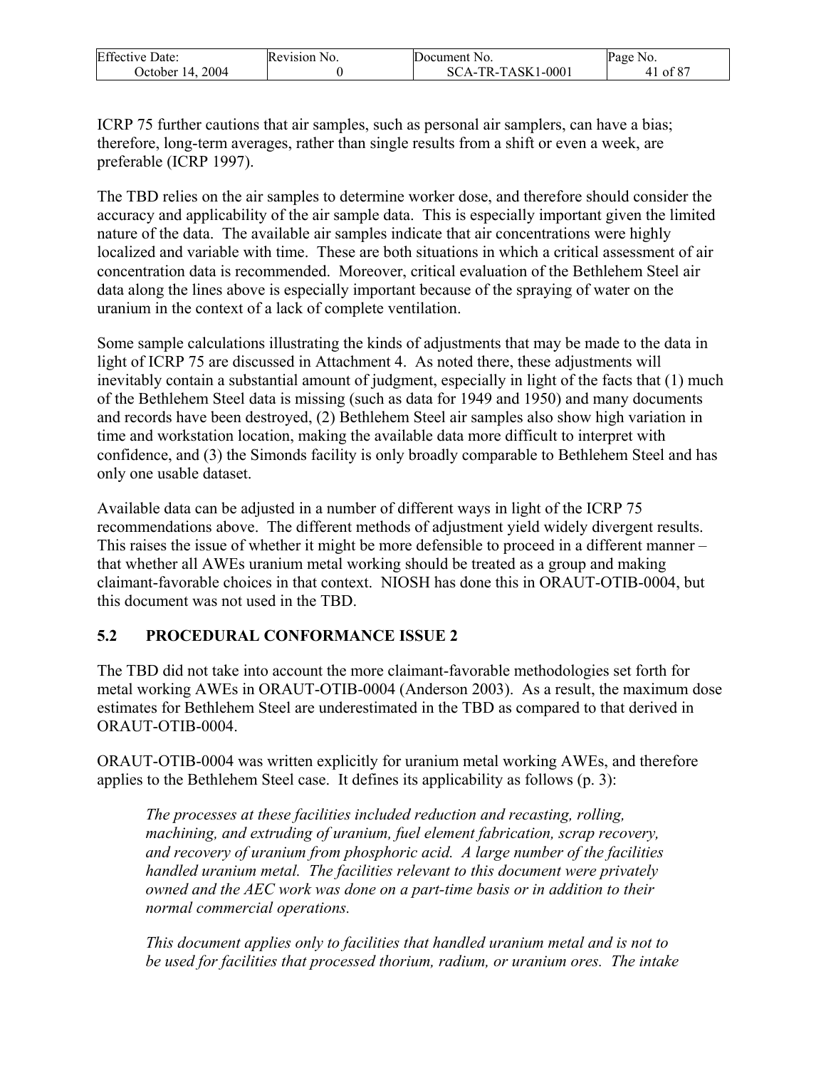ICRP 75 further cautions that air samples, such as personal air samplers, can have a bias; therefore, long-term averages, rather than single results from a shift or even a week, are preferable (ICRP 1997).

The TBD relies on the air samples to determine worker dose, and therefore should consider the accuracy and applicability of the air sample data. This is especially important given the limited nature of the data. The available air samples indicate that air concentrations were highly localized and variable with time. These are both situations in which a critical assessment of air concentration data is recommended. Moreover, critical evaluation of the Bethlehem Steel air data along the lines above is especially important because of the spraying of water on the uranium in the context of a lack of complete ventilation.

Some sample calculations illustrating the kinds of adjustments that may be made to the data in light of ICRP 75 are discussed in Attachment 4. As noted there, these adjustments will inevitably contain a substantial amount of judgment, especially in light of the facts that (1) much of the Bethlehem Steel data is missing (such as data for 1949 and 1950) and many documents and records have been destroyed, (2) Bethlehem Steel air samples also show high variation in time and workstation location, making the available data more difficult to interpret with confidence, and (3) the Simonds facility is only broadly comparable to Bethlehem Steel and has only one usable dataset.

Available data can be adjusted in a number of different ways in light of the ICRP 75 recommendations above. The different methods of adjustment yield widely divergent results. This raises the issue of whether it might be more defensible to proceed in a different manner – that whether all AWEs uranium metal working should be treated as a group and making claimant-favorable choices in that context. NIOSH has done this in ORAUT-OTIB-0004, but this document was not used in the TBD.

## 5.2 PROCEDURAL CONFORMANCE ISSUE 2

The TBD did not take into account the more claimant-favorable methodologies set forth for metal working AWEs in ORAUT-OTIB-0004 (Anderson 2003). As a result, the maximum dose estimates for Bethlehem Steel are underestimated in the TBD as compared to that derived in ORAUT-OTIB-0004.

ORAUT-OTIB-0004 was written explicitly for uranium metal working AWEs, and therefore applies to the Bethlehem Steel case. It defines its applicability as follows (p. 3):

> *The processes at these facilities included reduction and recasting, rolling, machining, and extruding of uranium, fuel element fabrication, scrap recovery, and recovery of uranium from phosphoric acid. A large number of the facilities handled uranium metal. The facilities relevant to this document were privately owned and the AEC work was done on a part-time basis or in addition to their normal commercial operations.*
>
> *This document applies only to facilities that handled uranium metal and is not to be used for facilities that processed thorium, radium, or uranium ores. The intake*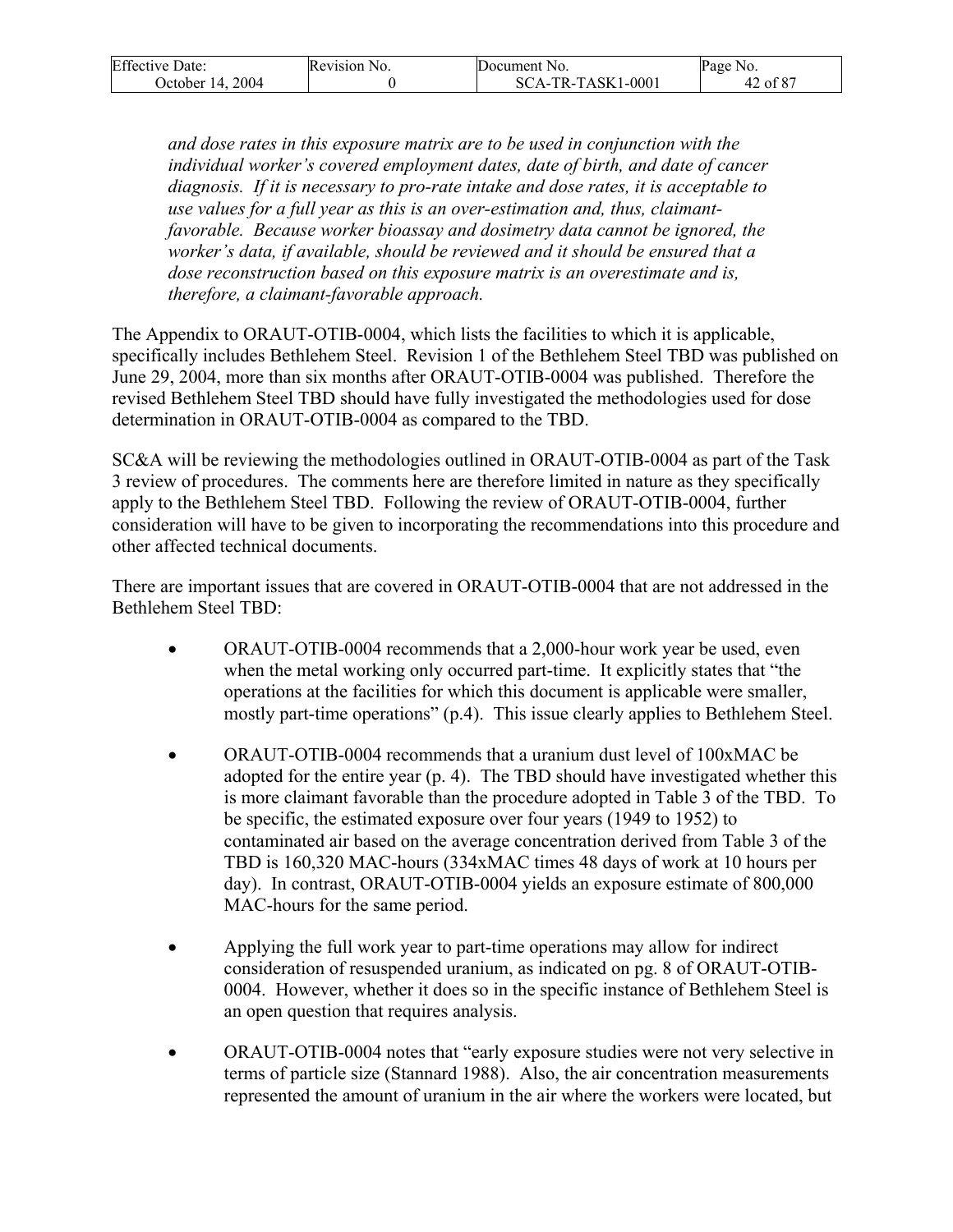*and dose rates in this exposure matrix are to be used in conjunction with the individual worker's covered employment dates, date of birth, and date of cancer diagnosis. If it is necessary to pro-rate intake and dose rates, it is acceptable to use values for a full year as this is an over-estimation and, thus, claimant-favorable. Because worker bioassay and dosimetry data cannot be ignored, the worker's data, if available, should be reviewed and it should be ensured that a dose reconstruction based on this exposure matrix is an overestimate and is, therefore, a claimant-favorable approach.*

The Appendix to ORAUT-OTIB-0004, which lists the facilities to which it is applicable, specifically includes Bethlehem Steel. Revision 1 of the Bethlehem Steel TBD was published on June 29, 2004, more than six months after ORAUT-OTIB-0004 was published. Therefore the revised Bethlehem Steel TBD should have fully investigated the methodologies used for dose determination in ORAUT-OTIB-0004 as compared to the TBD.

SC&A will be reviewing the methodologies outlined in ORAUT-OTIB-0004 as part of the Task 3 review of procedures. The comments here are therefore limited in nature as they specifically apply to the Bethlehem Steel TBD. Following the review of ORAUT-OTIB-0004, further consideration will have to be given to incorporating the recommendations into this procedure and other affected technical documents.

There are important issues that are covered in ORAUT-OTIB-0004 that are not addressed in the Bethlehem Steel TBD:

- ORAUT-OTIB-0004 recommends that a 2,000-hour work year be used, even when the metal working only occurred part-time. It explicitly states that "the operations at the facilities for which this document is applicable were smaller, mostly part-time operations" (p.4). This issue clearly applies to Bethlehem Steel.

- ORAUT-OTIB-0004 recommends that a uranium dust level of 100xMAC be adopted for the entire year (p. 4). The TBD should have investigated whether this is more claimant favorable than the procedure adopted in Table 3 of the TBD. To be specific, the estimated exposure over four years (1949 to 1952) to contaminated air based on the average concentration derived from Table 3 of the TBD is 160,320 MAC-hours (334xMAC times 48 days of work at 10 hours per day). In contrast, ORAUT-OTIB-0004 yields an exposure estimate of 800,000 MAC-hours for the same period.

- Applying the full work year to part-time operations may allow for indirect consideration of resuspended uranium, as indicated on pg. 8 of ORAUT-OTIB-0004. However, whether it does so in the specific instance of Bethlehem Steel is an open question that requires analysis.

- ORAUT-OTIB-0004 notes that "early exposure studies were not very selective in terms of particle size (Stannard 1988). Also, the air concentration measurements represented the amount of uranium in the air where the workers were located, but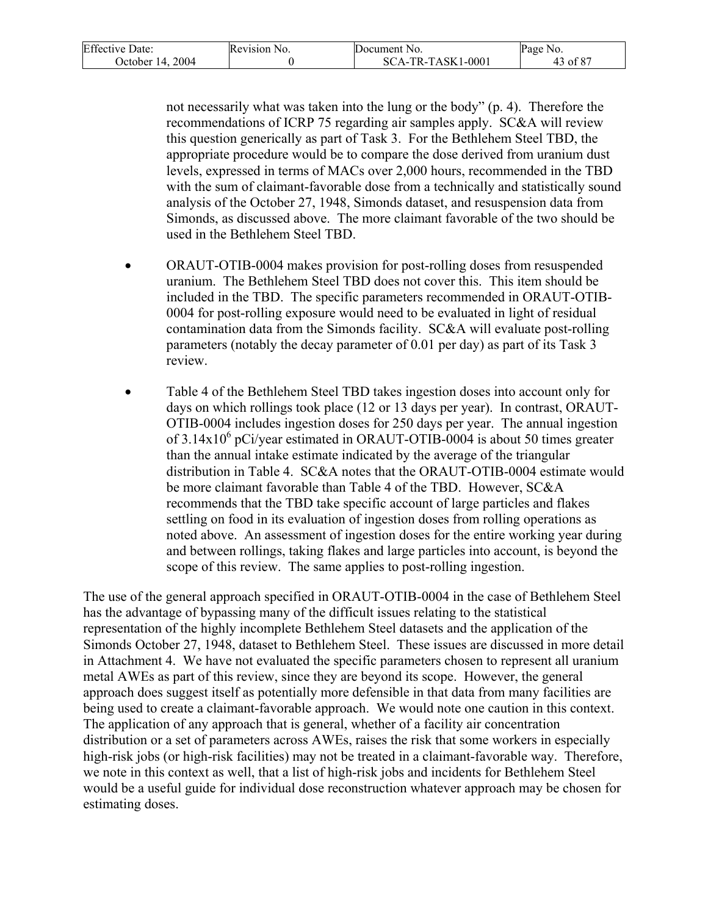not necessarily what was taken into the lung or the body" (p. 4). Therefore the recommendations of ICRP 75 regarding air samples apply. SC&A will review this question generically as part of Task 3. For the Bethlehem Steel TBD, the appropriate procedure would be to compare the dose derived from uranium dust levels, expressed in terms of MACs over 2,000 hours, recommended in the TBD with the sum of claimant-favorable dose from a technically and statistically sound analysis of the October 27, 1948, Simonds dataset, and resuspension data from Simonds, as discussed above. The more claimant favorable of the two should be used in the Bethlehem Steel TBD.

- ORAUT-OTIB-0004 makes provision for post-rolling doses from resuspended uranium. The Bethlehem Steel TBD does not cover this. This item should be included in the TBD. The specific parameters recommended in ORAUT-OTIB-0004 for post-rolling exposure would need to be evaluated in light of residual contamination data from the Simonds facility. SC&A will evaluate post-rolling parameters (notably the decay parameter of 0.01 per day) as part of its Task 3 review.

- Table 4 of the Bethlehem Steel TBD takes ingestion doses into account only for days on which rollings took place (12 or 13 days per year). In contrast, ORAUT-OTIB-0004 includes ingestion doses for 250 days per year. The annual ingestion of $3.14 \times 10^6$ pCi/year estimated in ORAUT-OTIB-0004 is about 50 times greater than the annual intake estimate indicated by the average of the triangular distribution in Table 4. SC&A notes that the ORAUT-OTIB-0004 estimate would be more claimant favorable than Table 4 of the TBD. However, SC&A recommends that the TBD take specific account of large particles and flakes settling on food in its evaluation of ingestion doses from rolling operations as noted above. An assessment of ingestion doses for the entire working year during and between rollings, taking flakes and large particles into account, is beyond the scope of this review. The same applies to post-rolling ingestion.

The use of the general approach specified in ORAUT-OTIB-0004 in the case of Bethlehem Steel has the advantage of bypassing many of the difficult issues relating to the statistical representation of the highly incomplete Bethlehem Steel datasets and the application of the Simonds October 27, 1948, dataset to Bethlehem Steel. These issues are discussed in more detail in Attachment 4. We have not evaluated the specific parameters chosen to represent all uranium metal AWEs as part of this review, since they are beyond its scope. However, the general approach does suggest itself as potentially more defensible in that data from many facilities are being used to create a claimant-favorable approach. We would note one caution in this context. The application of any approach that is general, whether of a facility air concentration distribution or a set of parameters across AWEs, raises the risk that some workers in especially high-risk jobs (or high-risk facilities) may not be treated in a claimant-favorable way. Therefore, we note in this context as well, that a list of high-risk jobs and incidents for Bethlehem Steel would be a useful guide for individual dose reconstruction whatever approach may be chosen for estimating doses.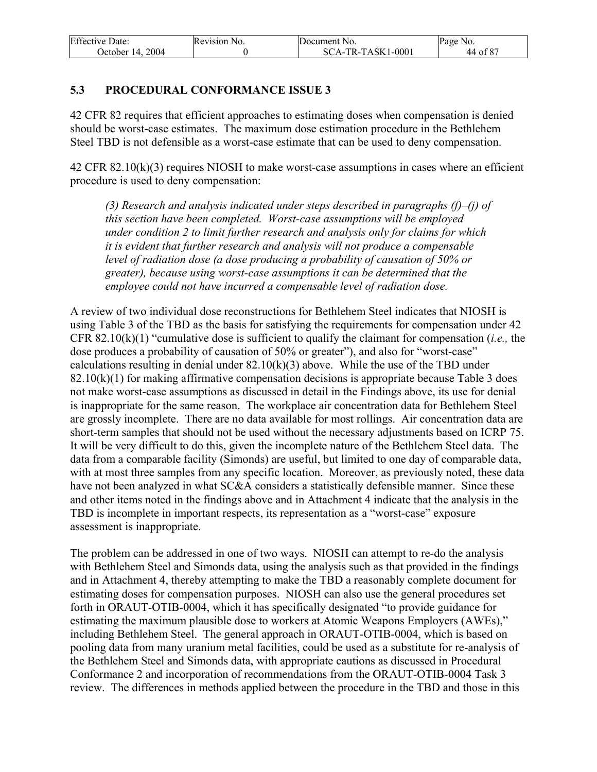## 5.3 PROCEDURAL CONFORMANCE ISSUE 3

42 CFR 82 requires that efficient approaches to estimating doses when compensation is denied should be worst-case estimates. The maximum dose estimation procedure in the Bethlehem Steel TBD is not defensible as a worst-case estimate that can be used to deny compensation.

42 CFR 82.10(k)(3) requires NIOSH to make worst-case assumptions in cases where an efficient procedure is used to deny compensation:

> *(3) Research and analysis indicated under steps described in paragraphs (f)–(j) of this section have been completed. Worst-case assumptions will be employed under condition 2 to limit further research and analysis only for claims for which it is evident that further research and analysis will not produce a compensable level of radiation dose (a dose producing a probability of causation of 50% or greater), because using worst-case assumptions it can be determined that the employee could not have incurred a compensable level of radiation dose.*

A review of two individual dose reconstructions for Bethlehem Steel indicates that NIOSH is using Table 3 of the TBD as the basis for satisfying the requirements for compensation under 42 CFR 82.10(k)(1) "cumulative dose is sufficient to qualify the claimant for compensation (*i.e.,* the dose produces a probability of causation of 50% or greater"), and also for "worst-case" calculations resulting in denial under 82.10(k)(3) above. While the use of the TBD under 82.10(k)(1) for making affirmative compensation decisions is appropriate because Table 3 does not make worst-case assumptions as discussed in detail in the Findings above, its use for denial is inappropriate for the same reason. The workplace air concentration data for Bethlehem Steel are grossly incomplete. There are no data available for most rollings. Air concentration data are short-term samples that should not be used without the necessary adjustments based on ICRP 75. It will be very difficult to do this, given the incomplete nature of the Bethlehem Steel data. The data from a comparable facility (Simonds) are useful, but limited to one day of comparable data, with at most three samples from any specific location. Moreover, as previously noted, these data have not been analyzed in what SC&A considers a statistically defensible manner. Since these and other items noted in the findings above and in Attachment 4 indicate that the analysis in the TBD is incomplete in important respects, its representation as a "worst-case" exposure assessment is inappropriate.

The problem can be addressed in one of two ways. NIOSH can attempt to re-do the analysis with Bethlehem Steel and Simonds data, using the analysis such as that provided in the findings and in Attachment 4, thereby attempting to make the TBD a reasonably complete document for estimating doses for compensation purposes. NIOSH can also use the general procedures set forth in ORAUT-OTIB-0004, which it has specifically designated "to provide guidance for estimating the maximum plausible dose to workers at Atomic Weapons Employers (AWEs)," including Bethlehem Steel. The general approach in ORAUT-OTIB-0004, which is based on pooling data from many uranium metal facilities, could be used as a substitute for re-analysis of the Bethlehem Steel and Simonds data, with appropriate cautions as discussed in Procedural Conformance 2 and incorporation of recommendations from the ORAUT-OTIB-0004 Task 3 review. The differences in methods applied between the procedure in the TBD and those in this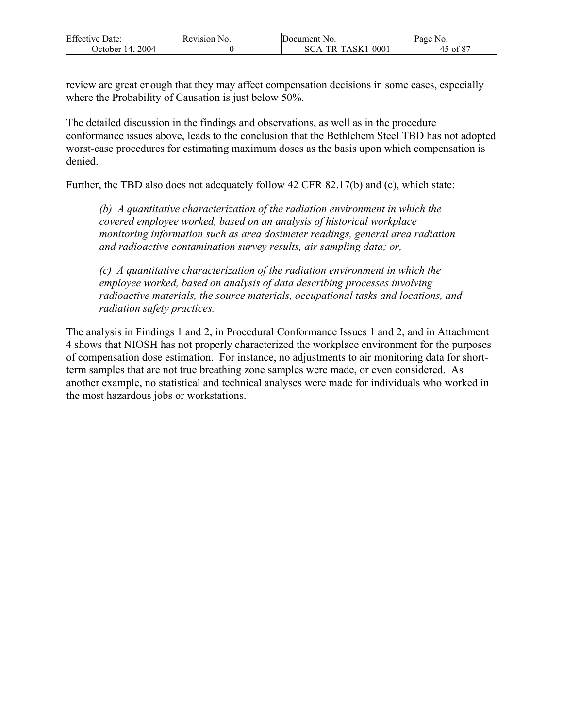review are great enough that they may affect compensation decisions in some cases, especially where the Probability of Causation is just below 50%.

The detailed discussion in the findings and observations, as well as in the procedure conformance issues above, leads to the conclusion that the Bethlehem Steel TBD has not adopted worst-case procedures for estimating maximum doses as the basis upon which compensation is denied.

Further, the TBD also does not adequately follow 42 CFR 82.17(b) and (c), which state:

> *(b) A quantitative characterization of the radiation environment in which the covered employee worked, based on an analysis of historical workplace monitoring information such as area dosimeter readings, general area radiation and radioactive contamination survey results, air sampling data; or,*
>
> *(c) A quantitative characterization of the radiation environment in which the employee worked, based on analysis of data describing processes involving radioactive materials, the source materials, occupational tasks and locations, and radiation safety practices.*

The analysis in Findings 1 and 2, in Procedural Conformance Issues 1 and 2, and in Attachment 4 shows that NIOSH has not properly characterized the workplace environment for the purposes of compensation dose estimation. For instance, no adjustments to air monitoring data for short-term samples that are not true breathing zone samples were made, or even considered. As another example, no statistical and technical analyses were made for individuals who worked in the most hazardous jobs or workstations.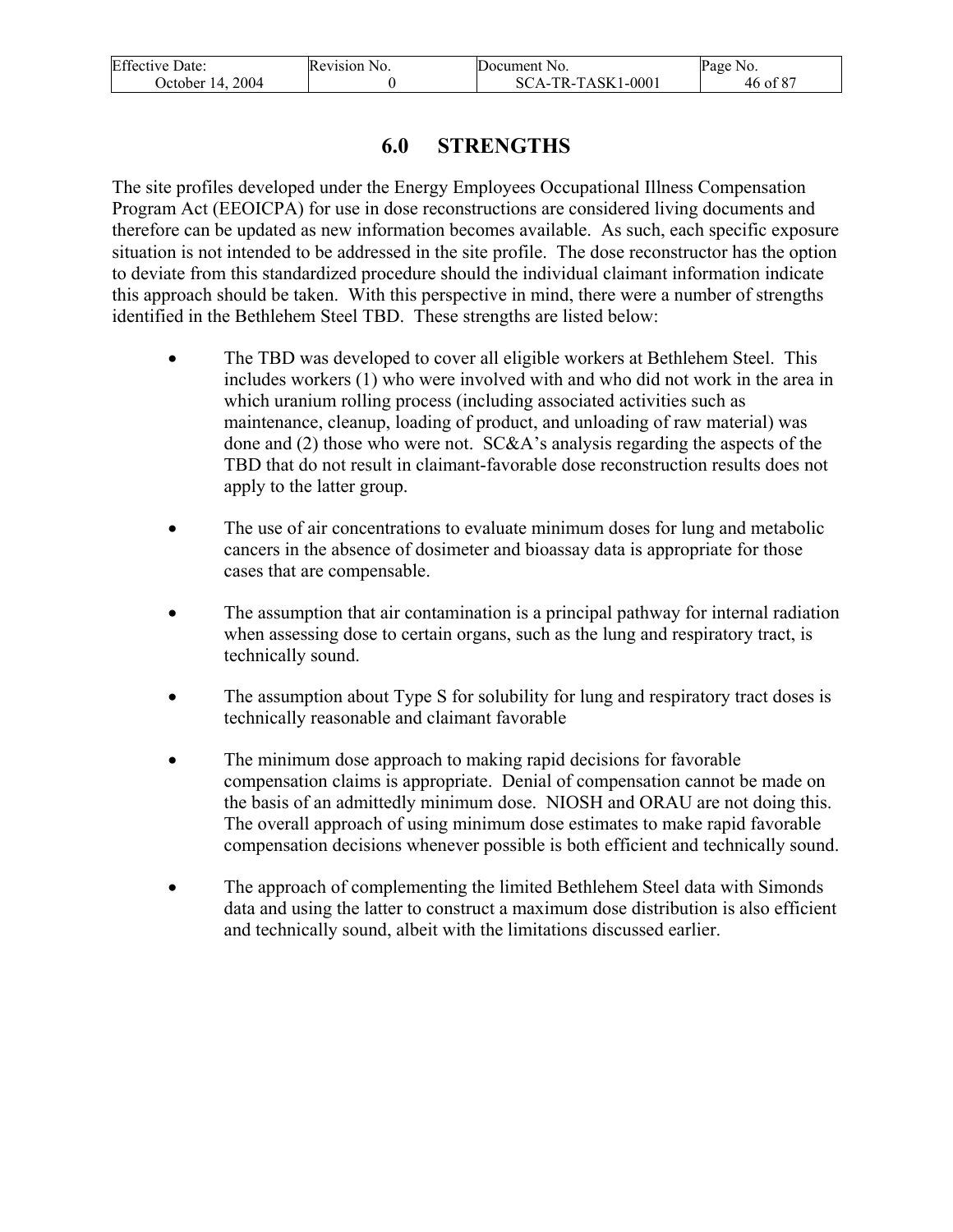# 6.0 STRENGTHS

The site profiles developed under the Energy Employees Occupational Illness Compensation Program Act (EEOICPA) for use in dose reconstructions are considered living documents and therefore can be updated as new information becomes available. As such, each specific exposure situation is not intended to be addressed in the site profile. The dose reconstructor has the option to deviate from this standardized procedure should the individual claimant information indicate this approach should be taken. With this perspective in mind, there were a number of strengths identified in the Bethlehem Steel TBD. These strengths are listed below:

- The TBD was developed to cover all eligible workers at Bethlehem Steel. This includes workers (1) who were involved with and who did not work in the area in which uranium rolling process (including associated activities such as maintenance, cleanup, loading of product, and unloading of raw material) was done and (2) those who were not. SC&A's analysis regarding the aspects of the TBD that do not result in claimant-favorable dose reconstruction results does not apply to the latter group.

- The use of air concentrations to evaluate minimum doses for lung and metabolic cancers in the absence of dosimeter and bioassay data is appropriate for those cases that are compensable.

- The assumption that air contamination is a principal pathway for internal radiation when assessing dose to certain organs, such as the lung and respiratory tract, is technically sound.

- The assumption about Type S for solubility for lung and respiratory tract doses is technically reasonable and claimant favorable

- The minimum dose approach to making rapid decisions for favorable compensation claims is appropriate. Denial of compensation cannot be made on the basis of an admittedly minimum dose. NIOSH and ORAU are not doing this. The overall approach of using minimum dose estimates to make rapid favorable compensation decisions whenever possible is both efficient and technically sound.

- The approach of complementing the limited Bethlehem Steel data with Simonds data and using the latter to construct a maximum dose distribution is also efficient and technically sound, albeit with the limitations discussed earlier.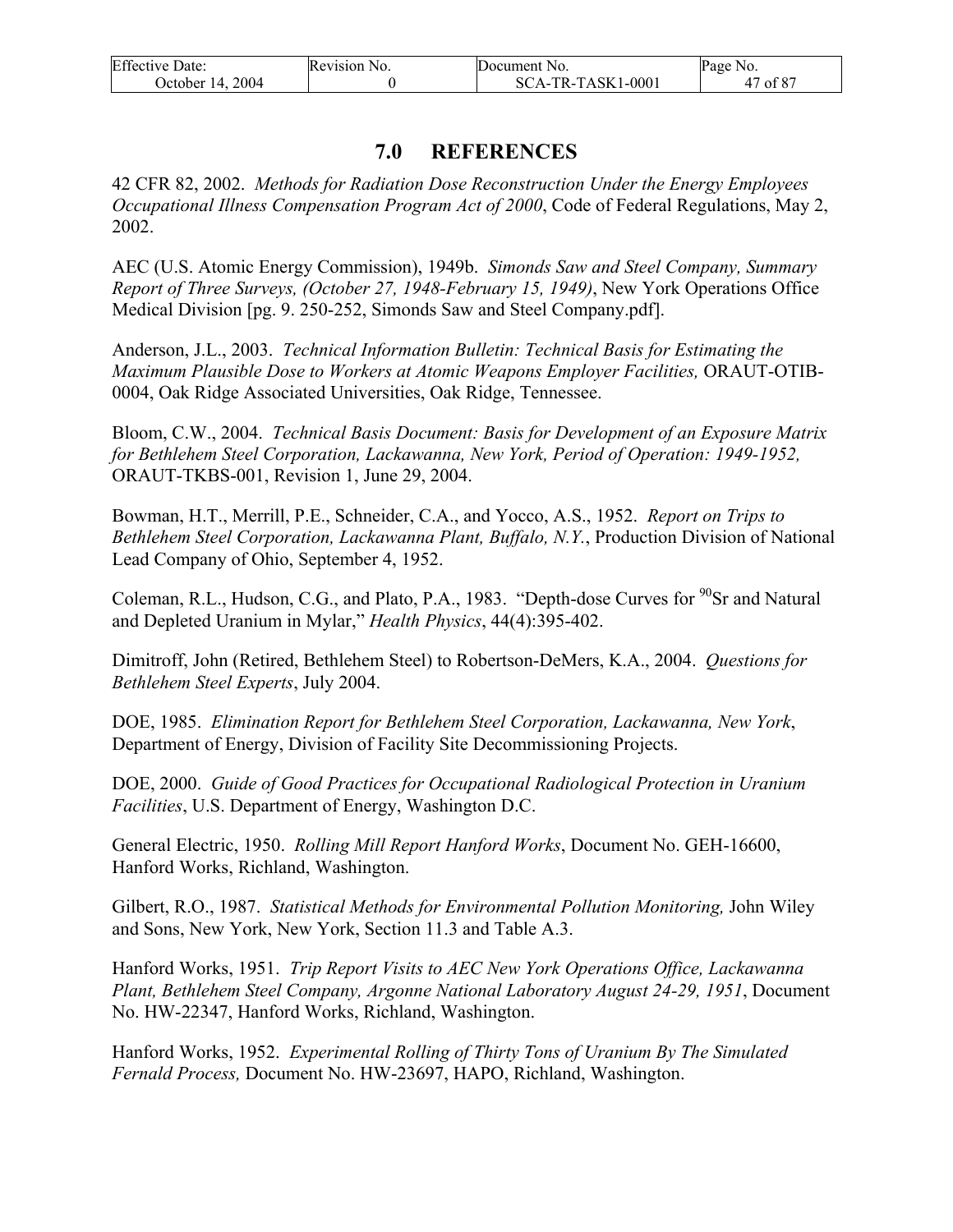# 7.0 REFERENCES

42 CFR 82, 2002. *Methods for Radiation Dose Reconstruction Under the Energy Employees Occupational Illness Compensation Program Act of 2000*, Code of Federal Regulations, May 2, 2002.

AEC (U.S. Atomic Energy Commission), 1949b. *Simonds Saw and Steel Company, Summary Report of Three Surveys, (October 27, 1948-February 15, 1949)*, New York Operations Office Medical Division [pg. 9. 250-252, Simonds Saw and Steel Company.pdf].

Anderson, J.L., 2003. *Technical Information Bulletin: Technical Basis for Estimating the Maximum Plausible Dose to Workers at Atomic Weapons Employer Facilities,* ORAUT-OTIB-0004, Oak Ridge Associated Universities, Oak Ridge, Tennessee.

Bloom, C.W., 2004. *Technical Basis Document: Basis for Development of an Exposure Matrix for Bethlehem Steel Corporation, Lackawanna, New York, Period of Operation: 1949-1952,* ORAUT-TKBS-001, Revision 1, June 29, 2004.

Bowman, H.T., Merrill, P.E., Schneider, C.A., and Yocco, A.S., 1952. *Report on Trips to Bethlehem Steel Corporation, Lackawanna Plant, Buffalo, N.Y.*, Production Division of National Lead Company of Ohio, September 4, 1952.

Coleman, R.L., Hudson, C.G., and Plato, P.A., 1983. "Depth-dose Curves for $^{90}$Sr and Natural and Depleted Uranium in Mylar," *Health Physics*, 44(4):395-402.

Dimitroff, John (Retired, Bethlehem Steel) to Robertson-DeMers, K.A., 2004. *Questions for Bethlehem Steel Experts*, July 2004.

DOE, 1985. *Elimination Report for Bethlehem Steel Corporation, Lackawanna, New York*, Department of Energy, Division of Facility Site Decommissioning Projects.

DOE, 2000. *Guide of Good Practices for Occupational Radiological Protection in Uranium Facilities*, U.S. Department of Energy, Washington D.C.

General Electric, 1950. *Rolling Mill Report Hanford Works*, Document No. GEH-16600, Hanford Works, Richland, Washington.

Gilbert, R.O., 1987. *Statistical Methods for Environmental Pollution Monitoring,* John Wiley and Sons, New York, New York, Section 11.3 and Table A.3.

Hanford Works, 1951. *Trip Report Visits to AEC New York Operations Office, Lackawanna Plant, Bethlehem Steel Company, Argonne National Laboratory August 24-29, 1951*, Document No. HW-22347, Hanford Works, Richland, Washington.

Hanford Works, 1952. *Experimental Rolling of Thirty Tons of Uranium By The Simulated Fernald Process,* Document No. HW-23697, HAPO, Richland, Washington.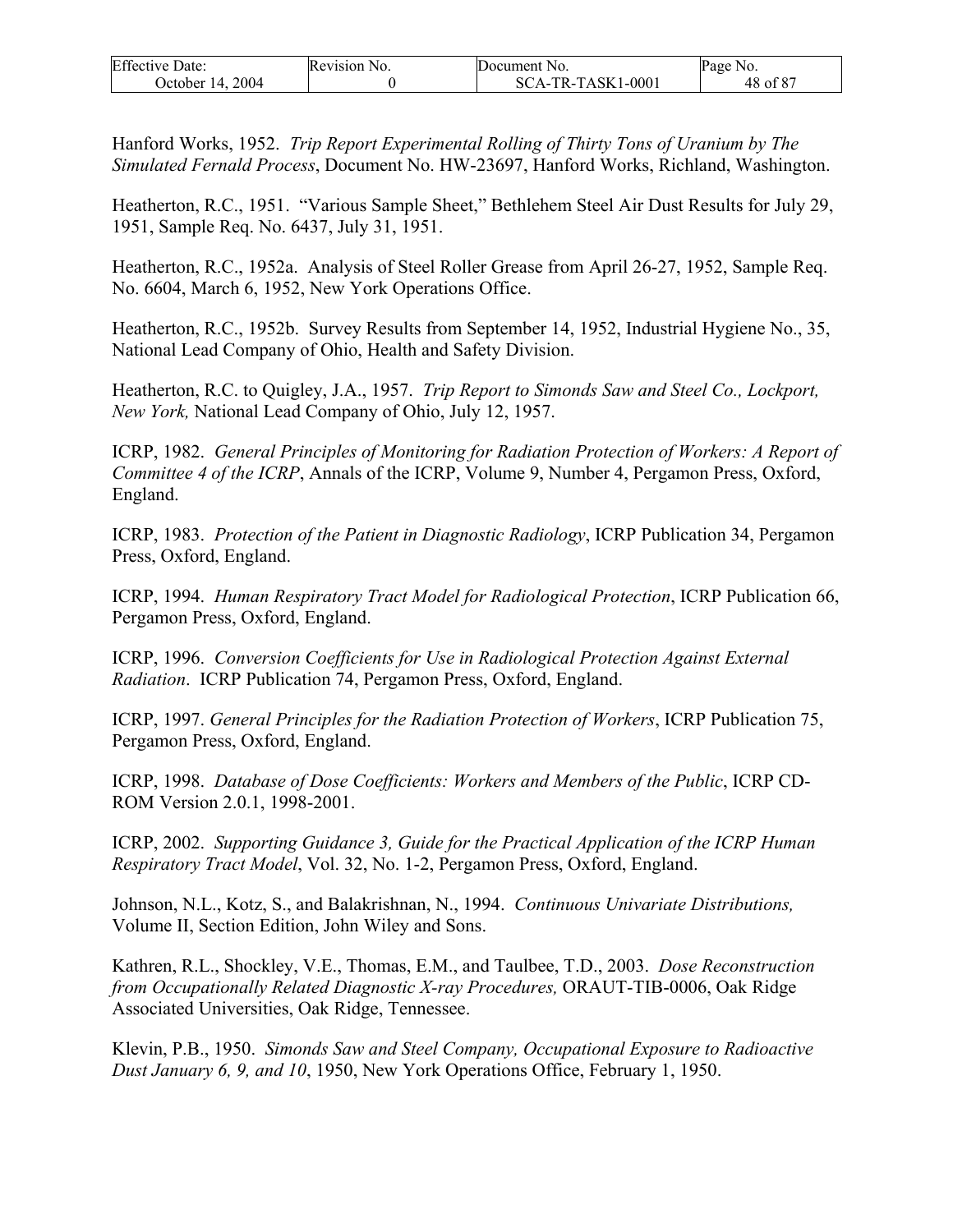Hanford Works, 1952. *Trip Report Experimental Rolling of Thirty Tons of Uranium by The Simulated Fernald Process*, Document No. HW-23697, Hanford Works, Richland, Washington.

Heatherton, R.C., 1951. "Various Sample Sheet," Bethlehem Steel Air Dust Results for July 29, 1951, Sample Req. No. 6437, July 31, 1951.

Heatherton, R.C., 1952a. Analysis of Steel Roller Grease from April 26-27, 1952, Sample Req. No. 6604, March 6, 1952, New York Operations Office.

Heatherton, R.C., 1952b. Survey Results from September 14, 1952, Industrial Hygiene No., 35, National Lead Company of Ohio, Health and Safety Division.

Heatherton, R.C. to Quigley, J.A., 1957. *Trip Report to Simonds Saw and Steel Co., Lockport, New York,* National Lead Company of Ohio, July 12, 1957.

ICRP, 1982. *General Principles of Monitoring for Radiation Protection of Workers: A Report of Committee 4 of the ICRP*, Annals of the ICRP, Volume 9, Number 4, Pergamon Press, Oxford, England.

ICRP, 1983. *Protection of the Patient in Diagnostic Radiology*, ICRP Publication 34, Pergamon Press, Oxford, England.

ICRP, 1994. *Human Respiratory Tract Model for Radiological Protection*, ICRP Publication 66, Pergamon Press, Oxford, England.

ICRP, 1996. *Conversion Coefficients for Use in Radiological Protection Against External Radiation*. ICRP Publication 74, Pergamon Press, Oxford, England.

ICRP, 1997. *General Principles for the Radiation Protection of Workers*, ICRP Publication 75, Pergamon Press, Oxford, England.

ICRP, 1998. *Database of Dose Coefficients: Workers and Members of the Public*, ICRP CD-ROM Version 2.0.1, 1998-2001.

ICRP, 2002. *Supporting Guidance 3, Guide for the Practical Application of the ICRP Human Respiratory Tract Model*, Vol. 32, No. 1-2, Pergamon Press, Oxford, England.

Johnson, N.L., Kotz, S., and Balakrishnan, N., 1994. *Continuous Univariate Distributions,* Volume II, Section Edition, John Wiley and Sons.

Kathren, R.L., Shockley, V.E., Thomas, E.M., and Taulbee, T.D., 2003. *Dose Reconstruction from Occupationally Related Diagnostic X-ray Procedures,* ORAUT-TIB-0006, Oak Ridge Associated Universities, Oak Ridge, Tennessee.

Klevin, P.B., 1950. *Simonds Saw and Steel Company, Occupational Exposure to Radioactive Dust January 6, 9, and 10*, 1950, New York Operations Office, February 1, 1950.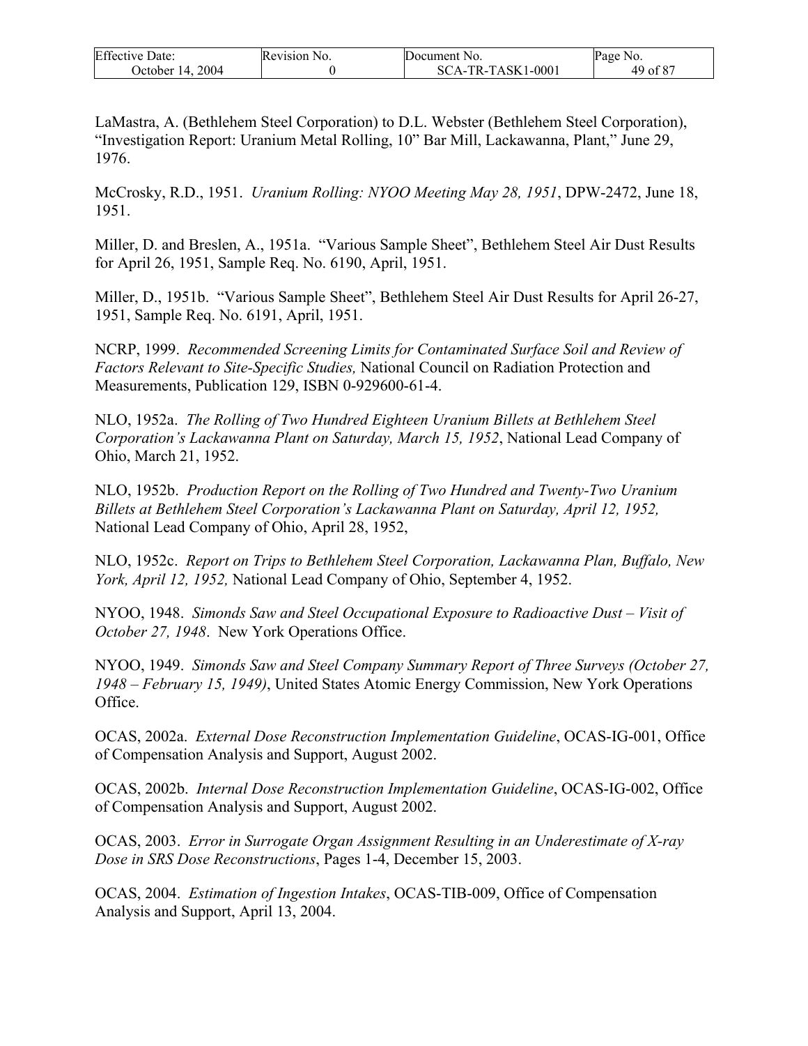LaMastra, A. (Bethlehem Steel Corporation) to D.L. Webster (Bethlehem Steel Corporation), "Investigation Report: Uranium Metal Rolling, 10" Bar Mill, Lackawanna, Plant," June 29, 1976.

McCrosky, R.D., 1951. *Uranium Rolling: NYOO Meeting May 28, 1951*, DPW-2472, June 18, 1951.

Miller, D. and Breslen, A., 1951a. "Various Sample Sheet", Bethlehem Steel Air Dust Results for April 26, 1951, Sample Req. No. 6190, April, 1951.

Miller, D., 1951b. "Various Sample Sheet", Bethlehem Steel Air Dust Results for April 26-27, 1951, Sample Req. No. 6191, April, 1951.

NCRP, 1999. *Recommended Screening Limits for Contaminated Surface Soil and Review of Factors Relevant to Site-Specific Studies,* National Council on Radiation Protection and Measurements, Publication 129, ISBN 0-929600-61-4.

NLO, 1952a. *The Rolling of Two Hundred Eighteen Uranium Billets at Bethlehem Steel Corporation's Lackawanna Plant on Saturday, March 15, 1952*, National Lead Company of Ohio, March 21, 1952.

NLO, 1952b. *Production Report on the Rolling of Two Hundred and Twenty-Two Uranium Billets at Bethlehem Steel Corporation's Lackawanna Plant on Saturday, April 12, 1952,* National Lead Company of Ohio, April 28, 1952,

NLO, 1952c. *Report on Trips to Bethlehem Steel Corporation, Lackawanna Plan, Buffalo, New York, April 12, 1952,* National Lead Company of Ohio, September 4, 1952.

NYOO, 1948. *Simonds Saw and Steel Occupational Exposure to Radioactive Dust – Visit of October 27, 1948*. New York Operations Office.

NYOO, 1949. *Simonds Saw and Steel Company Summary Report of Three Surveys (October 27, 1948 – February 15, 1949)*, United States Atomic Energy Commission, New York Operations Office.

OCAS, 2002a. *External Dose Reconstruction Implementation Guideline*, OCAS-IG-001, Office of Compensation Analysis and Support, August 2002.

OCAS, 2002b. *Internal Dose Reconstruction Implementation Guideline*, OCAS-IG-002, Office of Compensation Analysis and Support, August 2002.

OCAS, 2003. *Error in Surrogate Organ Assignment Resulting in an Underestimate of X-ray Dose in SRS Dose Reconstructions*, Pages 1-4, December 15, 2003.

OCAS, 2004. *Estimation of Ingestion Intakes*, OCAS-TIB-009, Office of Compensation Analysis and Support, April 13, 2004.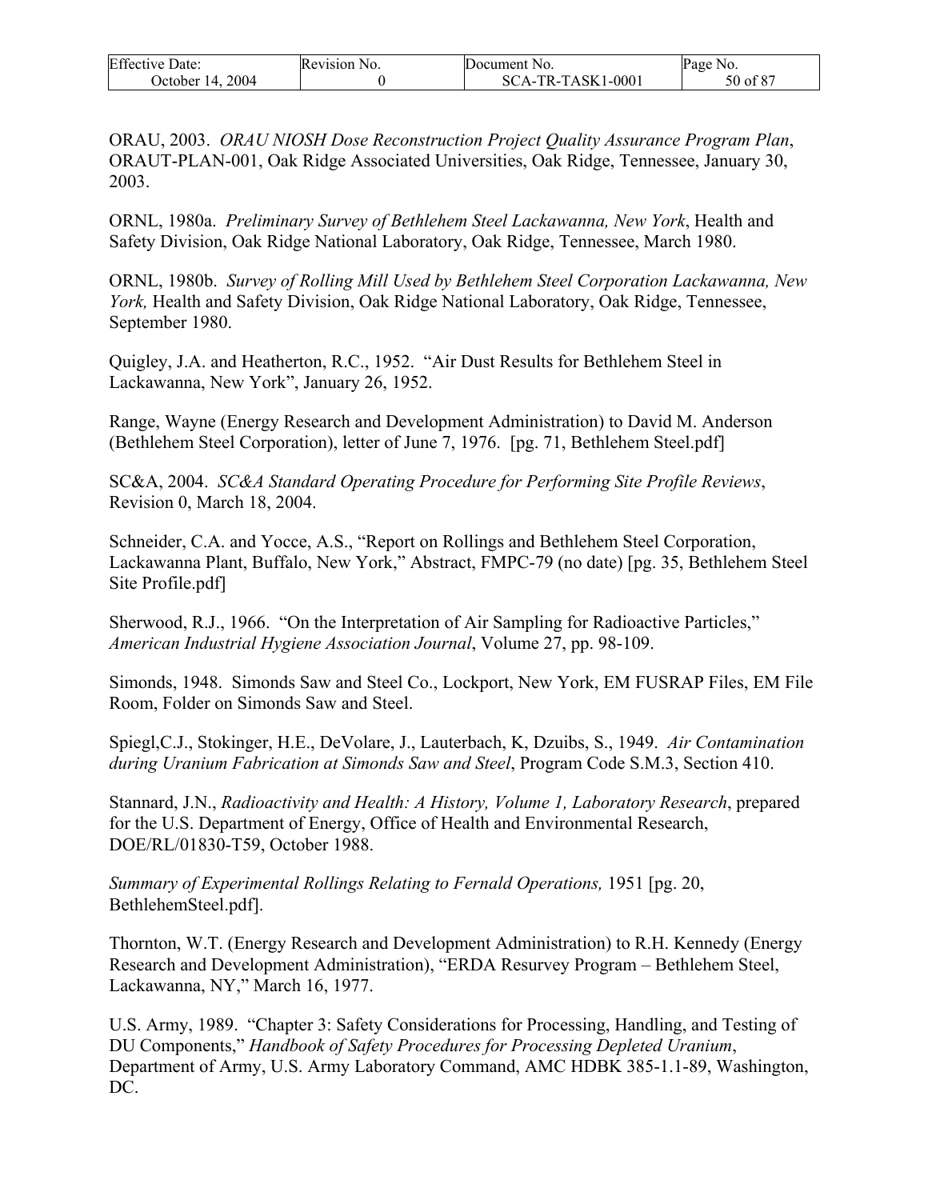ORAU, 2003. *ORAU NIOSH Dose Reconstruction Project Quality Assurance Program Plan*, ORAUT-PLAN-001, Oak Ridge Associated Universities, Oak Ridge, Tennessee, January 30, 2003.

ORNL, 1980a. *Preliminary Survey of Bethlehem Steel Lackawanna, New York*, Health and Safety Division, Oak Ridge National Laboratory, Oak Ridge, Tennessee, March 1980.

ORNL, 1980b. *Survey of Rolling Mill Used by Bethlehem Steel Corporation Lackawanna, New York,* Health and Safety Division, Oak Ridge National Laboratory, Oak Ridge, Tennessee, September 1980.

Quigley, J.A. and Heatherton, R.C., 1952. "Air Dust Results for Bethlehem Steel in Lackawanna, New York", January 26, 1952.

Range, Wayne (Energy Research and Development Administration) to David M. Anderson (Bethlehem Steel Corporation), letter of June 7, 1976. [pg. 71, Bethlehem Steel.pdf]

SC&A, 2004. *SC&A Standard Operating Procedure for Performing Site Profile Reviews*, Revision 0, March 18, 2004.

Schneider, C.A. and Yocce, A.S., "Report on Rollings and Bethlehem Steel Corporation, Lackawanna Plant, Buffalo, New York," Abstract, FMPC-79 (no date) [pg. 35, Bethlehem Steel Site Profile.pdf]

Sherwood, R.J., 1966. "On the Interpretation of Air Sampling for Radioactive Particles," *American Industrial Hygiene Association Journal*, Volume 27, pp. 98-109.

Simonds, 1948. Simonds Saw and Steel Co., Lockport, New York, EM FUSRAP Files, EM File Room, Folder on Simonds Saw and Steel.

Spiegl,C.J., Stokinger, H.E., DeVolare, J., Lauterbach, K, Dzuibs, S., 1949. *Air Contamination during Uranium Fabrication at Simonds Saw and Steel*, Program Code S.M.3, Section 410.

Stannard, J.N., *Radioactivity and Health: A History, Volume 1, Laboratory Research*, prepared for the U.S. Department of Energy, Office of Health and Environmental Research, DOE/RL/01830-T59, October 1988.

*Summary of Experimental Rollings Relating to Fernald Operations,* 1951 [pg. 20, BethlehemSteel.pdf].

Thornton, W.T. (Energy Research and Development Administration) to R.H. Kennedy (Energy Research and Development Administration), "ERDA Resurvey Program – Bethlehem Steel, Lackawanna, NY," March 16, 1977.

U.S. Army, 1989. "Chapter 3: Safety Considerations for Processing, Handling, and Testing of DU Components," *Handbook of Safety Procedures for Processing Depleted Uranium*, Department of Army, U.S. Army Laboratory Command, AMC HDBK 385-1.1-89, Washington, DC.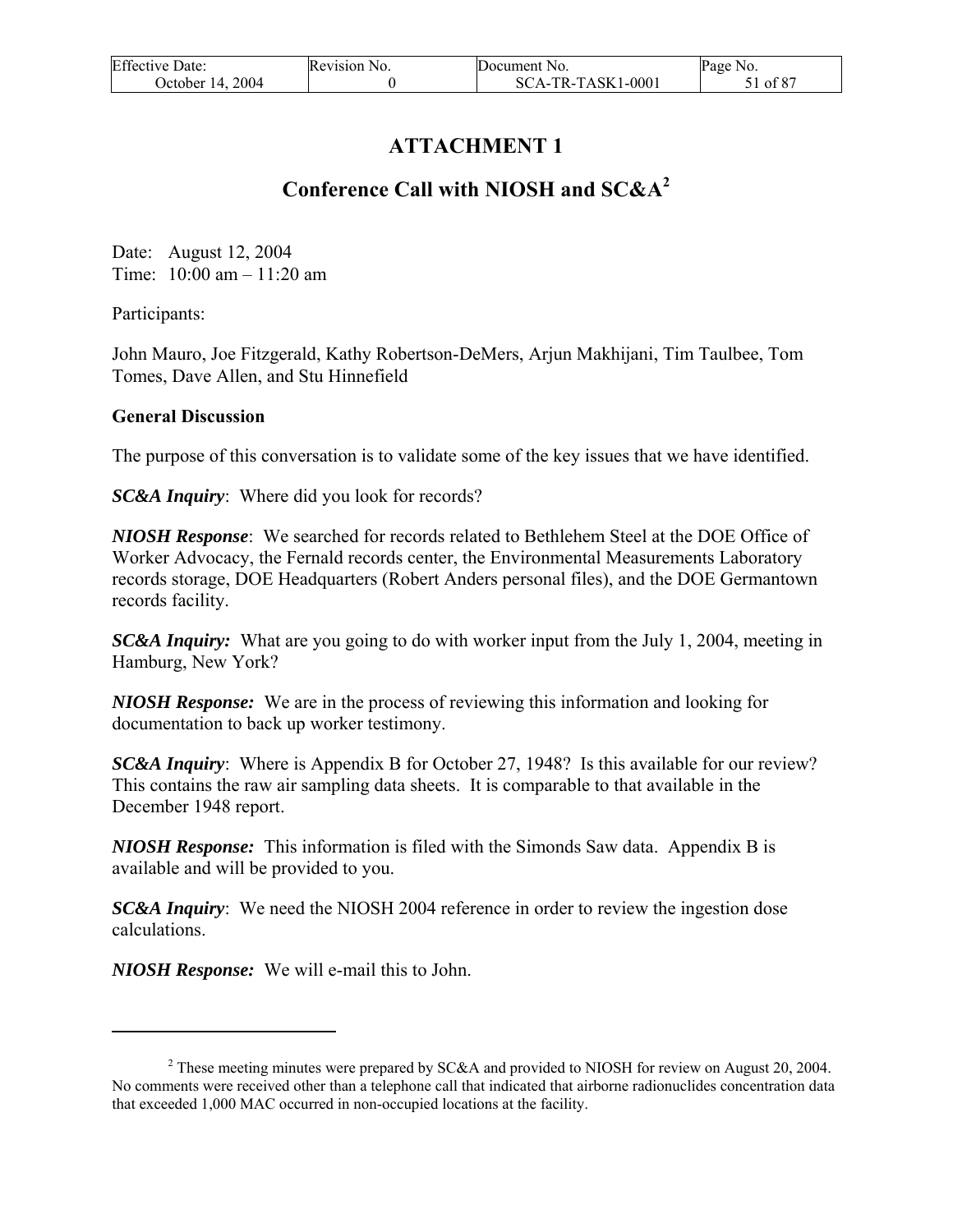# ATTACHMENT 1

## Conference Call with NIOSH and SC&A[2]

Date: August 12, 2004
Time: 10:00 am – 11:20 am

Participants:

John Mauro, Joe Fitzgerald, Kathy Robertson-DeMers, Arjun Makhijani, Tim Taulbee, Tom Tomes, Dave Allen, and Stu Hinnefield

**General Discussion**

The purpose of this conversation is to validate some of the key issues that we have identified.

***SC&A Inquiry***: Where did you look for records?

***NIOSH Response***: We searched for records related to Bethlehem Steel at the DOE Office of Worker Advocacy, the Fernald records center, the Environmental Measurements Laboratory records storage, DOE Headquarters (Robert Anders personal files), and the DOE Germantown records facility.

***SC&A Inquiry:*** What are you going to do with worker input from the July 1, 2004, meeting in Hamburg, New York?

***NIOSH Response:*** We are in the process of reviewing this information and looking for documentation to back up worker testimony.

***SC&A Inquiry***: Where is Appendix B for October 27, 1948? Is this available for our review? This contains the raw air sampling data sheets. It is comparable to that available in the December 1948 report.

***NIOSH Response:*** This information is filed with the Simonds Saw data. Appendix B is available and will be provided to you.

***SC&A Inquiry***: We need the NIOSH 2004 reference in order to review the ingestion dose calculations.

***NIOSH Response:*** We will e-mail this to John.

---

[2] These meeting minutes were prepared by SC&A and provided to NIOSH for review on August 20, 2004. No comments were received other than a telephone call that indicated that airborne radionuclides concentration data that exceeded 1,000 MAC occurred in non-occupied locations at the facility.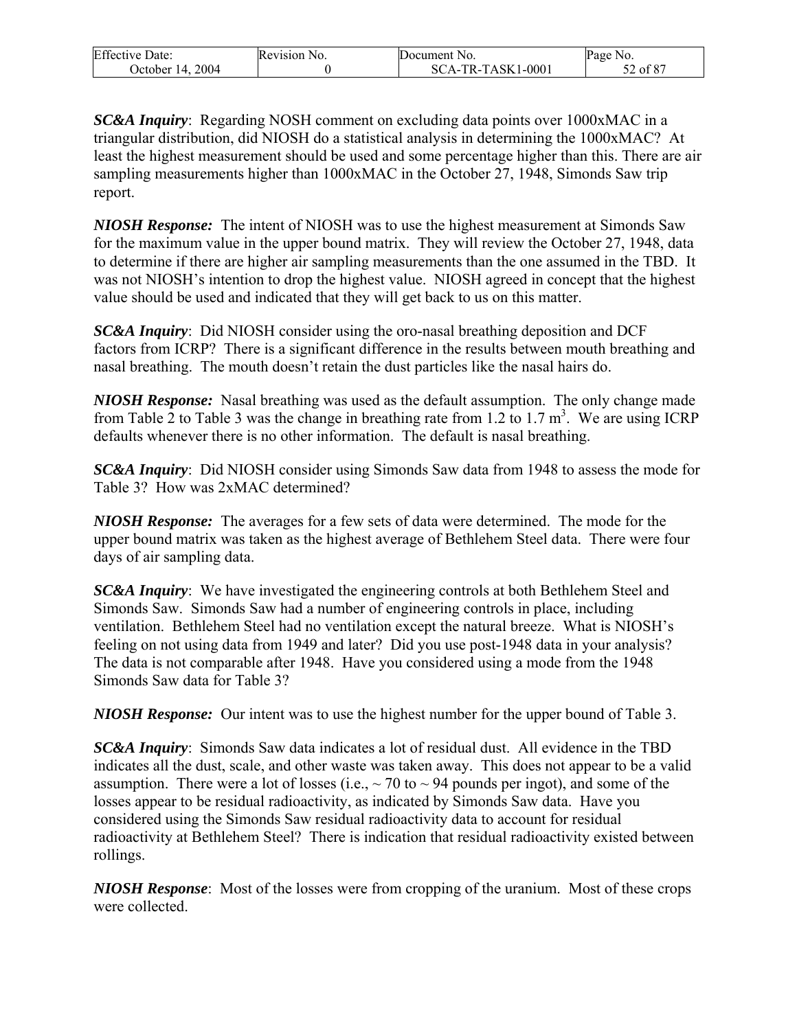***SC&A Inquiry***: Regarding NOSH comment on excluding data points over 1000xMAC in a triangular distribution, did NIOSH do a statistical analysis in determining the 1000xMAC? At least the highest measurement should be used and some percentage higher than this. There are air sampling measurements higher than 1000xMAC in the October 27, 1948, Simonds Saw trip report.

***NIOSH Response:*** The intent of NIOSH was to use the highest measurement at Simonds Saw for the maximum value in the upper bound matrix. They will review the October 27, 1948, data to determine if there are higher air sampling measurements than the one assumed in the TBD. It was not NIOSH's intention to drop the highest value. NIOSH agreed in concept that the highest value should be used and indicated that they will get back to us on this matter.

***SC&A Inquiry***: Did NIOSH consider using the oro-nasal breathing deposition and DCF factors from ICRP? There is a significant difference in the results between mouth breathing and nasal breathing. The mouth doesn't retain the dust particles like the nasal hairs do.

***NIOSH Response:*** Nasal breathing was used as the default assumption. The only change made from Table 2 to Table 3 was the change in breathing rate from 1.2 to 1.7 $m^3$. We are using ICRP defaults whenever there is no other information. The default is nasal breathing.

***SC&A Inquiry***: Did NIOSH consider using Simonds Saw data from 1948 to assess the mode for Table 3? How was 2xMAC determined?

***NIOSH Response:*** The averages for a few sets of data were determined. The mode for the upper bound matrix was taken as the highest average of Bethlehem Steel data. There were four days of air sampling data.

***SC&A Inquiry***: We have investigated the engineering controls at both Bethlehem Steel and Simonds Saw. Simonds Saw had a number of engineering controls in place, including ventilation. Bethlehem Steel had no ventilation except the natural breeze. What is NIOSH's feeling on not using data from 1949 and later? Did you use post-1948 data in your analysis? The data is not comparable after 1948. Have you considered using a mode from the 1948 Simonds Saw data for Table 3?

***NIOSH Response:*** Our intent was to use the highest number for the upper bound of Table 3.

***SC&A Inquiry***: Simonds Saw data indicates a lot of residual dust. All evidence in the TBD indicates all the dust, scale, and other waste was taken away. This does not appear to be a valid assumption. There were a lot of losses (i.e., ~ 70 to ~ 94 pounds per ingot), and some of the losses appear to be residual radioactivity, as indicated by Simonds Saw data. Have you considered using the Simonds Saw residual radioactivity data to account for residual radioactivity at Bethlehem Steel? There is indication that residual radioactivity existed between rollings.

***NIOSH Response***: Most of the losses were from cropping of the uranium. Most of these crops were collected.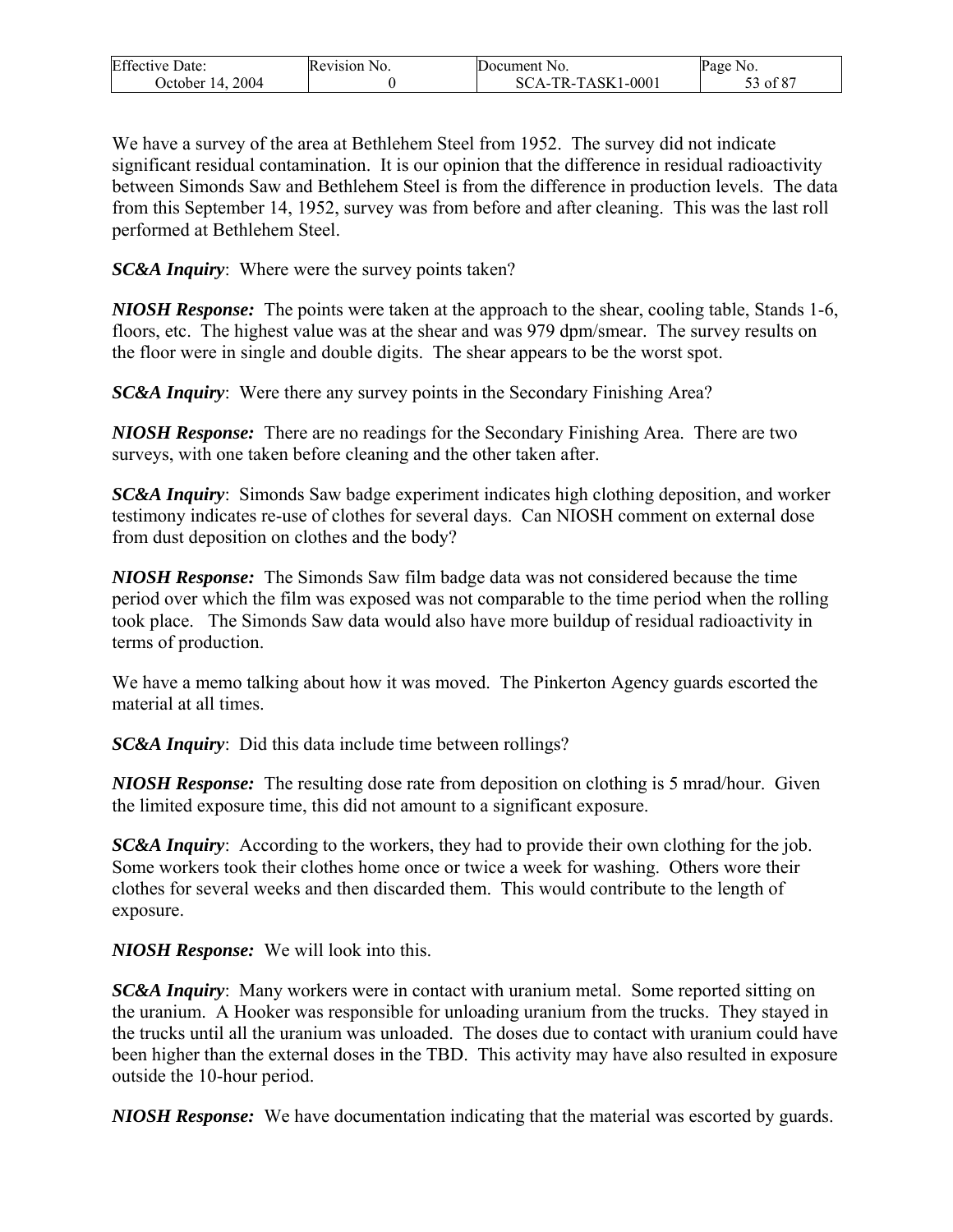We have a survey of the area at Bethlehem Steel from 1952. The survey did not indicate significant residual contamination. It is our opinion that the difference in residual radioactivity between Simonds Saw and Bethlehem Steel is from the difference in production levels. The data from this September 14, 1952, survey was from before and after cleaning. This was the last roll performed at Bethlehem Steel.

***SC&A Inquiry***: Where were the survey points taken?

***NIOSH Response:*** The points were taken at the approach to the shear, cooling table, Stands 1-6, floors, etc. The highest value was at the shear and was 979 dpm/smear. The survey results on the floor were in single and double digits. The shear appears to be the worst spot.

***SC&A Inquiry***: Were there any survey points in the Secondary Finishing Area?

***NIOSH Response:*** There are no readings for the Secondary Finishing Area. There are two surveys, with one taken before cleaning and the other taken after.

***SC&A Inquiry***: Simonds Saw badge experiment indicates high clothing deposition, and worker testimony indicates re-use of clothes for several days. Can NIOSH comment on external dose from dust deposition on clothes and the body?

***NIOSH Response:*** The Simonds Saw film badge data was not considered because the time period over which the film was exposed was not comparable to the time period when the rolling took place. The Simonds Saw data would also have more buildup of residual radioactivity in terms of production.

We have a memo talking about how it was moved. The Pinkerton Agency guards escorted the material at all times.

***SC&A Inquiry***: Did this data include time between rollings?

***NIOSH Response:*** The resulting dose rate from deposition on clothing is 5 mrad/hour. Given the limited exposure time, this did not amount to a significant exposure.

***SC&A Inquiry***: According to the workers, they had to provide their own clothing for the job. Some workers took their clothes home once or twice a week for washing. Others wore their clothes for several weeks and then discarded them. This would contribute to the length of exposure.

***NIOSH Response:*** We will look into this.

***SC&A Inquiry***: Many workers were in contact with uranium metal. Some reported sitting on the uranium. A Hooker was responsible for unloading uranium from the trucks. They stayed in the trucks until all the uranium was unloaded. The doses due to contact with uranium could have been higher than the external doses in the TBD. This activity may have also resulted in exposure outside the 10-hour period.

***NIOSH Response:*** We have documentation indicating that the material was escorted by guards.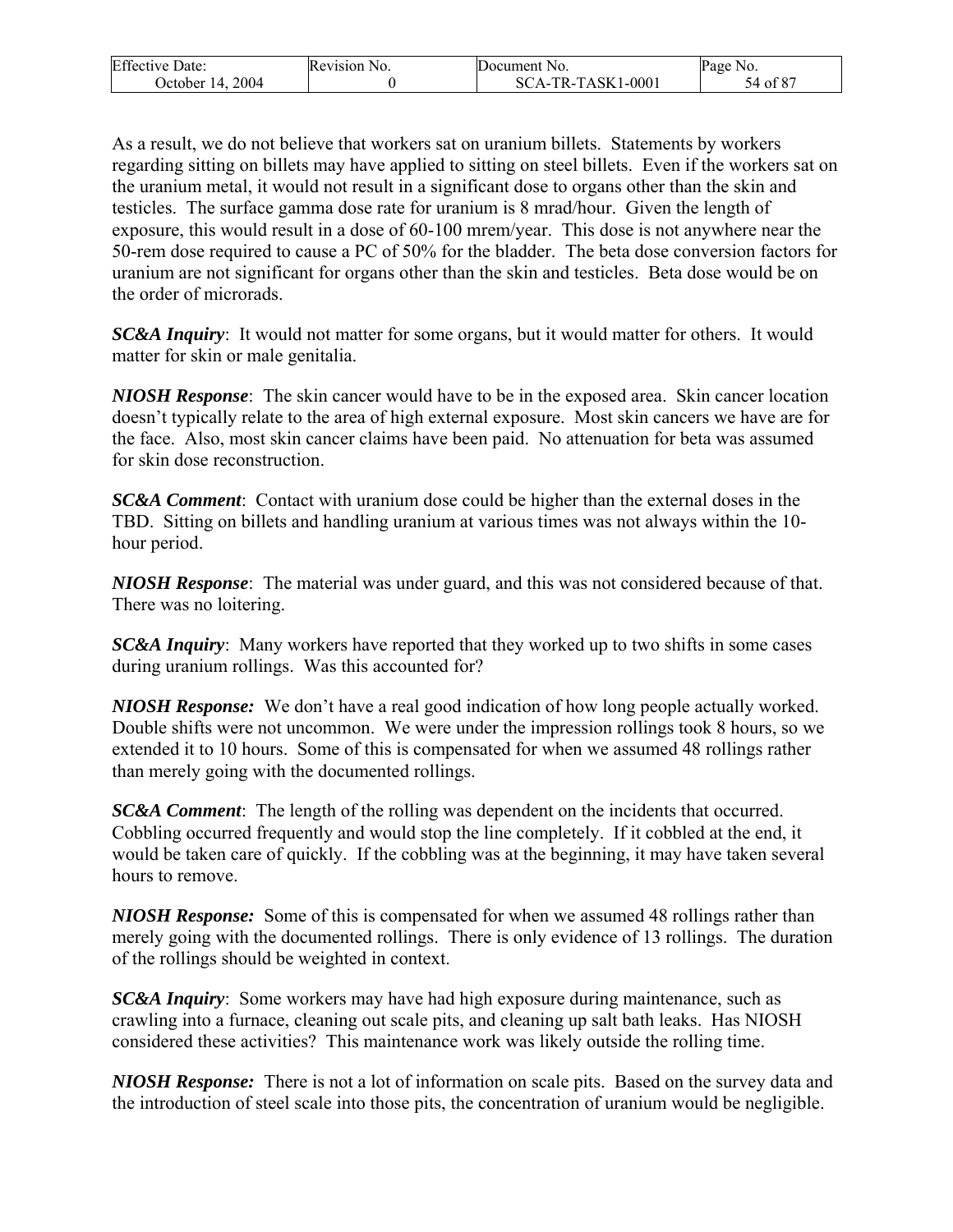As a result, we do not believe that workers sat on uranium billets. Statements by workers regarding sitting on billets may have applied to sitting on steel billets. Even if the workers sat on the uranium metal, it would not result in a significant dose to organs other than the skin and testicles. The surface gamma dose rate for uranium is 8 mrad/hour. Given the length of exposure, this would result in a dose of 60-100 mrem/year. This dose is not anywhere near the 50-rem dose required to cause a PC of 50% for the bladder. The beta dose conversion factors for uranium are not significant for organs other than the skin and testicles. Beta dose would be on the order of microrads.

***SC&A Inquiry***: It would not matter for some organs, but it would matter for others. It would matter for skin or male genitalia.

***NIOSH Response***: The skin cancer would have to be in the exposed area. Skin cancer location doesn't typically relate to the area of high external exposure. Most skin cancers we have are for the face. Also, most skin cancer claims have been paid. No attenuation for beta was assumed for skin dose reconstruction.

***SC&A Comment***: Contact with uranium dose could be higher than the external doses in the TBD. Sitting on billets and handling uranium at various times was not always within the 10-hour period.

***NIOSH Response***: The material was under guard, and this was not considered because of that. There was no loitering.

***SC&A Inquiry***: Many workers have reported that they worked up to two shifts in some cases during uranium rollings. Was this accounted for?

***NIOSH Response:*** We don't have a real good indication of how long people actually worked. Double shifts were not uncommon. We were under the impression rollings took 8 hours, so we extended it to 10 hours. Some of this is compensated for when we assumed 48 rollings rather than merely going with the documented rollings.

***SC&A Comment***: The length of the rolling was dependent on the incidents that occurred. Cobbling occurred frequently and would stop the line completely. If it cobbled at the end, it would be taken care of quickly. If the cobbling was at the beginning, it may have taken several hours to remove.

***NIOSH Response:*** Some of this is compensated for when we assumed 48 rollings rather than merely going with the documented rollings. There is only evidence of 13 rollings. The duration of the rollings should be weighted in context.

***SC&A Inquiry***: Some workers may have had high exposure during maintenance, such as crawling into a furnace, cleaning out scale pits, and cleaning up salt bath leaks. Has NIOSH considered these activities? This maintenance work was likely outside the rolling time.

***NIOSH Response:*** There is not a lot of information on scale pits. Based on the survey data and the introduction of steel scale into those pits, the concentration of uranium would be negligible.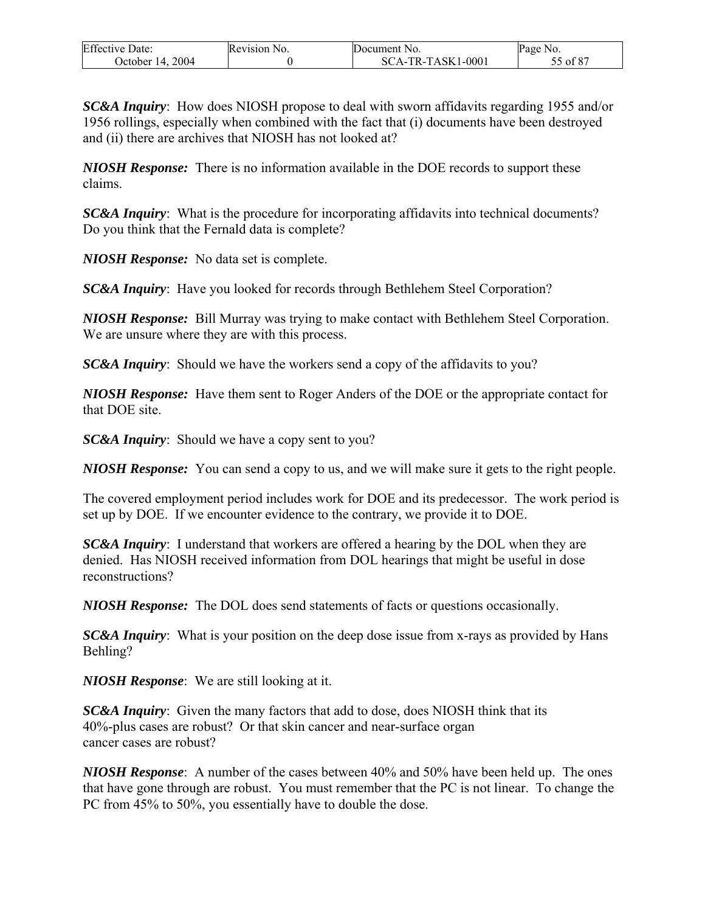***SC&A Inquiry***: How does NIOSH propose to deal with sworn affidavits regarding 1955 and/or 1956 rollings, especially when combined with the fact that (i) documents have been destroyed and (ii) there are archives that NIOSH has not looked at?

***NIOSH Response:*** There is no information available in the DOE records to support these claims.

***SC&A Inquiry***: What is the procedure for incorporating affidavits into technical documents? Do you think that the Fernald data is complete?

***NIOSH Response:*** No data set is complete.

***SC&A Inquiry***: Have you looked for records through Bethlehem Steel Corporation?

***NIOSH Response:*** Bill Murray was trying to make contact with Bethlehem Steel Corporation. We are unsure where they are with this process.

***SC&A Inquiry***: Should we have the workers send a copy of the affidavits to you?

***NIOSH Response:*** Have them sent to Roger Anders of the DOE or the appropriate contact for that DOE site.

***SC&A Inquiry***: Should we have a copy sent to you?

***NIOSH Response:*** You can send a copy to us, and we will make sure it gets to the right people.

The covered employment period includes work for DOE and its predecessor. The work period is set up by DOE. If we encounter evidence to the contrary, we provide it to DOE.

***SC&A Inquiry***: I understand that workers are offered a hearing by the DOL when they are denied. Has NIOSH received information from DOL hearings that might be useful in dose reconstructions?

***NIOSH Response:*** The DOL does send statements of facts or questions occasionally.

***SC&A Inquiry***: What is your position on the deep dose issue from x-rays as provided by Hans Behling?

***NIOSH Response***: We are still looking at it.

***SC&A Inquiry***: Given the many factors that add to dose, does NIOSH think that its 40%-plus cases are robust? Or that skin cancer and near-surface organ cancer cases are robust?

***NIOSH Response***: A number of the cases between 40% and 50% have been held up. The ones that have gone through are robust. You must remember that the PC is not linear. To change the PC from 45% to 50%, you essentially have to double the dose.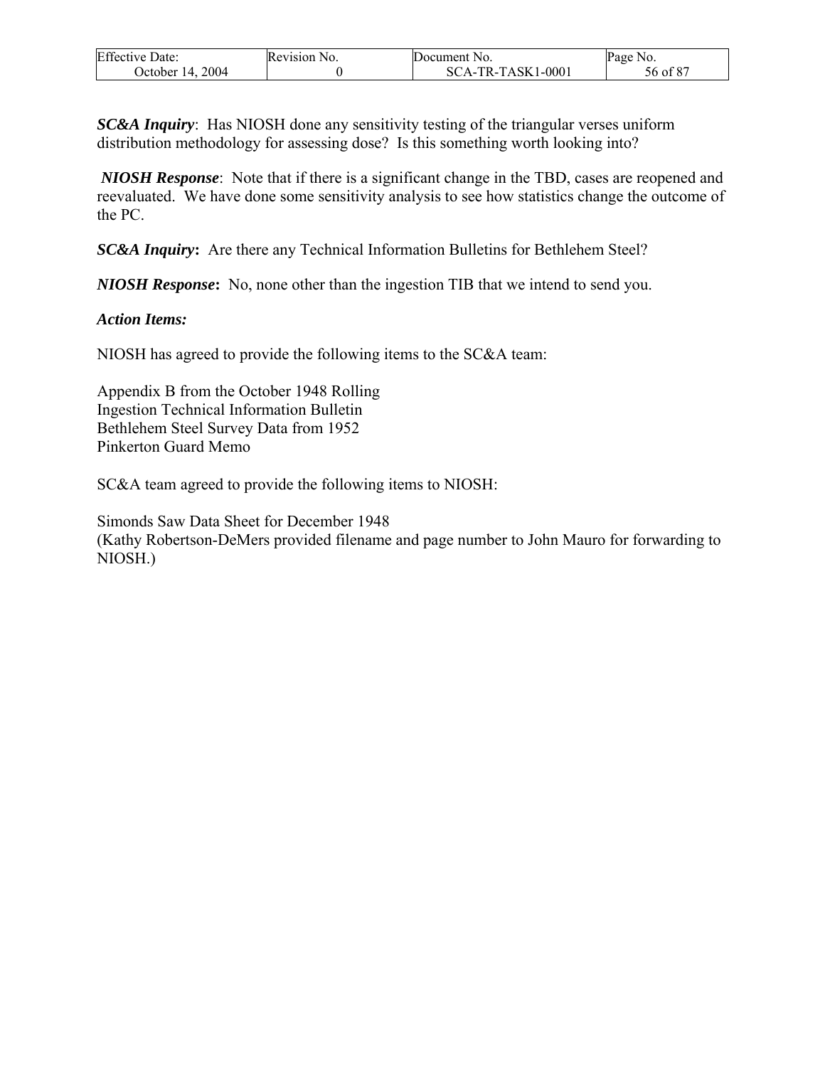***SC&A Inquiry***: Has NIOSH done any sensitivity testing of the triangular verses uniform distribution methodology for assessing dose? Is this something worth looking into?

***NIOSH Response***: Note that if there is a significant change in the TBD, cases are reopened and reevaluated. We have done some sensitivity analysis to see how statistics change the outcome of the PC.

***SC&A Inquiry*:** Are there any Technical Information Bulletins for Bethlehem Steel?

***NIOSH Response*:** No, none other than the ingestion TIB that we intend to send you.

***Action Items:***

NIOSH has agreed to provide the following items to the SC&A team:

Appendix B from the October 1948 Rolling
Ingestion Technical Information Bulletin
Bethlehem Steel Survey Data from 1952
Pinkerton Guard Memo

SC&A team agreed to provide the following items to NIOSH:

Simonds Saw Data Sheet for December 1948
(Kathy Robertson-DeMers provided filename and page number to John Mauro for forwarding to NIOSH.)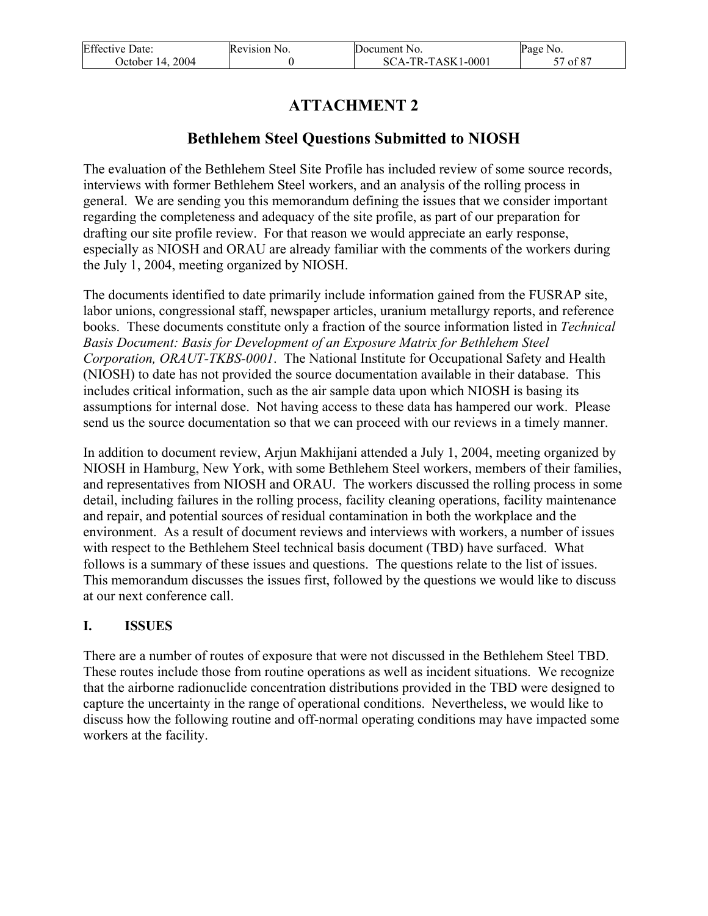# ATTACHMENT 2

## Bethlehem Steel Questions Submitted to NIOSH

The evaluation of the Bethlehem Steel Site Profile has included review of some source records, interviews with former Bethlehem Steel workers, and an analysis of the rolling process in general. We are sending you this memorandum defining the issues that we consider important regarding the completeness and adequacy of the site profile, as part of our preparation for drafting our site profile review. For that reason we would appreciate an early response, especially as NIOSH and ORAU are already familiar with the comments of the workers during the July 1, 2004, meeting organized by NIOSH.

The documents identified to date primarily include information gained from the FUSRAP site, labor unions, congressional staff, newspaper articles, uranium metallurgy reports, and reference books. These documents constitute only a fraction of the source information listed in *Technical Basis Document: Basis for Development of an Exposure Matrix for Bethlehem Steel Corporation, ORAUT-TKBS-0001*. The National Institute for Occupational Safety and Health (NIOSH) to date has not provided the source documentation available in their database. This includes critical information, such as the air sample data upon which NIOSH is basing its assumptions for internal dose. Not having access to these data has hampered our work. Please send us the source documentation so that we can proceed with our reviews in a timely manner.

In addition to document review, Arjun Makhijani attended a July 1, 2004, meeting organized by NIOSH in Hamburg, New York, with some Bethlehem Steel workers, members of their families, and representatives from NIOSH and ORAU. The workers discussed the rolling process in some detail, including failures in the rolling process, facility cleaning operations, facility maintenance and repair, and potential sources of residual contamination in both the workplace and the environment. As a result of document reviews and interviews with workers, a number of issues with respect to the Bethlehem Steel technical basis document (TBD) have surfaced. What follows is a summary of these issues and questions. The questions relate to the list of issues. This memorandum discusses the issues first, followed by the questions we would like to discuss at our next conference call.

### I. ISSUES

There are a number of routes of exposure that were not discussed in the Bethlehem Steel TBD. These routes include those from routine operations as well as incident situations. We recognize that the airborne radionuclide concentration distributions provided in the TBD were designed to capture the uncertainty in the range of operational conditions. Nevertheless, we would like to discuss how the following routine and off-normal operating conditions may have impacted some workers at the facility.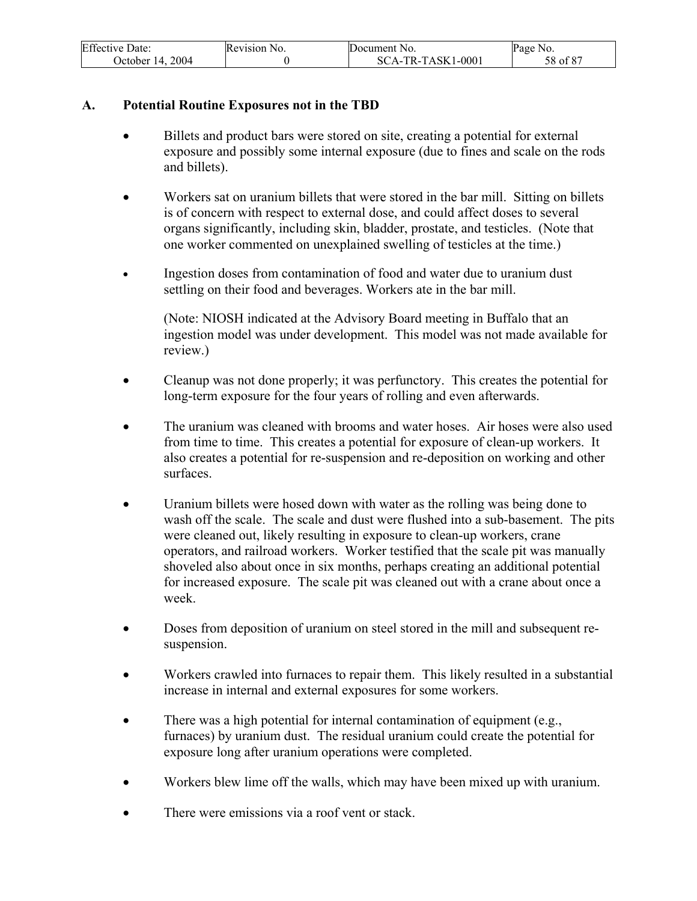## A. Potential Routine Exposures not in the TBD

- Billets and product bars were stored on site, creating a potential for external exposure and possibly some internal exposure (due to fines and scale on the rods and billets).

- Workers sat on uranium billets that were stored in the bar mill. Sitting on billets is of concern with respect to external dose, and could affect doses to several organs significantly, including skin, bladder, prostate, and testicles. (Note that one worker commented on unexplained swelling of testicles at the time.)

- Ingestion doses from contamination of food and water due to uranium dust settling on their food and beverages. Workers ate in the bar mill.

  (Note: NIOSH indicated at the Advisory Board meeting in Buffalo that an ingestion model was under development. This model was not made available for review.)

- Cleanup was not done properly; it was perfunctory. This creates the potential for long-term exposure for the four years of rolling and even afterwards.

- The uranium was cleaned with brooms and water hoses. Air hoses were also used from time to time. This creates a potential for exposure of clean-up workers. It also creates a potential for re-suspension and re-deposition on working and other surfaces.

- Uranium billets were hosed down with water as the rolling was being done to wash off the scale. The scale and dust were flushed into a sub-basement. The pits were cleaned out, likely resulting in exposure to clean-up workers, crane operators, and railroad workers. Worker testified that the scale pit was manually shoveled also about once in six months, perhaps creating an additional potential for increased exposure. The scale pit was cleaned out with a crane about once a week.

- Doses from deposition of uranium on steel stored in the mill and subsequent re-suspension.

- Workers crawled into furnaces to repair them. This likely resulted in a substantial increase in internal and external exposures for some workers.

- There was a high potential for internal contamination of equipment (e.g., furnaces) by uranium dust. The residual uranium could create the potential for exposure long after uranium operations were completed.

- Workers blew lime off the walls, which may have been mixed up with uranium.

- There were emissions via a roof vent or stack.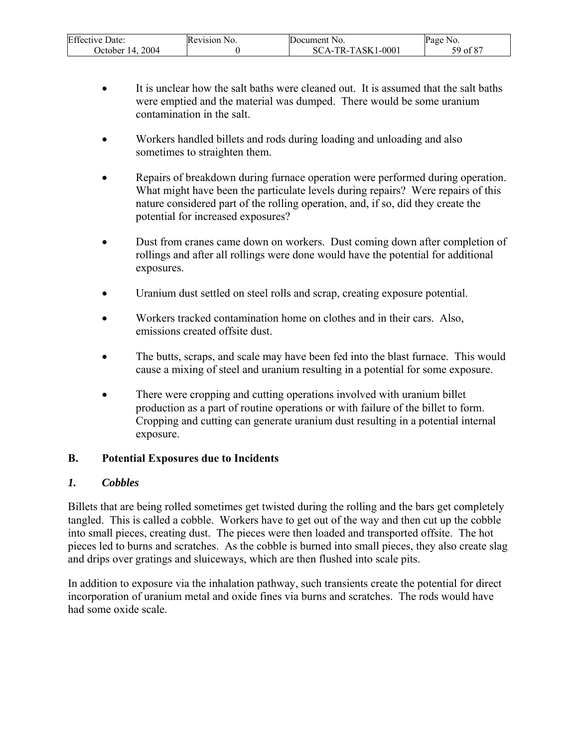- It is unclear how the salt baths were cleaned out. It is assumed that the salt baths were emptied and the material was dumped. There would be some uranium contamination in the salt.

- Workers handled billets and rods during loading and unloading and also sometimes to straighten them.

- Repairs of breakdown during furnace operation were performed during operation. What might have been the particulate levels during repairs? Were repairs of this nature considered part of the rolling operation, and, if so, did they create the potential for increased exposures?

- Dust from cranes came down on workers. Dust coming down after completion of rollings and after all rollings were done would have the potential for additional exposures.

- Uranium dust settled on steel rolls and scrap, creating exposure potential.

- Workers tracked contamination home on clothes and in their cars. Also, emissions created offsite dust.

- The butts, scraps, and scale may have been fed into the blast furnace. This would cause a mixing of steel and uranium resulting in a potential for some exposure.

- There were cropping and cutting operations involved with uranium billet production as a part of routine operations or with failure of the billet to form. Cropping and cutting can generate uranium dust resulting in a potential internal exposure.

## B. Potential Exposures due to Incidents

### *1. Cobbles*

Billets that are being rolled sometimes get twisted during the rolling and the bars get completely tangled. This is called a cobble. Workers have to get out of the way and then cut up the cobble into small pieces, creating dust. The pieces were then loaded and transported offsite. The hot pieces led to burns and scratches. As the cobble is burned into small pieces, they also create slag and drips over gratings and sluiceways, which are then flushed into scale pits.

In addition to exposure via the inhalation pathway, such transients create the potential for direct incorporation of uranium metal and oxide fines via burns and scratches. The rods would have had some oxide scale.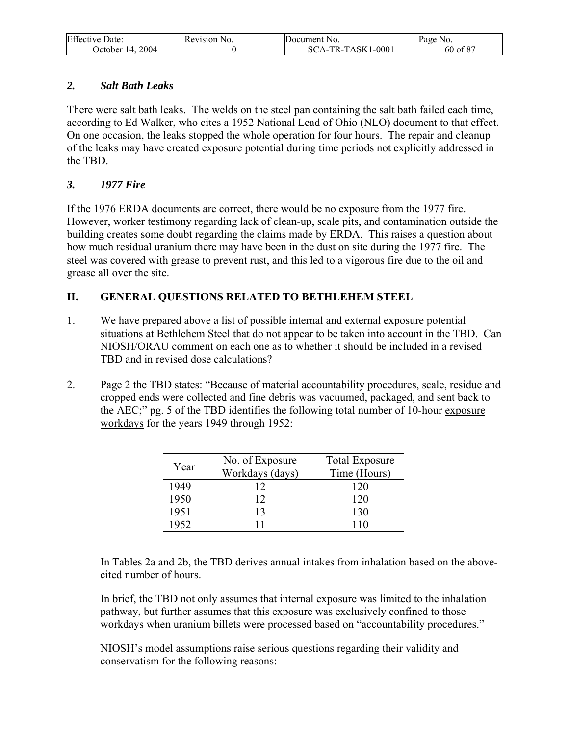*2. Salt Bath Leaks*

There were salt bath leaks. The welds on the steel pan containing the salt bath failed each time, according to Ed Walker, who cites a 1952 National Lead of Ohio (NLO) document to that effect. On one occasion, the leaks stopped the whole operation for four hours. The repair and cleanup of the leaks may have created exposure potential during time periods not explicitly addressed in the TBD.

*3. 1977 Fire*

If the 1976 ERDA documents are correct, there would be no exposure from the 1977 fire. However, worker testimony regarding lack of clean-up, scale pits, and contamination outside the building creates some doubt regarding the claims made by ERDA. This raises a question about how much residual uranium there may have been in the dust on site during the 1977 fire. The steel was covered with grease to prevent rust, and this led to a vigorous fire due to the oil and grease all over the site.

## II. GENERAL QUESTIONS RELATED TO BETHLEHEM STEEL

1. We have prepared above a list of possible internal and external exposure potential situations at Bethlehem Steel that do not appear to be taken into account in the TBD. Can NIOSH/ORAU comment on each one as to whether it should be included in a revised TBD and in revised dose calculations?

2. Page 2 the TBD states: "Because of material accountability procedures, scale, residue and cropped ends were collected and fine debris was vacuumed, packaged, and sent back to the AEC;" pg. 5 of the TBD identifies the following total number of 10-hour exposure workdays for the years 1949 through 1952:

| Year | No. of Exposure Workdays (days) | Total Exposure Time (Hours) |
|---|---|---|
| 1949 | 12 | 120 |
| 1950 | 12 | 120 |
| 1951 | 13 | 130 |
| 1952 | 11 | 110 |

In Tables 2a and 2b, the TBD derives annual intakes from inhalation based on the above-cited number of hours.

In brief, the TBD not only assumes that internal exposure was limited to the inhalation pathway, but further assumes that this exposure was exclusively confined to those workdays when uranium billets were processed based on "accountability procedures."

NIOSH's model assumptions raise serious questions regarding their validity and conservatism for the following reasons: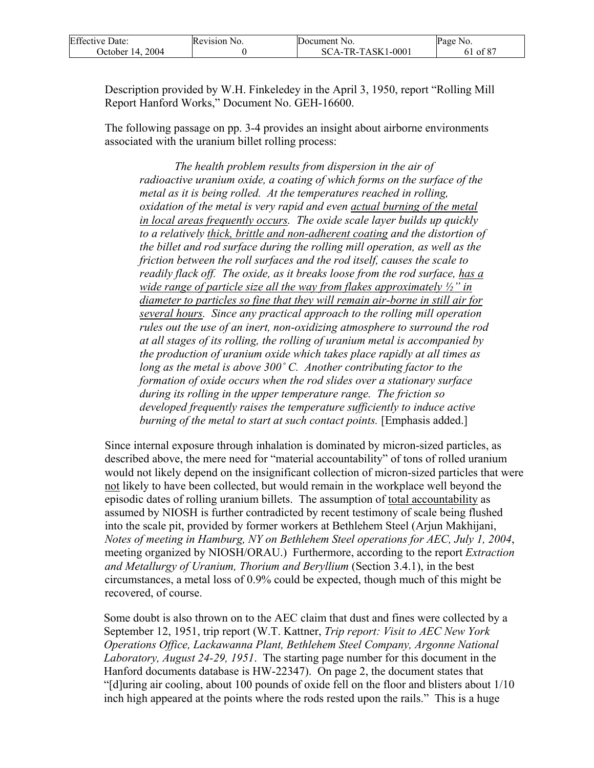Description provided by W.H. Finkeledey in the April 3, 1950, report "Rolling Mill Report Hanford Works," Document No. GEH-16600.

The following passage on pp. 3-4 provides an insight about airborne environments associated with the uranium billet rolling process:

> *The health problem results from dispersion in the air of radioactive uranium oxide, a coating of which forms on the surface of the metal as it is being rolled. At the temperatures reached in rolling, oxidation of the metal is very rapid and even <u>actual burning of the metal in local areas frequently occurs</u>. The oxide scale layer builds up quickly to a relatively <u>thick, brittle and non-adherent coating</u> and the distortion of the billet and rod surface during the rolling mill operation, as well as the friction between the roll surfaces and the rod itself, causes the scale to readily flack off. The oxide, as it breaks loose from the rod surface, <u>has a wide range of particle size all the way from flakes approximately ½" in diameter to particles so fine that they will remain air-borne in still air for several hours</u>. Since any practical approach to the rolling mill operation rules out the use of an inert, non-oxidizing atmosphere to surround the rod at all stages of its rolling, the rolling of uranium metal is accompanied by the production of uranium oxide which takes place rapidly at all times as long as the metal is above 300˚ C. Another contributing factor to the formation of oxide occurs when the rod slides over a stationary surface during its rolling in the upper temperature range. The friction so developed frequently raises the temperature sufficiently to induce active burning of the metal to start at such contact points.* [Emphasis added.]

Since internal exposure through inhalation is dominated by micron-sized particles, as described above, the mere need for "material accountability" of tons of rolled uranium would not likely depend on the insignificant collection of micron-sized particles that were <u>not</u> likely to have been collected, but would remain in the workplace well beyond the episodic dates of rolling uranium billets. The assumption of <u>total accountability</u> as assumed by NIOSH is further contradicted by recent testimony of scale being flushed into the scale pit, provided by former workers at Bethlehem Steel (Arjun Makhijani, *Notes of meeting in Hamburg, NY on Bethlehem Steel operations for AEC, July 1, 2004*, meeting organized by NIOSH/ORAU.) Furthermore, according to the report *Extraction and Metallurgy of Uranium, Thorium and Beryllium* (Section 3.4.1), in the best circumstances, a metal loss of 0.9% could be expected, though much of this might be recovered, of course.

Some doubt is also thrown on to the AEC claim that dust and fines were collected by a September 12, 1951, trip report (W.T. Kattner, *Trip report: Visit to AEC New York Operations Office, Lackawanna Plant, Bethlehem Steel Company, Argonne National Laboratory, August 24-29, 1951*. The starting page number for this document in the Hanford documents database is HW-22347). On page 2, the document states that "[d]uring air cooling, about 100 pounds of oxide fell on the floor and blisters about 1/10 inch high appeared at the points where the rods rested upon the rails." This is a huge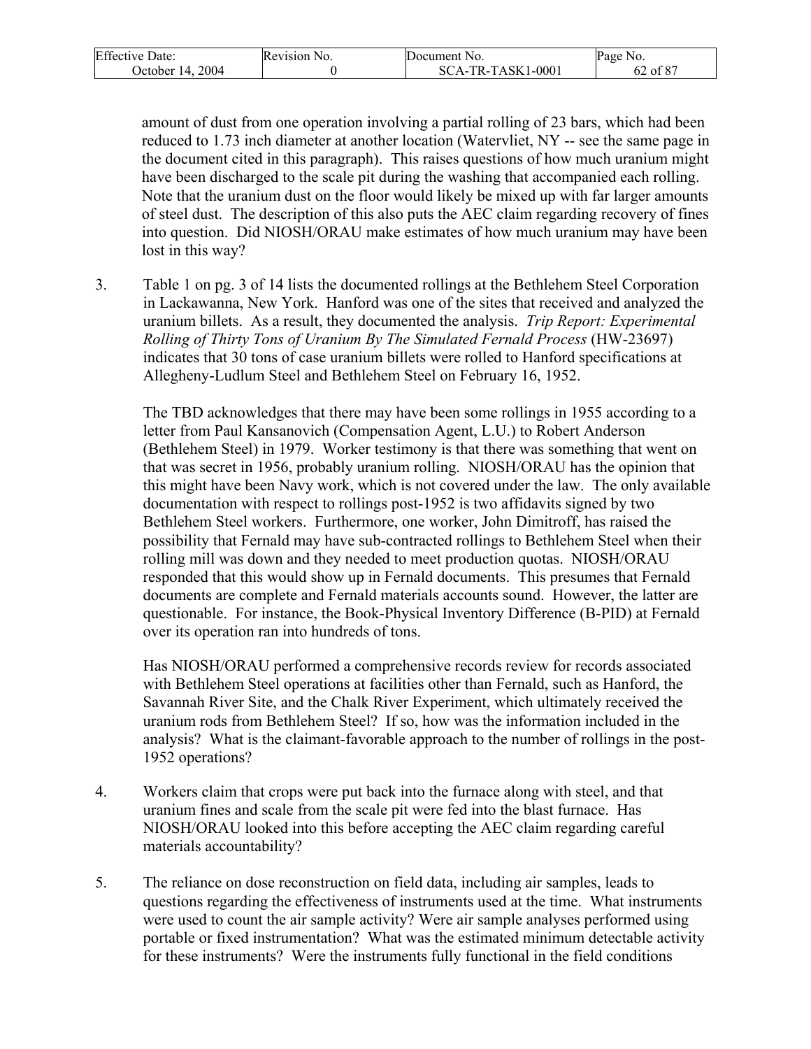amount of dust from one operation involving a partial rolling of 23 bars, which had been reduced to 1.73 inch diameter at another location (Watervliet, NY -- see the same page in the document cited in this paragraph). This raises questions of how much uranium might have been discharged to the scale pit during the washing that accompanied each rolling. Note that the uranium dust on the floor would likely be mixed up with far larger amounts of steel dust. The description of this also puts the AEC claim regarding recovery of fines into question. Did NIOSH/ORAU make estimates of how much uranium may have been lost in this way?

3. Table 1 on pg. 3 of 14 lists the documented rollings at the Bethlehem Steel Corporation in Lackawanna, New York. Hanford was one of the sites that received and analyzed the uranium billets. As a result, they documented the analysis. *Trip Report: Experimental Rolling of Thirty Tons of Uranium By The Simulated Fernald Process* (HW-23697) indicates that 30 tons of case uranium billets were rolled to Hanford specifications at Allegheny-Ludlum Steel and Bethlehem Steel on February 16, 1952.

   The TBD acknowledges that there may have been some rollings in 1955 according to a letter from Paul Kansanovich (Compensation Agent, L.U.) to Robert Anderson (Bethlehem Steel) in 1979. Worker testimony is that there was something that went on that was secret in 1956, probably uranium rolling. NIOSH/ORAU has the opinion that this might have been Navy work, which is not covered under the law. The only available documentation with respect to rollings post-1952 is two affidavits signed by two Bethlehem Steel workers. Furthermore, one worker, John Dimitroff, has raised the possibility that Fernald may have sub-contracted rollings to Bethlehem Steel when their rolling mill was down and they needed to meet production quotas. NIOSH/ORAU responded that this would show up in Fernald documents. This presumes that Fernald documents are complete and Fernald materials accounts sound. However, the latter are questionable. For instance, the Book-Physical Inventory Difference (B-PID) at Fernald over its operation ran into hundreds of tons.

   Has NIOSH/ORAU performed a comprehensive records review for records associated with Bethlehem Steel operations at facilities other than Fernald, such as Hanford, the Savannah River Site, and the Chalk River Experiment, which ultimately received the uranium rods from Bethlehem Steel? If so, how was the information included in the analysis? What is the claimant-favorable approach to the number of rollings in the post-1952 operations?

4. Workers claim that crops were put back into the furnace along with steel, and that uranium fines and scale from the scale pit were fed into the blast furnace. Has NIOSH/ORAU looked into this before accepting the AEC claim regarding careful materials accountability?

5. The reliance on dose reconstruction on field data, including air samples, leads to questions regarding the effectiveness of instruments used at the time. What instruments were used to count the air sample activity? Were air sample analyses performed using portable or fixed instrumentation? What was the estimated minimum detectable activity for these instruments? Were the instruments fully functional in the field conditions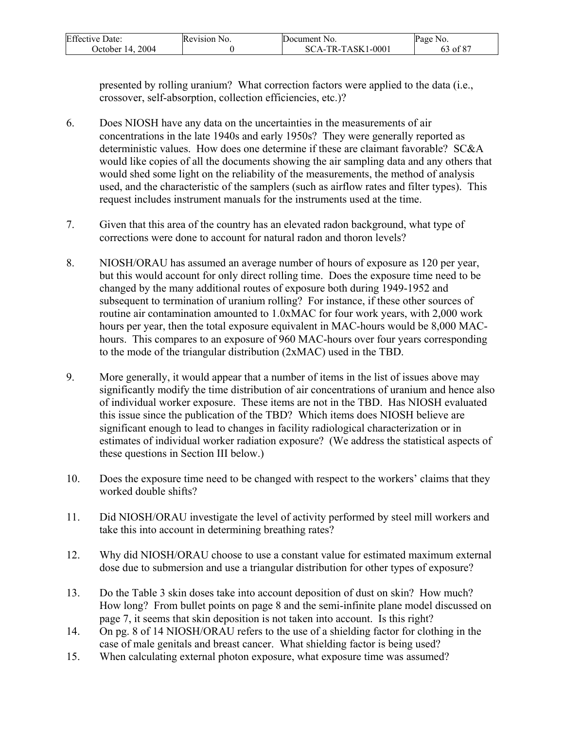presented by rolling uranium? What correction factors were applied to the data (i.e., crossover, self-absorption, collection efficiencies, etc.)?

6. Does NIOSH have any data on the uncertainties in the measurements of air concentrations in the late 1940s and early 1950s? They were generally reported as deterministic values. How does one determine if these are claimant favorable? SC&A would like copies of all the documents showing the air sampling data and any others that would shed some light on the reliability of the measurements, the method of analysis used, and the characteristic of the samplers (such as airflow rates and filter types). This request includes instrument manuals for the instruments used at the time.

7. Given that this area of the country has an elevated radon background, what type of corrections were done to account for natural radon and thoron levels?

8. NIOSH/ORAU has assumed an average number of hours of exposure as 120 per year, but this would account for only direct rolling time. Does the exposure time need to be changed by the many additional routes of exposure both during 1949-1952 and subsequent to termination of uranium rolling? For instance, if these other sources of routine air contamination amounted to 1.0xMAC for four work years, with 2,000 work hours per year, then the total exposure equivalent in MAC-hours would be 8,000 MAC-hours. This compares to an exposure of 960 MAC-hours over four years corresponding to the mode of the triangular distribution (2xMAC) used in the TBD.

9. More generally, it would appear that a number of items in the list of issues above may significantly modify the time distribution of air concentrations of uranium and hence also of individual worker exposure. These items are not in the TBD. Has NIOSH evaluated this issue since the publication of the TBD? Which items does NIOSH believe are significant enough to lead to changes in facility radiological characterization or in estimates of individual worker radiation exposure? (We address the statistical aspects of these questions in Section III below.)

10. Does the exposure time need to be changed with respect to the workers' claims that they worked double shifts?

11. Did NIOSH/ORAU investigate the level of activity performed by steel mill workers and take this into account in determining breathing rates?

12. Why did NIOSH/ORAU choose to use a constant value for estimated maximum external dose due to submersion and use a triangular distribution for other types of exposure?

13. Do the Table 3 skin doses take into account deposition of dust on skin? How much? How long? From bullet points on page 8 and the semi-infinite plane model discussed on page 7, it seems that skin deposition is not taken into account. Is this right?

14. On pg. 8 of 14 NIOSH/ORAU refers to the use of a shielding factor for clothing in the case of male genitals and breast cancer. What shielding factor is being used?

15. When calculating external photon exposure, what exposure time was assumed?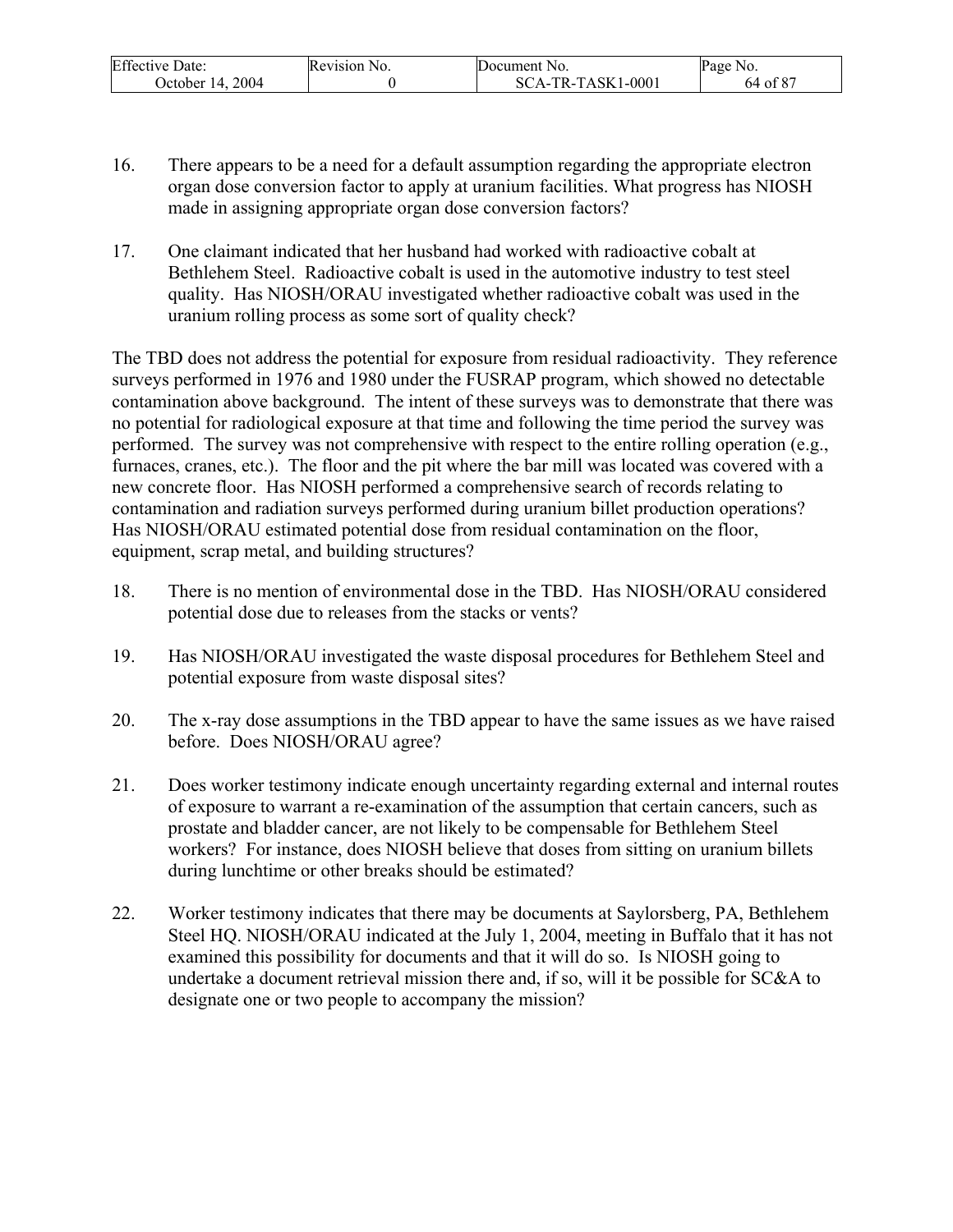16. There appears to be a need for a default assumption regarding the appropriate electron organ dose conversion factor to apply at uranium facilities. What progress has NIOSH made in assigning appropriate organ dose conversion factors?

17. One claimant indicated that her husband had worked with radioactive cobalt at Bethlehem Steel. Radioactive cobalt is used in the automotive industry to test steel quality. Has NIOSH/ORAU investigated whether radioactive cobalt was used in the uranium rolling process as some sort of quality check?

The TBD does not address the potential for exposure from residual radioactivity. They reference surveys performed in 1976 and 1980 under the FUSRAP program, which showed no detectable contamination above background. The intent of these surveys was to demonstrate that there was no potential for radiological exposure at that time and following the time period the survey was performed. The survey was not comprehensive with respect to the entire rolling operation (e.g., furnaces, cranes, etc.). The floor and the pit where the bar mill was located was covered with a new concrete floor. Has NIOSH performed a comprehensive search of records relating to contamination and radiation surveys performed during uranium billet production operations? Has NIOSH/ORAU estimated potential dose from residual contamination on the floor, equipment, scrap metal, and building structures?

18. There is no mention of environmental dose in the TBD. Has NIOSH/ORAU considered potential dose due to releases from the stacks or vents?

19. Has NIOSH/ORAU investigated the waste disposal procedures for Bethlehem Steel and potential exposure from waste disposal sites?

20. The x-ray dose assumptions in the TBD appear to have the same issues as we have raised before. Does NIOSH/ORAU agree?

21. Does worker testimony indicate enough uncertainty regarding external and internal routes of exposure to warrant a re-examination of the assumption that certain cancers, such as prostate and bladder cancer, are not likely to be compensable for Bethlehem Steel workers? For instance, does NIOSH believe that doses from sitting on uranium billets during lunchtime or other breaks should be estimated?

22. Worker testimony indicates that there may be documents at Saylorsberg, PA, Bethlehem Steel HQ. NIOSH/ORAU indicated at the July 1, 2004, meeting in Buffalo that it has not examined this possibility for documents and that it will do so. Is NIOSH going to undertake a document retrieval mission there and, if so, will it be possible for SC&A to designate one or two people to accompany the mission?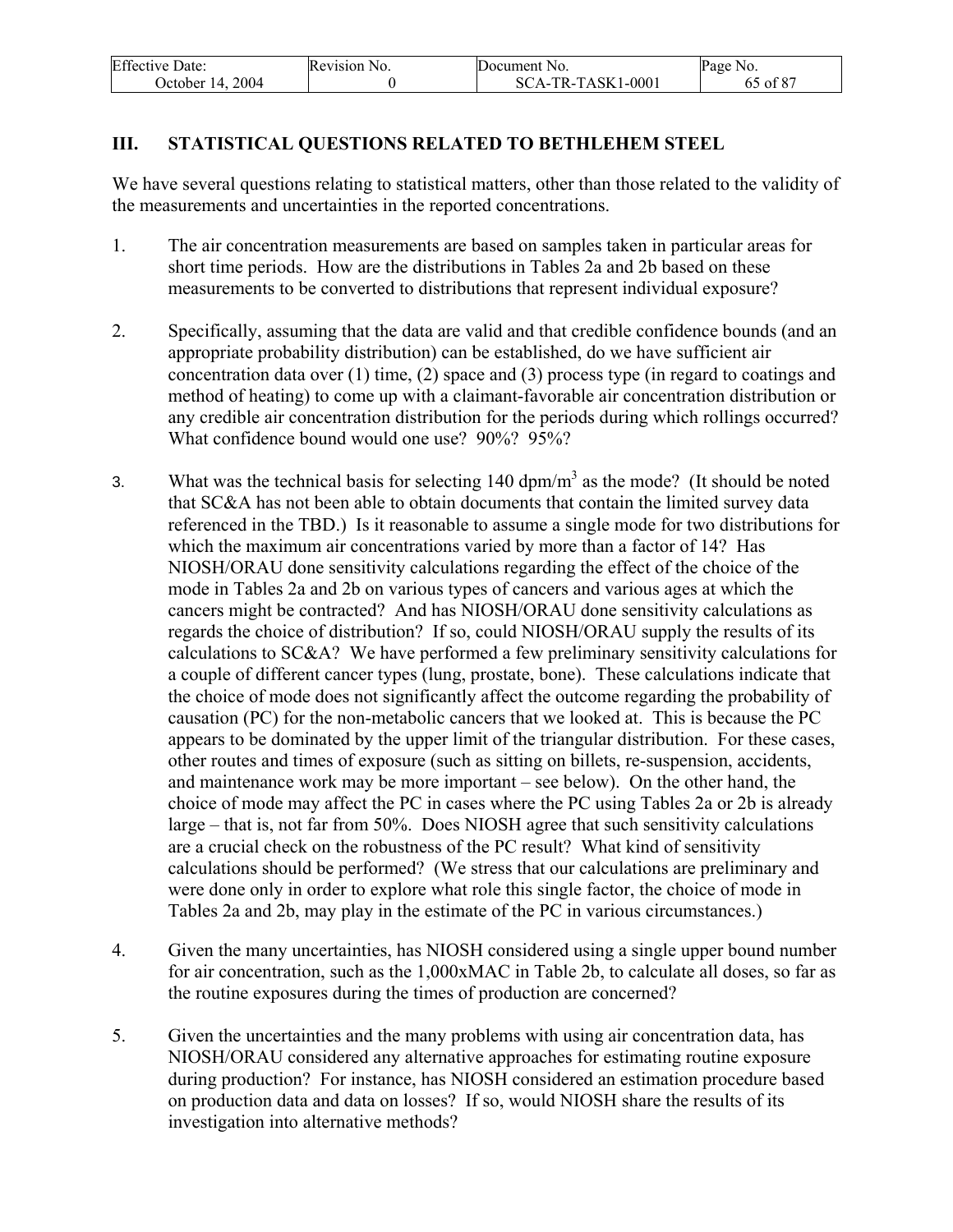## III. STATISTICAL QUESTIONS RELATED TO BETHLEHEM STEEL

We have several questions relating to statistical matters, other than those related to the validity of the measurements and uncertainties in the reported concentrations.

1. The air concentration measurements are based on samples taken in particular areas for short time periods. How are the distributions in Tables 2a and 2b based on these measurements to be converted to distributions that represent individual exposure?

2. Specifically, assuming that the data are valid and that credible confidence bounds (and an appropriate probability distribution) can be established, do we have sufficient air concentration data over (1) time, (2) space and (3) process type (in regard to coatings and method of heating) to come up with a claimant-favorable air concentration distribution or any credible air concentration distribution for the periods during which rollings occurred? What confidence bound would one use? 90%? 95%?

3. What was the technical basis for selecting 140 dpm/m$^3$ as the mode? (It should be noted that SC&A has not been able to obtain documents that contain the limited survey data referenced in the TBD.) Is it reasonable to assume a single mode for two distributions for which the maximum air concentrations varied by more than a factor of 14? Has NIOSH/ORAU done sensitivity calculations regarding the effect of the choice of the mode in Tables 2a and 2b on various types of cancers and various ages at which the cancers might be contracted? And has NIOSH/ORAU done sensitivity calculations as regards the choice of distribution? If so, could NIOSH/ORAU supply the results of its calculations to SC&A? We have performed a few preliminary sensitivity calculations for a couple of different cancer types (lung, prostate, bone). These calculations indicate that the choice of mode does not significantly affect the outcome regarding the probability of causation (PC) for the non-metabolic cancers that we looked at. This is because the PC appears to be dominated by the upper limit of the triangular distribution. For these cases, other routes and times of exposure (such as sitting on billets, re-suspension, accidents, and maintenance work may be more important – see below). On the other hand, the choice of mode may affect the PC in cases where the PC using Tables 2a or 2b is already large – that is, not far from 50%. Does NIOSH agree that such sensitivity calculations are a crucial check on the robustness of the PC result? What kind of sensitivity calculations should be performed? (We stress that our calculations are preliminary and were done only in order to explore what role this single factor, the choice of mode in Tables 2a and 2b, may play in the estimate of the PC in various circumstances.)

4. Given the many uncertainties, has NIOSH considered using a single upper bound number for air concentration, such as the 1,000xMAC in Table 2b, to calculate all doses, so far as the routine exposures during the times of production are concerned?

5. Given the uncertainties and the many problems with using air concentration data, has NIOSH/ORAU considered any alternative approaches for estimating routine exposure during production? For instance, has NIOSH considered an estimation procedure based on production data and data on losses? If so, would NIOSH share the results of its investigation into alternative methods?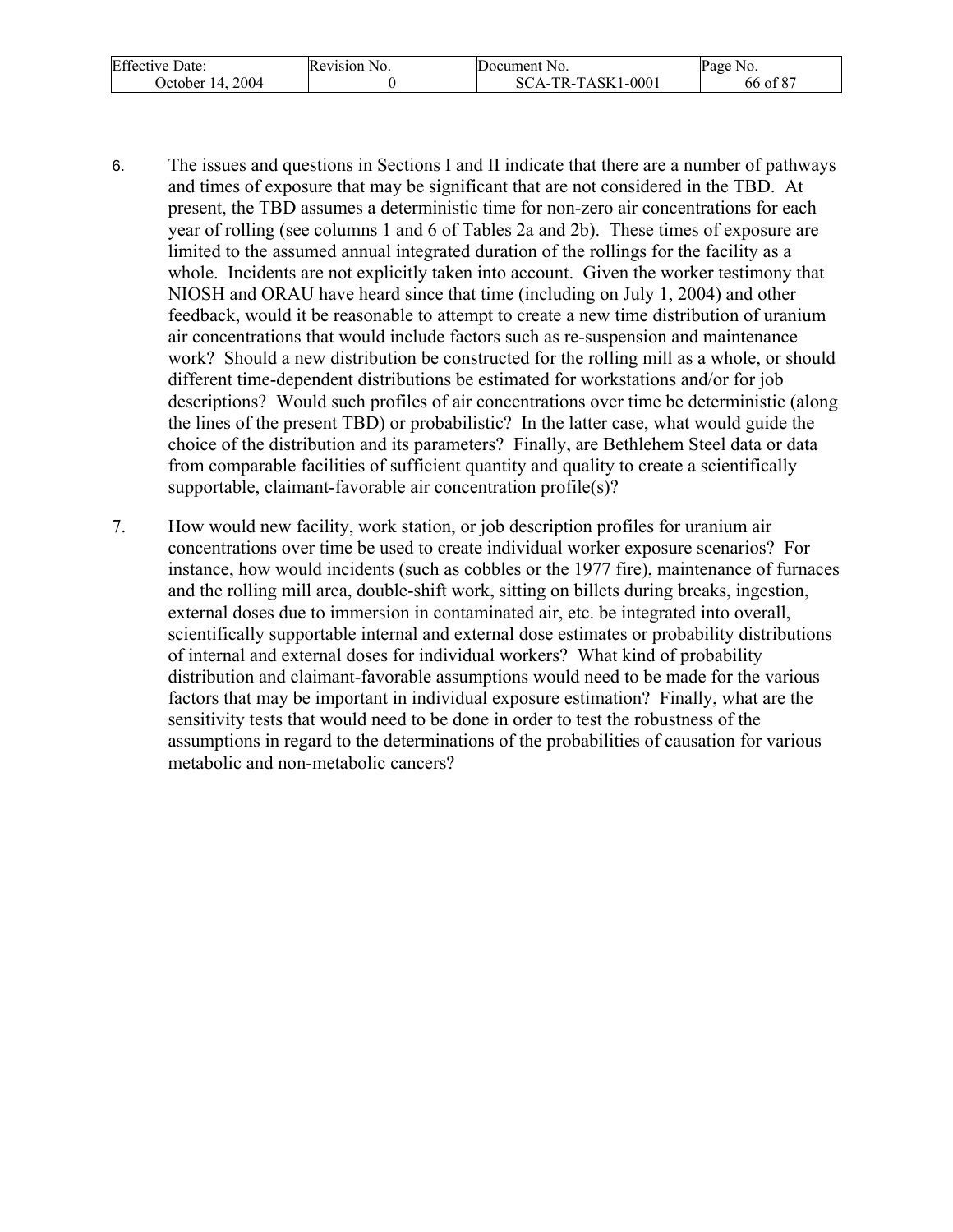6. The issues and questions in Sections I and II indicate that there are a number of pathways and times of exposure that may be significant that are not considered in the TBD. At present, the TBD assumes a deterministic time for non-zero air concentrations for each year of rolling (see columns 1 and 6 of Tables 2a and 2b). These times of exposure are limited to the assumed annual integrated duration of the rollings for the facility as a whole. Incidents are not explicitly taken into account. Given the worker testimony that NIOSH and ORAU have heard since that time (including on July 1, 2004) and other feedback, would it be reasonable to attempt to create a new time distribution of uranium air concentrations that would include factors such as re-suspension and maintenance work? Should a new distribution be constructed for the rolling mill as a whole, or should different time-dependent distributions be estimated for workstations and/or for job descriptions? Would such profiles of air concentrations over time be deterministic (along the lines of the present TBD) or probabilistic? In the latter case, what would guide the choice of the distribution and its parameters? Finally, are Bethlehem Steel data or data from comparable facilities of sufficient quantity and quality to create a scientifically supportable, claimant-favorable air concentration profile(s)?

7. How would new facility, work station, or job description profiles for uranium air concentrations over time be used to create individual worker exposure scenarios? For instance, how would incidents (such as cobbles or the 1977 fire), maintenance of furnaces and the rolling mill area, double-shift work, sitting on billets during breaks, ingestion, external doses due to immersion in contaminated air, etc. be integrated into overall, scientifically supportable internal and external dose estimates or probability distributions of internal and external doses for individual workers? What kind of probability distribution and claimant-favorable assumptions would need to be made for the various factors that may be important in individual exposure estimation? Finally, what are the sensitivity tests that would need to be done in order to test the robustness of the assumptions in regard to the determinations of the probabilities of causation for various metabolic and non-metabolic cancers?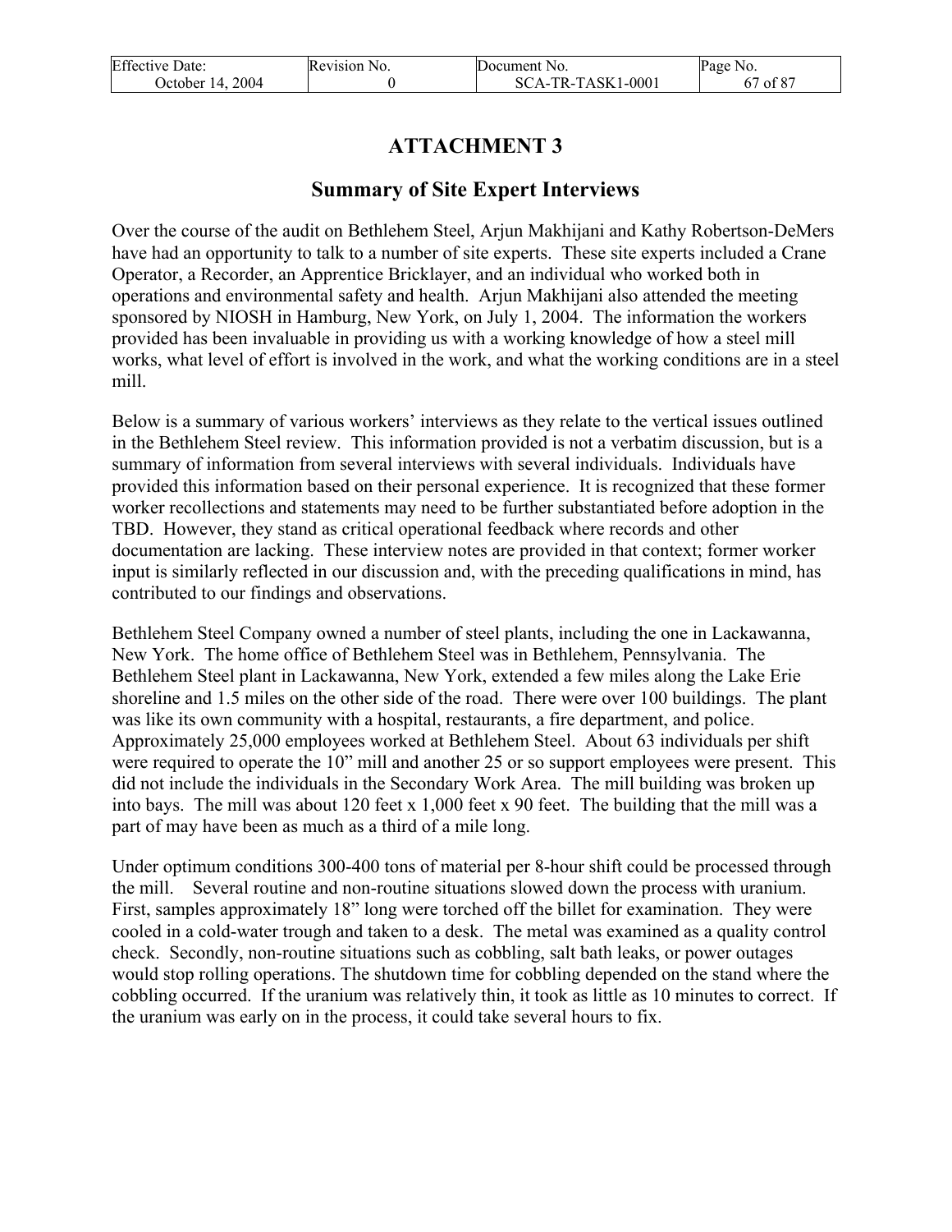# ATTACHMENT 3

## Summary of Site Expert Interviews

Over the course of the audit on Bethlehem Steel, Arjun Makhijani and Kathy Robertson-DeMers have had an opportunity to talk to a number of site experts. These site experts included a Crane Operator, a Recorder, an Apprentice Bricklayer, and an individual who worked both in operations and environmental safety and health. Arjun Makhijani also attended the meeting sponsored by NIOSH in Hamburg, New York, on July 1, 2004. The information the workers provided has been invaluable in providing us with a working knowledge of how a steel mill works, what level of effort is involved in the work, and what the working conditions are in a steel mill.

Below is a summary of various workers' interviews as they relate to the vertical issues outlined in the Bethlehem Steel review. This information provided is not a verbatim discussion, but is a summary of information from several interviews with several individuals. Individuals have provided this information based on their personal experience. It is recognized that these former worker recollections and statements may need to be further substantiated before adoption in the TBD. However, they stand as critical operational feedback where records and other documentation are lacking. These interview notes are provided in that context; former worker input is similarly reflected in our discussion and, with the preceding qualifications in mind, has contributed to our findings and observations.

Bethlehem Steel Company owned a number of steel plants, including the one in Lackawanna, New York. The home office of Bethlehem Steel was in Bethlehem, Pennsylvania. The Bethlehem Steel plant in Lackawanna, New York, extended a few miles along the Lake Erie shoreline and 1.5 miles on the other side of the road. There were over 100 buildings. The plant was like its own community with a hospital, restaurants, a fire department, and police. Approximately 25,000 employees worked at Bethlehem Steel. About 63 individuals per shift were required to operate the 10" mill and another 25 or so support employees were present. This did not include the individuals in the Secondary Work Area. The mill building was broken up into bays. The mill was about 120 feet x 1,000 feet x 90 feet. The building that the mill was a part of may have been as much as a third of a mile long.

Under optimum conditions 300-400 tons of material per 8-hour shift could be processed through the mill. Several routine and non-routine situations slowed down the process with uranium. First, samples approximately 18" long were torched off the billet for examination. They were cooled in a cold-water trough and taken to a desk. The metal was examined as a quality control check. Secondly, non-routine situations such as cobbling, salt bath leaks, or power outages would stop rolling operations. The shutdown time for cobbling depended on the stand where the cobbling occurred. If the uranium was relatively thin, it took as little as 10 minutes to correct. If the uranium was early on in the process, it could take several hours to fix.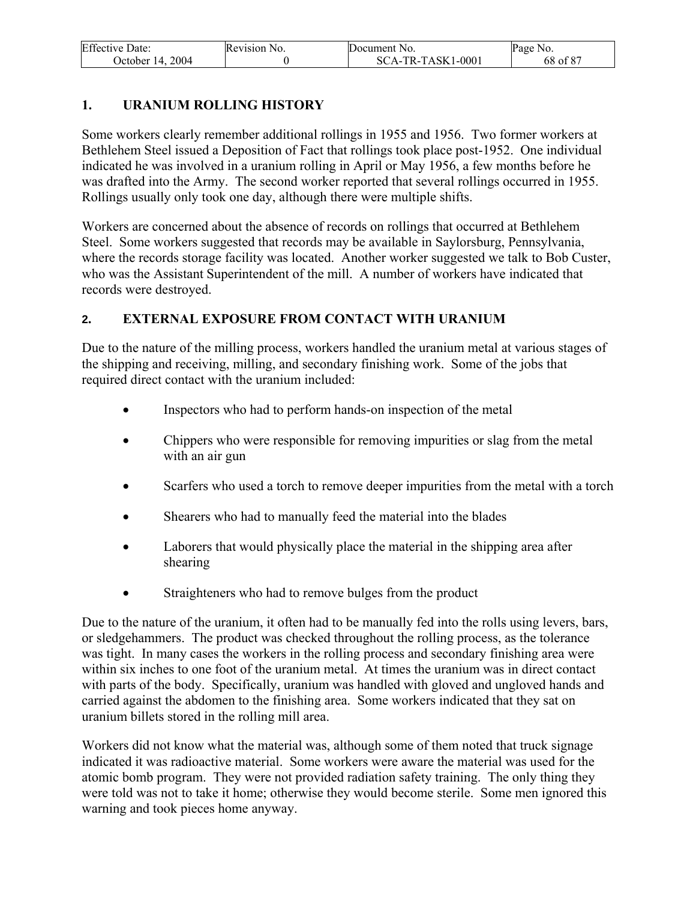## 1. URANIUM ROLLING HISTORY

Some workers clearly remember additional rollings in 1955 and 1956. Two former workers at Bethlehem Steel issued a Deposition of Fact that rollings took place post-1952. One individual indicated he was involved in a uranium rolling in April or May 1956, a few months before he was drafted into the Army. The second worker reported that several rollings occurred in 1955. Rollings usually only took one day, although there were multiple shifts.

Workers are concerned about the absence of records on rollings that occurred at Bethlehem Steel. Some workers suggested that records may be available in Saylorsburg, Pennsylvania, where the records storage facility was located. Another worker suggested we talk to Bob Custer, who was the Assistant Superintendent of the mill. A number of workers have indicated that records were destroyed.

## 2. EXTERNAL EXPOSURE FROM CONTACT WITH URANIUM

Due to the nature of the milling process, workers handled the uranium metal at various stages of the shipping and receiving, milling, and secondary finishing work. Some of the jobs that required direct contact with the uranium included:

- Inspectors who had to perform hands-on inspection of the metal
- Chippers who were responsible for removing impurities or slag from the metal with an air gun
- Scarfers who used a torch to remove deeper impurities from the metal with a torch
- Shearers who had to manually feed the material into the blades
- Laborers that would physically place the material in the shipping area after shearing
- Straighteners who had to remove bulges from the product

Due to the nature of the uranium, it often had to be manually fed into the rolls using levers, bars, or sledgehammers. The product was checked throughout the rolling process, as the tolerance was tight. In many cases the workers in the rolling process and secondary finishing area were within six inches to one foot of the uranium metal. At times the uranium was in direct contact with parts of the body. Specifically, uranium was handled with gloved and ungloved hands and carried against the abdomen to the finishing area. Some workers indicated that they sat on uranium billets stored in the rolling mill area.

Workers did not know what the material was, although some of them noted that truck signage indicated it was radioactive material. Some workers were aware the material was used for the atomic bomb program. They were not provided radiation safety training. The only thing they were told was not to take it home; otherwise they would become sterile. Some men ignored this warning and took pieces home anyway.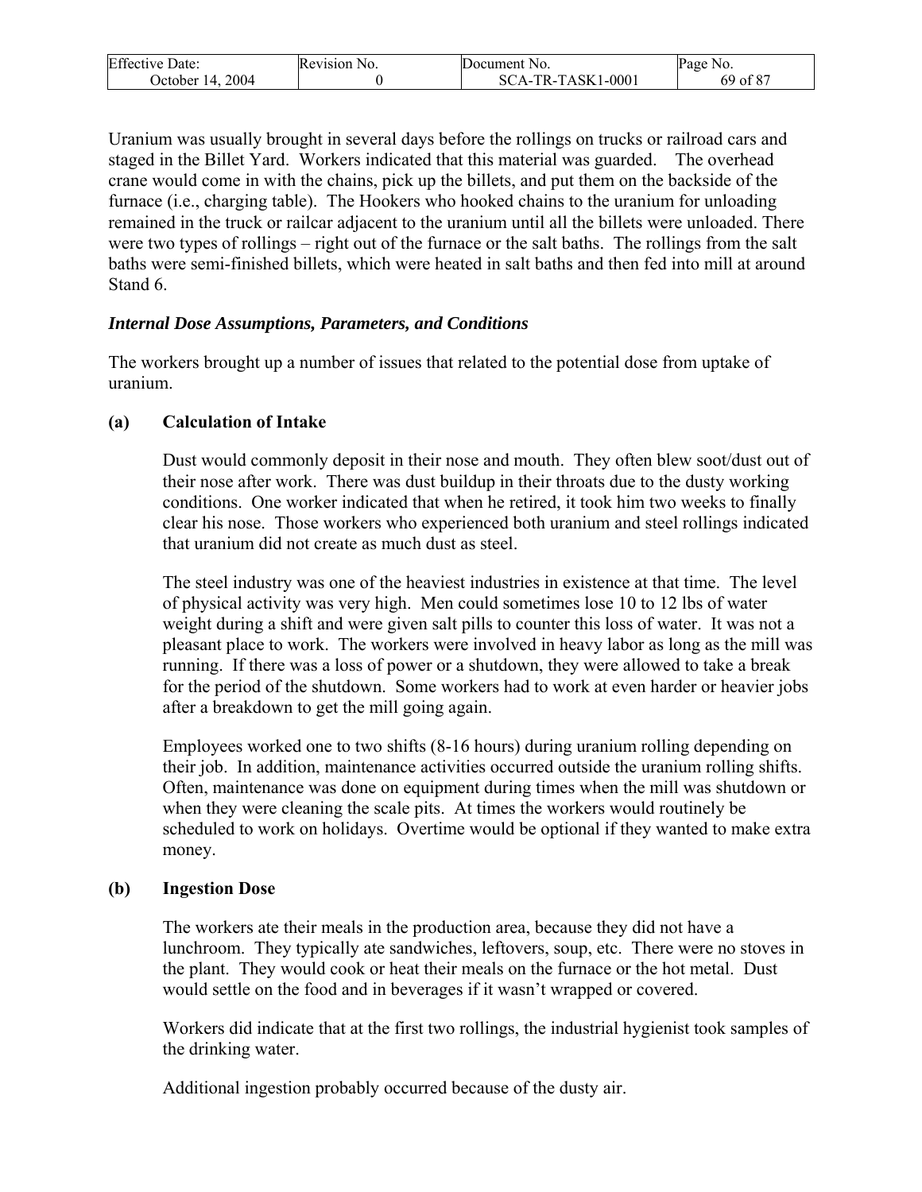Uranium was usually brought in several days before the rollings on trucks or railroad cars and staged in the Billet Yard. Workers indicated that this material was guarded. The overhead crane would come in with the chains, pick up the billets, and put them on the backside of the furnace (i.e., charging table). The Hookers who hooked chains to the uranium for unloading remained in the truck or railcar adjacent to the uranium until all the billets were unloaded. There were two types of rollings – right out of the furnace or the salt baths. The rollings from the salt baths were semi-finished billets, which were heated in salt baths and then fed into mill at around Stand 6.

***Internal Dose Assumptions, Parameters, and Conditions***

The workers brought up a number of issues that related to the potential dose from uptake of uranium.

**(a) Calculation of Intake**

Dust would commonly deposit in their nose and mouth. They often blew soot/dust out of their nose after work. There was dust buildup in their throats due to the dusty working conditions. One worker indicated that when he retired, it took him two weeks to finally clear his nose. Those workers who experienced both uranium and steel rollings indicated that uranium did not create as much dust as steel.

The steel industry was one of the heaviest industries in existence at that time. The level of physical activity was very high. Men could sometimes lose 10 to 12 lbs of water weight during a shift and were given salt pills to counter this loss of water. It was not a pleasant place to work. The workers were involved in heavy labor as long as the mill was running. If there was a loss of power or a shutdown, they were allowed to take a break for the period of the shutdown. Some workers had to work at even harder or heavier jobs after a breakdown to get the mill going again.

Employees worked one to two shifts (8-16 hours) during uranium rolling depending on their job. In addition, maintenance activities occurred outside the uranium rolling shifts. Often, maintenance was done on equipment during times when the mill was shutdown or when they were cleaning the scale pits. At times the workers would routinely be scheduled to work on holidays. Overtime would be optional if they wanted to make extra money.

**(b) Ingestion Dose**

The workers ate their meals in the production area, because they did not have a lunchroom. They typically ate sandwiches, leftovers, soup, etc. There were no stoves in the plant. They would cook or heat their meals on the furnace or the hot metal. Dust would settle on the food and in beverages if it wasn't wrapped or covered.

Workers did indicate that at the first two rollings, the industrial hygienist took samples of the drinking water.

Additional ingestion probably occurred because of the dusty air.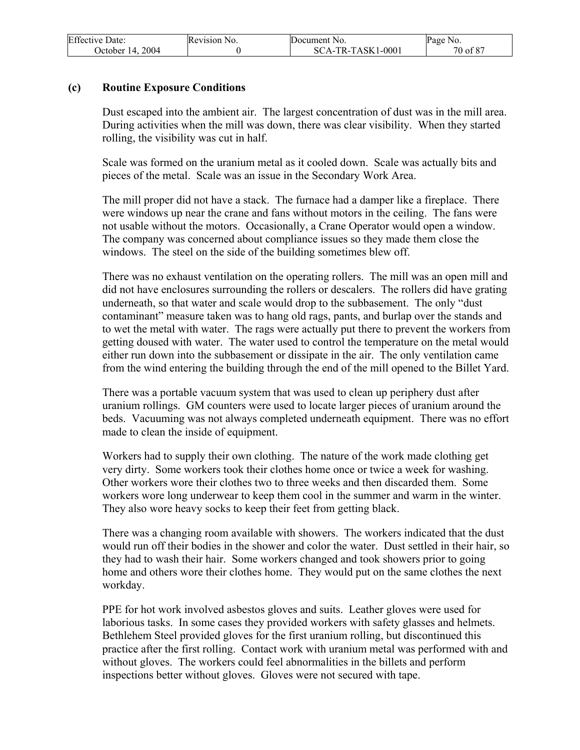### (c) Routine Exposure Conditions

Dust escaped into the ambient air. The largest concentration of dust was in the mill area. During activities when the mill was down, there was clear visibility. When they started rolling, the visibility was cut in half.

Scale was formed on the uranium metal as it cooled down. Scale was actually bits and pieces of the metal. Scale was an issue in the Secondary Work Area.

The mill proper did not have a stack. The furnace had a damper like a fireplace. There were windows up near the crane and fans without motors in the ceiling. The fans were not usable without the motors. Occasionally, a Crane Operator would open a window. The company was concerned about compliance issues so they made them close the windows. The steel on the side of the building sometimes blew off.

There was no exhaust ventilation on the operating rollers. The mill was an open mill and did not have enclosures surrounding the rollers or descalers. The rollers did have grating underneath, so that water and scale would drop to the subbasement. The only "dust contaminant" measure taken was to hang old rags, pants, and burlap over the stands and to wet the metal with water. The rags were actually put there to prevent the workers from getting doused with water. The water used to control the temperature on the metal would either run down into the subbasement or dissipate in the air. The only ventilation came from the wind entering the building through the end of the mill opened to the Billet Yard.

There was a portable vacuum system that was used to clean up periphery dust after uranium rollings. GM counters were used to locate larger pieces of uranium around the beds. Vacuuming was not always completed underneath equipment. There was no effort made to clean the inside of equipment.

Workers had to supply their own clothing. The nature of the work made clothing get very dirty. Some workers took their clothes home once or twice a week for washing. Other workers wore their clothes two to three weeks and then discarded them. Some workers wore long underwear to keep them cool in the summer and warm in the winter. They also wore heavy socks to keep their feet from getting black.

There was a changing room available with showers. The workers indicated that the dust would run off their bodies in the shower and color the water. Dust settled in their hair, so they had to wash their hair. Some workers changed and took showers prior to going home and others wore their clothes home. They would put on the same clothes the next workday.

PPE for hot work involved asbestos gloves and suits. Leather gloves were used for laborious tasks. In some cases they provided workers with safety glasses and helmets. Bethlehem Steel provided gloves for the first uranium rolling, but discontinued this practice after the first rolling. Contact work with uranium metal was performed with and without gloves. The workers could feel abnormalities in the billets and perform inspections better without gloves. Gloves were not secured with tape.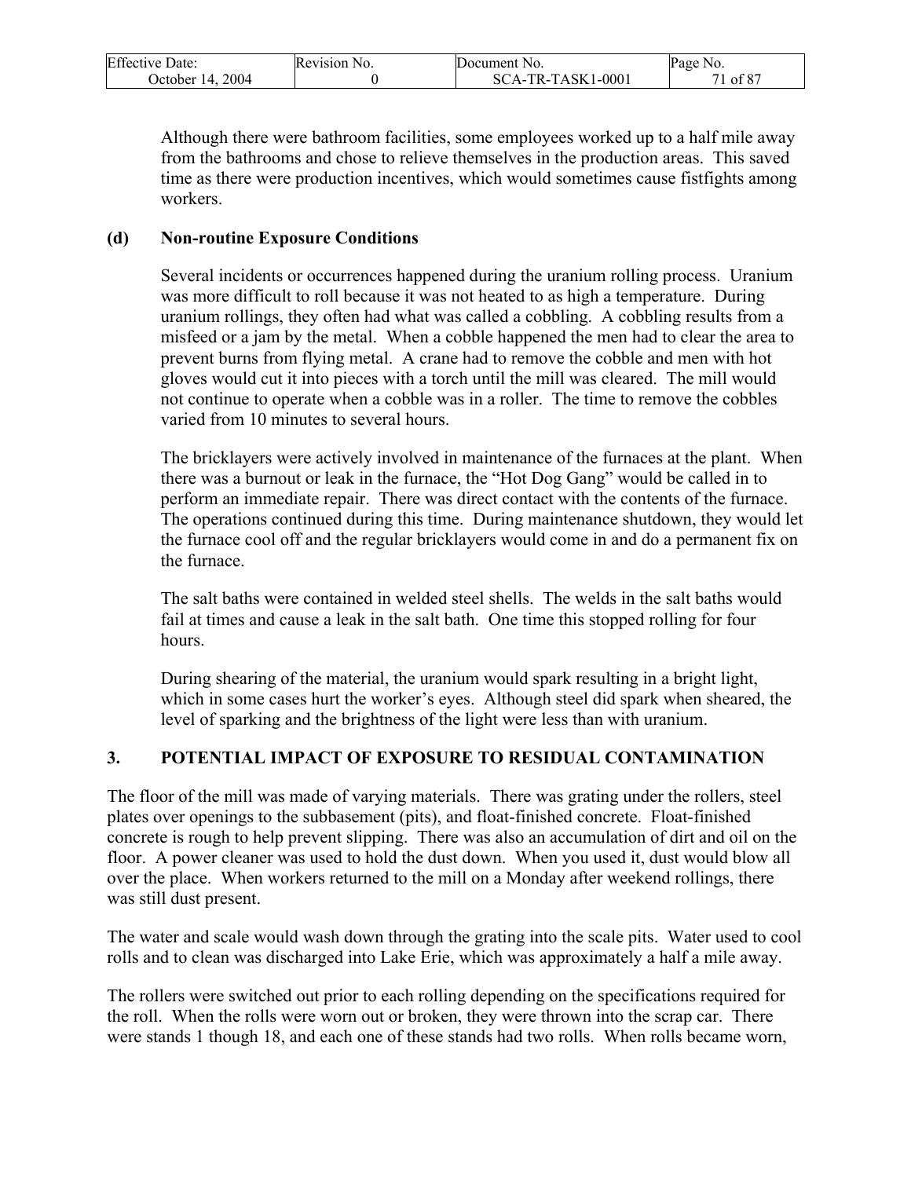Although there were bathroom facilities, some employees worked up to a half mile away from the bathrooms and chose to relieve themselves in the production areas. This saved time as there were production incentives, which would sometimes cause fistfights among workers.

#### (d) Non-routine Exposure Conditions

Several incidents or occurrences happened during the uranium rolling process. Uranium was more difficult to roll because it was not heated to as high a temperature. During uranium rollings, they often had what was called a cobbling. A cobbling results from a misfeed or a jam by the metal. When a cobble happened the men had to clear the area to prevent burns from flying metal. A crane had to remove the cobble and men with hot gloves would cut it into pieces with a torch until the mill was cleared. The mill would not continue to operate when a cobble was in a roller. The time to remove the cobbles varied from 10 minutes to several hours.

The bricklayers were actively involved in maintenance of the furnaces at the plant. When there was a burnout or leak in the furnace, the "Hot Dog Gang" would be called in to perform an immediate repair. There was direct contact with the contents of the furnace. The operations continued during this time. During maintenance shutdown, they would let the furnace cool off and the regular bricklayers would come in and do a permanent fix on the furnace.

The salt baths were contained in welded steel shells. The welds in the salt baths would fail at times and cause a leak in the salt bath. One time this stopped rolling for four hours.

During shearing of the material, the uranium would spark resulting in a bright light, which in some cases hurt the worker's eyes. Although steel did spark when sheared, the level of sparking and the brightness of the light were less than with uranium.

## 3. POTENTIAL IMPACT OF EXPOSURE TO RESIDUAL CONTAMINATION

The floor of the mill was made of varying materials. There was grating under the rollers, steel plates over openings to the subbasement (pits), and float-finished concrete. Float-finished concrete is rough to help prevent slipping. There was also an accumulation of dirt and oil on the floor. A power cleaner was used to hold the dust down. When you used it, dust would blow all over the place. When workers returned to the mill on a Monday after weekend rollings, there was still dust present.

The water and scale would wash down through the grating into the scale pits. Water used to cool rolls and to clean was discharged into Lake Erie, which was approximately a half a mile away.

The rollers were switched out prior to each rolling depending on the specifications required for the roll. When the rolls were worn out or broken, they were thrown into the scrap car. There were stands 1 though 18, and each one of these stands had two rolls. When rolls became worn,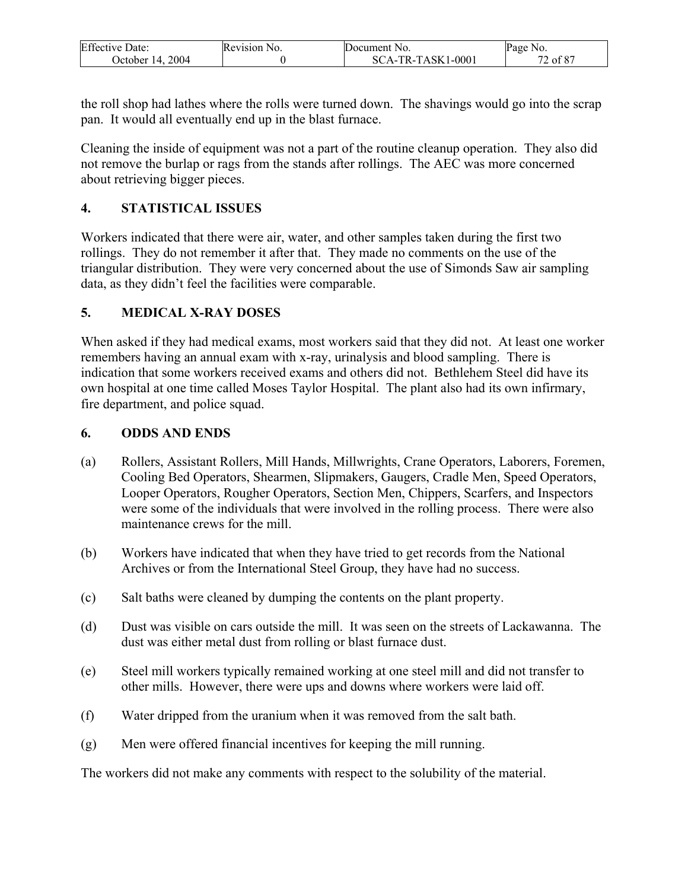the roll shop had lathes where the rolls were turned down. The shavings would go into the scrap pan. It would all eventually end up in the blast furnace.

Cleaning the inside of equipment was not a part of the routine cleanup operation. They also did not remove the burlap or rags from the stands after rollings. The AEC was more concerned about retrieving bigger pieces.

## 4. STATISTICAL ISSUES

Workers indicated that there were air, water, and other samples taken during the first two rollings. They do not remember it after that. They made no comments on the use of the triangular distribution. They were very concerned about the use of Simonds Saw air sampling data, as they didn't feel the facilities were comparable.

## 5. MEDICAL X-RAY DOSES

When asked if they had medical exams, most workers said that they did not. At least one worker remembers having an annual exam with x-ray, urinalysis and blood sampling. There is indication that some workers received exams and others did not. Bethlehem Steel did have its own hospital at one time called Moses Taylor Hospital. The plant also had its own infirmary, fire department, and police squad.

## 6. ODDS AND ENDS

(a) Rollers, Assistant Rollers, Mill Hands, Millwrights, Crane Operators, Laborers, Foremen, Cooling Bed Operators, Shearmen, Slipmakers, Gaugers, Cradle Men, Speed Operators, Looper Operators, Rougher Operators, Section Men, Chippers, Scarfers, and Inspectors were some of the individuals that were involved in the rolling process. There were also maintenance crews for the mill.

(b) Workers have indicated that when they have tried to get records from the National Archives or from the International Steel Group, they have had no success.

(c) Salt baths were cleaned by dumping the contents on the plant property.

(d) Dust was visible on cars outside the mill. It was seen on the streets of Lackawanna. The dust was either metal dust from rolling or blast furnace dust.

(e) Steel mill workers typically remained working at one steel mill and did not transfer to other mills. However, there were ups and downs where workers were laid off.

(f) Water dripped from the uranium when it was removed from the salt bath.

(g) Men were offered financial incentives for keeping the mill running.

The workers did not make any comments with respect to the solubility of the material.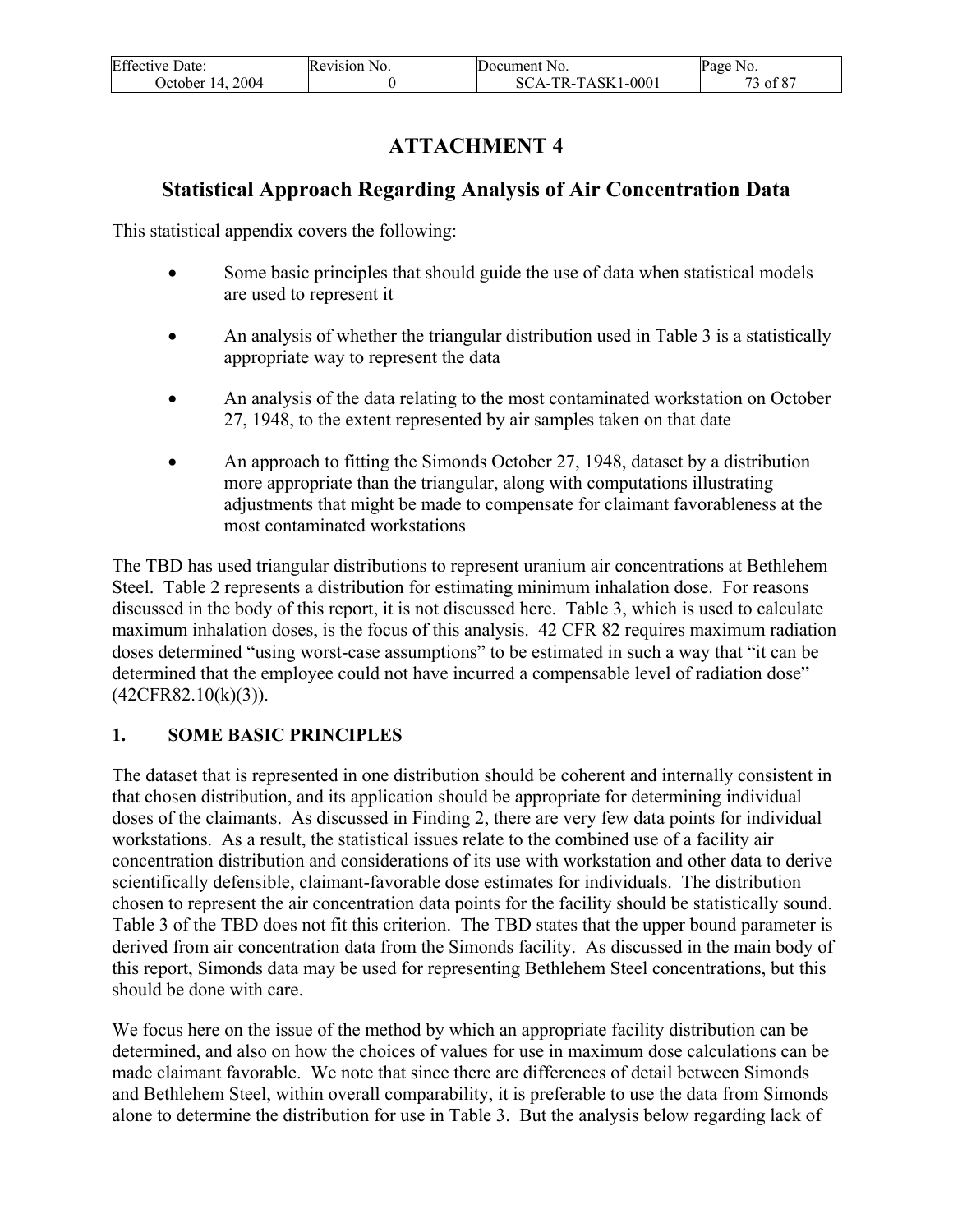# ATTACHMENT 4

## Statistical Approach Regarding Analysis of Air Concentration Data

This statistical appendix covers the following:

- Some basic principles that should guide the use of data when statistical models are used to represent it
- An analysis of whether the triangular distribution used in Table 3 is a statistically appropriate way to represent the data
- An analysis of the data relating to the most contaminated workstation on October 27, 1948, to the extent represented by air samples taken on that date
- An approach to fitting the Simonds October 27, 1948, dataset by a distribution more appropriate than the triangular, along with computations illustrating adjustments that might be made to compensate for claimant favorableness at the most contaminated workstations

The TBD has used triangular distributions to represent uranium air concentrations at Bethlehem Steel. Table 2 represents a distribution for estimating minimum inhalation dose. For reasons discussed in the body of this report, it is not discussed here. Table 3, which is used to calculate maximum inhalation doses, is the focus of this analysis. 42 CFR 82 requires maximum radiation doses determined "using worst-case assumptions" to be estimated in such a way that "it can be determined that the employee could not have incurred a compensable level of radiation dose" (42CFR82.10(k)(3)).

### 1. SOME BASIC PRINCIPLES

The dataset that is represented in one distribution should be coherent and internally consistent in that chosen distribution, and its application should be appropriate for determining individual doses of the claimants. As discussed in Finding 2, there are very few data points for individual workstations. As a result, the statistical issues relate to the combined use of a facility air concentration distribution and considerations of its use with workstation and other data to derive scientifically defensible, claimant-favorable dose estimates for individuals. The distribution chosen to represent the air concentration data points for the facility should be statistically sound. Table 3 of the TBD does not fit this criterion. The TBD states that the upper bound parameter is derived from air concentration data from the Simonds facility. As discussed in the main body of this report, Simonds data may be used for representing Bethlehem Steel concentrations, but this should be done with care.

We focus here on the issue of the method by which an appropriate facility distribution can be determined, and also on how the choices of values for use in maximum dose calculations can be made claimant favorable. We note that since there are differences of detail between Simonds and Bethlehem Steel, within overall comparability, it is preferable to use the data from Simonds alone to determine the distribution for use in Table 3. But the analysis below regarding lack of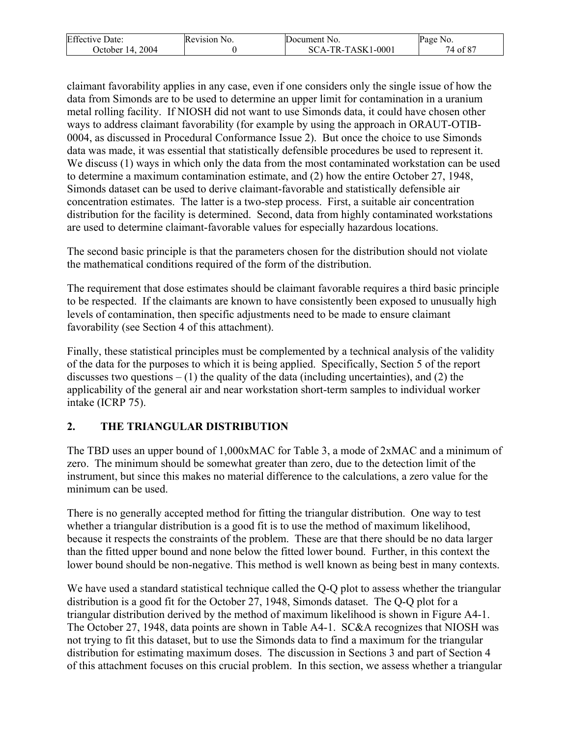claimant favorability applies in any case, even if one considers only the single issue of how the data from Simonds are to be used to determine an upper limit for contamination in a uranium metal rolling facility. If NIOSH did not want to use Simonds data, it could have chosen other ways to address claimant favorability (for example by using the approach in ORAUT-OTIB-0004, as discussed in Procedural Conformance Issue 2). But once the choice to use Simonds data was made, it was essential that statistically defensible procedures be used to represent it. We discuss (1) ways in which only the data from the most contaminated workstation can be used to determine a maximum contamination estimate, and (2) how the entire October 27, 1948, Simonds dataset can be used to derive claimant-favorable and statistically defensible air concentration estimates. The latter is a two-step process. First, a suitable air concentration distribution for the facility is determined. Second, data from highly contaminated workstations are used to determine claimant-favorable values for especially hazardous locations.

The second basic principle is that the parameters chosen for the distribution should not violate the mathematical conditions required of the form of the distribution.

The requirement that dose estimates should be claimant favorable requires a third basic principle to be respected. If the claimants are known to have consistently been exposed to unusually high levels of contamination, then specific adjustments need to be made to ensure claimant favorability (see Section 4 of this attachment).

Finally, these statistical principles must be complemented by a technical analysis of the validity of the data for the purposes to which it is being applied. Specifically, Section 5 of the report discusses two questions – (1) the quality of the data (including uncertainties), and (2) the applicability of the general air and near workstation short-term samples to individual worker intake (ICRP 75).

## 2. THE TRIANGULAR DISTRIBUTION

The TBD uses an upper bound of 1,000xMAC for Table 3, a mode of 2xMAC and a minimum of zero. The minimum should be somewhat greater than zero, due to the detection limit of the instrument, but since this makes no material difference to the calculations, a zero value for the minimum can be used.

There is no generally accepted method for fitting the triangular distribution. One way to test whether a triangular distribution is a good fit is to use the method of maximum likelihood, because it respects the constraints of the problem. These are that there should be no data larger than the fitted upper bound and none below the fitted lower bound. Further, in this context the lower bound should be non-negative. This method is well known as being best in many contexts.

We have used a standard statistical technique called the Q-Q plot to assess whether the triangular distribution is a good fit for the October 27, 1948, Simonds dataset. The Q-Q plot for a triangular distribution derived by the method of maximum likelihood is shown in Figure A4-1. The October 27, 1948, data points are shown in Table A4-1. SC&A recognizes that NIOSH was not trying to fit this dataset, but to use the Simonds data to find a maximum for the triangular distribution for estimating maximum doses. The discussion in Sections 3 and part of Section 4 of this attachment focuses on this crucial problem. In this section, we assess whether a triangular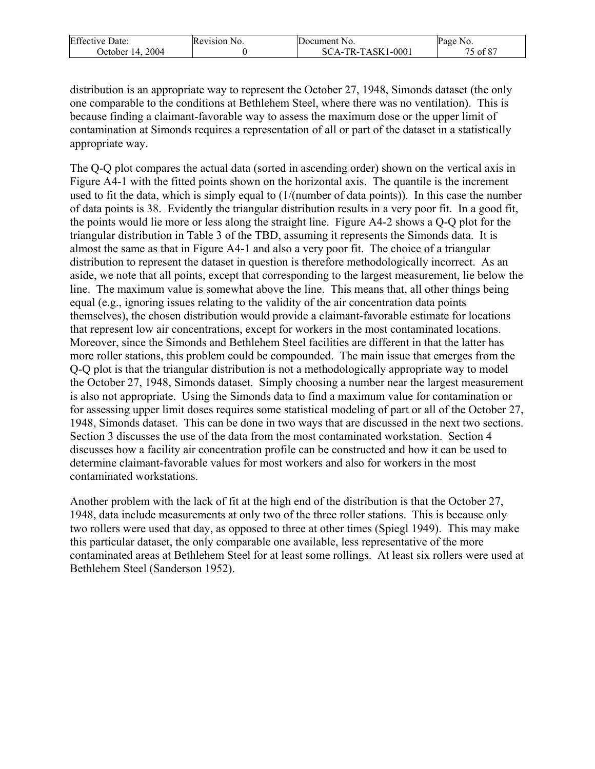distribution is an appropriate way to represent the October 27, 1948, Simonds dataset (the only one comparable to the conditions at Bethlehem Steel, where there was no ventilation). This is because finding a claimant-favorable way to assess the maximum dose or the upper limit of contamination at Simonds requires a representation of all or part of the dataset in a statistically appropriate way.

The Q-Q plot compares the actual data (sorted in ascending order) shown on the vertical axis in Figure A4-1 with the fitted points shown on the horizontal axis. The quantile is the increment used to fit the data, which is simply equal to (1/(number of data points)). In this case the number of data points is 38. Evidently the triangular distribution results in a very poor fit. In a good fit, the points would lie more or less along the straight line. Figure A4-2 shows a Q-Q plot for the triangular distribution in Table 3 of the TBD, assuming it represents the Simonds data. It is almost the same as that in Figure A4-1 and also a very poor fit. The choice of a triangular distribution to represent the dataset in question is therefore methodologically incorrect. As an aside, we note that all points, except that corresponding to the largest measurement, lie below the line. The maximum value is somewhat above the line. This means that, all other things being equal (e.g., ignoring issues relating to the validity of the air concentration data points themselves), the chosen distribution would provide a claimant-favorable estimate for locations that represent low air concentrations, except for workers in the most contaminated locations. Moreover, since the Simonds and Bethlehem Steel facilities are different in that the latter has more roller stations, this problem could be compounded. The main issue that emerges from the Q-Q plot is that the triangular distribution is not a methodologically appropriate way to model the October 27, 1948, Simonds dataset. Simply choosing a number near the largest measurement is also not appropriate. Using the Simonds data to find a maximum value for contamination or for assessing upper limit doses requires some statistical modeling of part or all of the October 27, 1948, Simonds dataset. This can be done in two ways that are discussed in the next two sections. Section 3 discusses the use of the data from the most contaminated workstation. Section 4 discusses how a facility air concentration profile can be constructed and how it can be used to determine claimant-favorable values for most workers and also for workers in the most contaminated workstations.

Another problem with the lack of fit at the high end of the distribution is that the October 27, 1948, data include measurements at only two of the three roller stations. This is because only two rollers were used that day, as opposed to three at other times (Spiegl 1949). This may make this particular dataset, the only comparable one available, less representative of the more contaminated areas at Bethlehem Steel for at least some rollings. At least six rollers were used at Bethlehem Steel (Sanderson 1952).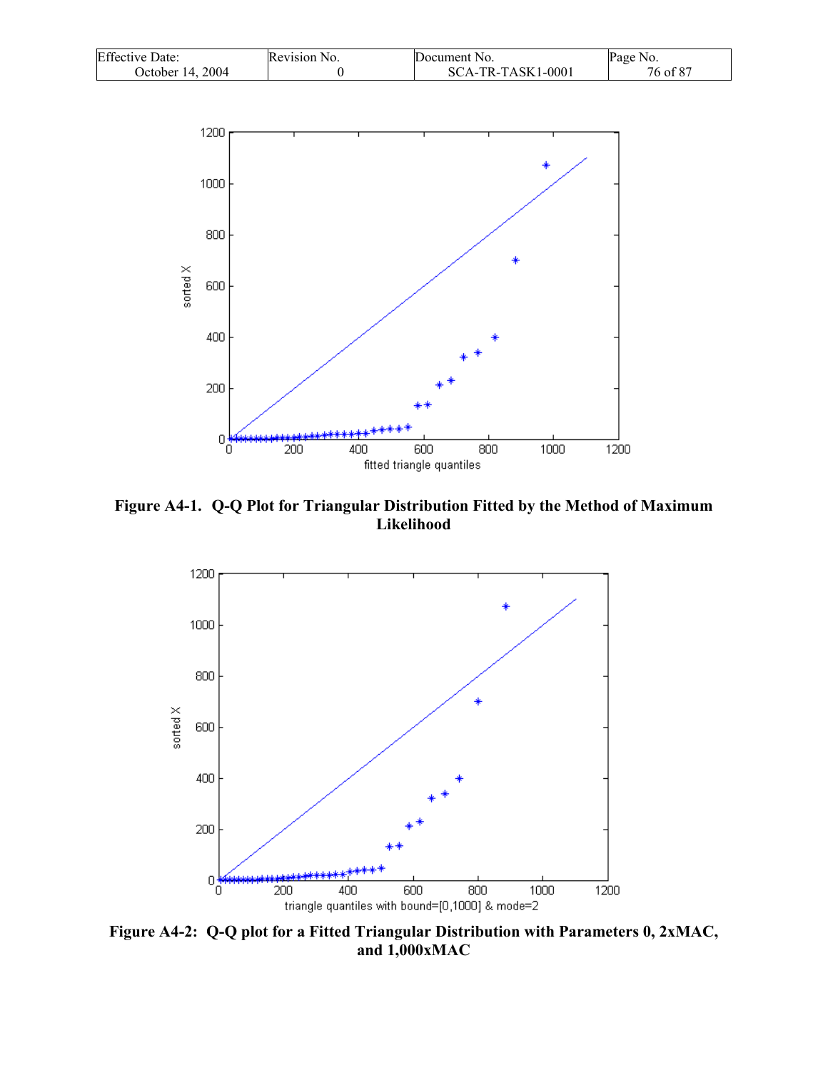**Figure A4-1. Q-Q Plot for Triangular Distribution Fitted by the Method of Maximum Likelihood**

**Figure A4-2: Q-Q plot for a Fitted Triangular Distribution with Parameters 0, 2xMAC, and 1,000xMAC**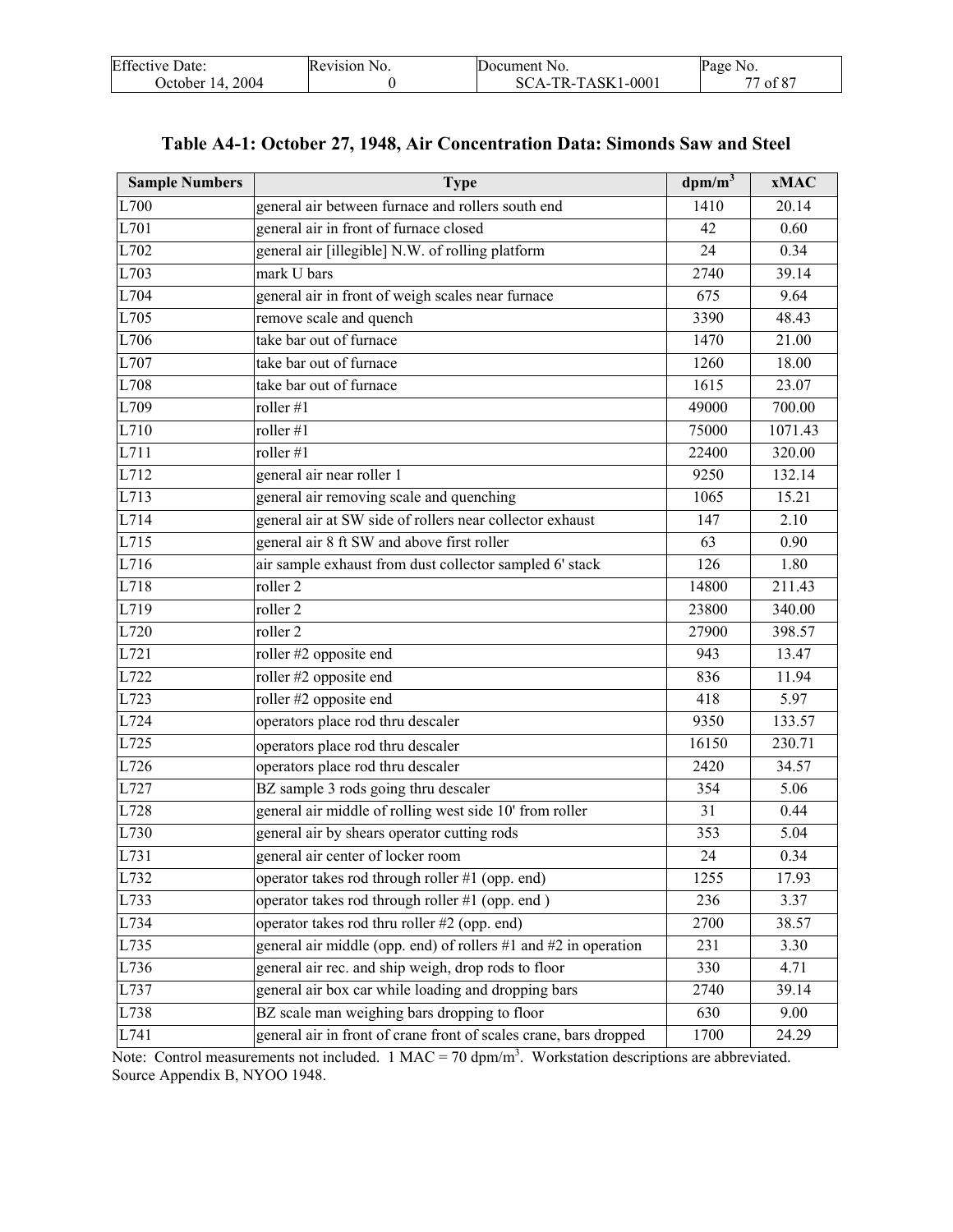## Table A4-1: October 27, 1948, Air Concentration Data: Simonds Saw and Steel

| Sample Numbers | Type | dpm/m$^3$ | xMAC |
|---|---|---|---|
| L700 | general air between furnace and rollers south end | 1410 | 20.14 |
| L701 | general air in front of furnace closed | 42 | 0.60 |
| L702 | general air [illegible] N.W. of rolling platform | 24 | 0.34 |
| L703 | mark U bars | 2740 | 39.14 |
| L704 | general air in front of weigh scales near furnace | 675 | 9.64 |
| L705 | remove scale and quench | 3390 | 48.43 |
| L706 | take bar out of furnace | 1470 | 21.00 |
| L707 | take bar out of furnace | 1260 | 18.00 |
| L708 | take bar out of furnace | 1615 | 23.07 |
| L709 | roller #1 | 49000 | 700.00 |
| L710 | roller #1 | 75000 | 1071.43 |
| L711 | roller #1 | 22400 | 320.00 |
| L712 | general air near roller 1 | 9250 | 132.14 |
| L713 | general air removing scale and quenching | 1065 | 15.21 |
| L714 | general air at SW side of rollers near collector exhaust | 147 | 2.10 |
| L715 | general air 8 ft SW and above first roller | 63 | 0.90 |
| L716 | air sample exhaust from dust collector sampled 6' stack | 126 | 1.80 |
| L718 | roller 2 | 14800 | 211.43 |
| L719 | roller 2 | 23800 | 340.00 |
| L720 | roller 2 | 27900 | 398.57 |
| L721 | roller #2 opposite end | 943 | 13.47 |
| L722 | roller #2 opposite end | 836 | 11.94 |
| L723 | roller #2 opposite end | 418 | 5.97 |
| L724 | operators place rod thru descaler | 9350 | 133.57 |
| L725 | operators place rod thru descaler | 16150 | 230.71 |
| L726 | operators place rod thru descaler | 2420 | 34.57 |
| L727 | BZ sample 3 rods going thru descaler | 354 | 5.06 |
| L728 | general air middle of rolling west side 10' from roller | 31 | 0.44 |
| L730 | general air by shears operator cutting rods | 353 | 5.04 |
| L731 | general air center of locker room | 24 | 0.34 |
| L732 | operator takes rod through roller #1 (opp. end) | 1255 | 17.93 |
| L733 | operator takes rod through roller #1 (opp. end ) | 236 | 3.37 |
| L734 | operator takes rod thru roller #2 (opp. end) | 2700 | 38.57 |
| L735 | general air middle (opp. end) of rollers #1 and #2 in operation | 231 | 3.30 |
| L736 | general air rec. and ship weigh, drop rods to floor | 330 | 4.71 |
| L737 | general air box car while loading and dropping bars | 2740 | 39.14 |
| L738 | BZ scale man weighing bars dropping to floor | 630 | 9.00 |
| L741 | general air in front of crane front of scales crane, bars dropped | 1700 | 24.29 |

Note: Control measurements not included. 1 MAC = 70 dpm/m$^3$. Workstation descriptions are abbreviated. Source Appendix B, NYOO 1948.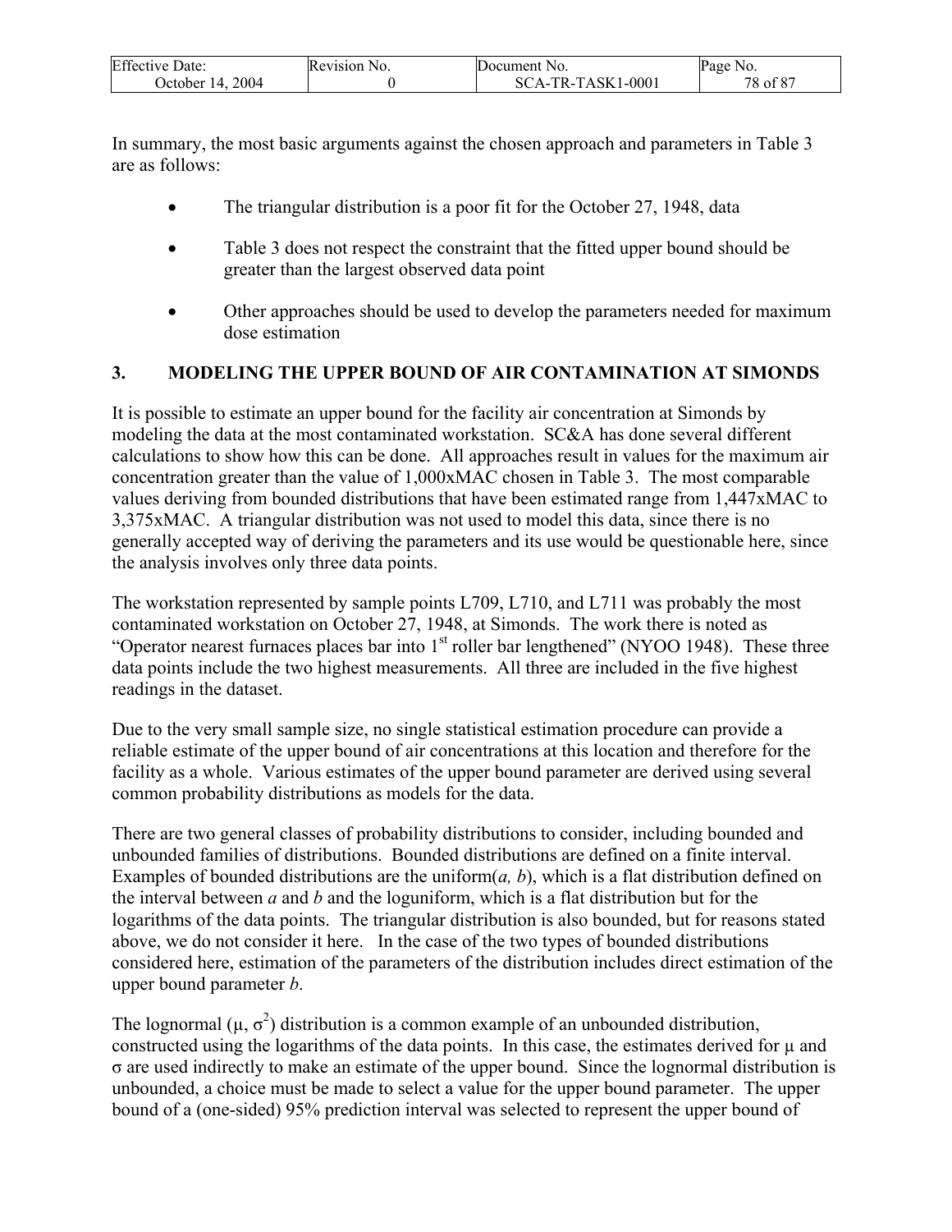In summary, the most basic arguments against the chosen approach and parameters in Table 3 are as follows:

- The triangular distribution is a poor fit for the October 27, 1948, data
- Table 3 does not respect the constraint that the fitted upper bound should be greater than the largest observed data point
- Other approaches should be used to develop the parameters needed for maximum dose estimation

## 3. MODELING THE UPPER BOUND OF AIR CONTAMINATION AT SIMONDS

It is possible to estimate an upper bound for the facility air concentration at Simonds by modeling the data at the most contaminated workstation. SC&A has done several different calculations to show how this can be done. All approaches result in values for the maximum air concentration greater than the value of 1,000xMAC chosen in Table 3. The most comparable values deriving from bounded distributions that have been estimated range from 1,447xMAC to 3,375xMAC. A triangular distribution was not used to model this data, since there is no generally accepted way of deriving the parameters and its use would be questionable here, since the analysis involves only three data points.

The workstation represented by sample points L709, L710, and L711 was probably the most contaminated workstation on October 27, 1948, at Simonds. The work there is noted as "Operator nearest furnaces places bar into 1st roller bar lengthened" (NYOO 1948). These three data points include the two highest measurements. All three are included in the five highest readings in the dataset.

Due to the very small sample size, no single statistical estimation procedure can provide a reliable estimate of the upper bound of air concentrations at this location and therefore for the facility as a whole. Various estimates of the upper bound parameter are derived using several common probability distributions as models for the data.

There are two general classes of probability distributions to consider, including bounded and unbounded families of distributions. Bounded distributions are defined on a finite interval. Examples of bounded distributions are the uniform($a$, $b$), which is a flat distribution defined on the interval between $a$ and $b$ and the loguniform, which is a flat distribution but for the logarithms of the data points. The triangular distribution is also bounded, but for reasons stated above, we do not consider it here. In the case of the two types of bounded distributions considered here, estimation of the parameters of the distribution includes direct estimation of the upper bound parameter $b$.

The lognormal ($\mu$, $\sigma^2$) distribution is a common example of an unbounded distribution, constructed using the logarithms of the data points. In this case, the estimates derived for $\mu$ and $\sigma$ are used indirectly to make an estimate of the upper bound. Since the lognormal distribution is unbounded, a choice must be made to select a value for the upper bound parameter. The upper bound of a (one-sided) 95% prediction interval was selected to represent the upper bound of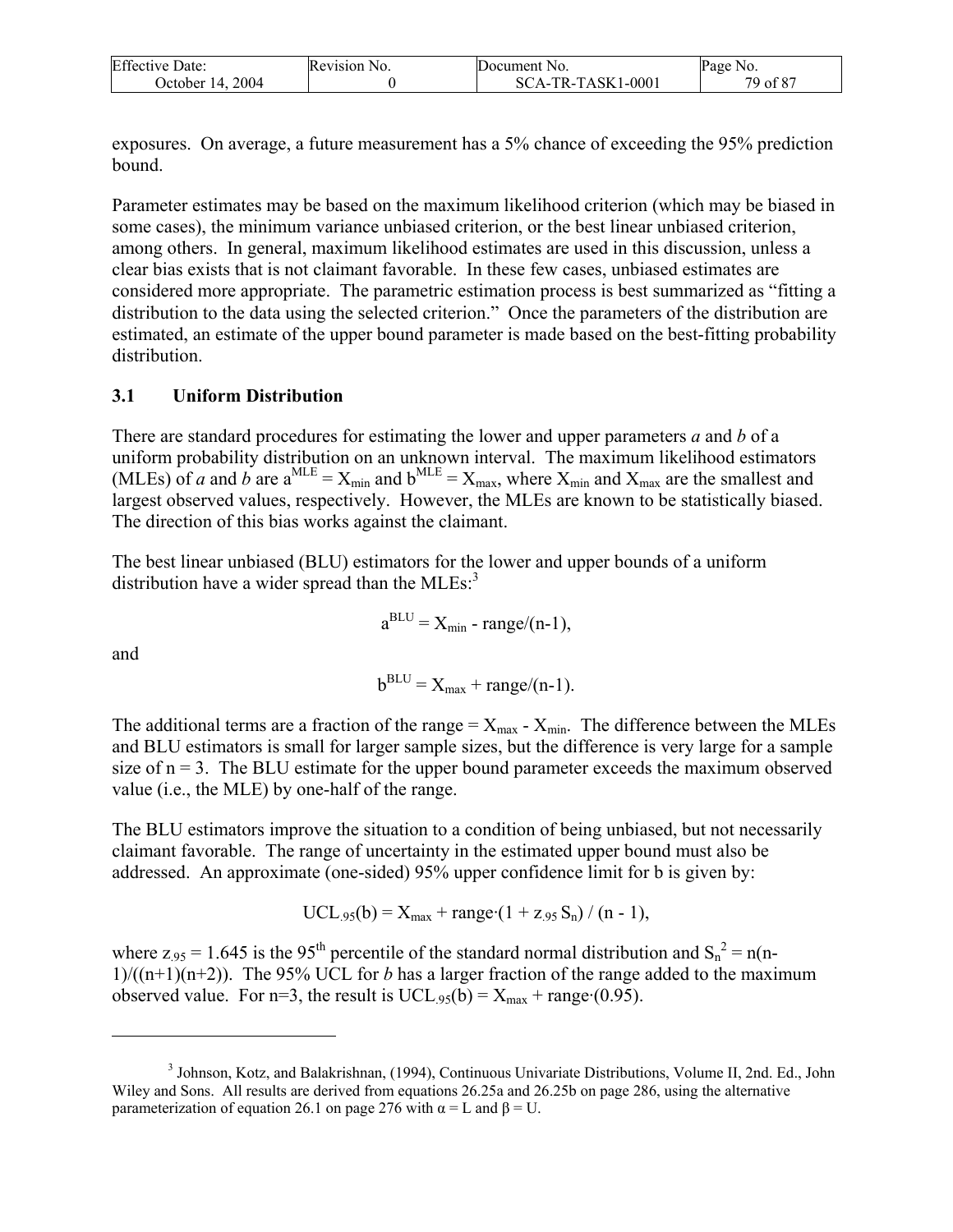exposures. On average, a future measurement has a 5% chance of exceeding the 95% prediction bound.

Parameter estimates may be based on the maximum likelihood criterion (which may be biased in some cases), the minimum variance unbiased criterion, or the best linear unbiased criterion, among others. In general, maximum likelihood estimates are used in this discussion, unless a clear bias exists that is not claimant favorable. In these few cases, unbiased estimates are considered more appropriate. The parametric estimation process is best summarized as "fitting a distribution to the data using the selected criterion." Once the parameters of the distribution are estimated, an estimate of the upper bound parameter is made based on the best-fitting probability distribution.

### 3.1 Uniform Distribution

There are standard procedures for estimating the lower and upper parameters *a* and *b* of a uniform probability distribution on an unknown interval. The maximum likelihood estimators (MLEs) of *a* and *b* are $a^{MLE} = X_{min}$ and $b^{MLE} = X_{max}$, where $X_{min}$ and $X_{max}$ are the smallest and largest observed values, respectively. However, the MLEs are known to be statistically biased. The direction of this bias works against the claimant.

The best linear unbiased (BLU) estimators for the lower and upper bounds of a uniform distribution have a wider spread than the MLEs:[3]

$$a^{BLU} = X_{min} - \text{range}/(n-1),$$

and

$$b^{BLU} = X_{max} + \text{range}/(n-1).$$

The additional terms are a fraction of the range = $X_{max} - X_{min}$. The difference between the MLEs and BLU estimators is small for larger sample sizes, but the difference is very large for a sample size of n = 3. The BLU estimate for the upper bound parameter exceeds the maximum observed value (i.e., the MLE) by one-half of the range.

The BLU estimators improve the situation to a condition of being unbiased, but not necessarily claimant favorable. The range of uncertainty in the estimated upper bound must also be addressed. An approximate (one-sided) 95% upper confidence limit for b is given by:

$$UCL_{.95}(b) = X_{max} + \text{range}\cdot(1 + z_{.95}\, S_n) / (n - 1),$$

where $z_{.95} = 1.645$ is the 95th percentile of the standard normal distribution and $S_n^2 = n(n-1)/((n+1)(n+2))$. The 95% UCL for *b* has a larger fraction of the range added to the maximum observed value. For n=3, the result is $UCL_{.95}(b) = X_{max} + \text{range}\cdot(0.95)$.

---

[3] Johnson, Kotz, and Balakrishnan, (1994), Continuous Univariate Distributions, Volume II, 2nd. Ed., John Wiley and Sons. All results are derived from equations 26.25a and 26.25b on page 286, using the alternative parameterization of equation 26.1 on page 276 with $\alpha$ = L and $\beta$ = U.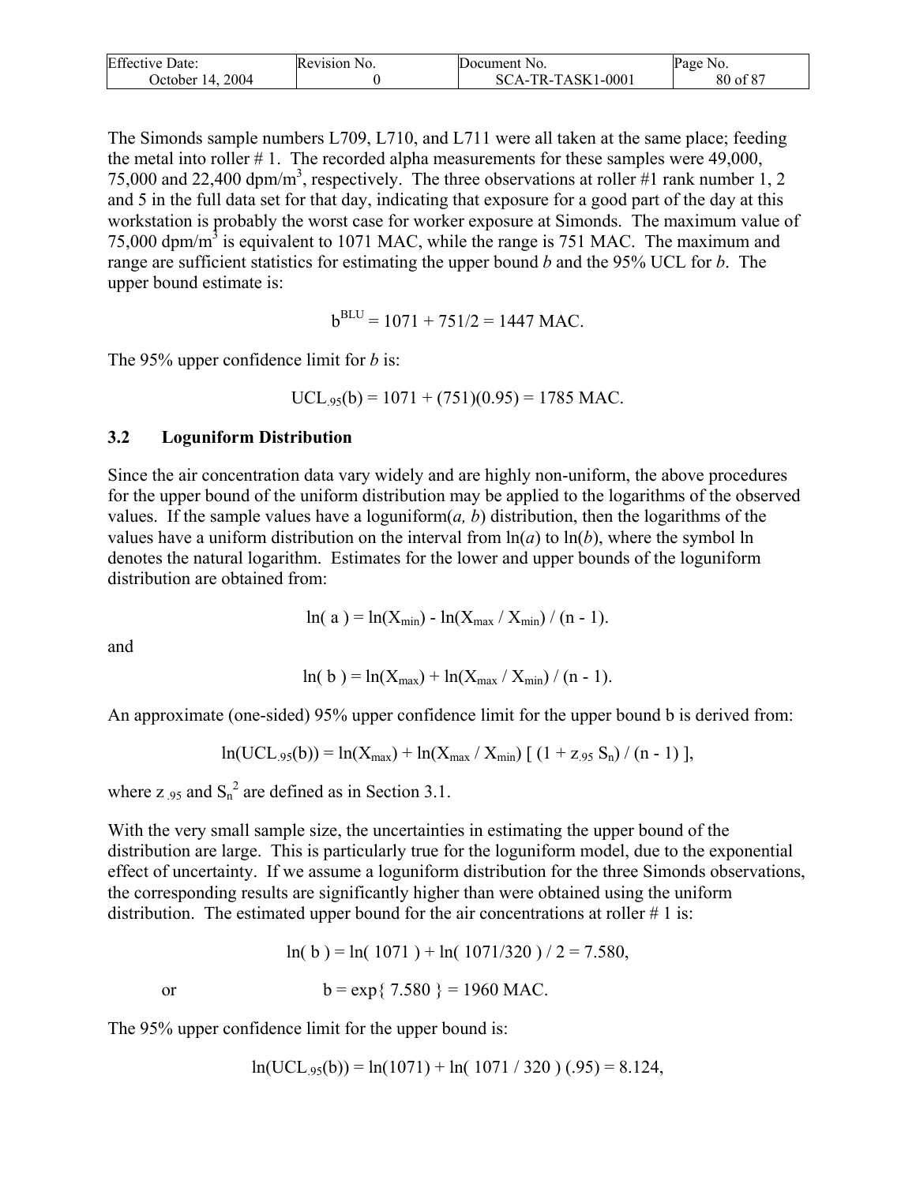The Simonds sample numbers L709, L710, and L711 were all taken at the same place; feeding the metal into roller # 1. The recorded alpha measurements for these samples were 49,000, 75,000 and 22,400 dpm/m$^3$, respectively. The three observations at roller #1 rank number 1, 2 and 5 in the full data set for that day, indicating that exposure for a good part of the day at this workstation is probably the worst case for worker exposure at Simonds. The maximum value of 75,000 dpm/m$^3$ is equivalent to 1071 MAC, while the range is 751 MAC. The maximum and range are sufficient statistics for estimating the upper bound *b* and the 95% UCL for *b*. The upper bound estimate is:

$$b^{BLU} = 1071 + 751/2 = 1447 \text{ MAC}.$$

The 95% upper confidence limit for *b* is:

$$UCL_{.95}(b) = 1071 + (751)(0.95) = 1785 \text{ MAC}.$$

### 3.2 Loguniform Distribution

Since the air concentration data vary widely and are highly non-uniform, the above procedures for the upper bound of the uniform distribution may be applied to the logarithms of the observed values. If the sample values have a loguniform(*a, b*) distribution, then the logarithms of the values have a uniform distribution on the interval from ln(*a*) to ln(*b*), where the symbol ln denotes the natural logarithm. Estimates for the lower and upper bounds of the loguniform distribution are obtained from:

$$\ln(a) = \ln(X_{min}) - \ln(X_{max} / X_{min}) / (n - 1).$$

and

$$\ln(b) = \ln(X_{max}) + \ln(X_{max} / X_{min}) / (n - 1).$$

An approximate (one-sided) 95% upper confidence limit for the upper bound b is derived from:

$$\ln(UCL_{.95}(b)) = \ln(X_{max}) + \ln(X_{max} / X_{min}) \left[ (1 + z_{.95}\, S_n) / (n - 1) \right],$$

where $z_{.95}$ and $S_n^2$ are defined as in Section 3.1.

With the very small sample size, the uncertainties in estimating the upper bound of the distribution are large. This is particularly true for the loguniform model, due to the exponential effect of uncertainty. If we assume a loguniform distribution for the three Simonds observations, the corresponding results are significantly higher than were obtained using the uniform distribution. The estimated upper bound for the air concentrations at roller # 1 is:

$$\ln(b) = \ln(1071) + \ln(1071/320) / 2 = 7.580,$$

or

$$b = \exp\{7.580\} = 1960 \text{ MAC}.$$

The 95% upper confidence limit for the upper bound is:

$$\ln(UCL_{.95}(b)) = \ln(1071) + \ln(1071 / 320)\,(.95) = 8.124,$$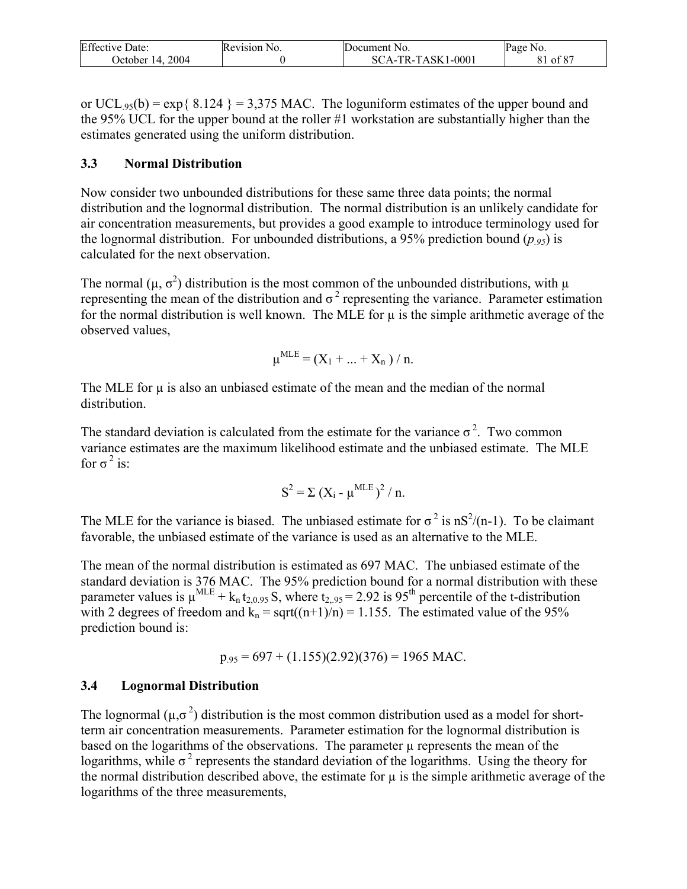or $UCL_{.95}(b) = \exp\{ 8.124 \} = 3{,}375$ MAC. The loguniform estimates of the upper bound and the 95% UCL for the upper bound at the roller #1 workstation are substantially higher than the estimates generated using the uniform distribution.

### 3.3 Normal Distribution

Now consider two unbounded distributions for these same three data points; the normal distribution and the lognormal distribution. The normal distribution is an unlikely candidate for air concentration measurements, but provides a good example to introduce terminology used for the lognormal distribution. For unbounded distributions, a 95% prediction bound ($p_{.95}$) is calculated for the next observation.

The normal ($\mu$, $\sigma^2$) distribution is the most common of the unbounded distributions, with $\mu$ representing the mean of the distribution and $\sigma^2$ representing the variance. Parameter estimation for the normal distribution is well known. The MLE for $\mu$ is the simple arithmetic average of the observed values,

$$\mu^{MLE} = (X_1 + ... + X_n) / n.$$

The MLE for $\mu$ is also an unbiased estimate of the mean and the median of the normal distribution.

The standard deviation is calculated from the estimate for the variance $\sigma^2$. Two common variance estimates are the maximum likelihood estimate and the unbiased estimate. The MLE for $\sigma^2$ is:

$$S^2 = \Sigma (X_i - \mu^{MLE})^2 / n.$$

The MLE for the variance is biased. The unbiased estimate for $\sigma^2$ is $nS^2/(n-1)$. To be claimant favorable, the unbiased estimate of the variance is used as an alternative to the MLE.

The mean of the normal distribution is estimated as 697 MAC. The unbiased estimate of the standard deviation is 376 MAC. The 95% prediction bound for a normal distribution with these parameter values is $\mu^{MLE} + k_n t_{2,0.95} S$, where $t_{2,.95} = 2.92$ is 95th percentile of the t-distribution with 2 degrees of freedom and $k_n = \text{sqrt}((n+1)/n) = 1.155$. The estimated value of the 95% prediction bound is:

$$p_{.95} = 697 + (1.155)(2.92)(376) = 1965 \text{ MAC}.$$

### 3.4 Lognormal Distribution

The lognormal ($\mu$,$\sigma^2$) distribution is the most common distribution used as a model for short-term air concentration measurements. Parameter estimation for the lognormal distribution is based on the logarithms of the observations. The parameter $\mu$ represents the mean of the logarithms, while $\sigma^2$ represents the standard deviation of the logarithms. Using the theory for the normal distribution described above, the estimate for $\mu$ is the simple arithmetic average of the logarithms of the three measurements,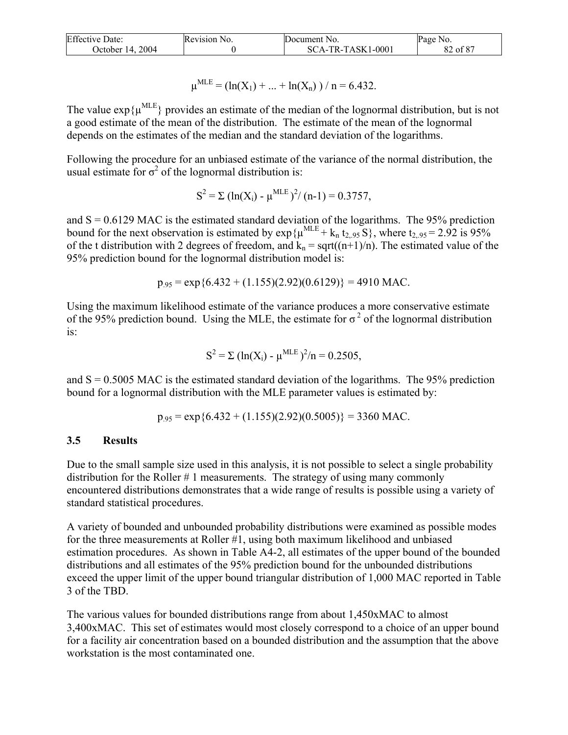$$\mu^{MLE} = (\ln(X_1) + ... + \ln(X_n)) / n = 6.432.$$

The value $\exp\{\mu^{MLE}\}$ provides an estimate of the median of the lognormal distribution, but is not a good estimate of the mean of the distribution. The estimate of the mean of the lognormal depends on the estimates of the median and the standard deviation of the logarithms.

Following the procedure for an unbiased estimate of the variance of the normal distribution, the usual estimate for $\sigma^2$ of the lognormal distribution is:

$$S^2 = \Sigma (\ln(X_i) - \mu^{MLE})^2 / (n-1) = 0.3757,$$

and S = 0.6129 MAC is the estimated standard deviation of the logarithms. The 95% prediction bound for the next observation is estimated by $\exp\{\mu^{MLE} + k_n t_{2,.95} S\}$, where $t_{2,.95} = 2.92$ is 95% of the t distribution with 2 degrees of freedom, and $k_n = \text{sqrt}((n+1)/n)$. The estimated value of the 95% prediction bound for the lognormal distribution model is:

$$p_{.95} = \exp\{6.432 + (1.155)(2.92)(0.6129)\} = 4910 \text{ MAC}.$$

Using the maximum likelihood estimate of the variance produces a more conservative estimate of the 95% prediction bound. Using the MLE, the estimate for $\sigma^2$ of the lognormal distribution is:

$$S^2 = \Sigma (\ln(X_i) - \mu^{MLE})^2 / n = 0.2505,$$

and S = 0.5005 MAC is the estimated standard deviation of the logarithms. The 95% prediction bound for a lognormal distribution with the MLE parameter values is estimated by:

$$p_{.95} = \exp\{6.432 + (1.155)(2.92)(0.5005)\} = 3360 \text{ MAC}.$$

### 3.5 Results

Due to the small sample size used in this analysis, it is not possible to select a single probability distribution for the Roller # 1 measurements. The strategy of using many commonly encountered distributions demonstrates that a wide range of results is possible using a variety of standard statistical procedures.

A variety of bounded and unbounded probability distributions were examined as possible modes for the three measurements at Roller #1, using both maximum likelihood and unbiased estimation procedures. As shown in Table A4-2, all estimates of the upper bound of the bounded distributions and all estimates of the 95% prediction bound for the unbounded distributions exceed the upper limit of the upper bound triangular distribution of 1,000 MAC reported in Table 3 of the TBD.

The various values for bounded distributions range from about 1,450xMAC to almost 3,400xMAC. This set of estimates would most closely correspond to a choice of an upper bound for a facility air concentration based on a bounded distribution and the assumption that the above workstation is the most contaminated one.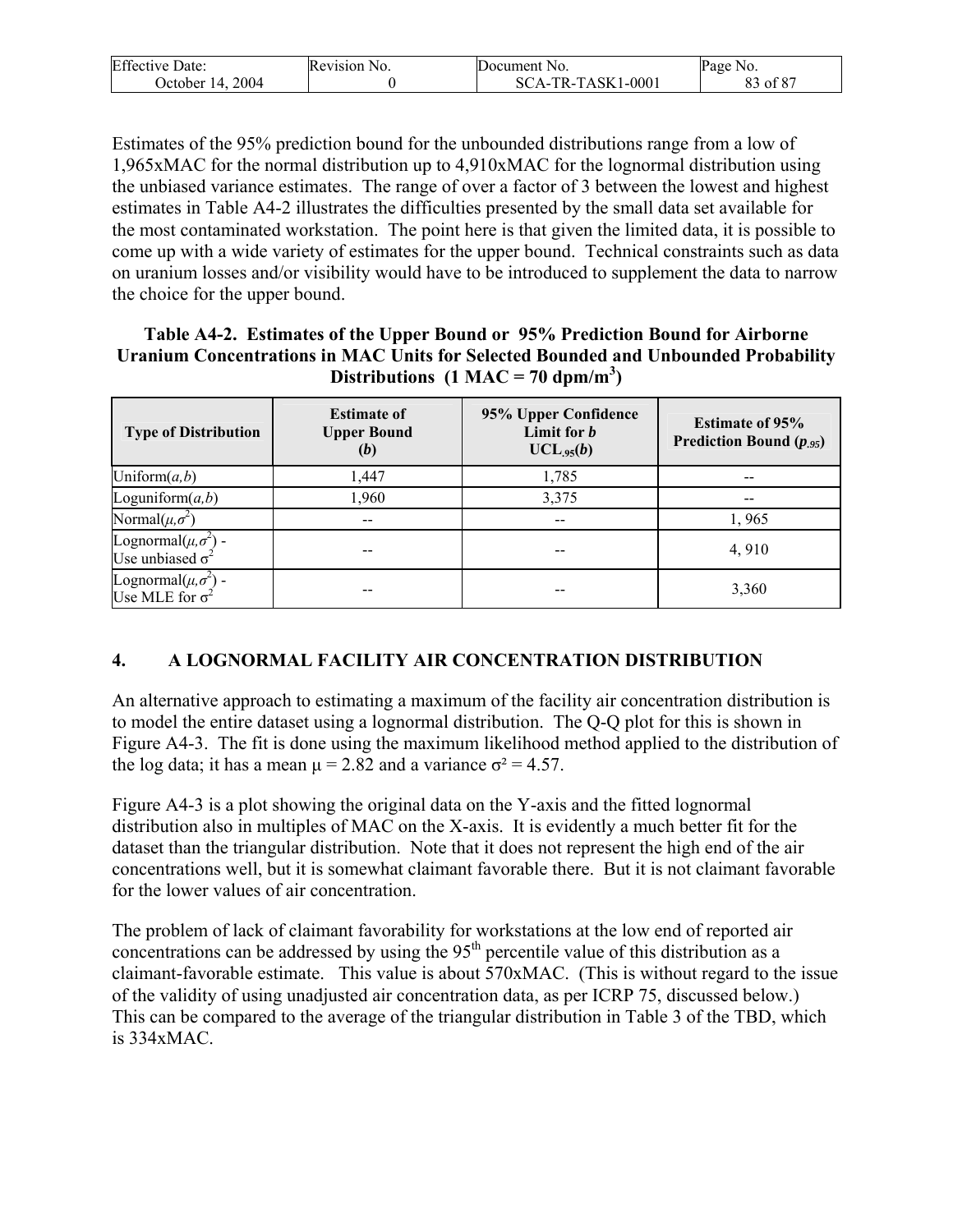Estimates of the 95% prediction bound for the unbounded distributions range from a low of 1,965xMAC for the normal distribution up to 4,910xMAC for the lognormal distribution using the unbiased variance estimates. The range of over a factor of 3 between the lowest and highest estimates in Table A4-2 illustrates the difficulties presented by the small data set available for the most contaminated workstation. The point here is that given the limited data, it is possible to come up with a wide variety of estimates for the upper bound. Technical constraints such as data on uranium losses and/or visibility would have to be introduced to supplement the data to narrow the choice for the upper bound.

**Table A4-2. Estimates of the Upper Bound or 95% Prediction Bound for Airborne Uranium Concentrations in MAC Units for Selected Bounded and Unbounded Probability Distributions (1 MAC = 70 dpm/m$^3$)**

| Type of Distribution | Estimate of Upper Bound ($b$) | 95% Upper Confidence Limit for $b$ $UCL_{.95}(b)$ | Estimate of 95% Prediction Bound ($p_{.95}$) |
|---|---|---|---|
| Uniform($a,b$) | 1,447 | 1,785 | -- |
| Loguniform($a,b$) | 1,960 | 3,375 | -- |
| Normal($\mu,\sigma^2$) | -- | -- | 1, 965 |
| Lognormal($\mu,\sigma^2$) - Use unbiased $\sigma^2$ | -- | -- | 4, 910 |
| Lognormal($\mu,\sigma^2$) - Use MLE for $\sigma^2$ | -- | -- | 3,360 |

## 4. A LOGNORMAL FACILITY AIR CONCENTRATION DISTRIBUTION

An alternative approach to estimating a maximum of the facility air concentration distribution is to model the entire dataset using a lognormal distribution. The Q-Q plot for this is shown in Figure A4-3. The fit is done using the maximum likelihood method applied to the distribution of the log data; it has a mean $\mu = 2.82$ and a variance $\sigma^2 = 4.57$.

Figure A4-3 is a plot showing the original data on the Y-axis and the fitted lognormal distribution also in multiples of MAC on the X-axis. It is evidently a much better fit for the dataset than the triangular distribution. Note that it does not represent the high end of the air concentrations well, but it is somewhat claimant favorable there. But it is not claimant favorable for the lower values of air concentration.

The problem of lack of claimant favorability for workstations at the low end of reported air concentrations can be addressed by using the 95$^{th}$ percentile value of this distribution as a claimant-favorable estimate. This value is about 570xMAC. (This is without regard to the issue of the validity of using unadjusted air concentration data, as per ICRP 75, discussed below.) This can be compared to the average of the triangular distribution in Table 3 of the TBD, which is 334xMAC.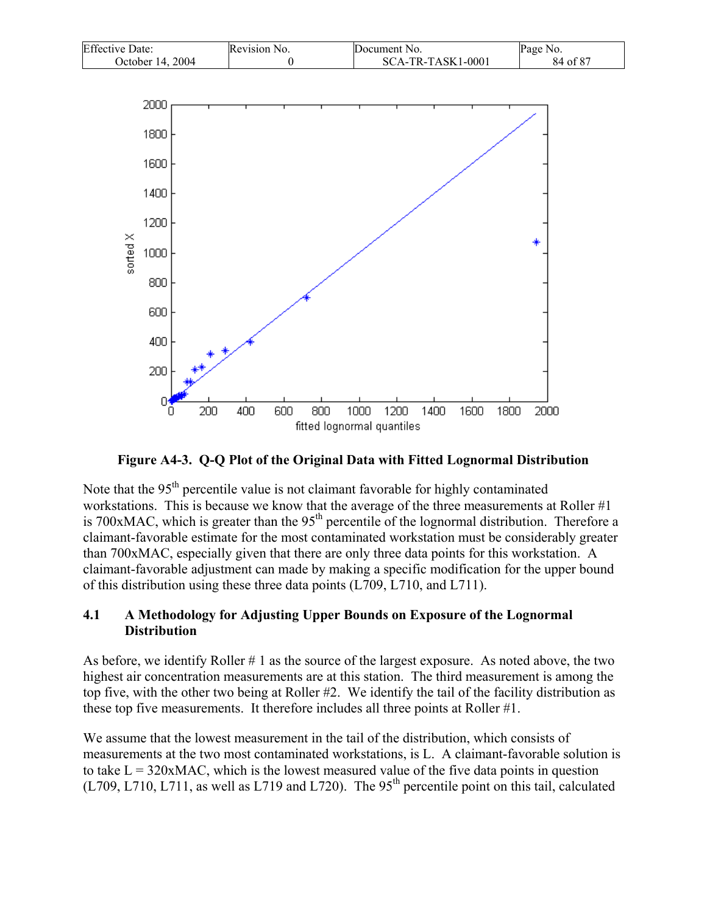**Figure A4-3. Q-Q Plot of the Original Data with Fitted Lognormal Distribution**

Note that the 95th percentile value is not claimant favorable for highly contaminated workstations. This is because we know that the average of the three measurements at Roller #1 is 700xMAC, which is greater than the 95th percentile of the lognormal distribution. Therefore a claimant-favorable estimate for the most contaminated workstation must be considerably greater than 700xMAC, especially given that there are only three data points for this workstation. A claimant-favorable adjustment can made by making a specific modification for the upper bound of this distribution using these three data points (L709, L710, and L711).

## 4.1 A Methodology for Adjusting Upper Bounds on Exposure of the Lognormal Distribution

As before, we identify Roller # 1 as the source of the largest exposure. As noted above, the two highest air concentration measurements are at this station. The third measurement is among the top five, with the other two being at Roller #2. We identify the tail of the facility distribution as these top five measurements. It therefore includes all three points at Roller #1.

We assume that the lowest measurement in the tail of the distribution, which consists of measurements at the two most contaminated workstations, is L. A claimant-favorable solution is to take L = 320xMAC, which is the lowest measured value of the five data points in question (L709, L710, L711, as well as L719 and L720). The 95th percentile point on this tail, calculated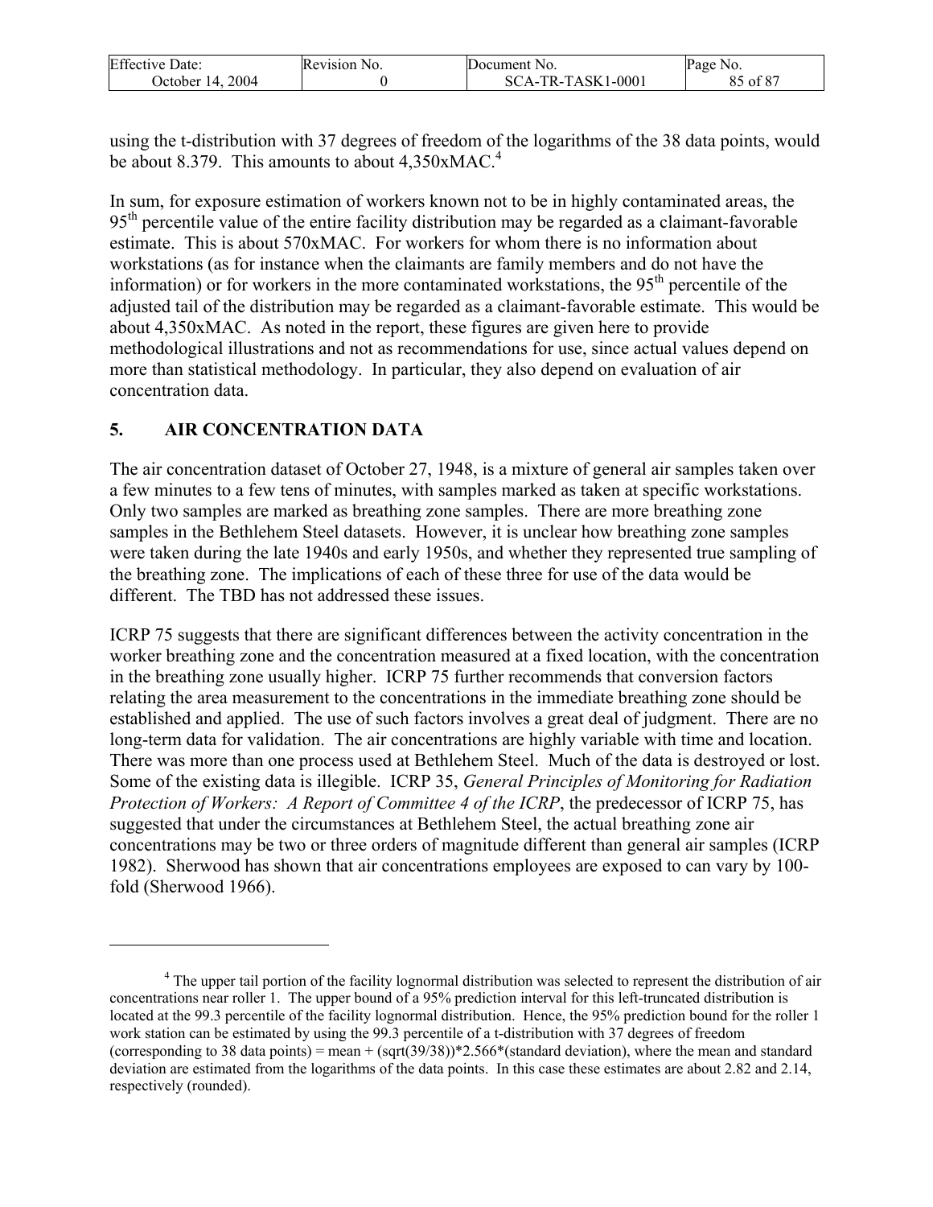using the t-distribution with 37 degrees of freedom of the logarithms of the 38 data points, would be about 8.379. This amounts to about 4,350xMAC.[4]

In sum, for exposure estimation of workers known not to be in highly contaminated areas, the 95th percentile value of the entire facility distribution may be regarded as a claimant-favorable estimate. This is about 570xMAC. For workers for whom there is no information about workstations (as for instance when the claimants are family members and do not have the information) or for workers in the more contaminated workstations, the 95th percentile of the adjusted tail of the distribution may be regarded as a claimant-favorable estimate. This would be about 4,350xMAC. As noted in the report, these figures are given here to provide methodological illustrations and not as recommendations for use, since actual values depend on more than statistical methodology. In particular, they also depend on evaluation of air concentration data.

## 5. AIR CONCENTRATION DATA

The air concentration dataset of October 27, 1948, is a mixture of general air samples taken over a few minutes to a few tens of minutes, with samples marked as taken at specific workstations. Only two samples are marked as breathing zone samples. There are more breathing zone samples in the Bethlehem Steel datasets. However, it is unclear how breathing zone samples were taken during the late 1940s and early 1950s, and whether they represented true sampling of the breathing zone. The implications of each of these three for use of the data would be different. The TBD has not addressed these issues.

ICRP 75 suggests that there are significant differences between the activity concentration in the worker breathing zone and the concentration measured at a fixed location, with the concentration in the breathing zone usually higher. ICRP 75 further recommends that conversion factors relating the area measurement to the concentrations in the immediate breathing zone should be established and applied. The use of such factors involves a great deal of judgment. There are no long-term data for validation. The air concentrations are highly variable with time and location. There was more than one process used at Bethlehem Steel. Much of the data is destroyed or lost. Some of the existing data is illegible. ICRP 35, *General Principles of Monitoring for Radiation Protection of Workers: A Report of Committee 4 of the ICRP*, the predecessor of ICRP 75, has suggested that under the circumstances at Bethlehem Steel, the actual breathing zone air concentrations may be two or three orders of magnitude different than general air samples (ICRP 1982). Sherwood has shown that air concentrations employees are exposed to can vary by 100-fold (Sherwood 1966).

---

[4] The upper tail portion of the facility lognormal distribution was selected to represent the distribution of air concentrations near roller 1. The upper bound of a 95% prediction interval for this left-truncated distribution is located at the 99.3 percentile of the facility lognormal distribution. Hence, the 95% prediction bound for the roller 1 work station can be estimated by using the 99.3 percentile of a t-distribution with 37 degrees of freedom (corresponding to 38 data points) = mean + (sqrt(39/38))*2.566*(standard deviation), where the mean and standard deviation are estimated from the logarithms of the data points. In this case these estimates are about 2.82 and 2.14, respectively (rounded).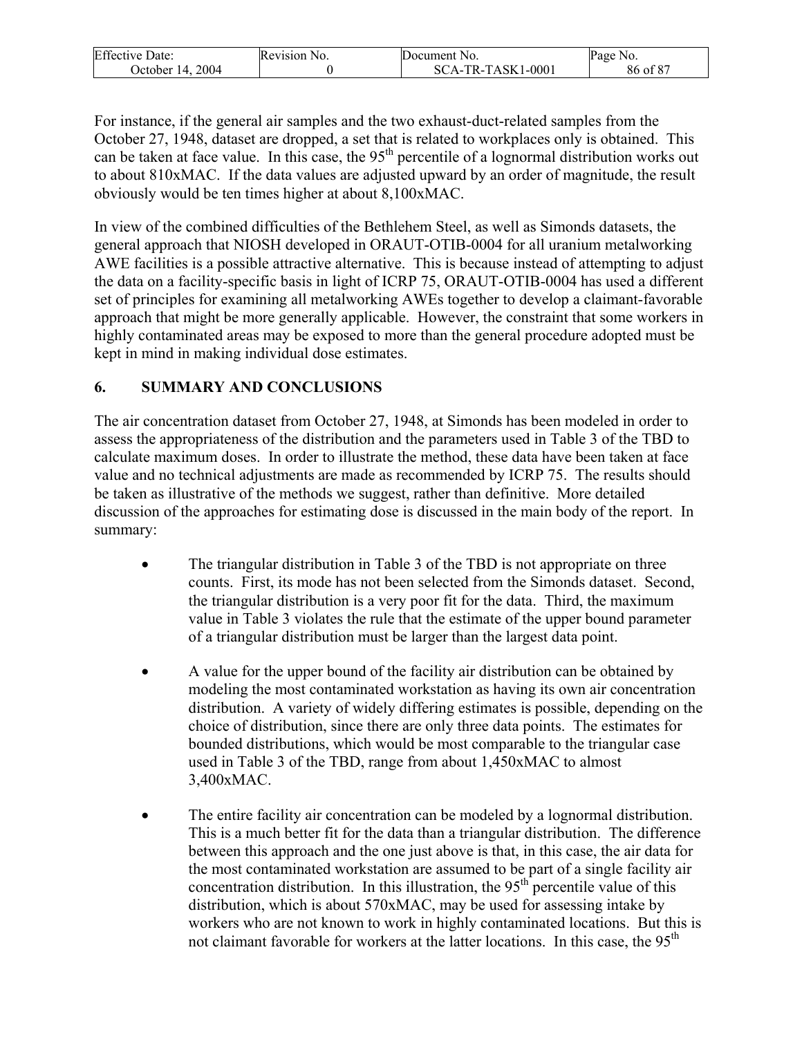For instance, if the general air samples and the two exhaust-duct-related samples from the October 27, 1948, dataset are dropped, a set that is related to workplaces only is obtained. This can be taken at face value. In this case, the 95th percentile of a lognormal distribution works out to about 810xMAC. If the data values are adjusted upward by an order of magnitude, the result obviously would be ten times higher at about 8,100xMAC.

In view of the combined difficulties of the Bethlehem Steel, as well as Simonds datasets, the general approach that NIOSH developed in ORAUT-OTIB-0004 for all uranium metalworking AWE facilities is a possible attractive alternative. This is because instead of attempting to adjust the data on a facility-specific basis in light of ICRP 75, ORAUT-OTIB-0004 has used a different set of principles for examining all metalworking AWEs together to develop a claimant-favorable approach that might be more generally applicable. However, the constraint that some workers in highly contaminated areas may be exposed to more than the general procedure adopted must be kept in mind in making individual dose estimates.

## 6. SUMMARY AND CONCLUSIONS

The air concentration dataset from October 27, 1948, at Simonds has been modeled in order to assess the appropriateness of the distribution and the parameters used in Table 3 of the TBD to calculate maximum doses. In order to illustrate the method, these data have been taken at face value and no technical adjustments are made as recommended by ICRP 75. The results should be taken as illustrative of the methods we suggest, rather than definitive. More detailed discussion of the approaches for estimating dose is discussed in the main body of the report. In summary:

- The triangular distribution in Table 3 of the TBD is not appropriate on three counts. First, its mode has not been selected from the Simonds dataset. Second, the triangular distribution is a very poor fit for the data. Third, the maximum value in Table 3 violates the rule that the estimate of the upper bound parameter of a triangular distribution must be larger than the largest data point.

- A value for the upper bound of the facility air distribution can be obtained by modeling the most contaminated workstation as having its own air concentration distribution. A variety of widely differing estimates is possible, depending on the choice of distribution, since there are only three data points. The estimates for bounded distributions, which would be most comparable to the triangular case used in Table 3 of the TBD, range from about 1,450xMAC to almost 3,400xMAC.

- The entire facility air concentration can be modeled by a lognormal distribution. This is a much better fit for the data than a triangular distribution. The difference between this approach and the one just above is that, in this case, the air data for the most contaminated workstation are assumed to be part of a single facility air concentration distribution. In this illustration, the 95th percentile value of this distribution, which is about 570xMAC, may be used for assessing intake by workers who are not known to work in highly contaminated locations. But this is not claimant favorable for workers at the latter locations. In this case, the 95th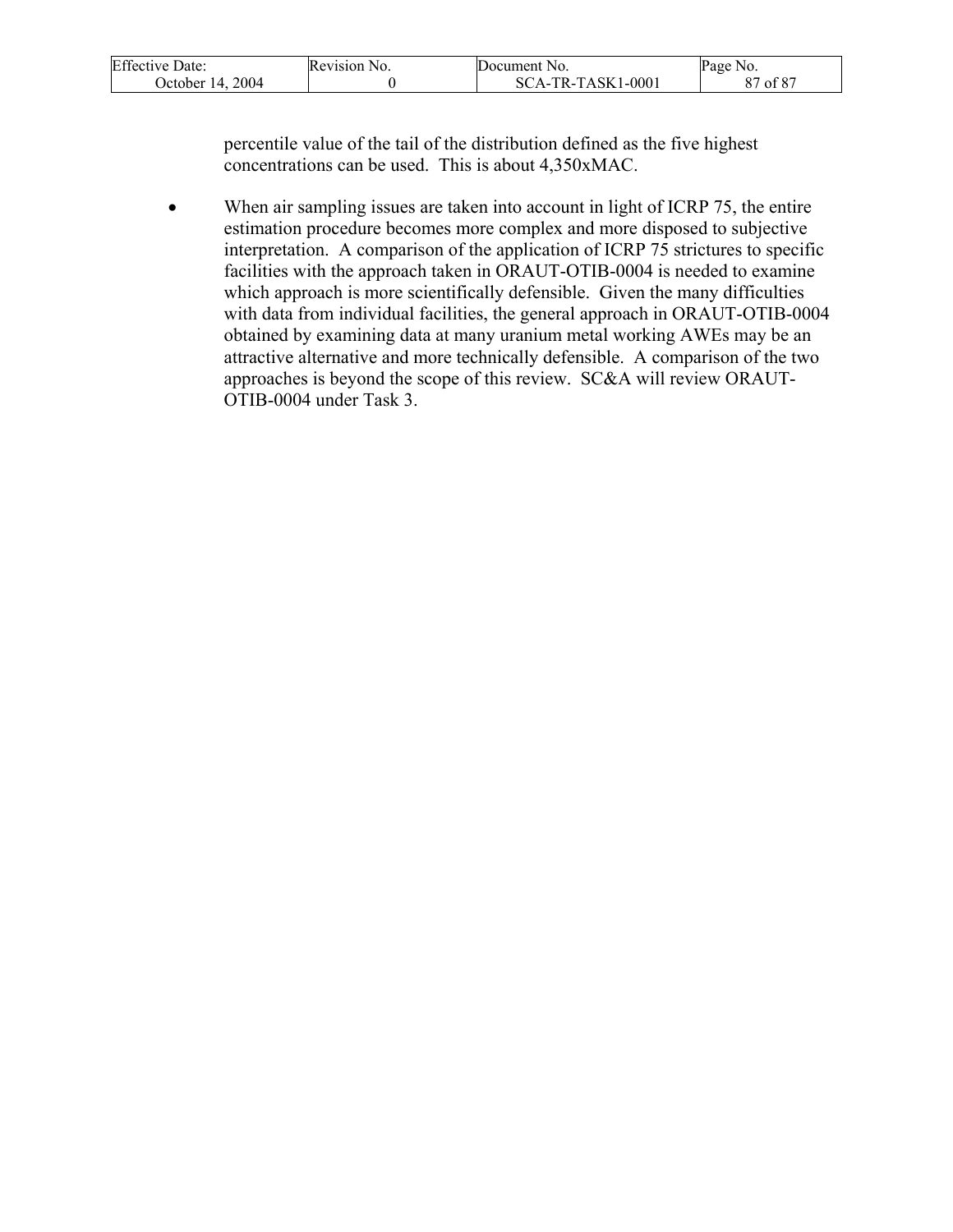percentile value of the tail of the distribution defined as the five highest concentrations can be used. This is about 4,350xMAC.

- When air sampling issues are taken into account in light of ICRP 75, the entire estimation procedure becomes more complex and more disposed to subjective interpretation. A comparison of the application of ICRP 75 strictures to specific facilities with the approach taken in ORAUT-OTIB-0004 is needed to examine which approach is more scientifically defensible. Given the many difficulties with data from individual facilities, the general approach in ORAUT-OTIB-0004 obtained by examining data at many uranium metal working AWEs may be an attractive alternative and more technically defensible. A comparison of the two approaches is beyond the scope of this review. SC&A will review ORAUT-OTIB-0004 under Task 3.